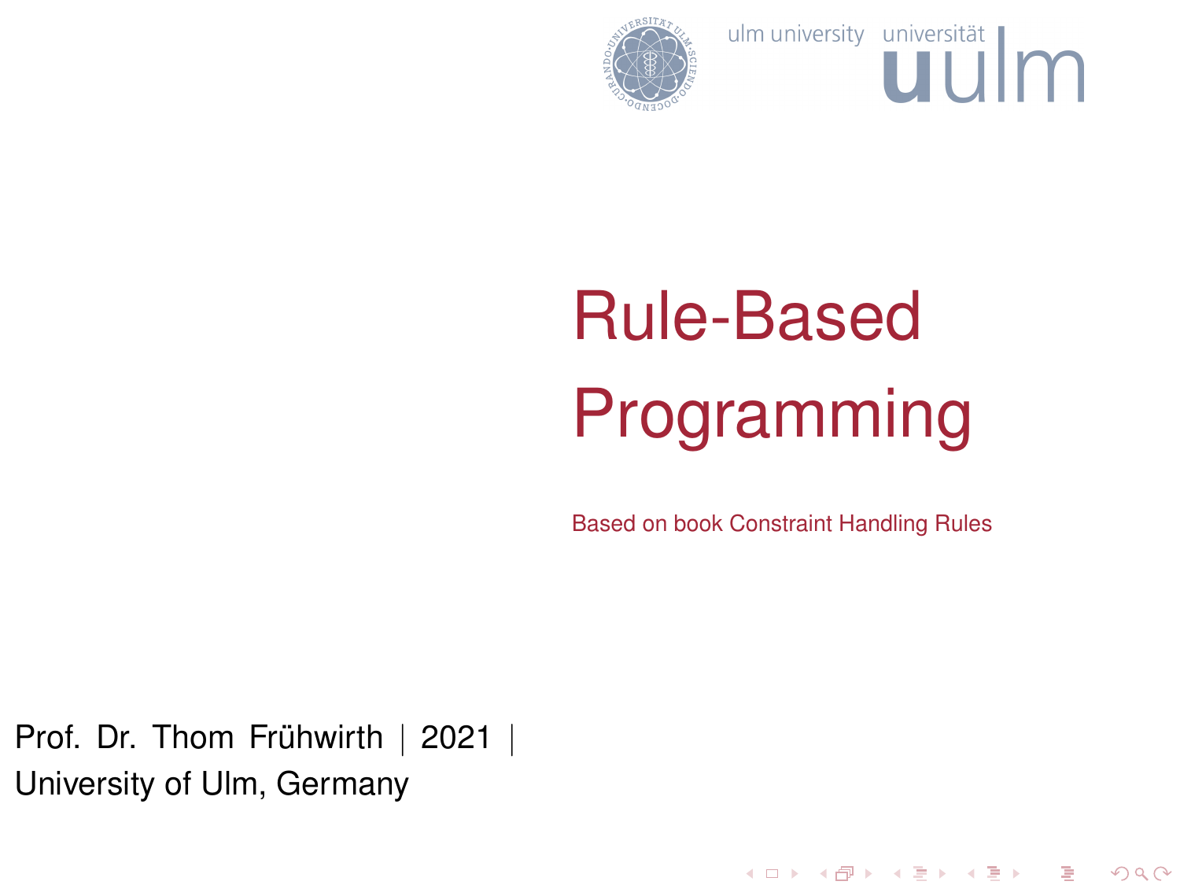# Rule-Based Programming

Based on book Constraint Handling Rules

Prof. Dr. Thom Frühwirth | 2021 | University of Ulm, Germany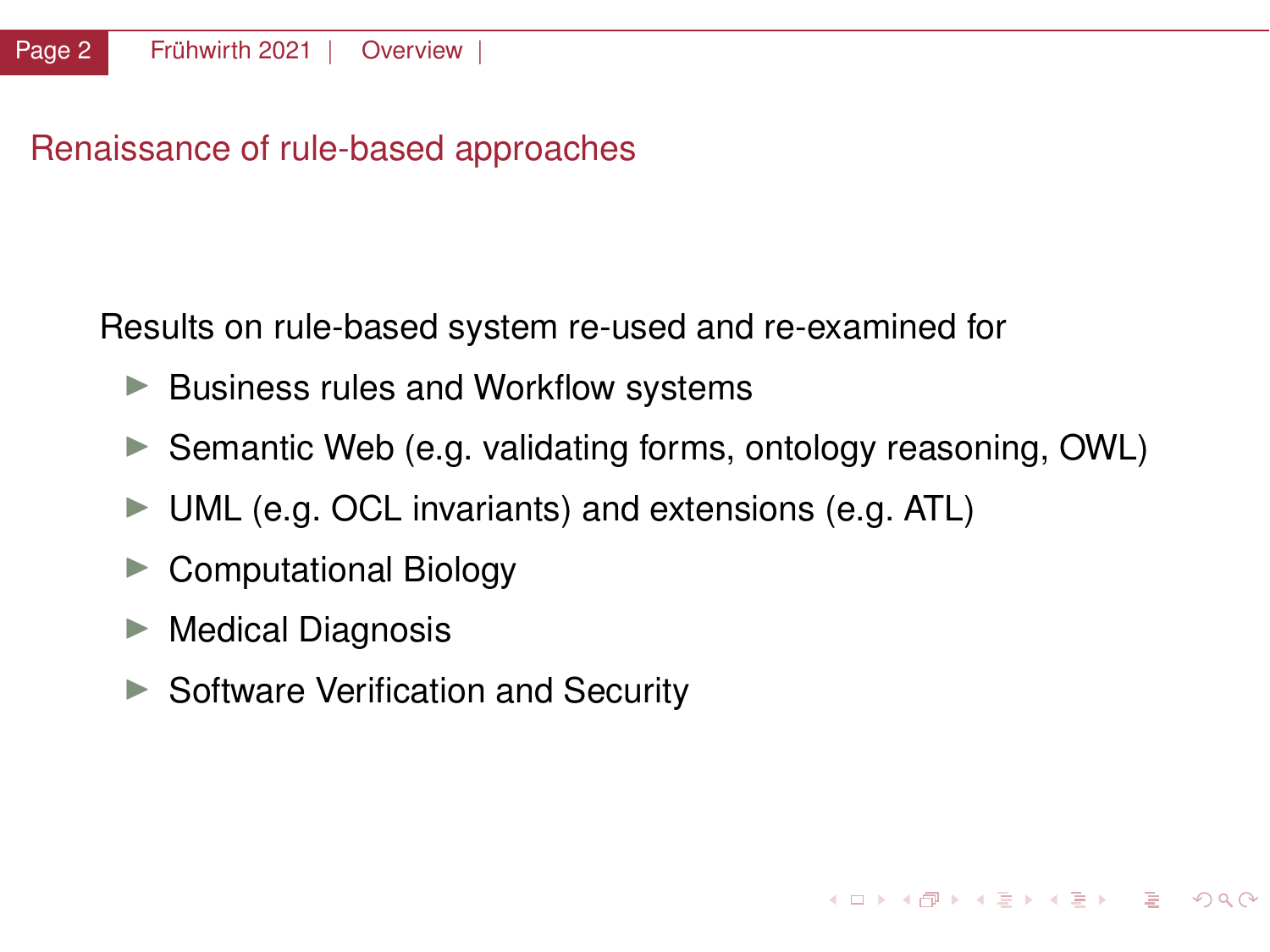## Renaissance of rule-based approaches

Results on rule-based system re-used and re-examined for

- Business rules and Workflow systems
- Semantic Web (e.g. validating forms, ontology reasoning, OWL)
- UML (e.g. OCL invariants) and extensions (e.g. ATL)
- Computational Biology
- Medical Diagnosis
- Software Verification and Security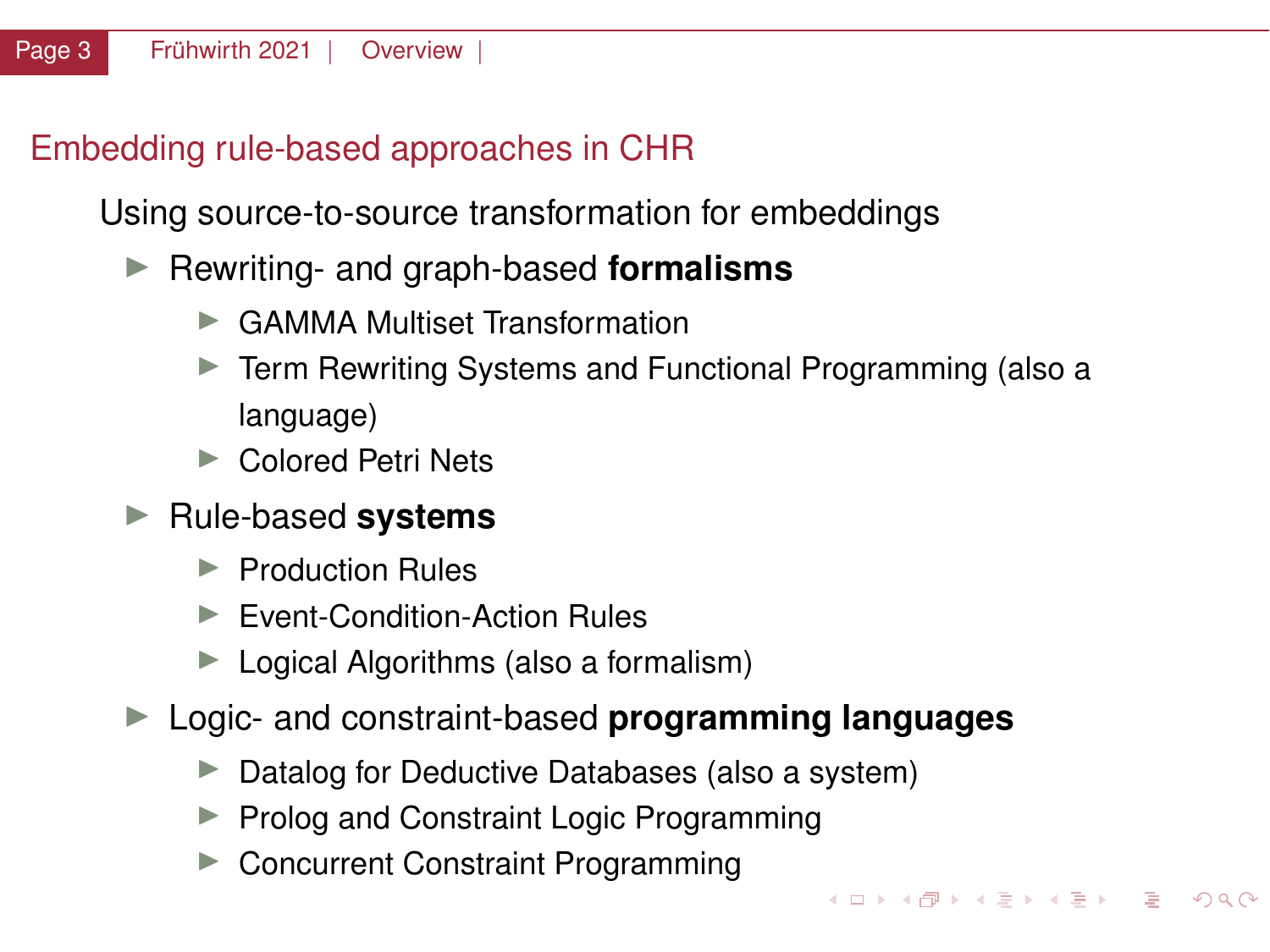## Embedding rule-based approaches in CHR

Using source-to-source transformation for embeddings

- Rewriting- and graph-based **formalisms**
  - GAMMA Multiset Transformation
  - Term Rewriting Systems and Functional Programming (also a language)
  - Colored Petri Nets
- Rule-based **systems**
  - Production Rules
  - Event-Condition-Action Rules
  - Logical Algorithms (also a formalism)
- Logic- and constraint-based **programming languages**
  - Datalog for Deductive Databases (also a system)
  - Prolog and Constraint Logic Programming
  - Concurrent Constraint Programming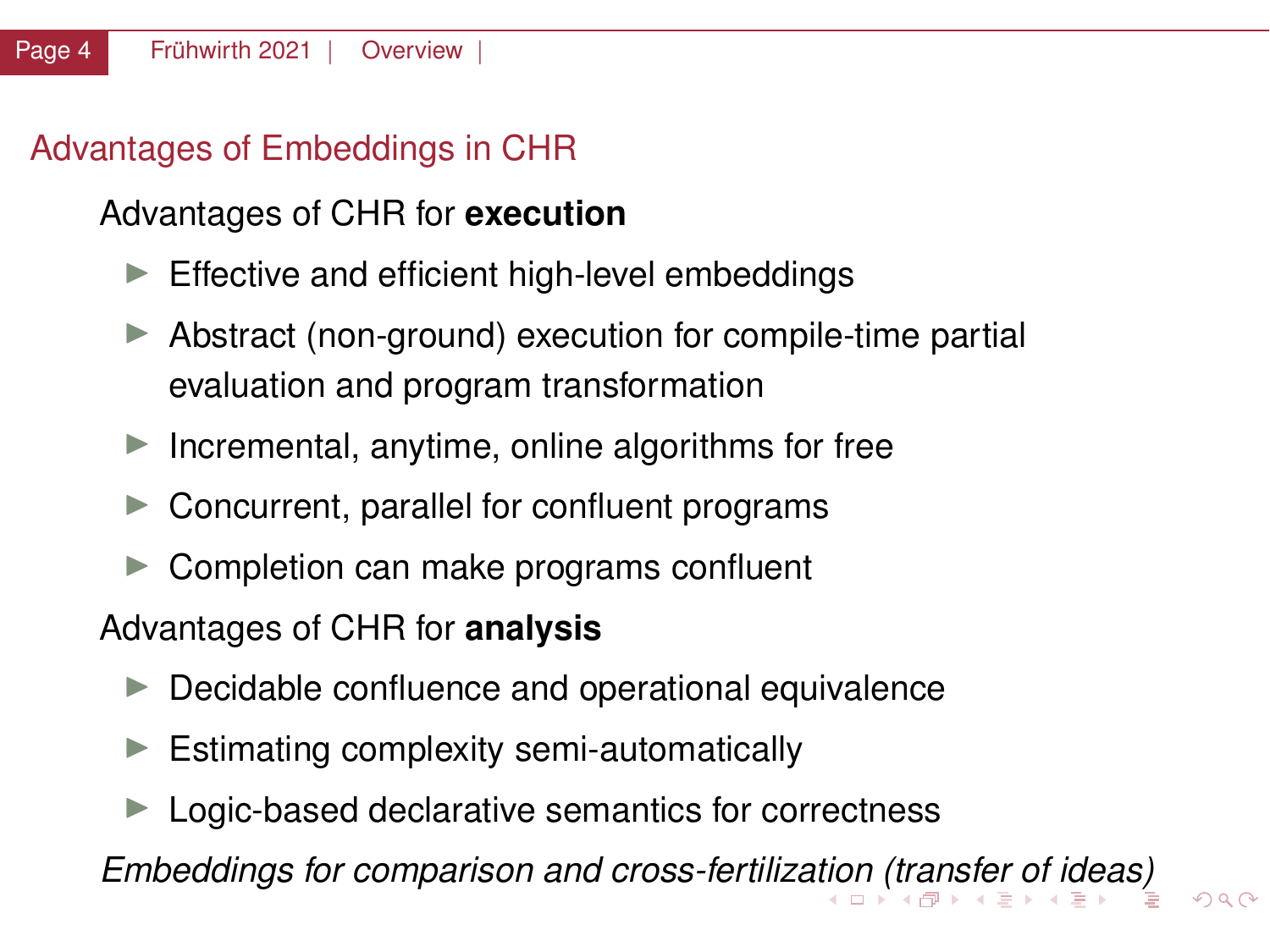## Advantages of Embeddings in CHR

Advantages of CHR for **execution**

- Effective and efficient high-level embeddings
- Abstract (non-ground) execution for compile-time partial evaluation and program transformation
- Incremental, anytime, online algorithms for free
- Concurrent, parallel for confluent programs
- Completion can make programs confluent

Advantages of CHR for **analysis**

- Decidable confluence and operational equivalence
- Estimating complexity semi-automatically
- Logic-based declarative semantics for correctness

*Embeddings for comparison and cross-fertilization (transfer of ideas)*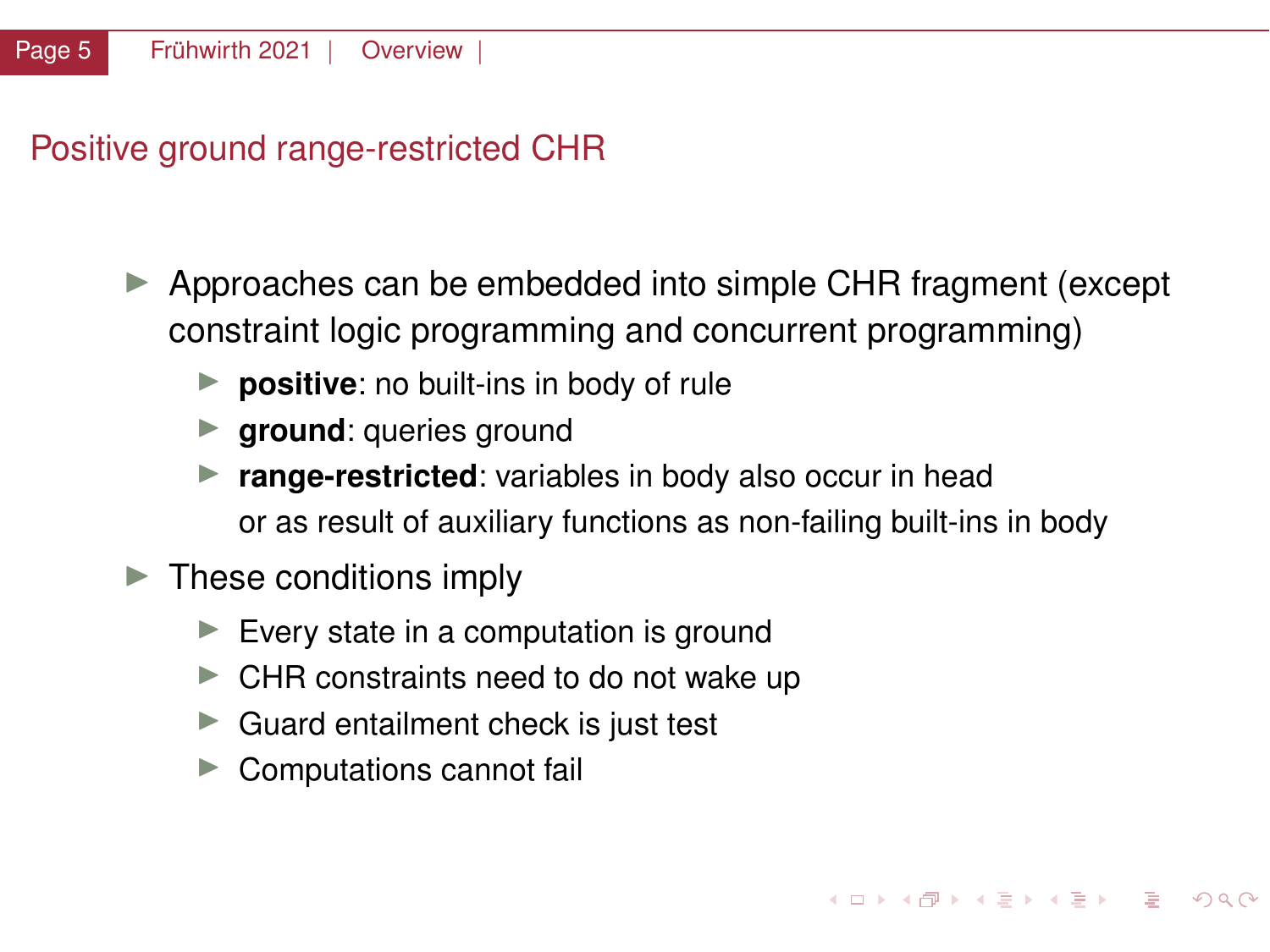## Positive ground range-restricted CHR

- Approaches can be embedded into simple CHR fragment (except constraint logic programming and concurrent programming)
  - **positive**: no built-ins in body of rule
  - **ground**: queries ground
  - **range-restricted**: variables in body also occur in head or as result of auxiliary functions as non-failing built-ins in body
- These conditions imply
  - Every state in a computation is ground
  - CHR constraints need to do not wake up
  - Guard entailment check is just test
  - Computations cannot fail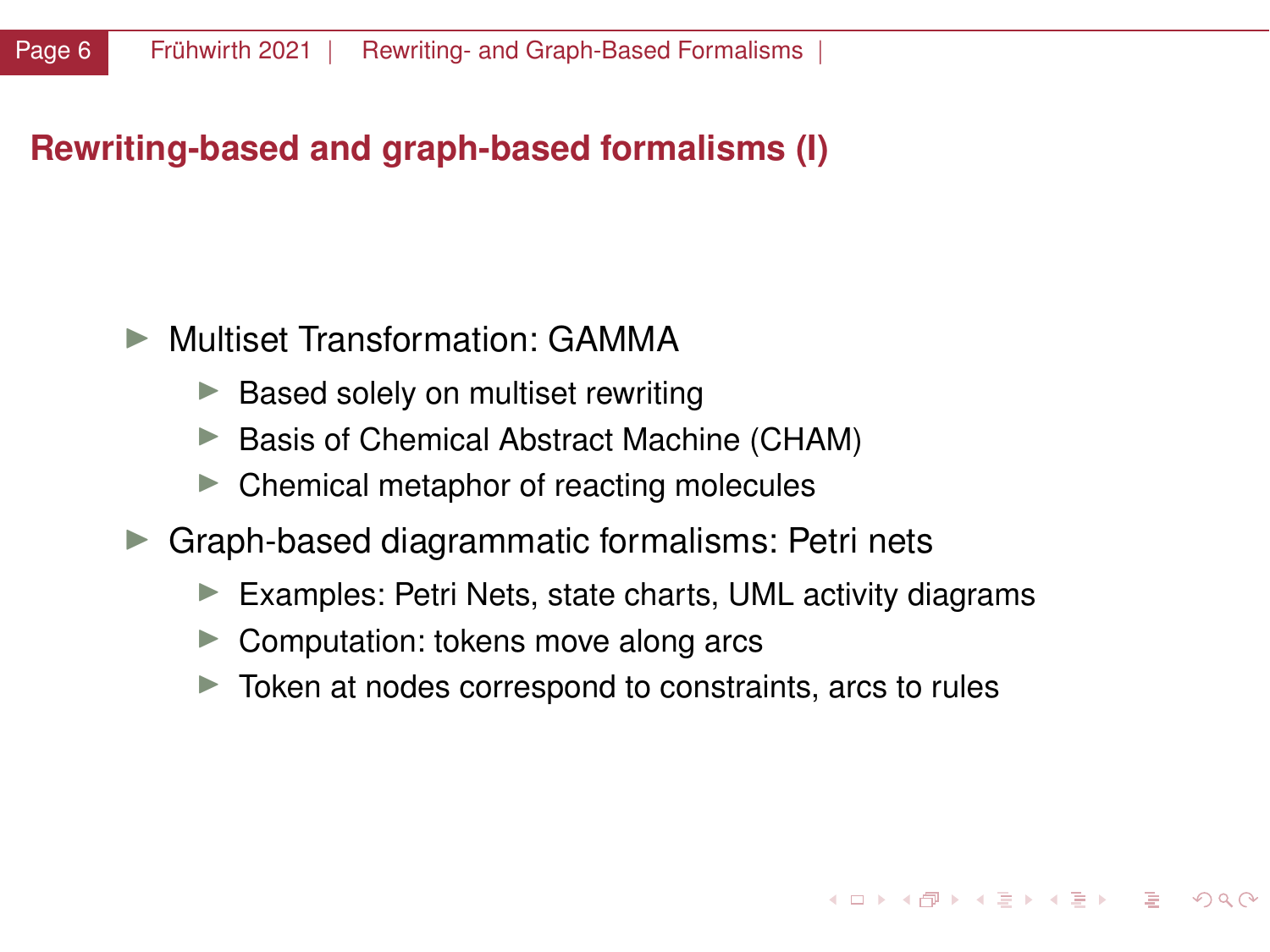# Rewriting-based and graph-based formalisms (I)

- Multiset Transformation: GAMMA
  - Based solely on multiset rewriting
  - Basis of Chemical Abstract Machine (CHAM)
  - Chemical metaphor of reacting molecules
- Graph-based diagrammatic formalisms: Petri nets
  - Examples: Petri Nets, state charts, UML activity diagrams
  - Computation: tokens move along arcs
  - Token at nodes correspond to constraints, arcs to rules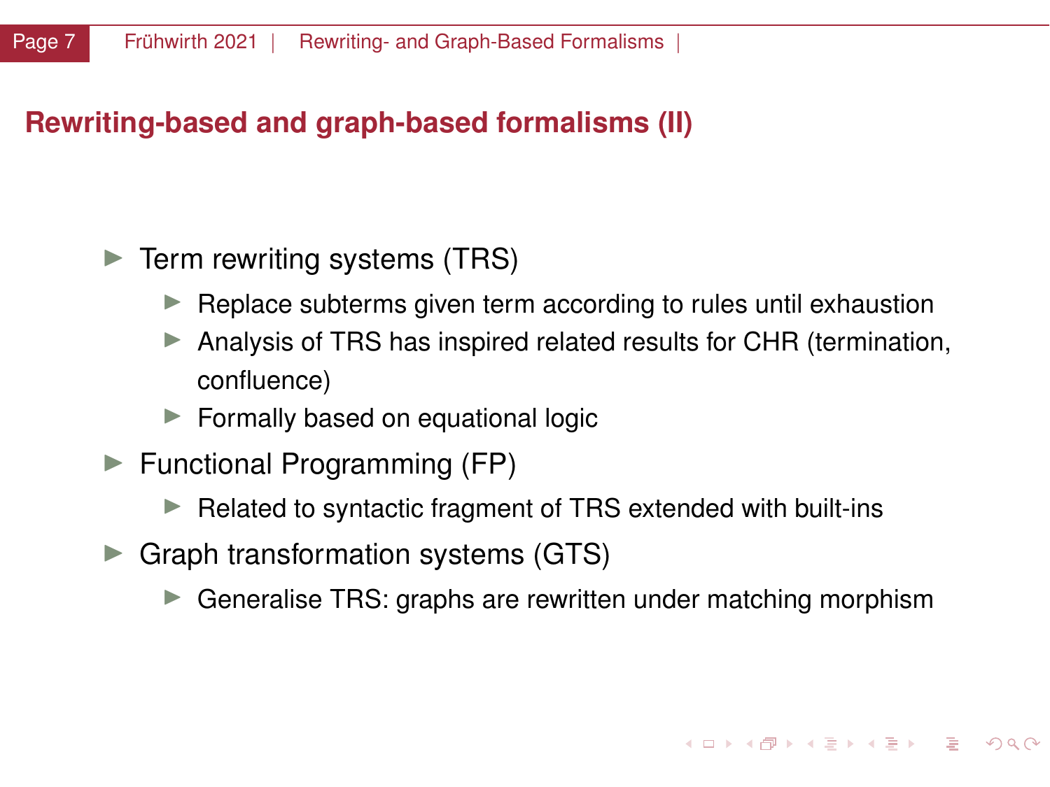## Rewriting-based and graph-based formalisms (II)

- Term rewriting systems (TRS)
  - Replace subterms given term according to rules until exhaustion
  - Analysis of TRS has inspired related results for CHR (termination, confluence)
  - Formally based on equational logic
- Functional Programming (FP)
  - Related to syntactic fragment of TRS extended with built-ins
- Graph transformation systems (GTS)
  - Generalise TRS: graphs are rewritten under matching morphism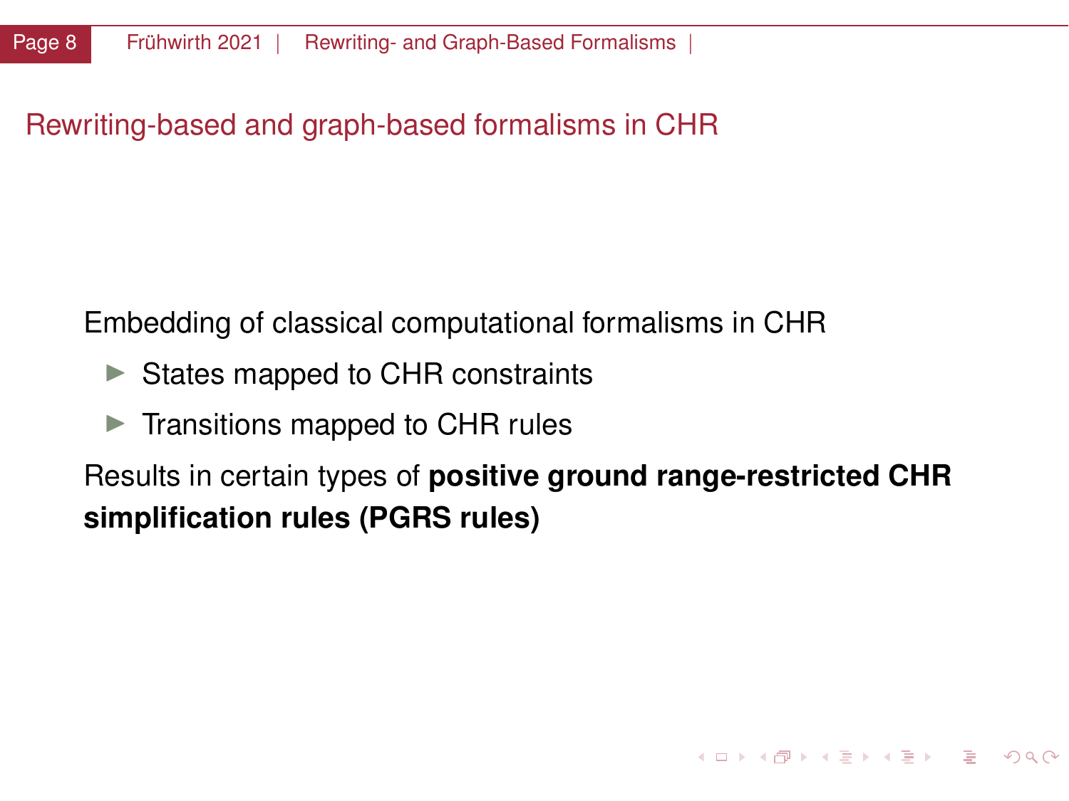## Rewriting-based and graph-based formalisms in CHR

Embedding of classical computational formalisms in CHR

- States mapped to CHR constraints
- Transitions mapped to CHR rules

Results in certain types of **positive ground range-restricted CHR simplification rules (PGRS rules)**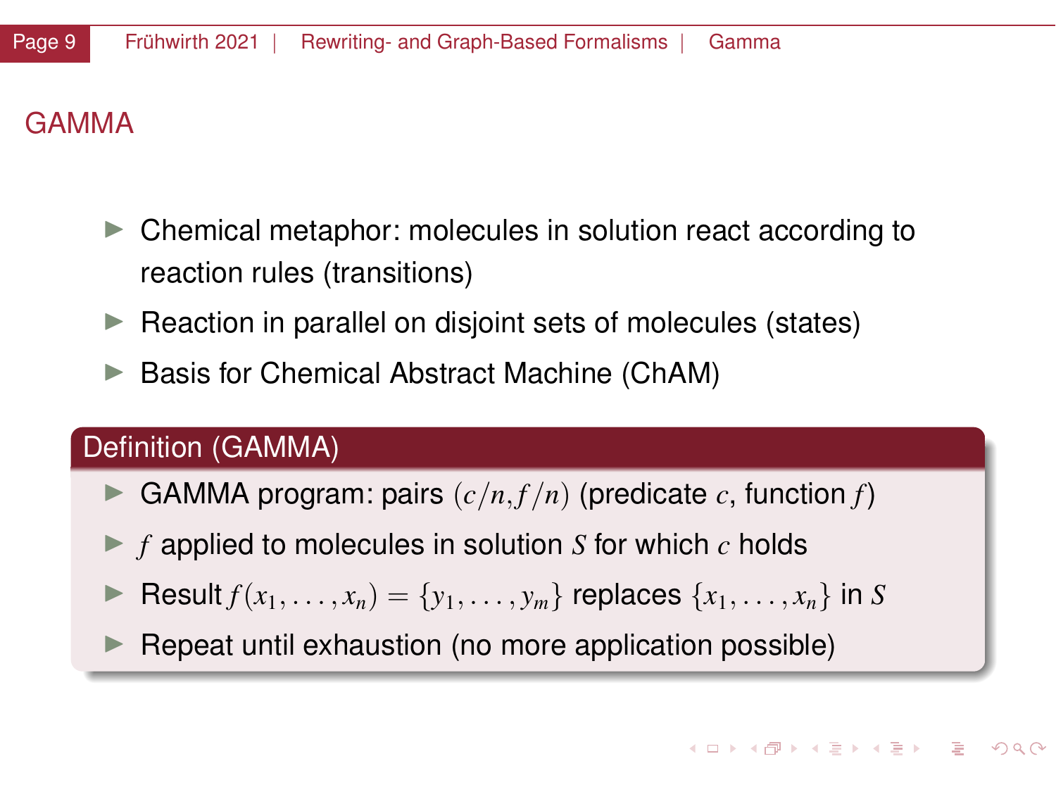# GAMMA

- Chemical metaphor: molecules in solution react according to reaction rules (transitions)
- Reaction in parallel on disjoint sets of molecules (states)
- Basis for Chemical Abstract Machine (ChAM)

## Definition (GAMMA)

- GAMMA program: pairs $(c/n, f/n)$ (predicate $c$, function $f$)
- $f$ applied to molecules in solution $S$ for which $c$ holds
- Result $f(x_1, \ldots, x_n) = \{y_1, \ldots, y_m\}$ replaces $\{x_1, \ldots, x_n\}$ in $S$
- Repeat until exhaustion (no more application possible)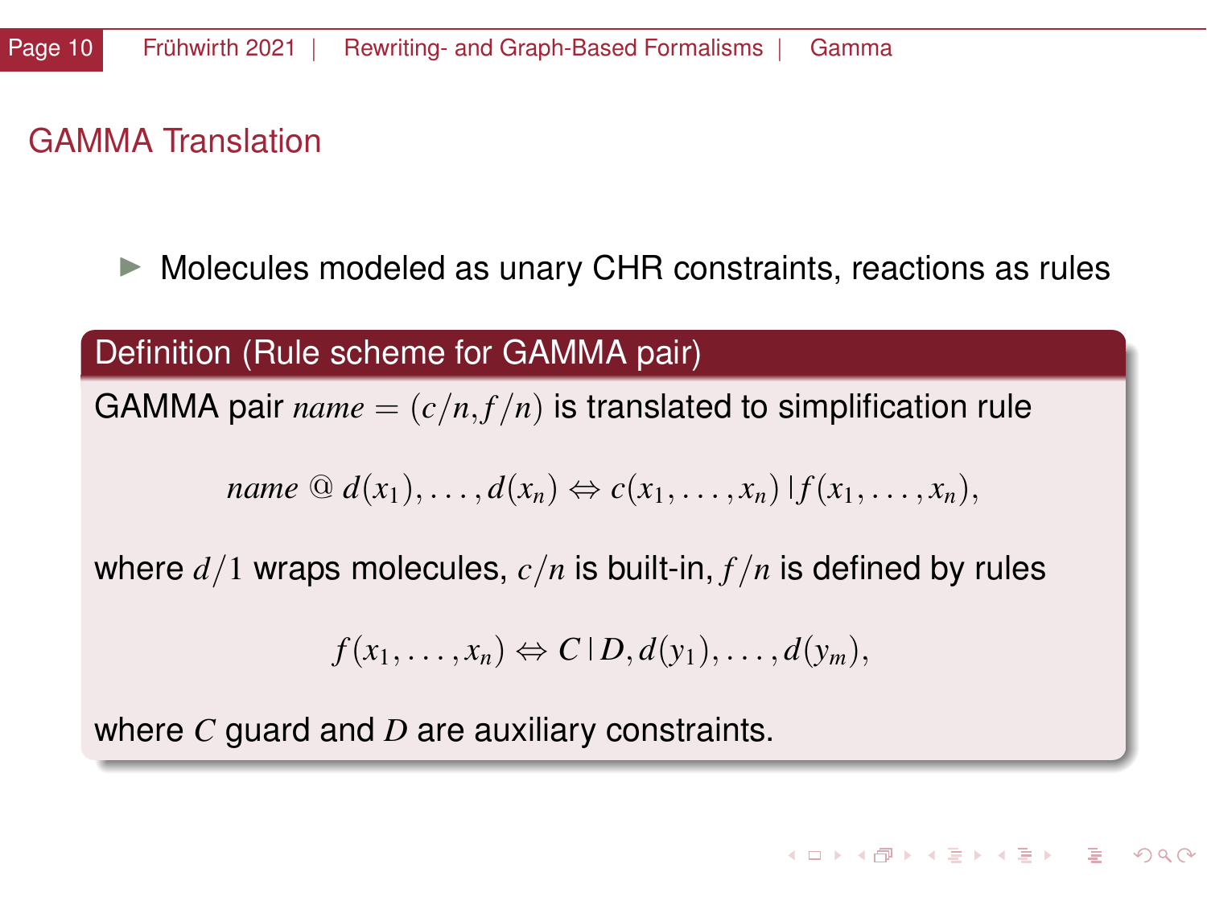## GAMMA Translation

- Molecules modeled as unary CHR constraints, reactions as rules

**Definition (Rule scheme for GAMMA pair)**

GAMMA pair $name = (c/n, f/n)$ is translated to simplification rule

$$name \;@\; d(x_1), \ldots, d(x_n) \Leftrightarrow c(x_1, \ldots, x_n) \mid f(x_1, \ldots, x_n),$$

where $d/1$ wraps molecules, $c/n$ is built-in, $f/n$ is defined by rules

$$f(x_1, \ldots, x_n) \Leftrightarrow C \mid D, d(y_1), \ldots, d(y_m),$$

where $C$ guard and $D$ are auxiliary constraints.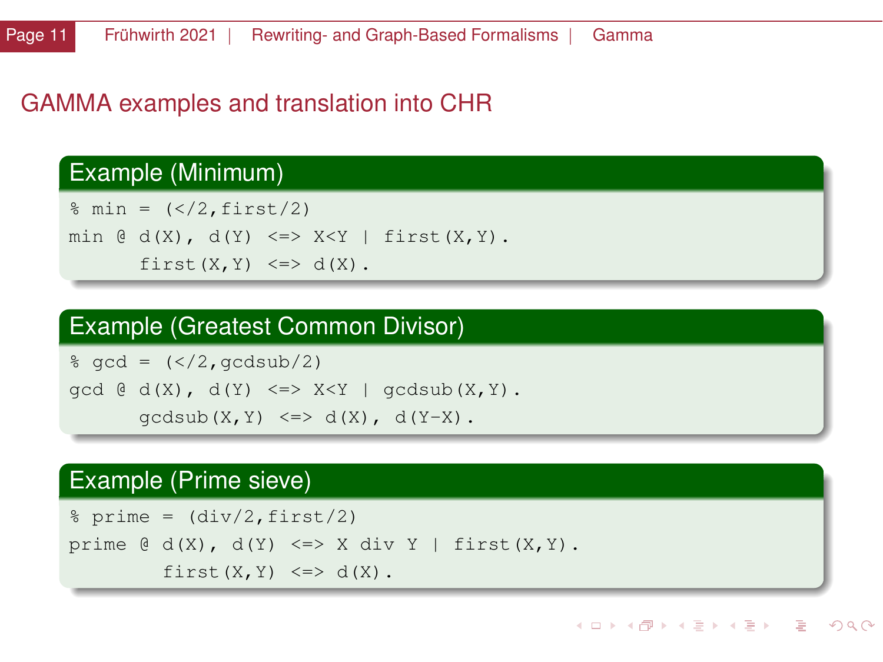## GAMMA examples and translation into CHR

### Example (Minimum)

```
% min = (</2,first/2)
min @ d(X), d(Y) <=> X<Y | first(X,Y).
      first(X,Y) <=> d(X).
```

### Example (Greatest Common Divisor)

```
% gcd = (</2,gcdsub/2)
gcd @ d(X), d(Y) <=> X<Y | gcdsub(X,Y).
      gcdsub(X,Y) <=> d(X), d(Y-X).
```

### Example (Prime sieve)

```
% prime = (div/2,first/2)
prime @ d(X), d(Y) <=> X div Y | first(X,Y).
        first(X,Y) <=> d(X).
```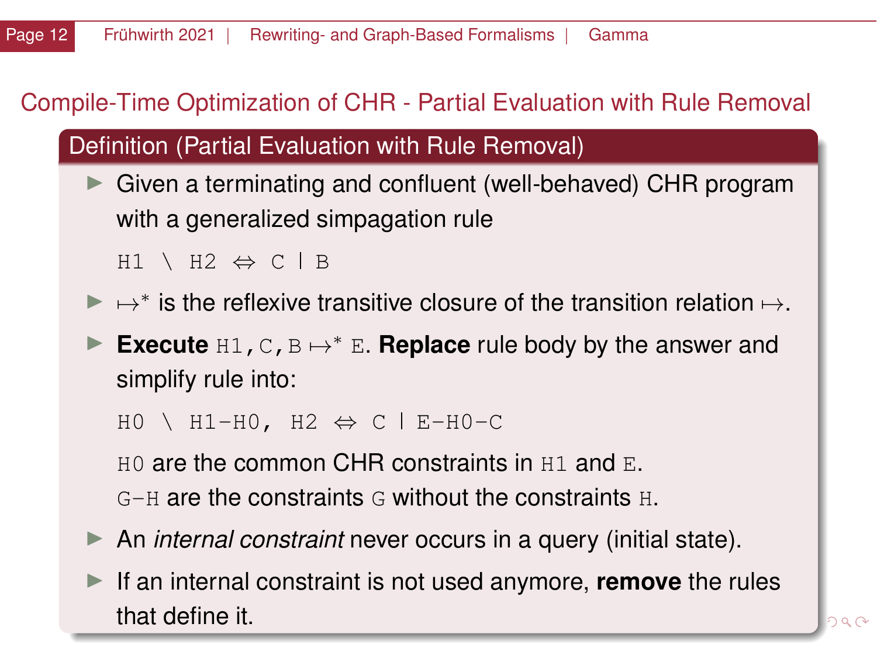## Compile-Time Optimization of CHR - Partial Evaluation with Rule Removal

### Definition (Partial Evaluation with Rule Removal)

- Given a terminating and confluent (well-behaved) CHR program with a generalized simpagation rule

  `H1 \ H2 ⇔ C | B`

- $\mapsto^*$ is the reflexive transitive closure of the transition relation $\mapsto$.
- **Execute** `H1,C,B` $\mapsto^*$ `E`. **Replace** rule body by the answer and simplify rule into:

  `H0 \ H1-H0, H2 ⇔ C | E-H0-C`

  `H0` are the common CHR constraints in `H1` and `E`.
  `G-H` are the constraints `G` without the constraints `H`.

- An *internal constraint* never occurs in a query (initial state).
- If an internal constraint is not used anymore, **remove** the rules that define it.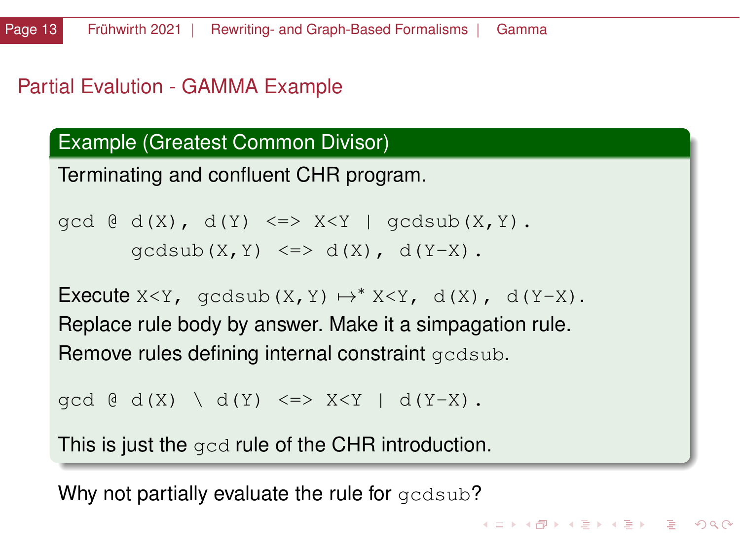## Partial Evalution - GAMMA Example

**Example (Greatest Common Divisor)**

Terminating and confluent CHR program.

```
gcd @ d(X), d(Y) <=> X<Y | gcdsub(X,Y).
      gcdsub(X,Y) <=> d(X), d(Y-X).
```

Execute `X<Y, gcdsub(X,Y)` $\mapsto^*$ `X<Y, d(X), d(Y-X)`.
Replace rule body by answer. Make it a simpagation rule.
Remove rules defining internal constraint `gcdsub`.

```
gcd @ d(X) \ d(Y) <=> X<Y | d(Y-X).
```

This is just the `gcd` rule of the CHR introduction.

Why not partially evaluate the rule for `gcdsub`?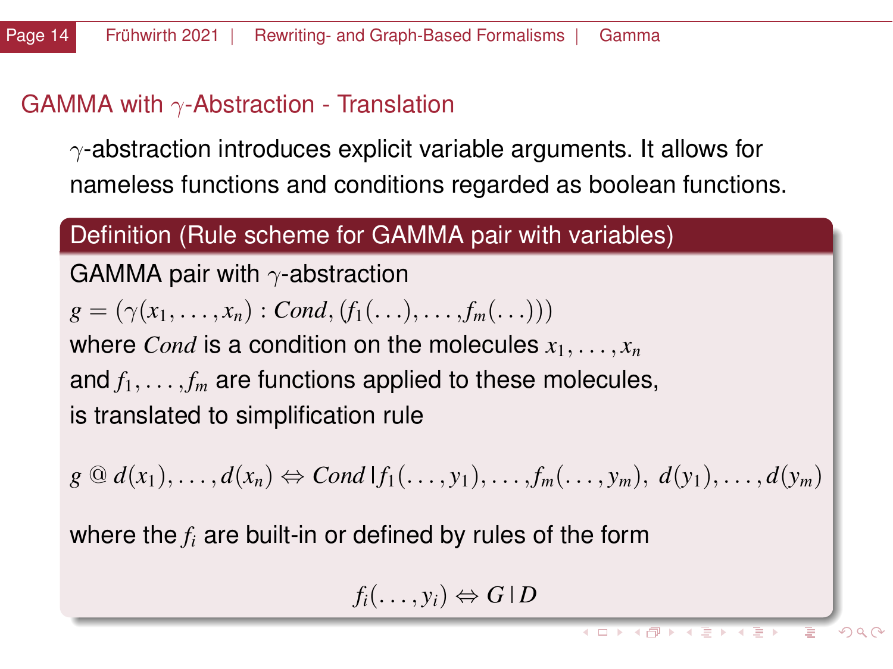## GAMMA with $\gamma$-Abstraction - Translation

$\gamma$-abstraction introduces explicit variable arguments. It allows for nameless functions and conditions regarded as boolean functions.

### Definition (Rule scheme for GAMMA pair with variables)

GAMMA pair with $\gamma$-abstraction

$g = (\gamma(x_1, \ldots, x_n) : Cond, (f_1(\ldots), \ldots, f_m(\ldots)))$

where $Cond$ is a condition on the molecules $x_1, \ldots, x_n$

and $f_1, \ldots, f_m$ are functions applied to these molecules,

is translated to simplification rule

$$g \ @ \ d(x_1), \ldots, d(x_n) \Leftrightarrow Cond \,|\, f_1(\ldots, y_1), \ldots, f_m(\ldots, y_m), \ d(y_1), \ldots, d(y_m)$$

where the $f_i$ are built-in or defined by rules of the form

$$f_i(\ldots, y_i) \Leftrightarrow G \,|\, D$$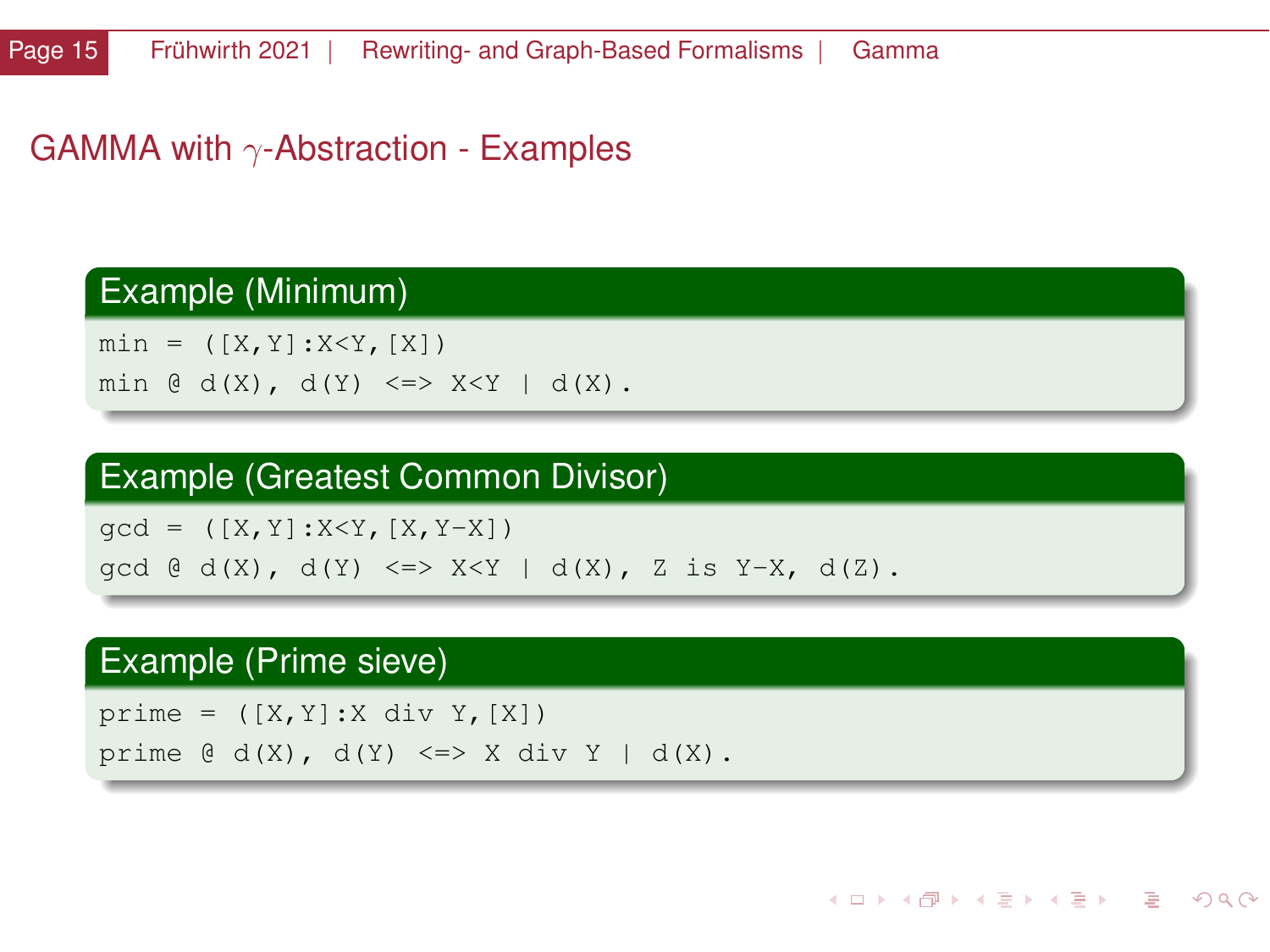## GAMMA with $\gamma$-Abstraction - Examples

### Example (Minimum)

```
min = ([X,Y]:X<Y,[X])
min @ d(X), d(Y) <=> X<Y | d(X).
```

### Example (Greatest Common Divisor)

```
gcd = ([X,Y]:X<Y,[X,Y-X])
gcd @ d(X), d(Y) <=> X<Y | d(X), Z is Y-X, d(Z).
```

### Example (Prime sieve)

```
prime = ([X,Y]:X div Y,[X])
prime @ d(X), d(Y) <=> X div Y | d(X).
```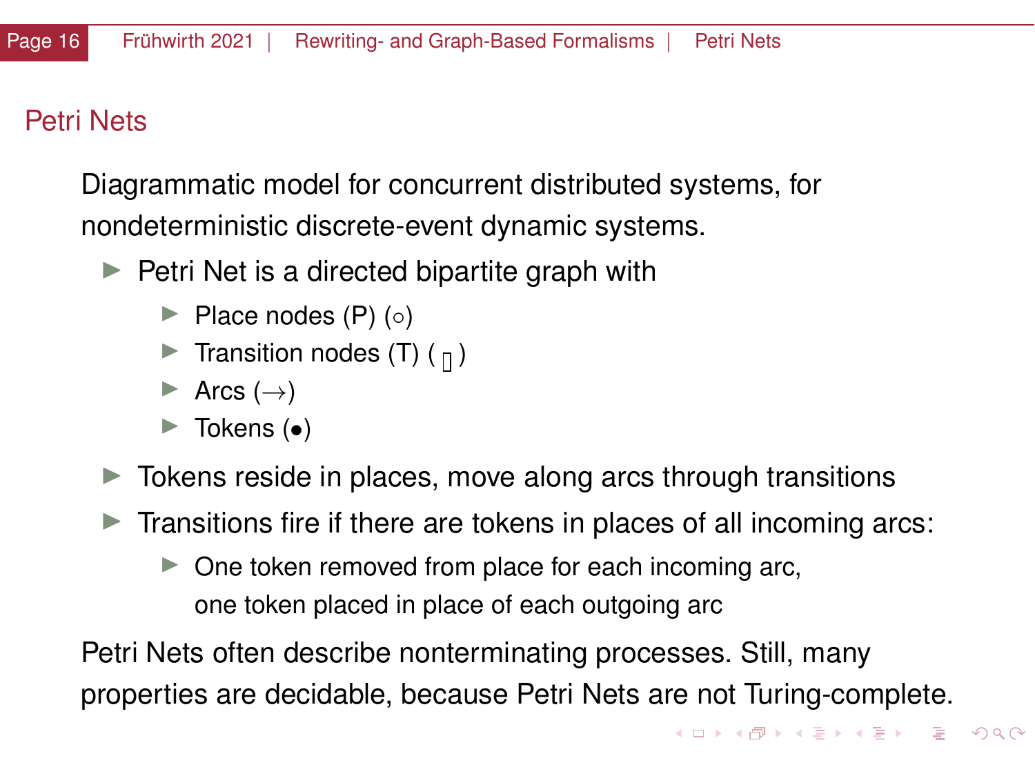## Petri Nets

Diagrammatic model for concurrent distributed systems, for nondeterministic discrete-event dynamic systems.

- Petri Net is a directed bipartite graph with
  - Place nodes (P) ($\circ$)
  - Transition nodes (T) ( ▯ )
  - Arcs ($\rightarrow$)
  - Tokens ($\bullet$)
- Tokens reside in places, move along arcs through transitions
- Transitions fire if there are tokens in places of all incoming arcs:
  - One token removed from place for each incoming arc, one token placed in place of each outgoing arc

Petri Nets often describe nonterminating processes. Still, many properties are decidable, because Petri Nets are not Turing-complete.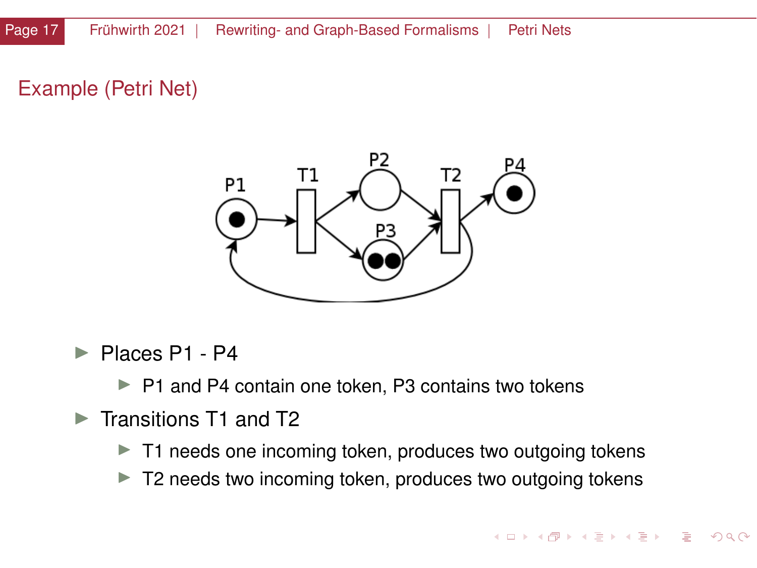## Example (Petri Net)

- Places P1 - P4
  - P1 and P4 contain one token, P3 contains two tokens
- Transitions T1 and T2
  - T1 needs one incoming token, produces two outgoing tokens
  - T2 needs two incoming token, produces two outgoing tokens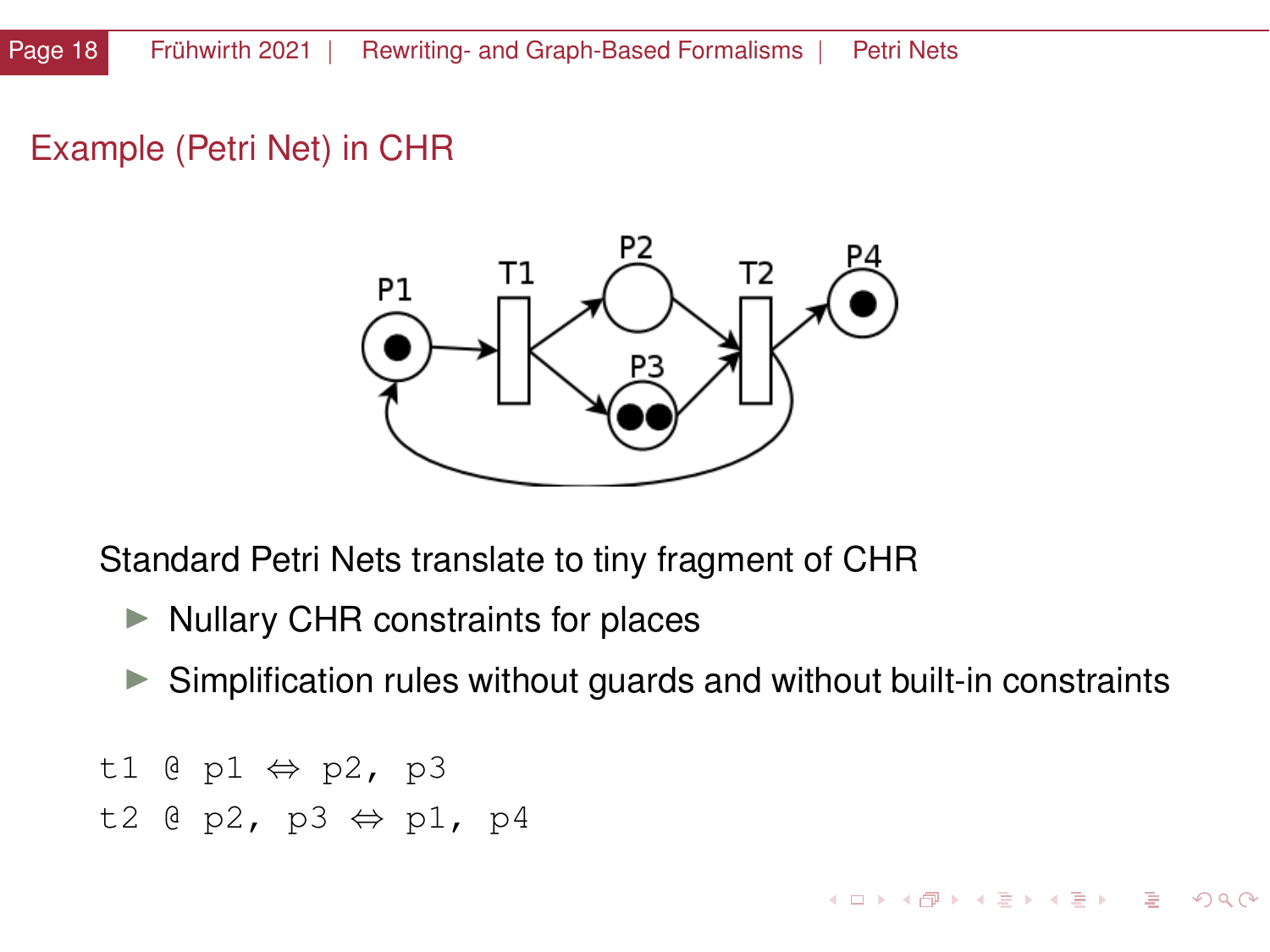## Example (Petri Net) in CHR

Standard Petri Nets translate to tiny fragment of CHR

- Nullary CHR constraints for places
- Simplification rules without guards and without built-in constraints

```
t1 @ p1 ⇔ p2, p3
t2 @ p2, p3 ⇔ p1, p4
```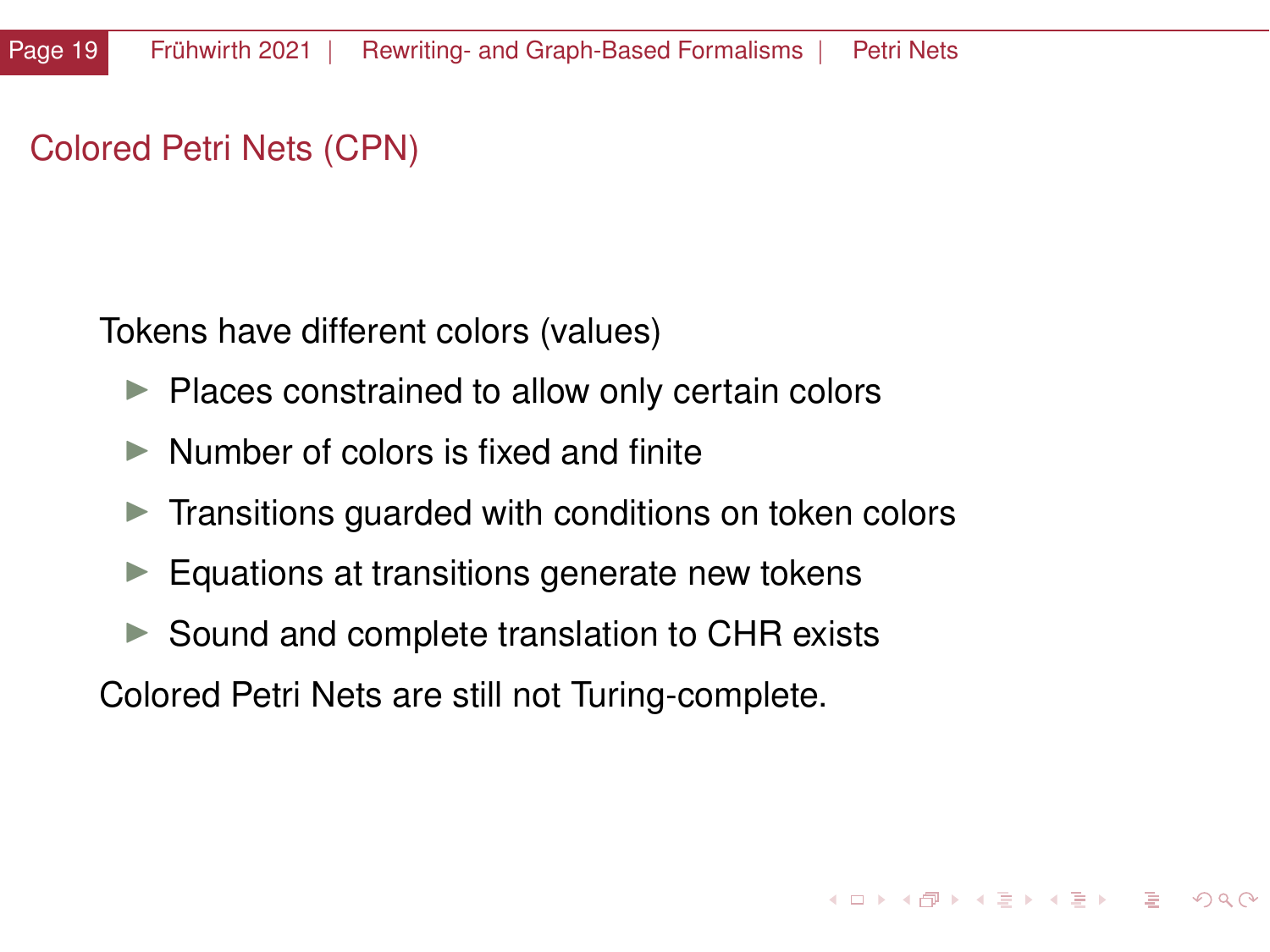## Colored Petri Nets (CPN)

Tokens have different colors (values)

- Places constrained to allow only certain colors
- Number of colors is fixed and finite
- Transitions guarded with conditions on token colors
- Equations at transitions generate new tokens
- Sound and complete translation to CHR exists

Colored Petri Nets are still not Turing-complete.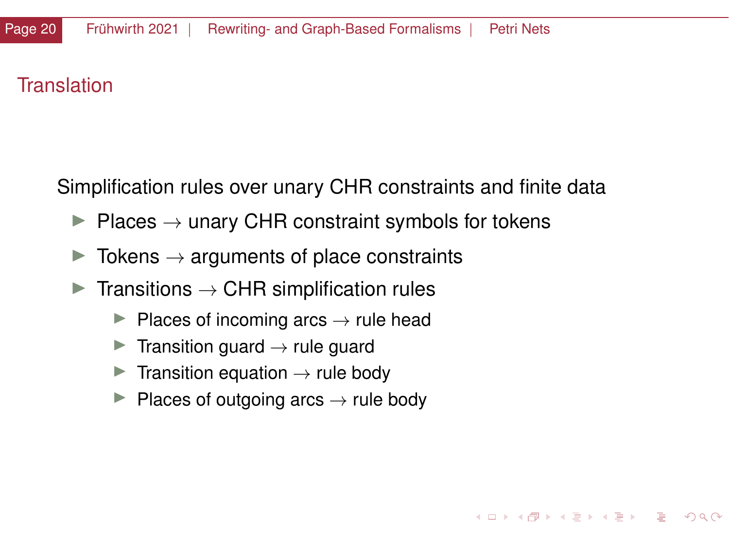## Translation

Simplification rules over unary CHR constraints and finite data

- Places $\rightarrow$ unary CHR constraint symbols for tokens
- Tokens $\rightarrow$ arguments of place constraints
- Transitions $\rightarrow$ CHR simplification rules
  - Places of incoming arcs $\rightarrow$ rule head
  - Transition guard $\rightarrow$ rule guard
  - Transition equation $\rightarrow$ rule body
  - Places of outgoing arcs $\rightarrow$ rule body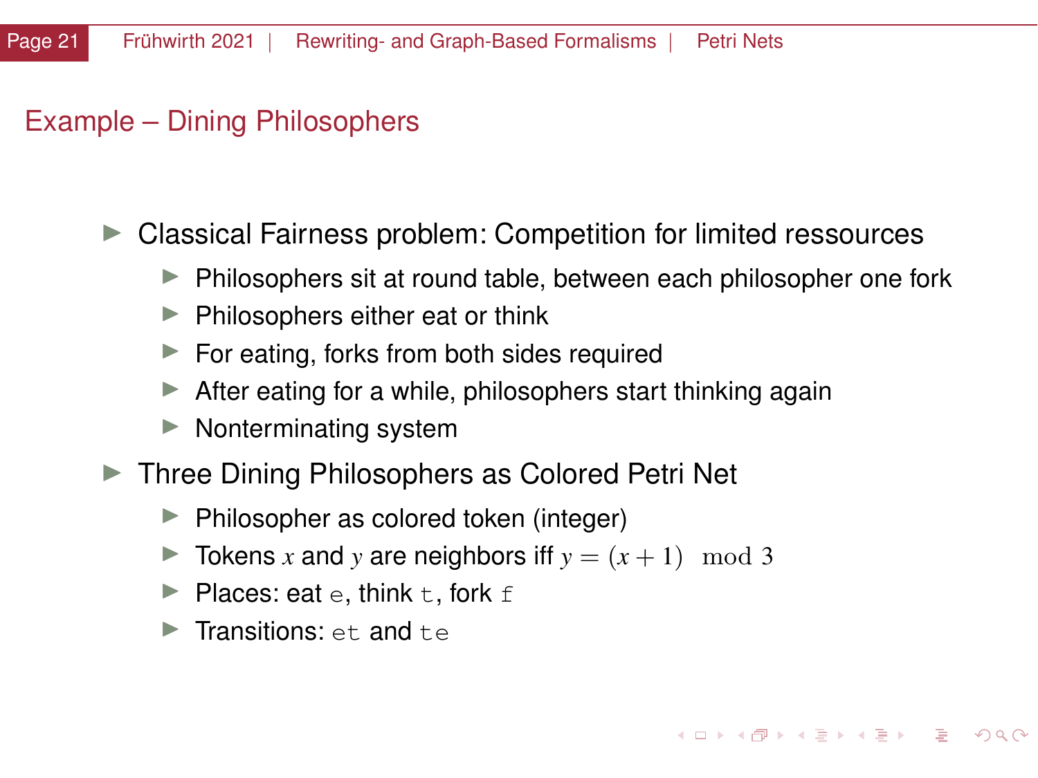# Example – Dining Philosophers

- Classical Fairness problem: Competition for limited ressources
  - Philosophers sit at round table, between each philosopher one fork
  - Philosophers either eat or think
  - For eating, forks from both sides required
  - After eating for a while, philosophers start thinking again
  - Nonterminating system
- Three Dining Philosophers as Colored Petri Net
  - Philosopher as colored token (integer)
  - Tokens $x$ and $y$ are neighbors iff $y = (x+1) \mod 3$
  - Places: eat `e`, think `t`, fork `f`
  - Transitions: `et` and `te`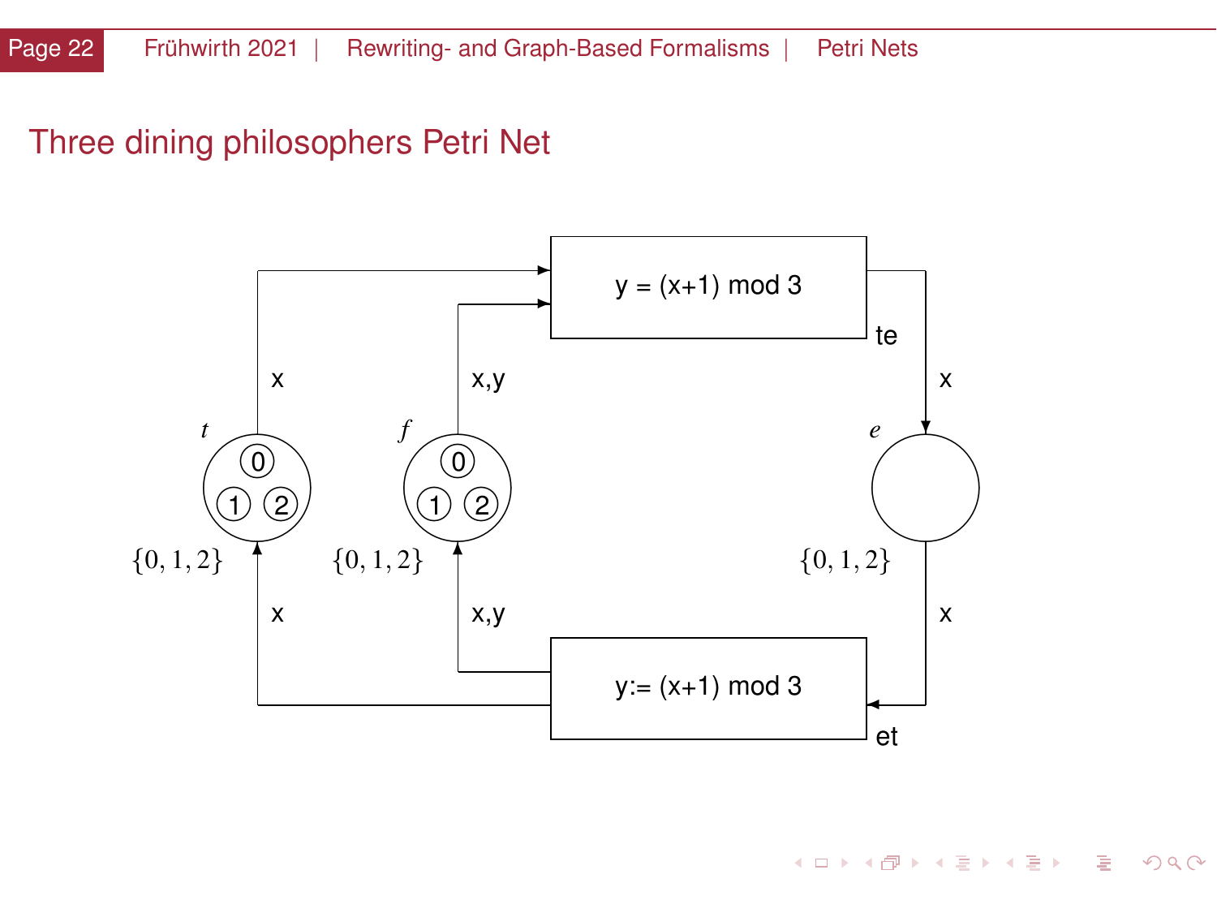# Three dining philosophers Petri Net

t

0

1 2

$\{0, 1, 2\}$

x

x

f

0

1 2

$\{0, 1, 2\}$

x,y

x,y

y = (x+1) mod 3

te

x

e

$\{0, 1, 2\}$

x

y:= (x+1) mod 3

et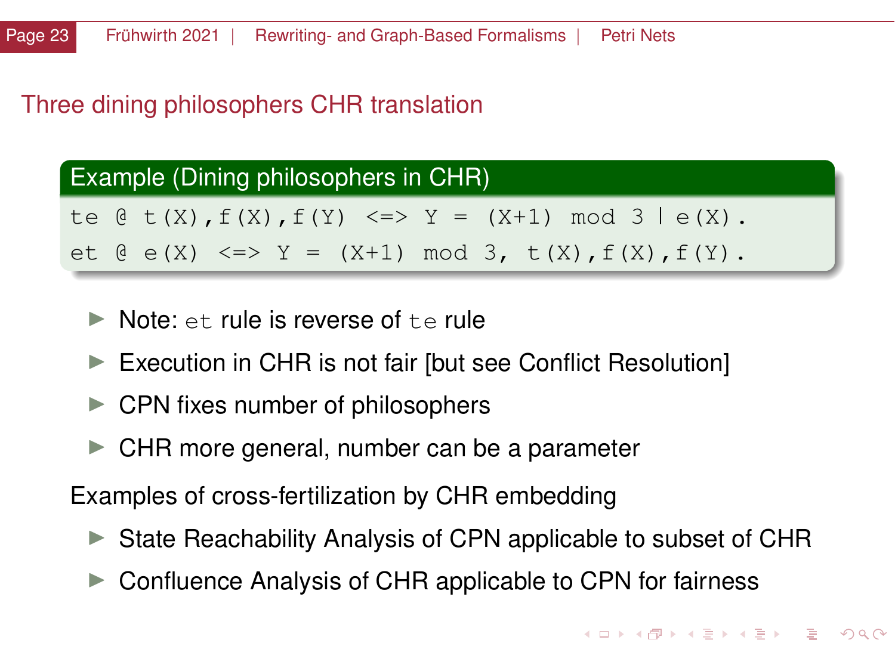## Three dining philosophers CHR translation

**Example (Dining philosophers in CHR)**

```
te @ t(X),f(X),f(Y) <=> Y = (X+1) mod 3 | e(X).
et @ e(X) <=> Y = (X+1) mod 3, t(X),f(X),f(Y).
```

- Note: `et` rule is reverse of `te` rule
- Execution in CHR is not fair [but see Conflict Resolution]
- CPN fixes number of philosophers
- CHR more general, number can be a parameter

Examples of cross-fertilization by CHR embedding

- State Reachability Analysis of CPN applicable to subset of CHR
- Confluence Analysis of CHR applicable to CPN for fairness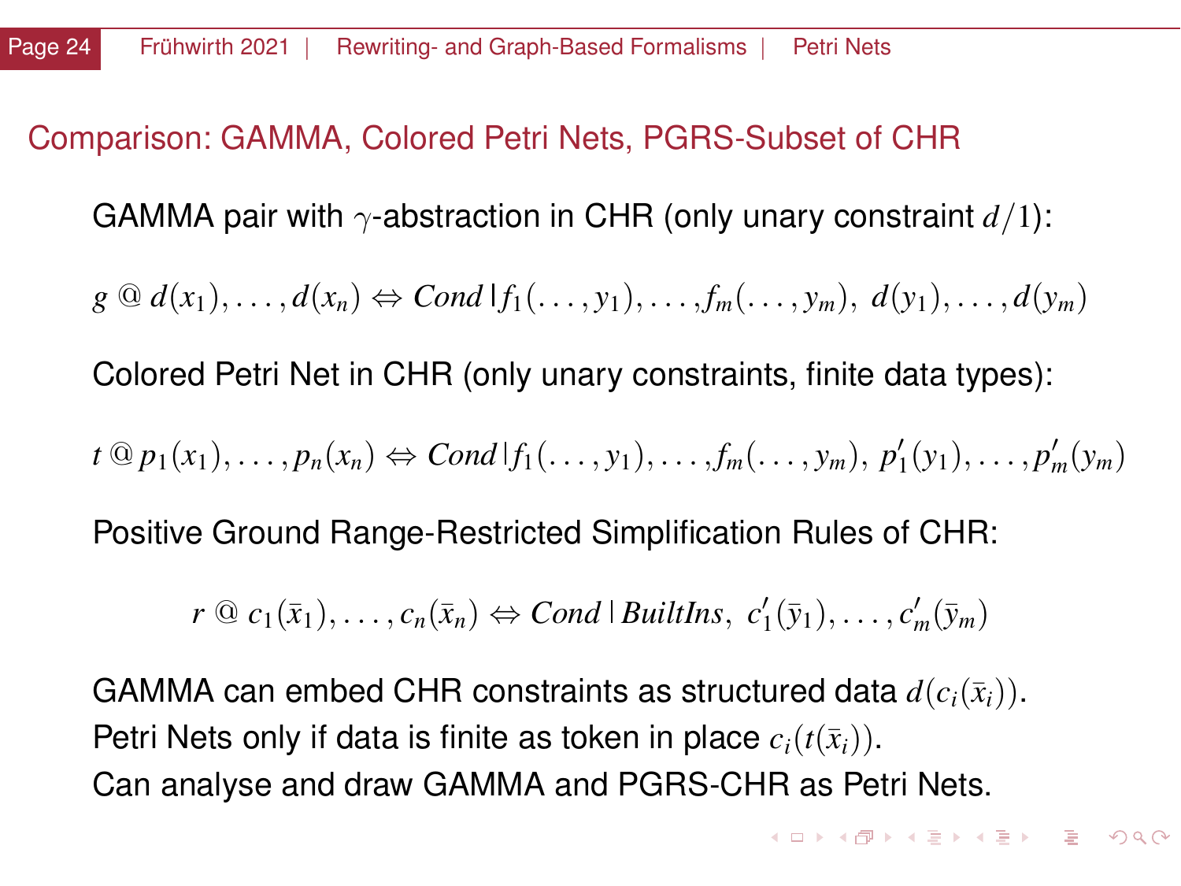## Comparison: GAMMA, Colored Petri Nets, PGRS-Subset of CHR

GAMMA pair with $\gamma$-abstraction in CHR (only unary constraint $d/1$):

$$g \ @ \ d(x_1), \ldots, d(x_n) \Leftrightarrow \mathit{Cond} \mid f_1(\ldots, y_1), \ldots, f_m(\ldots, y_m), \ d(y_1), \ldots, d(y_m)$$

Colored Petri Net in CHR (only unary constraints, finite data types):

$$t \ @ \ p_1(x_1), \ldots, p_n(x_n) \Leftrightarrow \mathit{Cond} \mid f_1(\ldots, y_1), \ldots, f_m(\ldots, y_m), \ p'_1(y_1), \ldots, p'_m(y_m)$$

Positive Ground Range-Restricted Simplification Rules of CHR:

$$r \ @ \ c_1(\bar{x}_1), \ldots, c_n(\bar{x}_n) \Leftrightarrow \mathit{Cond} \mid \mathit{BuiltIns}, \ c'_1(\bar{y}_1), \ldots, c'_m(\bar{y}_m)$$

GAMMA can embed CHR constraints as structured data $d(c_i(\bar{x}_i))$.
Petri Nets only if data is finite as token in place $c_i(t(\bar{x}_i))$.
Can analyse and draw GAMMA and PGRS-CHR as Petri Nets.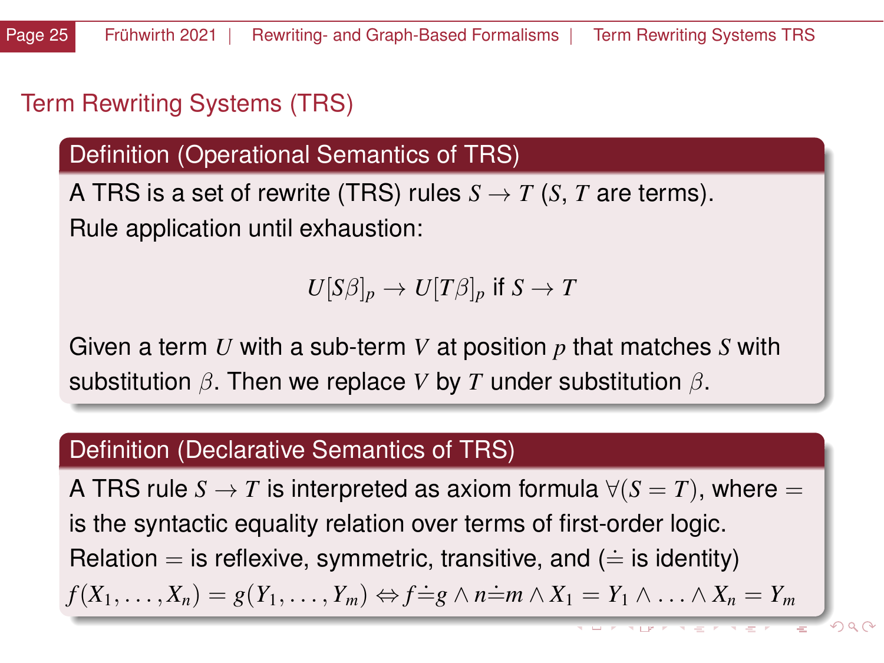# Term Rewriting Systems (TRS)

### Definition (Operational Semantics of TRS)

A TRS is a set of rewrite (TRS) rules $S \rightarrow T$ ($S$, $T$ are terms).
Rule application until exhaustion:

$$U[S\beta]_p \rightarrow U[T\beta]_p \text{ if } S \rightarrow T$$

Given a term $U$ with a sub-term $V$ at position $p$ that matches $S$ with substitution $\beta$. Then we replace $V$ by $T$ under substitution $\beta$.

### Definition (Declarative Semantics of TRS)

A TRS rule $S \rightarrow T$ is interpreted as axiom formula $\forall(S = T)$, where $=$ is the syntactic equality relation over terms of first-order logic.
Relation $=$ is reflexive, symmetric, transitive, and ($\doteq$ is identity)
$f(X_1, \ldots, X_n) = g(Y_1, \ldots, Y_m) \Leftrightarrow f \doteq g \wedge n \doteq m \wedge X_1 = Y_1 \wedge \ldots \wedge X_n = Y_m$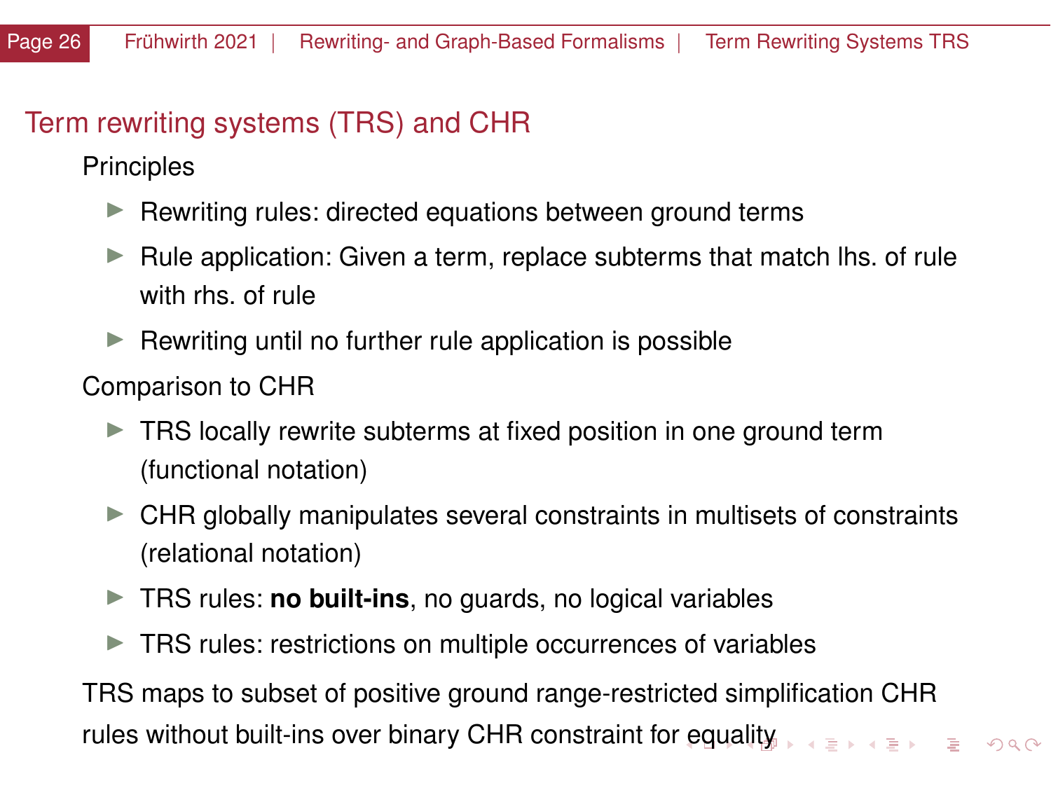## Term rewriting systems (TRS) and CHR

Principles

- Rewriting rules: directed equations between ground terms
- Rule application: Given a term, replace subterms that match lhs. of rule with rhs. of rule
- Rewriting until no further rule application is possible

Comparison to CHR

- TRS locally rewrite subterms at fixed position in one ground term (functional notation)
- CHR globally manipulates several constraints in multisets of constraints (relational notation)
- TRS rules: **no built-ins**, no guards, no logical variables
- TRS rules: restrictions on multiple occurrences of variables

TRS maps to subset of positive ground range-restricted simplification CHR rules without built-ins over binary CHR constraint for equality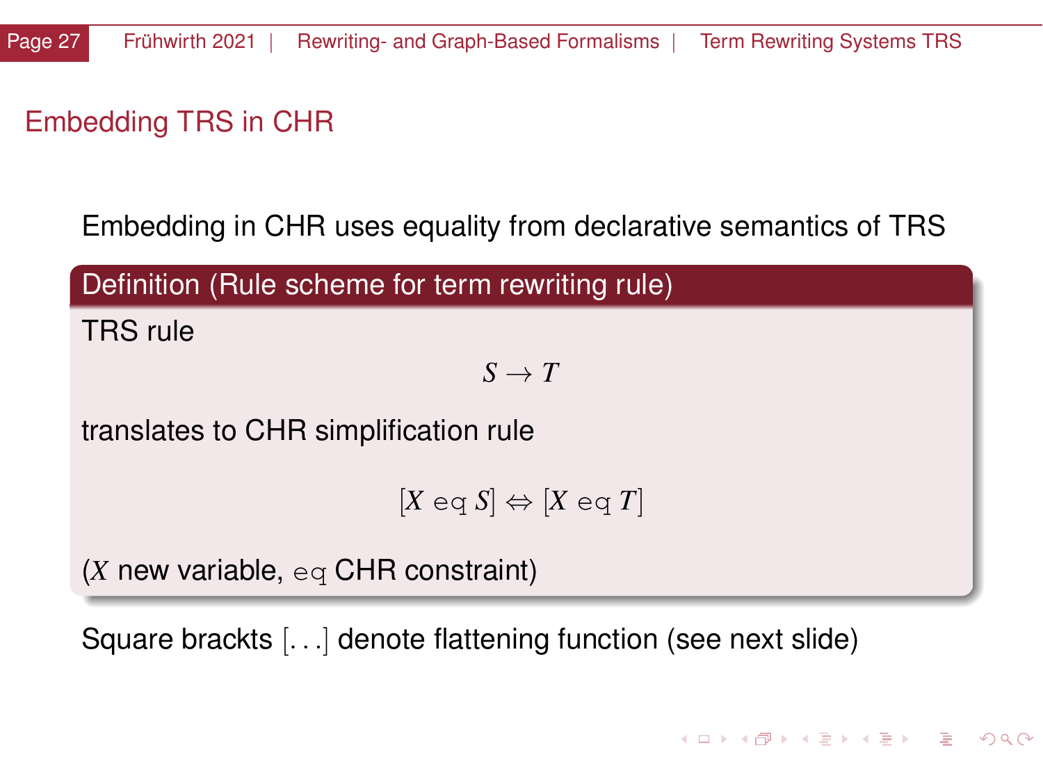## Embedding TRS in CHR

Embedding in CHR uses equality from declarative semantics of TRS

**Definition (Rule scheme for term rewriting rule)**

TRS rule

$$S \rightarrow T$$

translates to CHR simplification rule

$$[X \; \texttt{eq} \; S] \Leftrightarrow [X \; \texttt{eq} \; T]$$

($X$ new variable, `eq` CHR constraint)

Square brackts $[\ldots]$ denote flattening function (see next slide)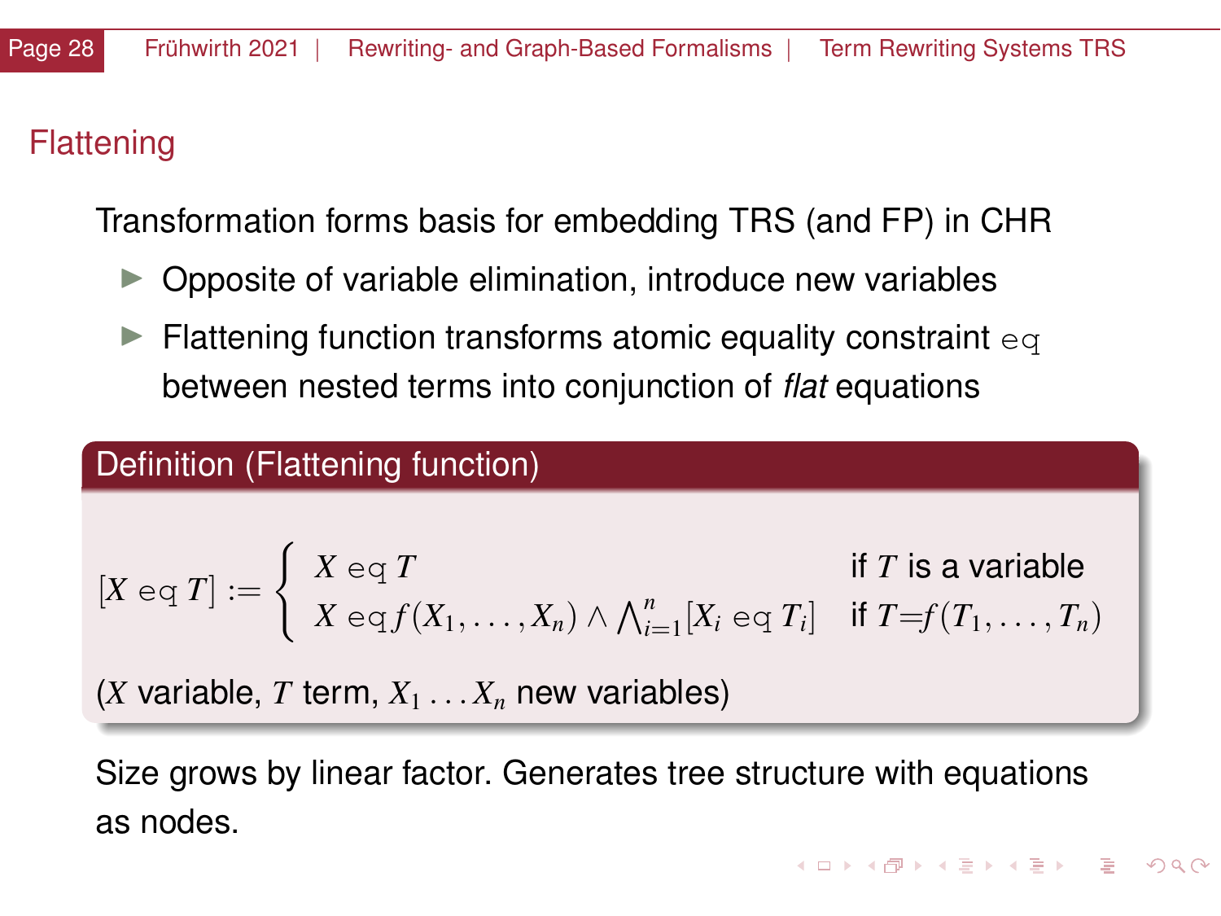## Flattening

Transformation forms basis for embedding TRS (and FP) in CHR

- Opposite of variable elimination, introduce new variables
- Flattening function transforms atomic equality constraint `eq` between nested terms into conjunction of *flat* equations

**Definition (Flattening function)**

$$[X \mathtt{\ eq\ } T] := \begin{cases} X \mathtt{\ eq\ } T & \text{if } T \text{ is a variable} \\ X \mathtt{\ eq\ } f(X_1, \ldots, X_n) \wedge \bigwedge_{i=1}^{n} [X_i \mathtt{\ eq\ } T_i] & \text{if } T{=}f(T_1, \ldots, T_n) \end{cases}$$

($X$ variable, $T$ term, $X_1 \ldots X_n$ new variables)

Size grows by linear factor. Generates tree structure with equations as nodes.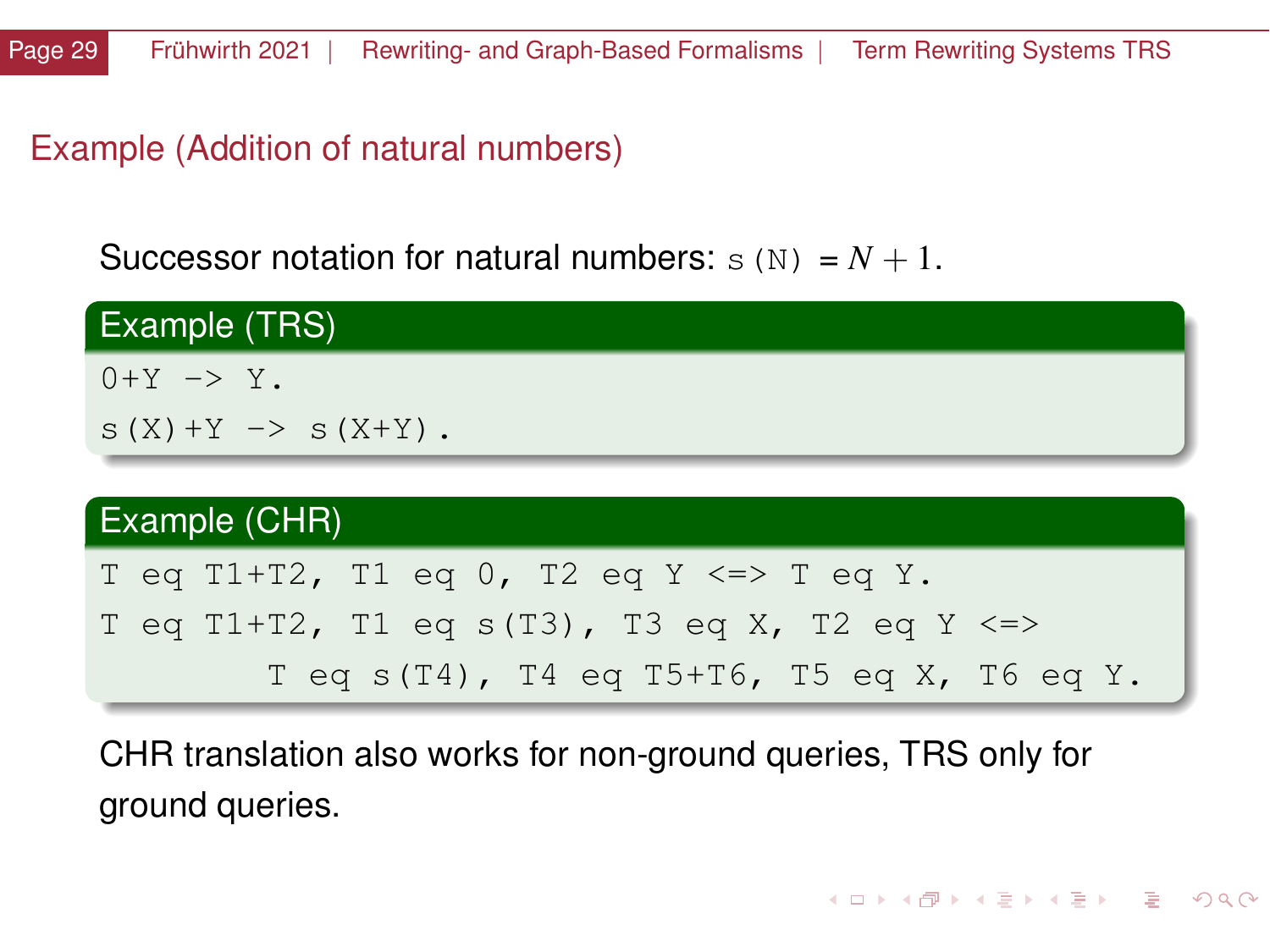## Example (Addition of natural numbers)

Successor notation for natural numbers: `s(N)` $= N + 1$.

**Example (TRS)**

```
0+Y -> Y.
s(X)+Y -> s(X+Y).
```

**Example (CHR)**

```
T eq T1+T2, T1 eq 0, T2 eq Y <=> T eq Y.
T eq T1+T2, T1 eq s(T3), T3 eq X, T2 eq Y <=>
        T eq s(T4), T4 eq T5+T6, T5 eq X, T6 eq Y.
```

CHR translation also works for non-ground queries, TRS only for ground queries.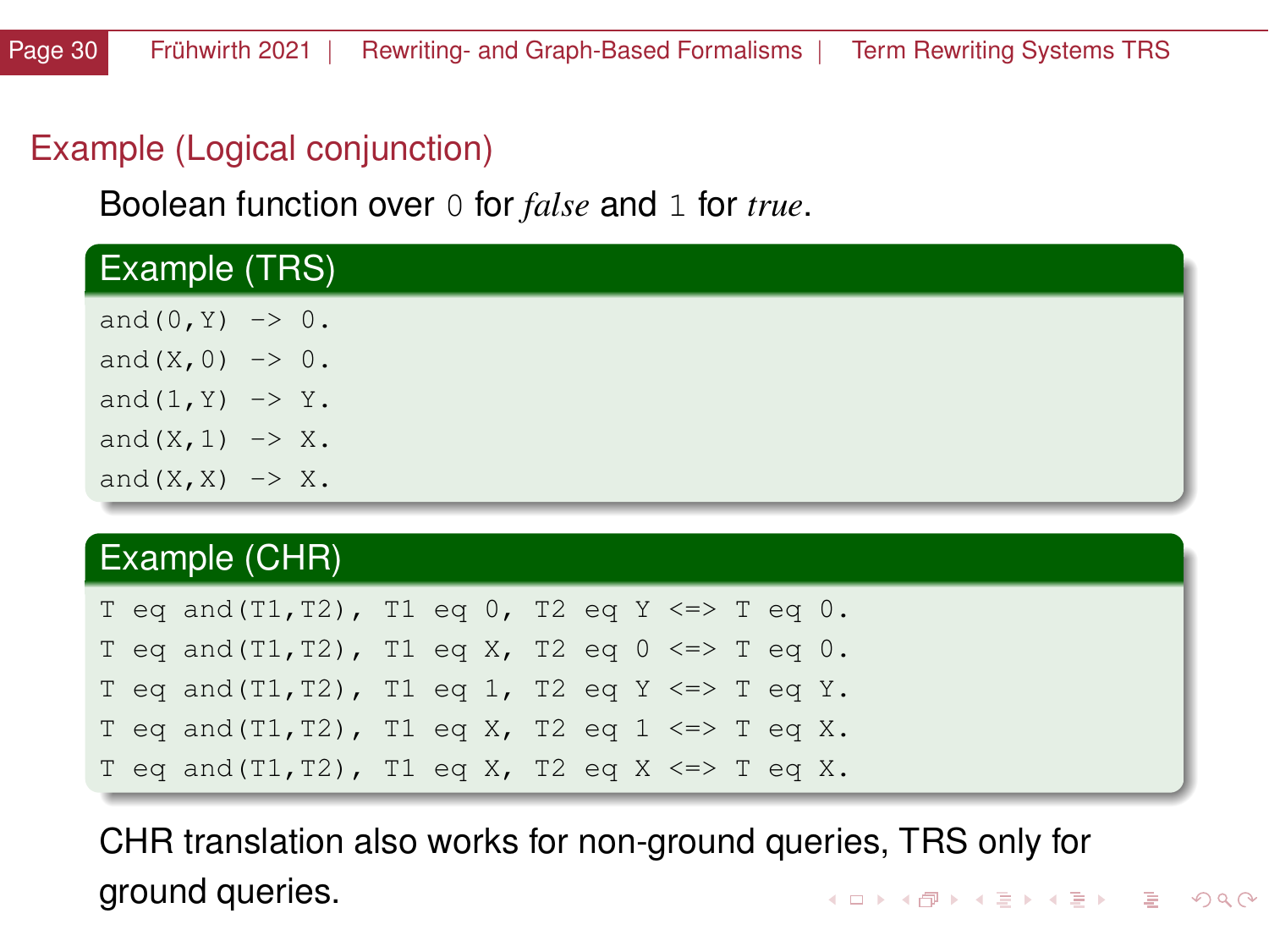## Example (Logical conjunction)

Boolean function over `0` for *false* and `1` for *true*.

### Example (TRS)

```
and(0,Y) -> 0.
and(X,0) -> 0.
and(1,Y) -> Y.
and(X,1) -> X.
and(X,X) -> X.
```

### Example (CHR)

```
T eq and(T1,T2), T1 eq 0, T2 eq Y <=> T eq 0.
T eq and(T1,T2), T1 eq X, T2 eq 0 <=> T eq 0.
T eq and(T1,T2), T1 eq 1, T2 eq Y <=> T eq Y.
T eq and(T1,T2), T1 eq X, T2 eq 1 <=> T eq X.
T eq and(T1,T2), T1 eq X, T2 eq X <=> T eq X.
```

CHR translation also works for non-ground queries, TRS only for ground queries.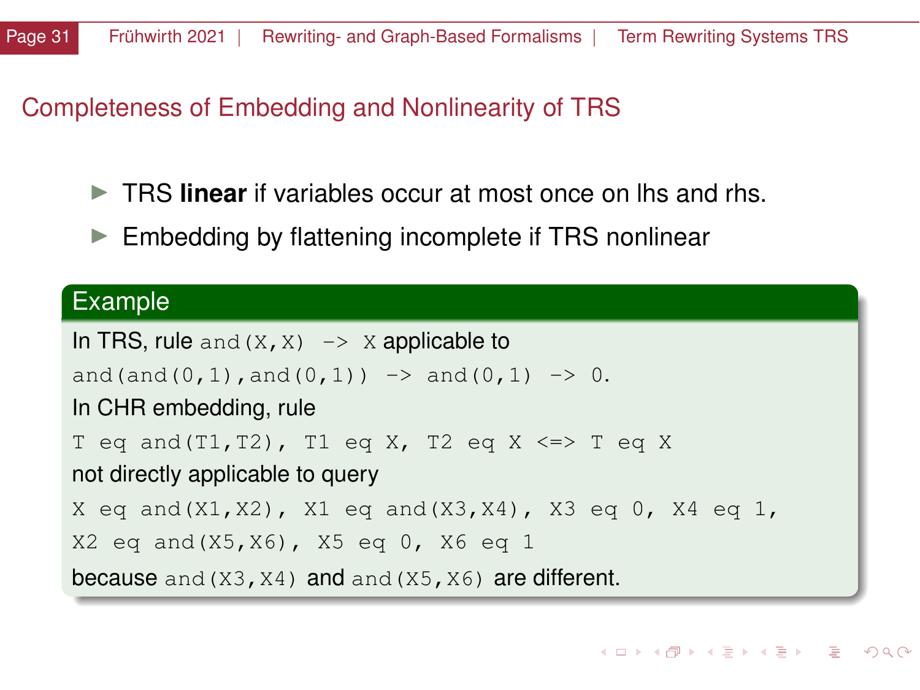## Completeness of Embedding and Nonlinearity of TRS

- TRS **linear** if variables occur at most once on lhs and rhs.
- Embedding by flattening incomplete if TRS nonlinear

### Example

In TRS, rule `and(X,X) -> X` applicable to

```
and(and(0,1),and(0,1)) -> and(0,1) -> 0.
```

In CHR embedding, rule

```
T eq and(T1,T2), T1 eq X, T2 eq X <=> T eq X
```

not directly applicable to query

```
X eq and(X1,X2), X1 eq and(X3,X4), X3 eq 0, X4 eq 1,
X2 eq and(X5,X6), X5 eq 0, X6 eq 1
```

because `and(X3,X4)` and `and(X5,X6)` are different.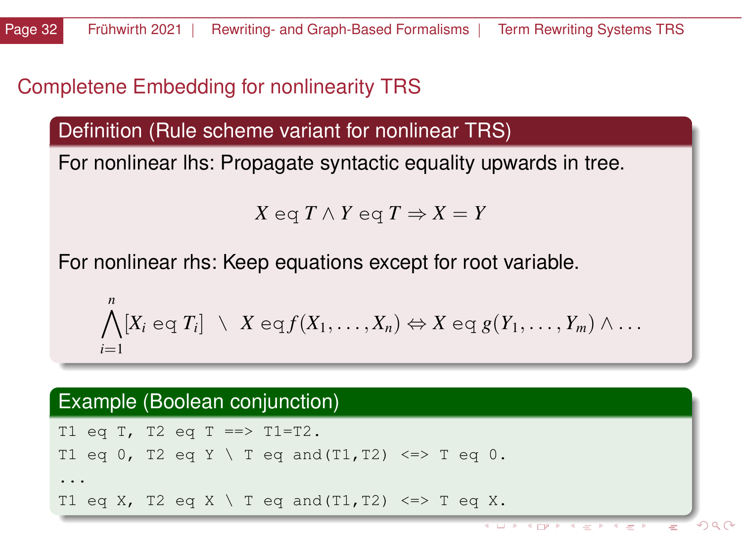## Completene Embedding for nonlinearity TRS

### Definition (Rule scheme variant for nonlinear TRS)

For nonlinear lhs: Propagate syntactic equality upwards in tree.

$$X \text{ eq } T \wedge Y \text{ eq } T \Rightarrow X = Y$$

For nonlinear rhs: Keep equations except for root variable.

$$\bigwedge_{i=1}^{n} [X_i \text{ eq } T_i] \ \setminus \ X \text{ eq} f(X_1, \ldots, X_n) \Leftrightarrow X \text{ eq } g(Y_1, \ldots, Y_m) \wedge \ldots$$

### Example (Boolean conjunction)

```
T1 eq T, T2 eq T ==> T1=T2.
T1 eq 0, T2 eq Y \ T eq and(T1,T2) <=> T eq 0.
...
T1 eq X, T2 eq X \ T eq and(T1,T2) <=> T eq X.
```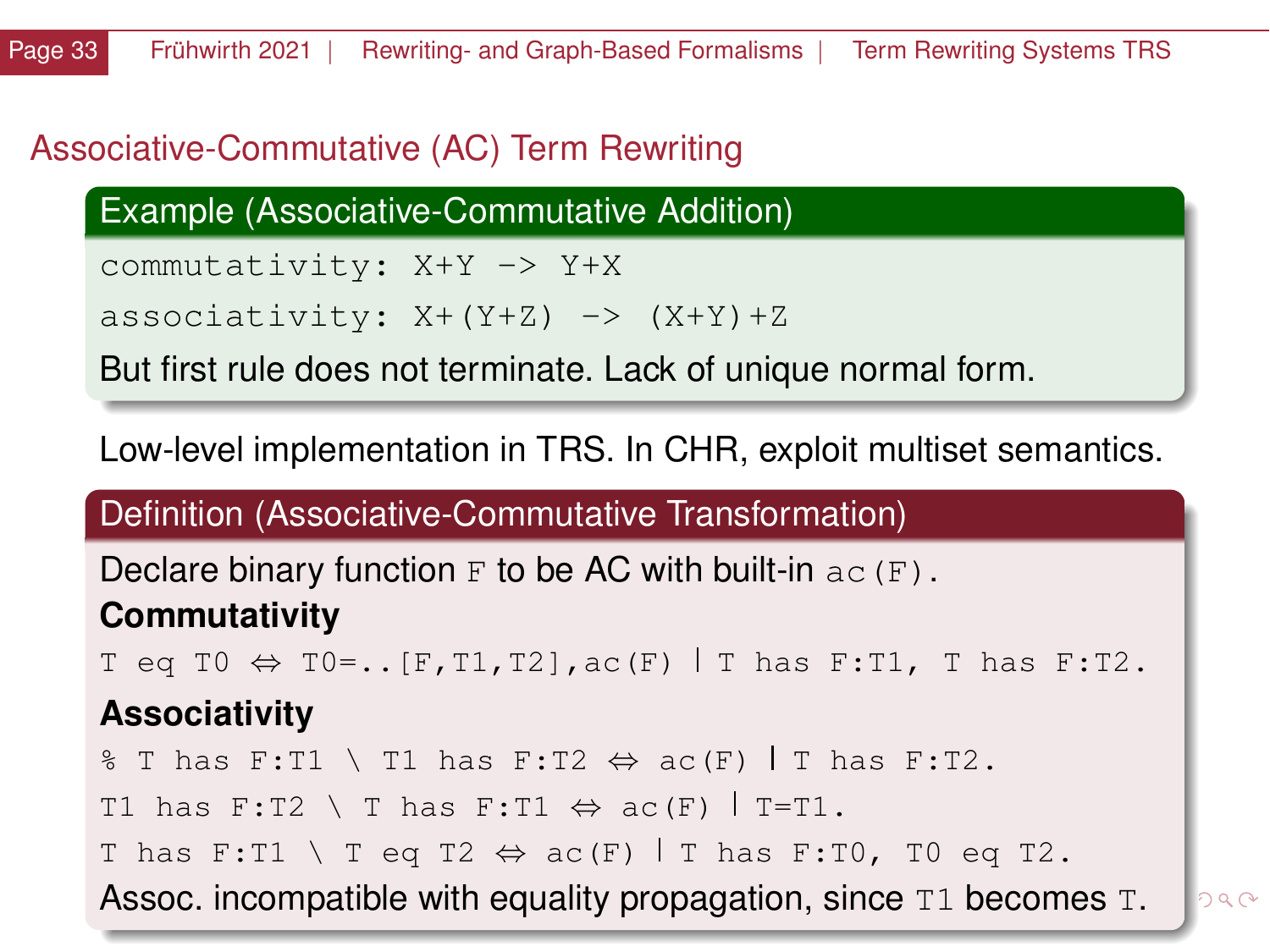## Associative-Commutative (AC) Term Rewriting

**Example (Associative-Commutative Addition)**

```
commutativity: X+Y -> Y+X
associativity: X+(Y+Z) -> (X+Y)+Z
```

But first rule does not terminate. Lack of unique normal form.

Low-level implementation in TRS. In CHR, exploit multiset semantics.

**Definition (Associative-Commutative Transformation)**

Declare binary function `F` to be AC with built-in `ac(F)`.

**Commutativity**

```
T eq T0 ⇔ T0=..[F,T1,T2],ac(F) | T has F:T1, T has F:T2.
```

**Associativity**

```
% T has F:T1 \ T1 has F:T2 ⇔ ac(F) | T has F:T2.
T1 has F:T2 \ T has F:T1 ⇔ ac(F) | T=T1.
T has F:T1 \ T eq T2 ⇔ ac(F) | T has F:T0, T0 eq T2.
```

Assoc. incompatible with equality propagation, since `T1` becomes `T`.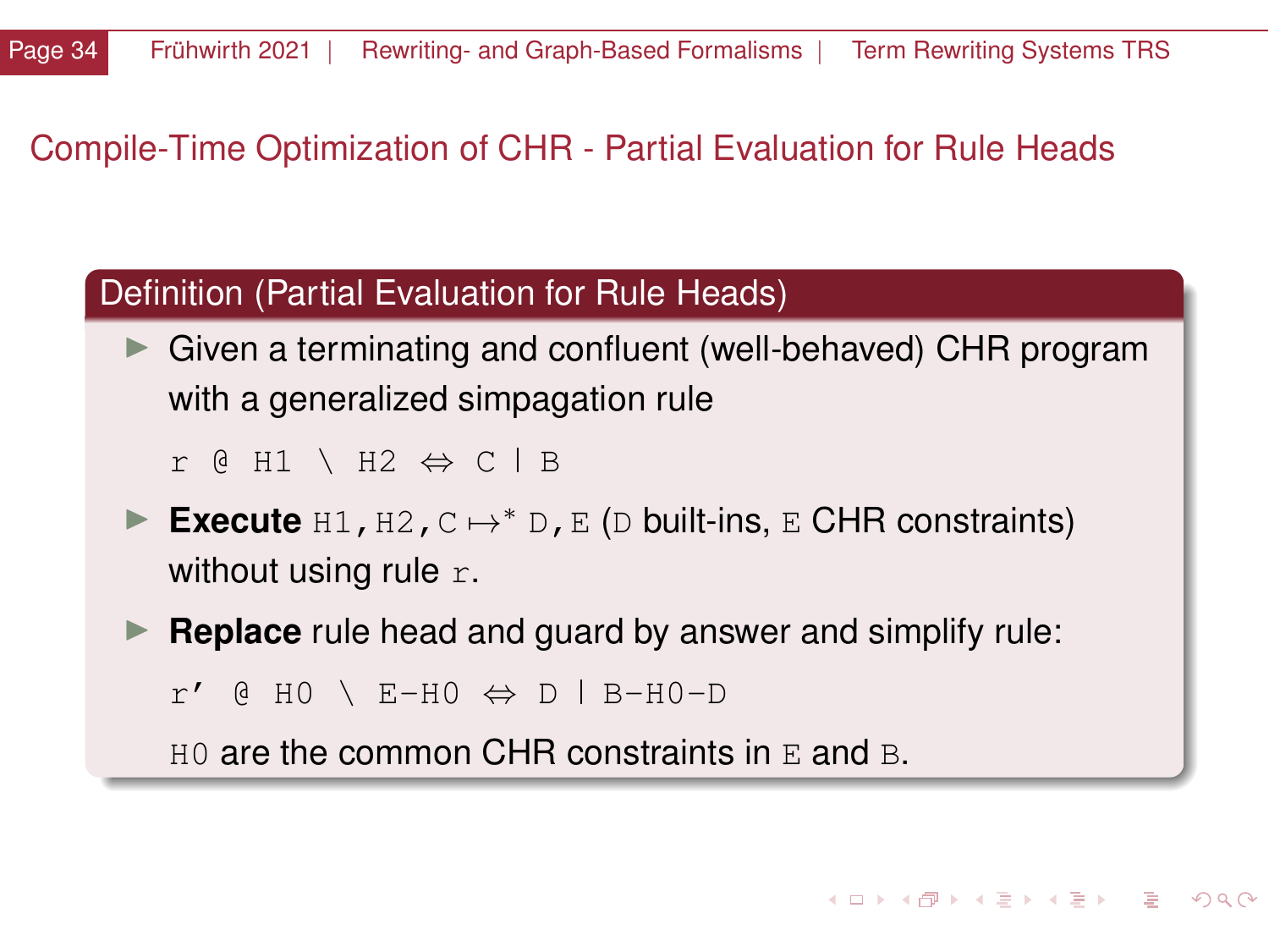## Compile-Time Optimization of CHR - Partial Evaluation for Rule Heads

### Definition (Partial Evaluation for Rule Heads)

- Given a terminating and confluent (well-behaved) CHR program with a generalized simpagation rule

  ```
  r @ H1 \ H2 ⇔ C | B
  ```

- **Execute** `H1,H2,C` $\mapsto^*$ `D,E` (`D` built-ins, `E` CHR constraints) without using rule `r`.
- **Replace** rule head and guard by answer and simplify rule:

  ```
  r' @ H0 \ E-H0 ⇔ D | B-H0-D
  ```

  `H0` are the common CHR constraints in `E` and `B`.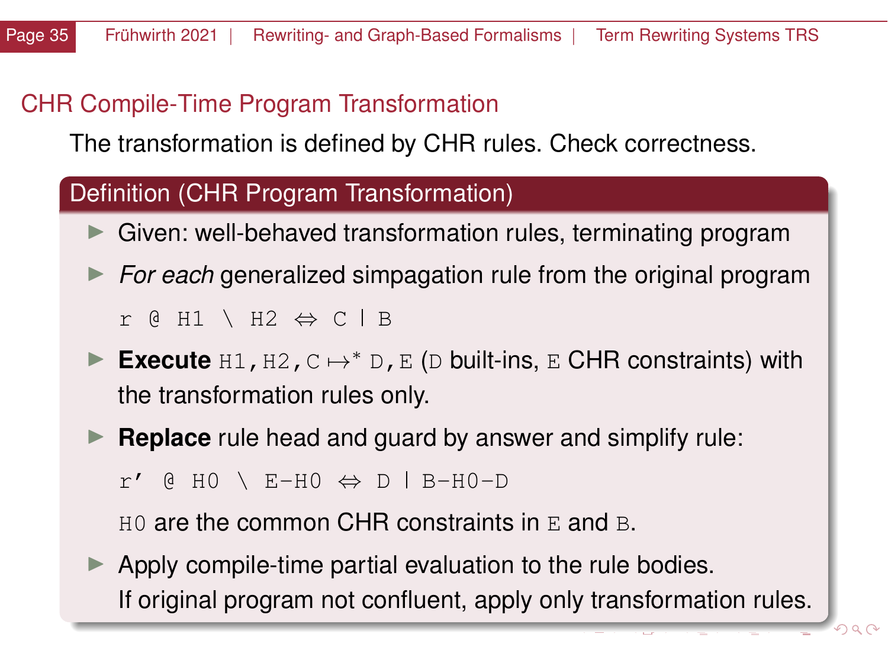## CHR Compile-Time Program Transformation

The transformation is defined by CHR rules. Check correctness.

### Definition (CHR Program Transformation)

- Given: well-behaved transformation rules, terminating program
- *For each* generalized simpagation rule from the original program

  ```
  r @ H1 \ H2 ⇔ C | B
  ```

- **Execute** `H1,H2,C` $\mapsto^*$ `D,E` (`D` built-ins, `E` CHR constraints) with the transformation rules only.
- **Replace** rule head and guard by answer and simplify rule:

  ```
  r' @ H0 \ E-H0 ⇔ D | B-H0-D
  ```

  `H0` are the common CHR constraints in `E` and `B`.

- Apply compile-time partial evaluation to the rule bodies.
  If original program not confluent, apply only transformation rules.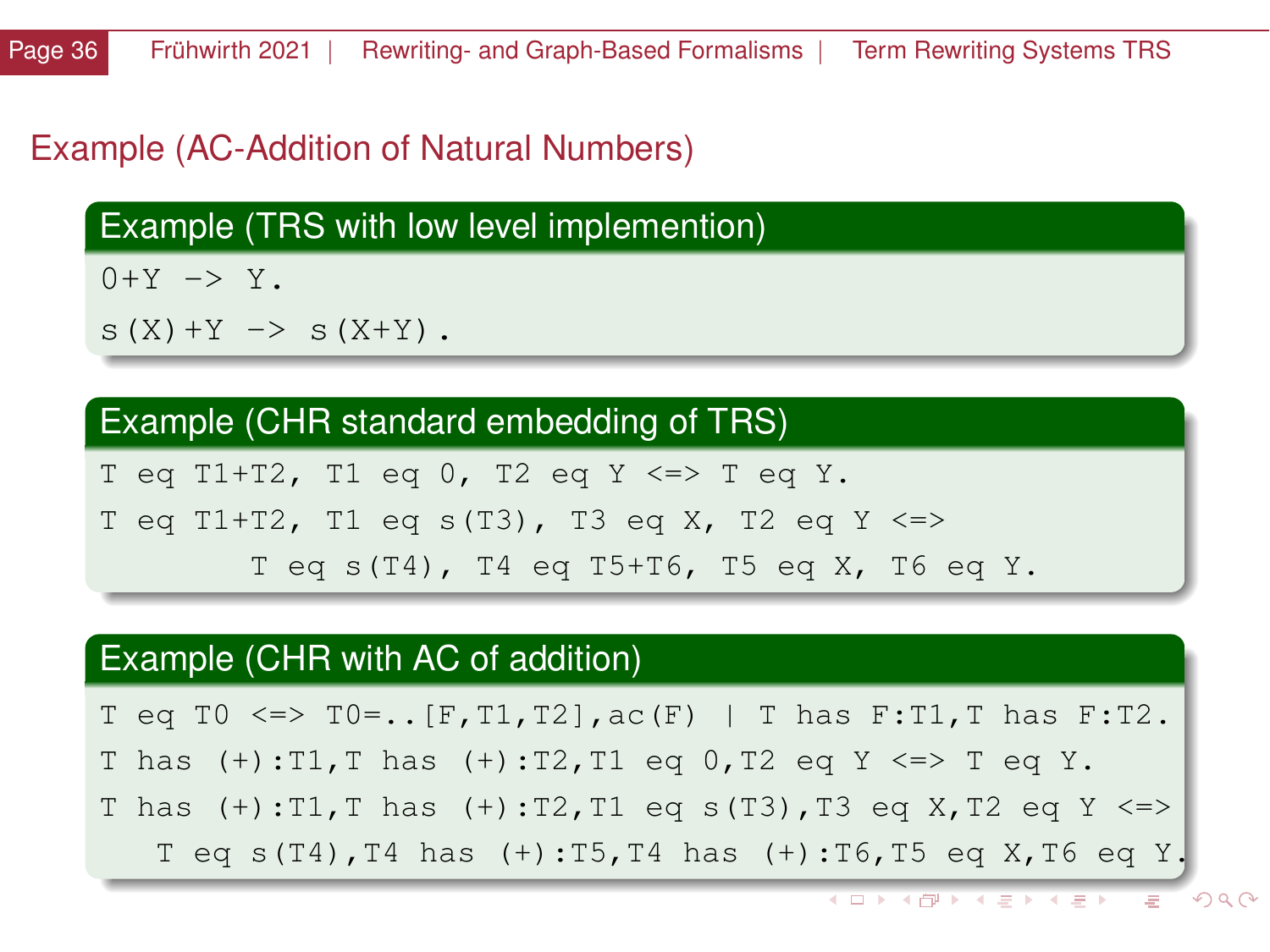## Example (AC-Addition of Natural Numbers)

### Example (TRS with low level implemention)

```
0+Y -> Y.
s(X)+Y -> s(X+Y).
```

### Example (CHR standard embedding of TRS)

```
T eq T1+T2, T1 eq 0, T2 eq Y <=> T eq Y.
T eq T1+T2, T1 eq s(T3), T3 eq X, T2 eq Y <=>
        T eq s(T4), T4 eq T5+T6, T5 eq X, T6 eq Y.
```

### Example (CHR with AC of addition)

```
T eq T0 <=> T0=..[F,T1,T2],ac(F) | T has F:T1,T has F:T2.
T has (+):T1,T has (+):T2,T1 eq 0,T2 eq Y <=> T eq Y.
T has (+):T1,T has (+):T2,T1 eq s(T3),T3 eq X,T2 eq Y <=>
   T eq s(T4),T4 has (+):T5,T4 has (+):T6,T5 eq X,T6 eq Y.
```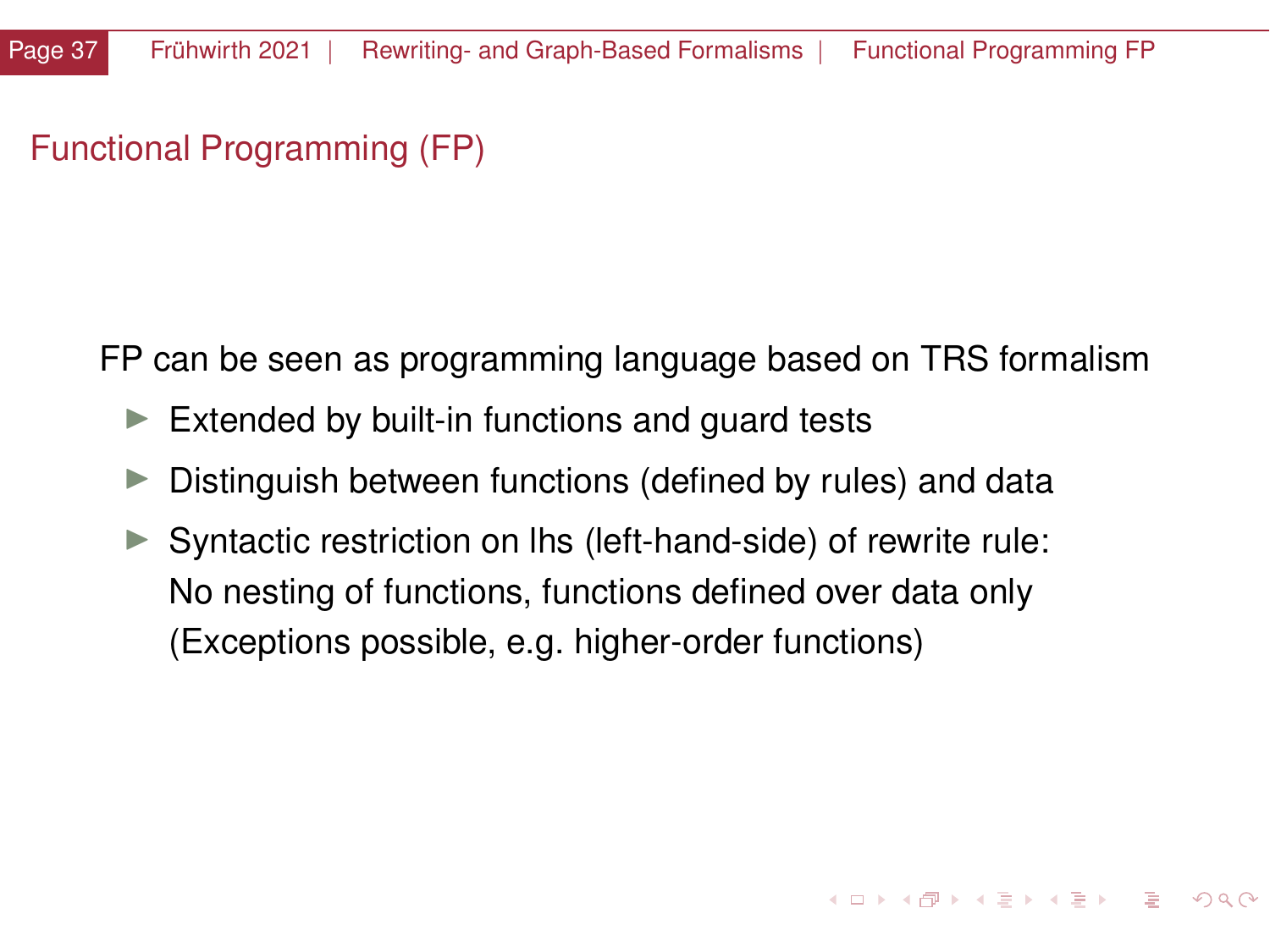# Functional Programming (FP)

FP can be seen as programming language based on TRS formalism

- Extended by built-in functions and guard tests
- Distinguish between functions (defined by rules) and data
- Syntactic restriction on lhs (left-hand-side) of rewrite rule:
  No nesting of functions, functions defined over data only
  (Exceptions possible, e.g. higher-order functions)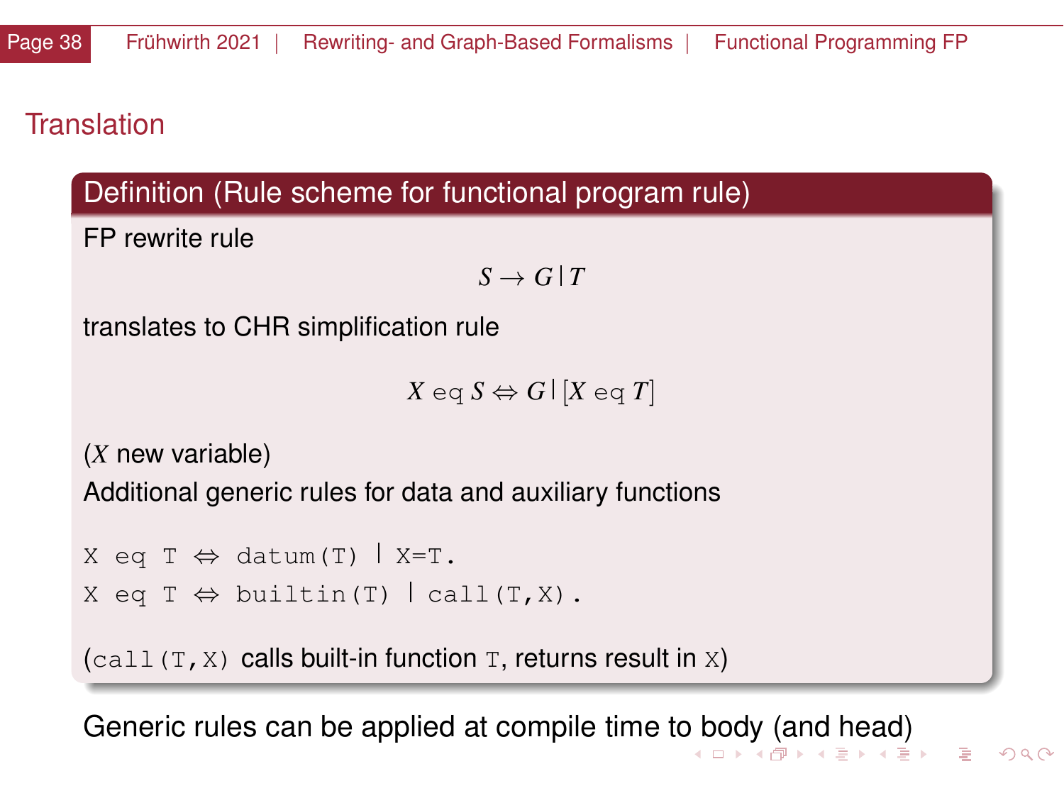## Translation

### Definition (Rule scheme for functional program rule)

FP rewrite rule

$$S \rightarrow G \,|\, T$$

translates to CHR simplification rule

$$X \;\mathsf{eq}\; S \Leftrightarrow G \,|\, [X \;\mathsf{eq}\; T]$$

($X$ new variable)

Additional generic rules for data and auxiliary functions

```
X eq T ⇔ datum(T) | X=T.
X eq T ⇔ builtin(T) | call(T,X).
```

(`call(T,X)` calls built-in function `T`, returns result in `X`)

Generic rules can be applied at compile time to body (and head)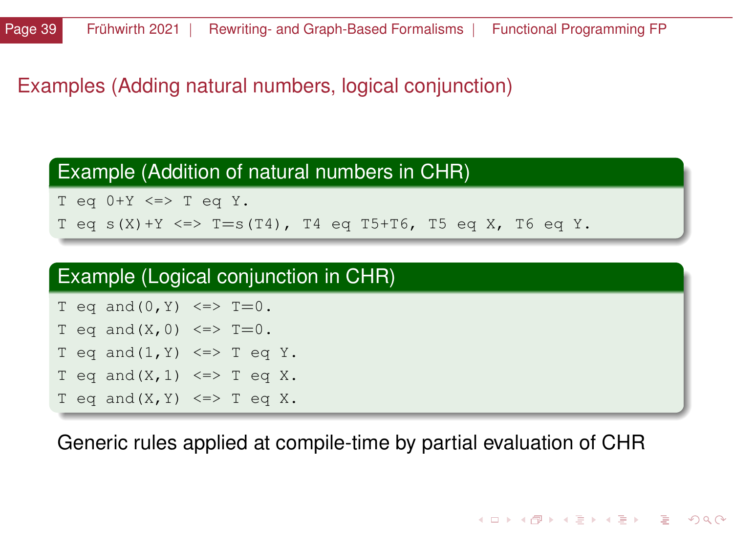## Examples (Adding natural numbers, logical conjunction)

### Example (Addition of natural numbers in CHR)

```
T eq 0+Y <=> T eq Y.
T eq s(X)+Y <=> T=s(T4), T4 eq T5+T6, T5 eq X, T6 eq Y.
```

### Example (Logical conjunction in CHR)

```
T eq and(0,Y) <=> T=0.
T eq and(X,0) <=> T=0.
T eq and(1,Y) <=> T eq Y.
T eq and(X,1) <=> T eq X.
T eq and(X,Y) <=> T eq X.
```

Generic rules applied at compile-time by partial evaluation of CHR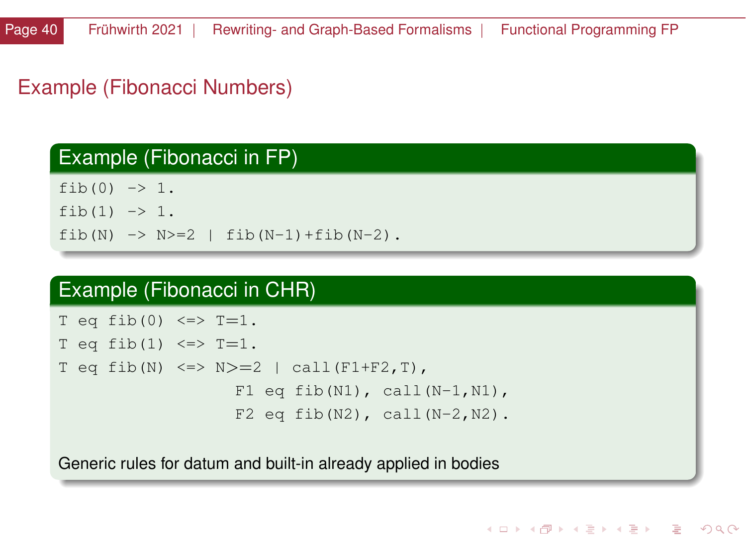## Example (Fibonacci Numbers)

### Example (Fibonacci in FP)

```
fib(0) -> 1.
fib(1) -> 1.
fib(N) -> N>=2 | fib(N-1)+fib(N-2).
```

### Example (Fibonacci in CHR)

```
T eq fib(0) <=> T=1.
T eq fib(1) <=> T=1.
T eq fib(N) <=> N>=2 | call(F1+F2,T),
                  F1 eq fib(N1), call(N-1,N1),
                  F2 eq fib(N2), call(N-2,N2).
```

Generic rules for datum and built-in already applied in bodies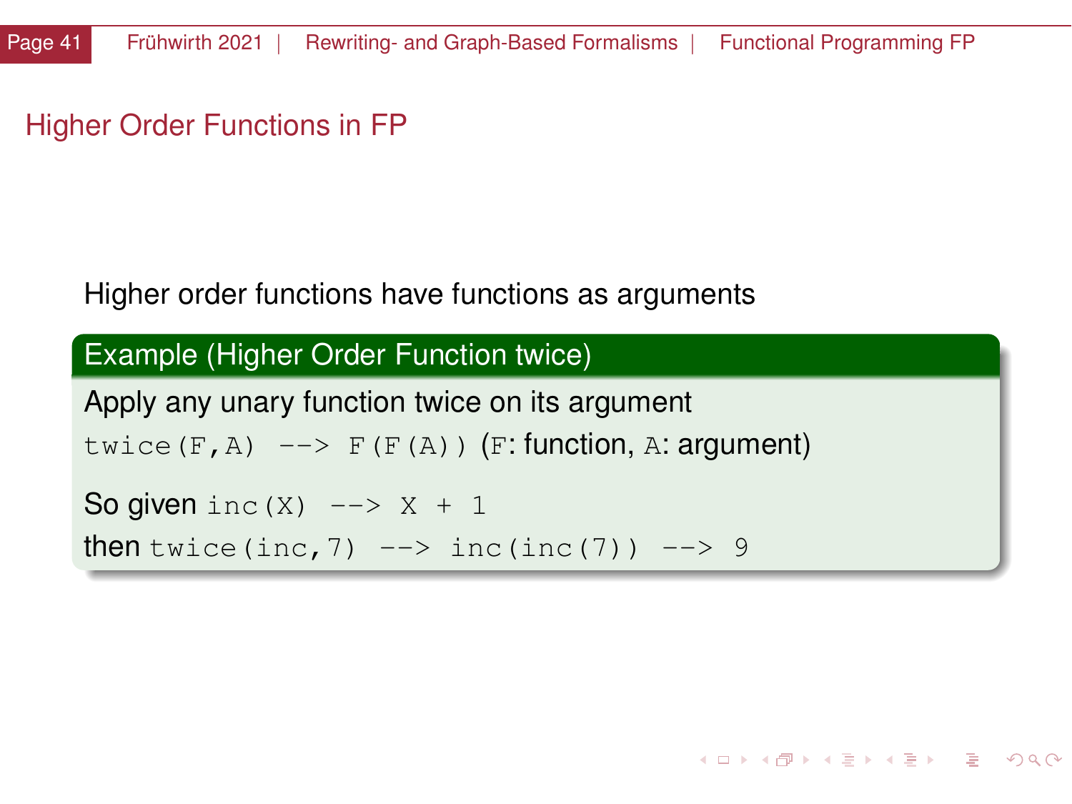## Higher Order Functions in FP

Higher order functions have functions as arguments

**Example (Higher Order Function twice)**

Apply any unary function twice on its argument

`twice(F,A) --> F(F(A))` (`F`: function, `A`: argument)

So given `inc(X) --> X + 1`

then `twice(inc,7) --> inc(inc(7)) --> 9`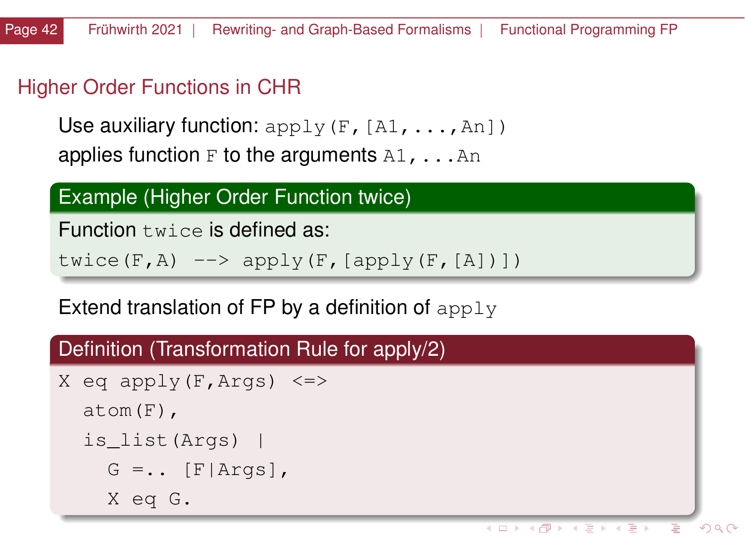## Higher Order Functions in CHR

Use auxiliary function: `apply(F,[A1,...,An])` applies function `F` to the arguments `A1,...An`

**Example (Higher Order Function twice)**

Function `twice` is defined as:

```
twice(F,A) --> apply(F,[apply(F,[A])])
```

Extend translation of FP by a definition of `apply`

**Definition (Transformation Rule for apply/2)**

```
X eq apply(F,Args) <=>
  atom(F),
  is_list(Args) |
    G =.. [F|Args],
    X eq G.
```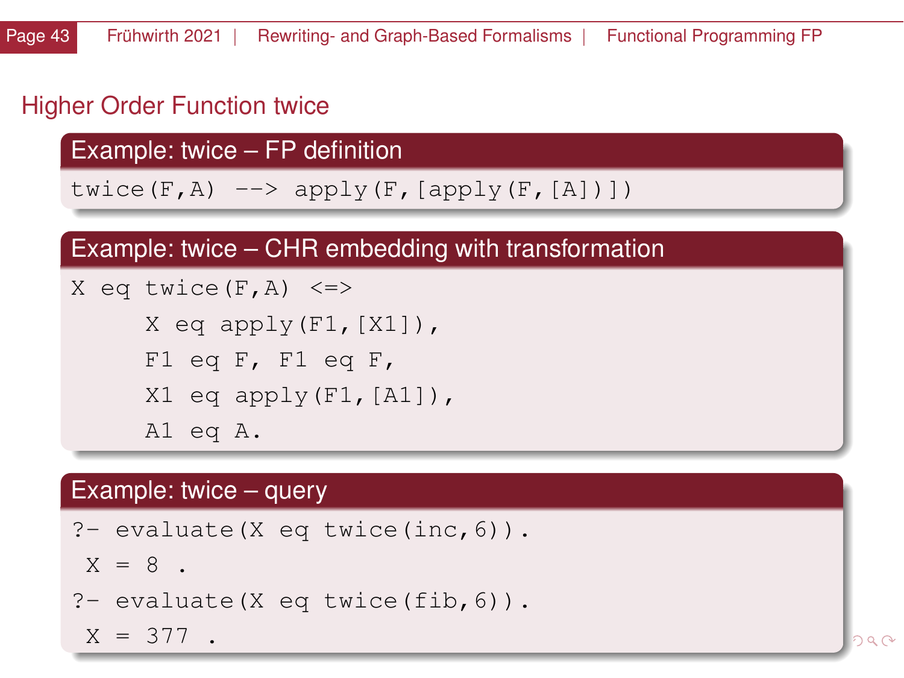## Higher Order Function twice

### Example: twice – FP definition

```
twice(F,A) --> apply(F,[apply(F,[A])])
```

### Example: twice – CHR embedding with transformation

```
X eq twice(F,A) <=>
     X eq apply(F1,[X1]),
     F1 eq F, F1 eq F,
     X1 eq apply(F1,[A1]),
     A1 eq A.
```

### Example: twice – query

```
?- evaluate(X eq twice(inc,6)).
 X = 8 .
?- evaluate(X eq twice(fib,6)).
 X = 377 .
```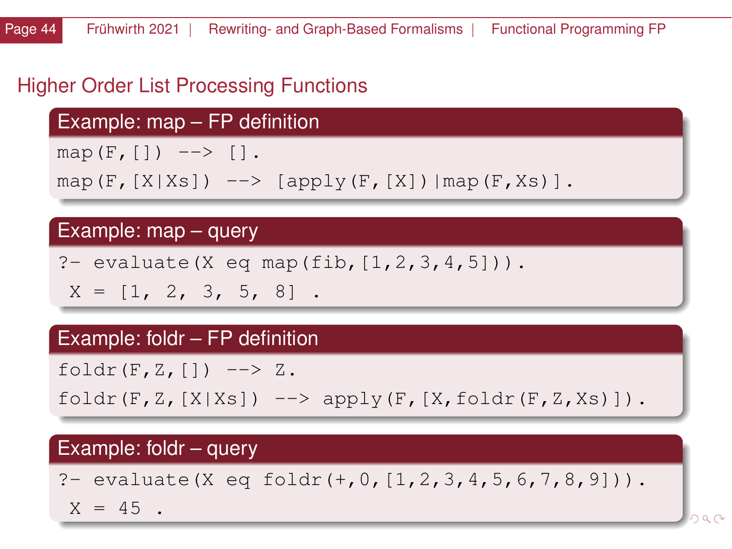## Higher Order List Processing Functions

### Example: map – FP definition

```
map(F,[]) --> [].
map(F,[X|Xs]) --> [apply(F,[X])|map(F,Xs)].
```

### Example: map – query

```
?- evaluate(X eq map(fib,[1,2,3,4,5])).
 X = [1, 2, 3, 5, 8] .
```

### Example: foldr – FP definition

```
foldr(F,Z,[]) --> Z.
foldr(F,Z,[X|Xs]) --> apply(F,[X,foldr(F,Z,Xs)]).
```

### Example: foldr – query

```
?- evaluate(X eq foldr(+,0,[1,2,3,4,5,6,7,8,9])).
 X = 45 .
```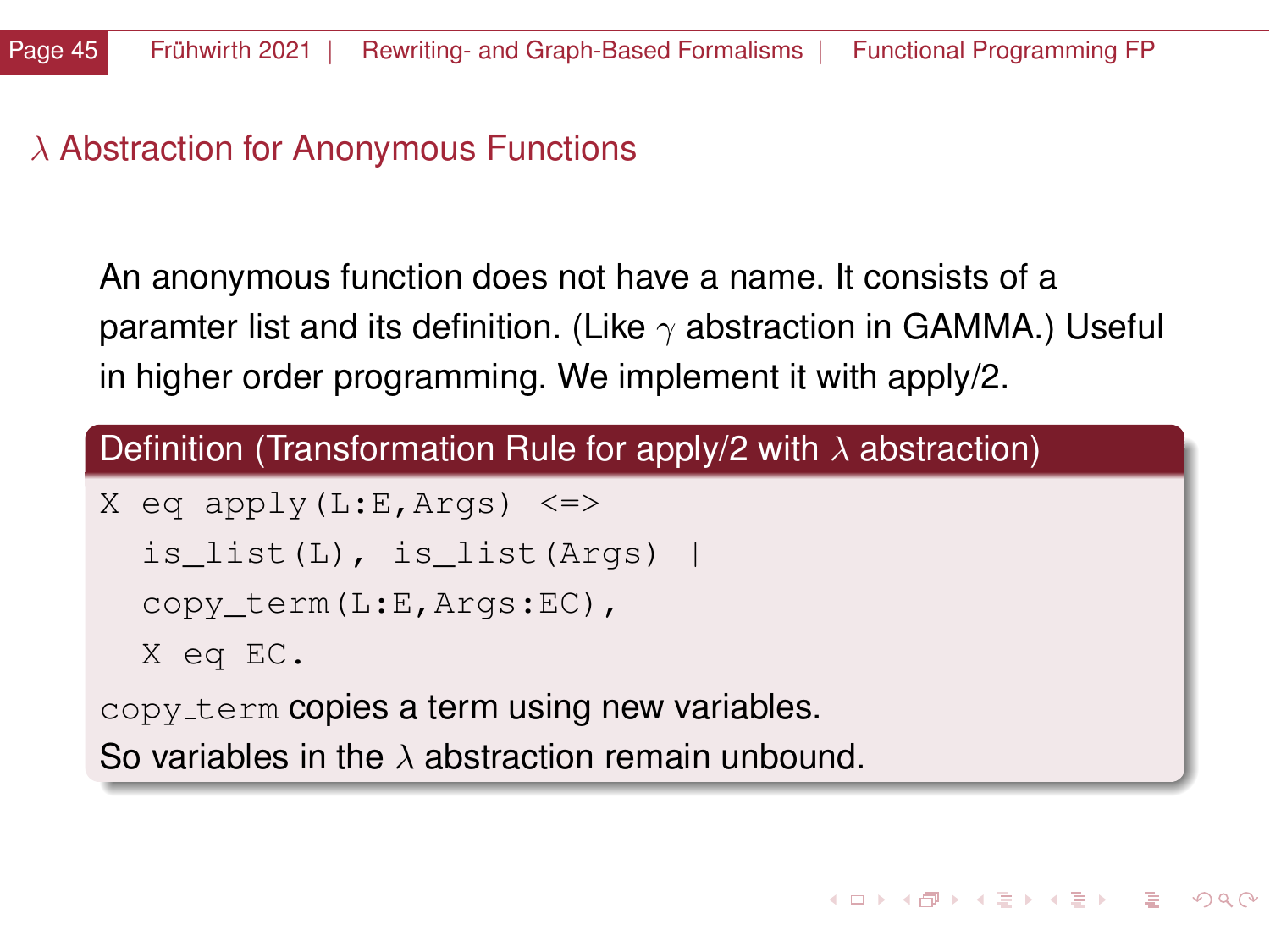## $\lambda$ Abstraction for Anonymous Functions

An anonymous function does not have a name. It consists of a paramter list and its definition. (Like $\gamma$ abstraction in GAMMA.) Useful in higher order programming. We implement it with apply/2.

**Definition (Transformation Rule for apply/2 with $\lambda$ abstraction)**

```
X eq apply(L:E,Args) <=>
  is_list(L), is_list(Args) |
  copy_term(L:E,Args:EC),
  X eq EC.
```

`copy_term` copies a term using new variables.
So variables in the $\lambda$ abstraction remain unbound.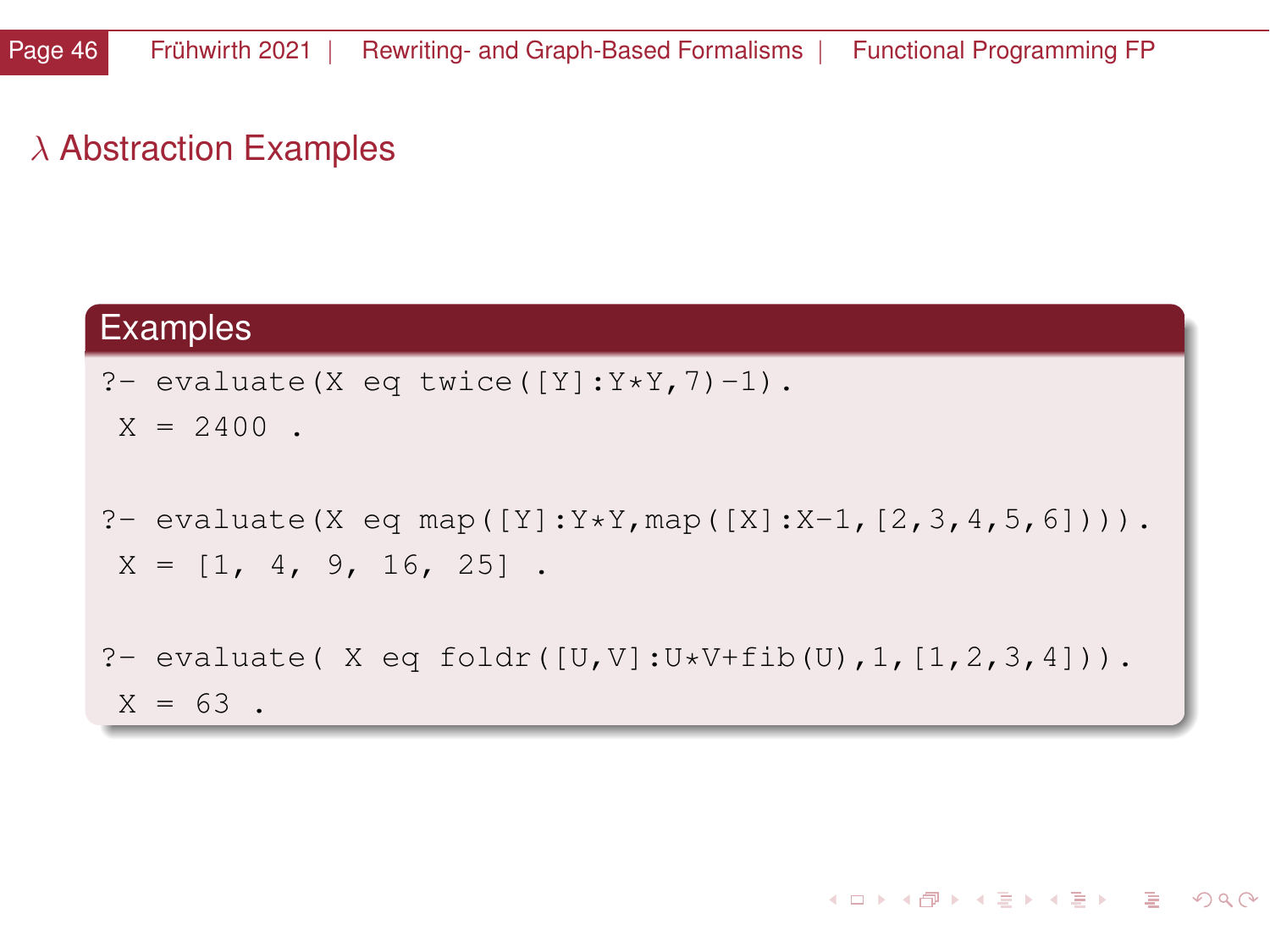# $\lambda$ Abstraction Examples

**Examples**

```
?- evaluate(X eq twice([Y]:Y*Y,7)-1).
 X = 2400 .

?- evaluate(X eq map([Y]:Y*Y,map([X]:X-1,[2,3,4,5,6]))).
 X = [1, 4, 9, 16, 25] .

?- evaluate( X eq foldr([U,V]:U*V+fib(U),1,[1,2,3,4])).
 X = 63 .
```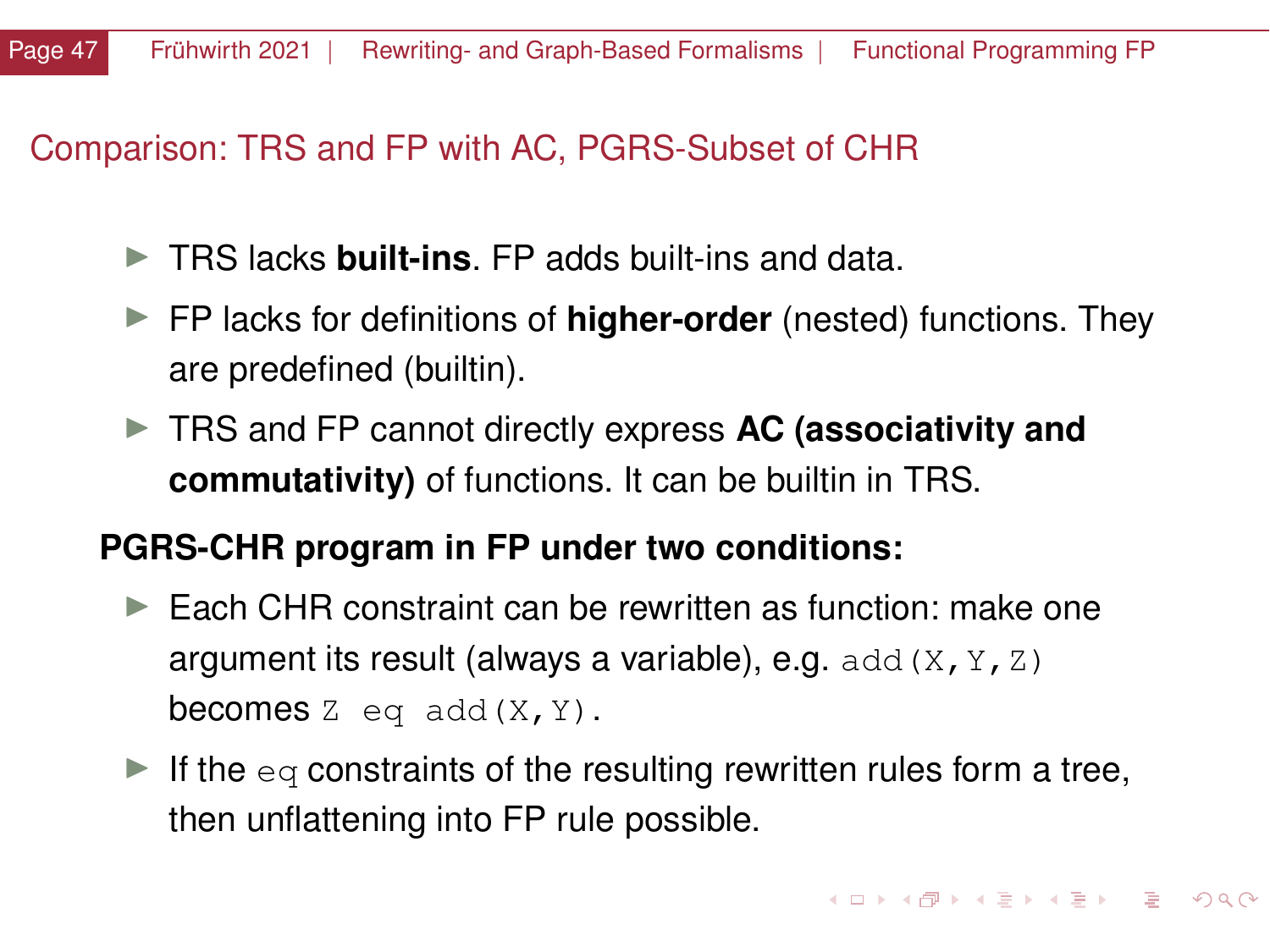## Comparison: TRS and FP with AC, PGRS-Subset of CHR

- TRS lacks **built-ins**. FP adds built-ins and data.
- FP lacks for definitions of **higher-order** (nested) functions. They are predefined (builtin).
- TRS and FP cannot directly express **AC (associativity and commutativity)** of functions. It can be builtin in TRS.

**PGRS-CHR program in FP under two conditions:**

- Each CHR constraint can be rewritten as function: make one argument its result (always a variable), e.g. `add(X,Y,Z)` becomes `Z eq add(X,Y)`.
- If the `eq` constraints of the resulting rewritten rules form a tree, then unflattening into FP rule possible.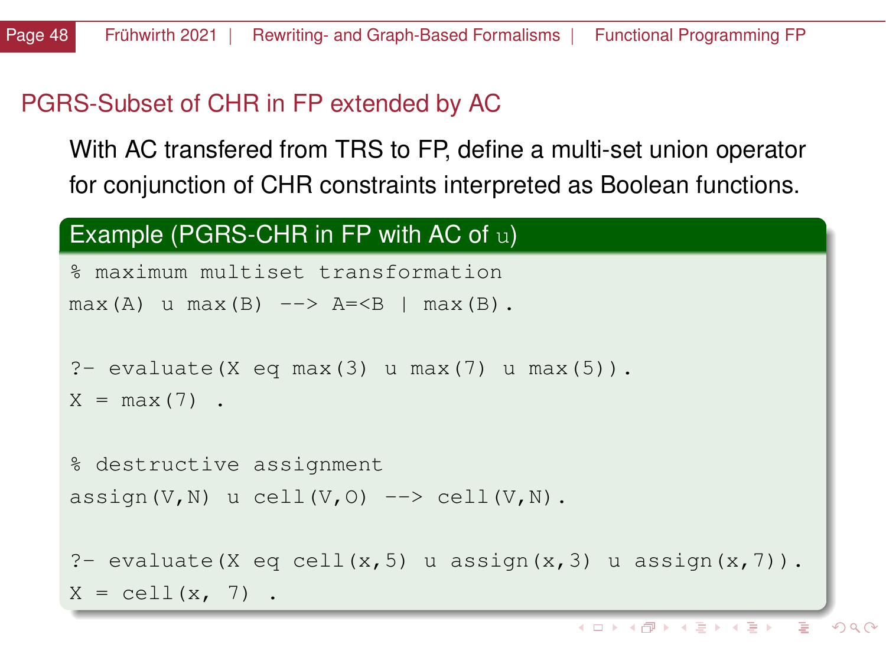## PGRS-Subset of CHR in FP extended by AC

With AC transfered from TRS to FP, define a multi-set union operator for conjunction of CHR constraints interpreted as Boolean functions.

### Example (PGRS-CHR in FP with AC of u)

```
% maximum multiset transformation
max(A) u max(B) --> A=<B | max(B).

?- evaluate(X eq max(3) u max(7) u max(5)).
X = max(7) .

% destructive assignment
assign(V,N) u cell(V,O) --> cell(V,N).

?- evaluate(X eq cell(x,5) u assign(x,3) u assign(x,7)).
X = cell(x, 7) .
```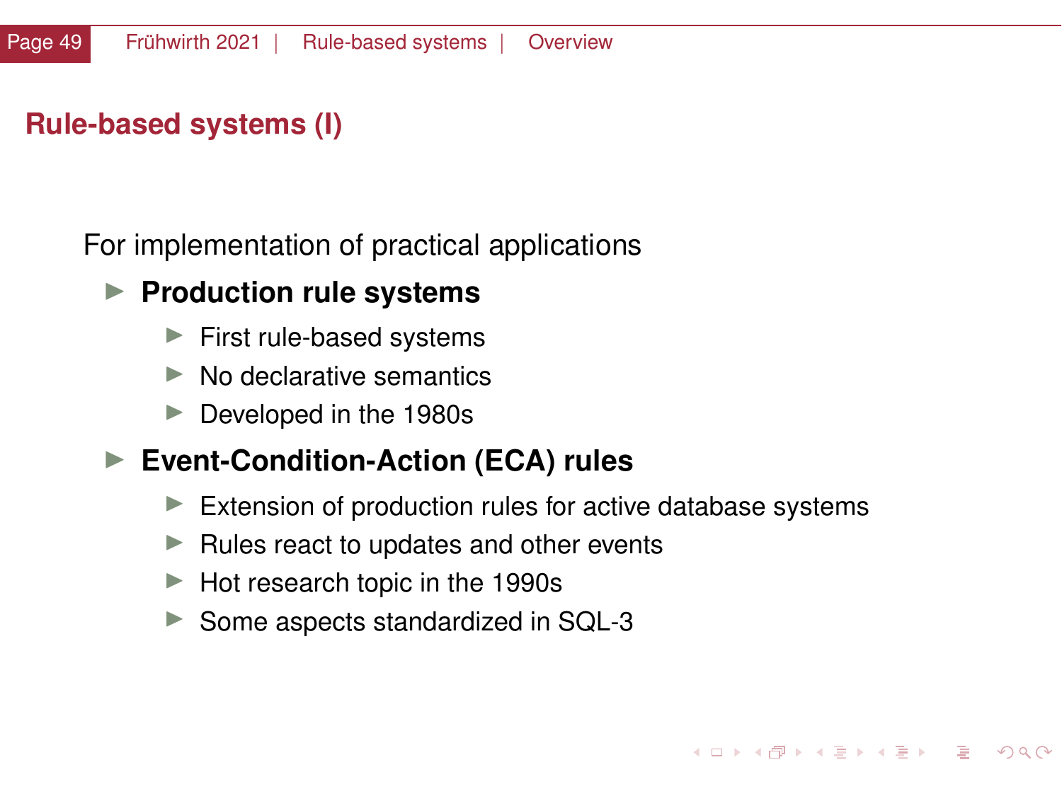## Rule-based systems (I)

For implementation of practical applications

- **Production rule systems**
  - First rule-based systems
  - No declarative semantics
  - Developed in the 1980s
- **Event-Condition-Action (ECA) rules**
  - Extension of production rules for active database systems
  - Rules react to updates and other events
  - Hot research topic in the 1990s
  - Some aspects standardized in SQL-3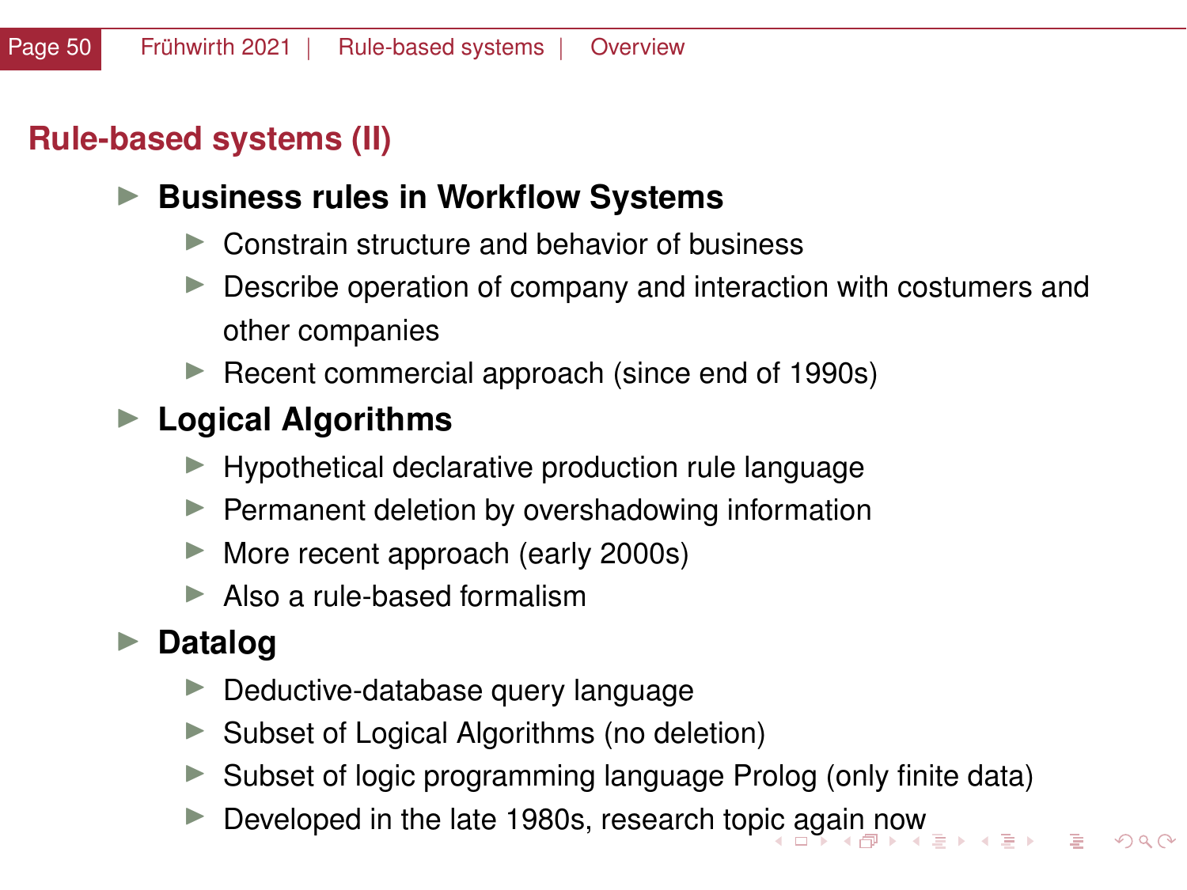## Rule-based systems (II)

- **Business rules in Workflow Systems**
  - Constrain structure and behavior of business
  - Describe operation of company and interaction with costumers and other companies
  - Recent commercial approach (since end of 1990s)
- **Logical Algorithms**
  - Hypothetical declarative production rule language
  - Permanent deletion by overshadowing information
  - More recent approach (early 2000s)
  - Also a rule-based formalism
- **Datalog**
  - Deductive-database query language
  - Subset of Logical Algorithms (no deletion)
  - Subset of logic programming language Prolog (only finite data)
  - Developed in the late 1980s, research topic again now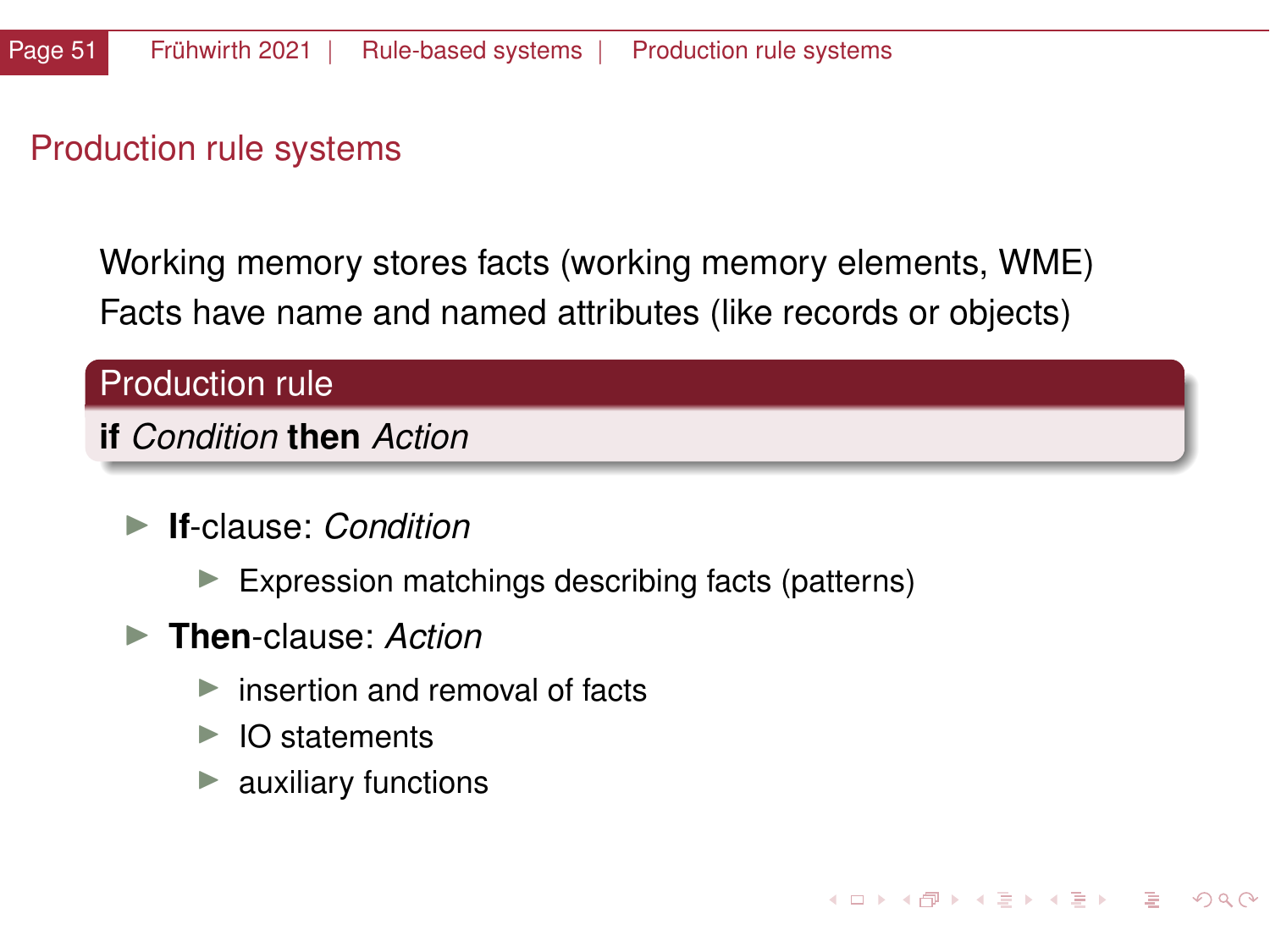## Production rule systems

Working memory stores facts (working memory elements, WME)
Facts have name and named attributes (like records or objects)

**Production rule**

**if** *Condition* **then** *Action*

- **If**-clause: *Condition*
  - Expression matchings describing facts (patterns)
- **Then**-clause: *Action*
  - insertion and removal of facts
  - IO statements
  - auxiliary functions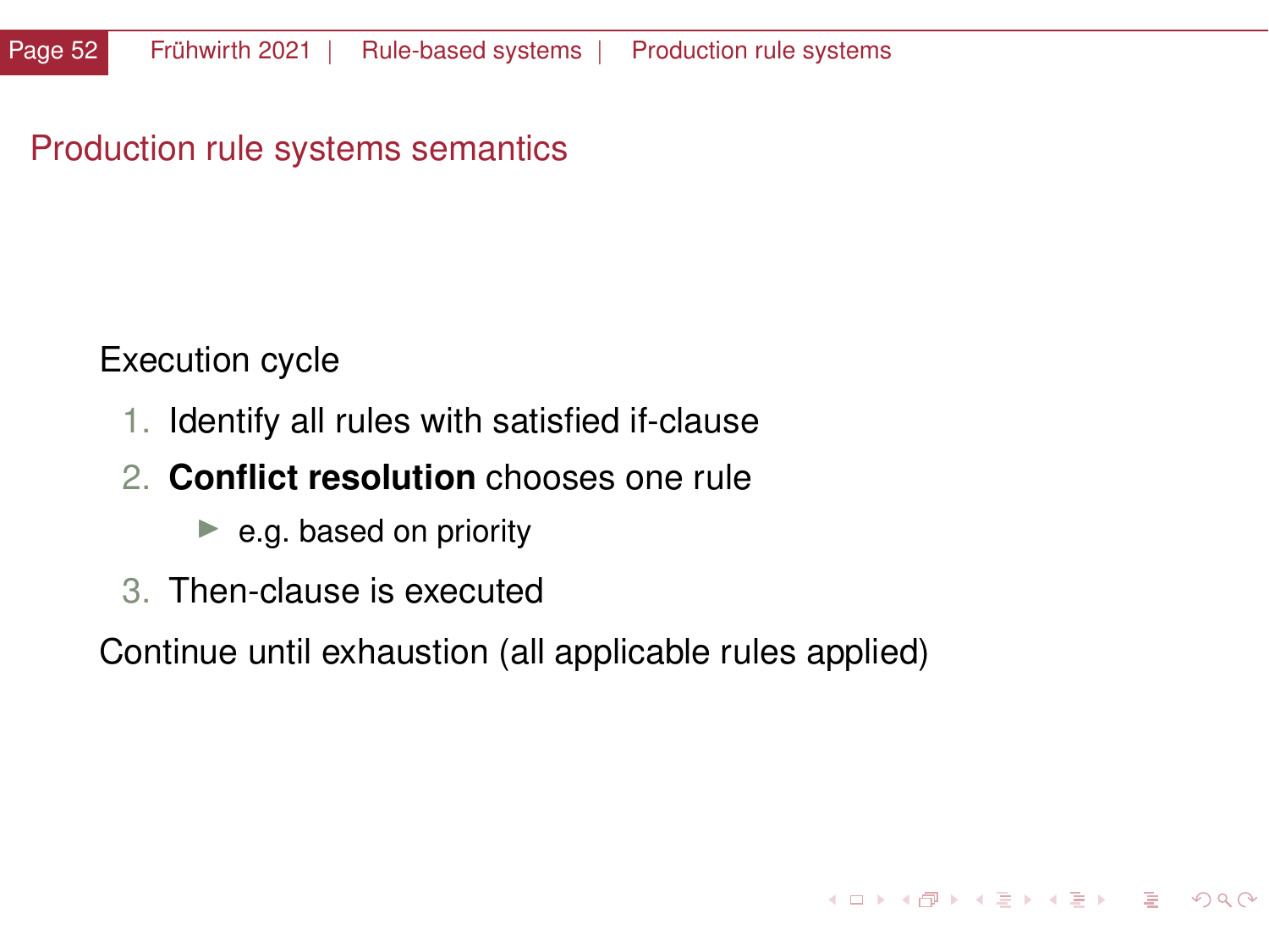## Production rule systems semantics

Execution cycle

1. Identify all rules with satisfied if-clause
2. **Conflict resolution** chooses one rule
   - e.g. based on priority
3. Then-clause is executed

Continue until exhaustion (all applicable rules applied)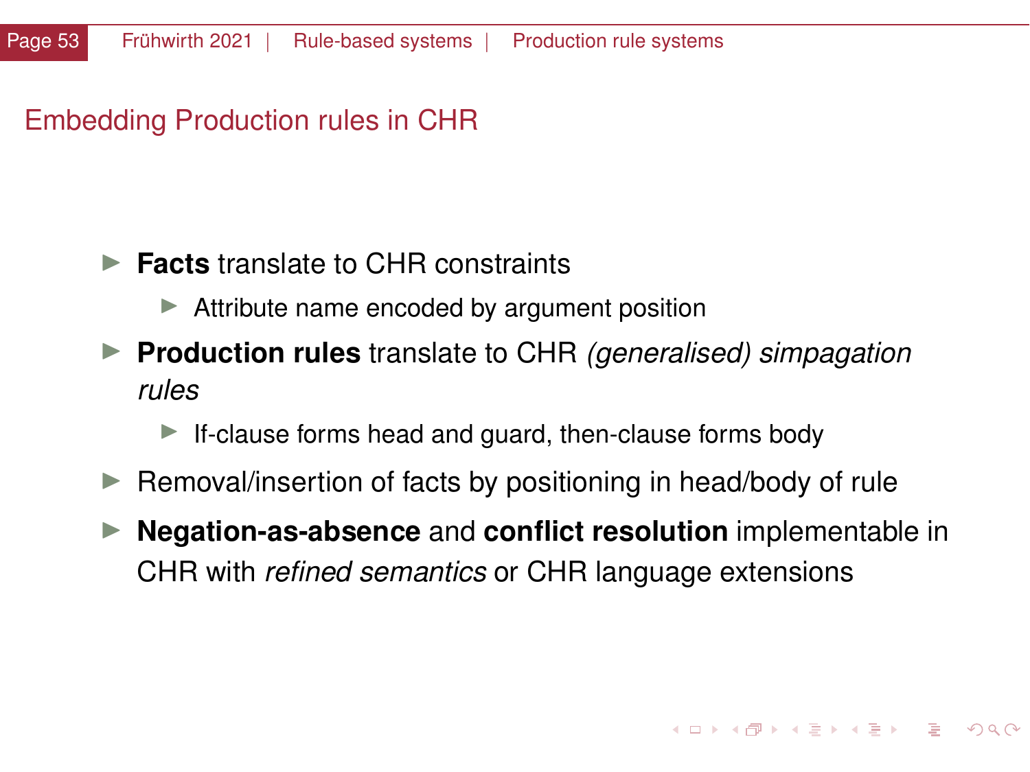## Embedding Production rules in CHR

- **Facts** translate to CHR constraints
  - Attribute name encoded by argument position
- **Production rules** translate to CHR *(generalised) simpagation rules*
  - If-clause forms head and guard, then-clause forms body
- Removal/insertion of facts by positioning in head/body of rule
- **Negation-as-absence** and **conflict resolution** implementable in CHR with *refined semantics* or CHR language extensions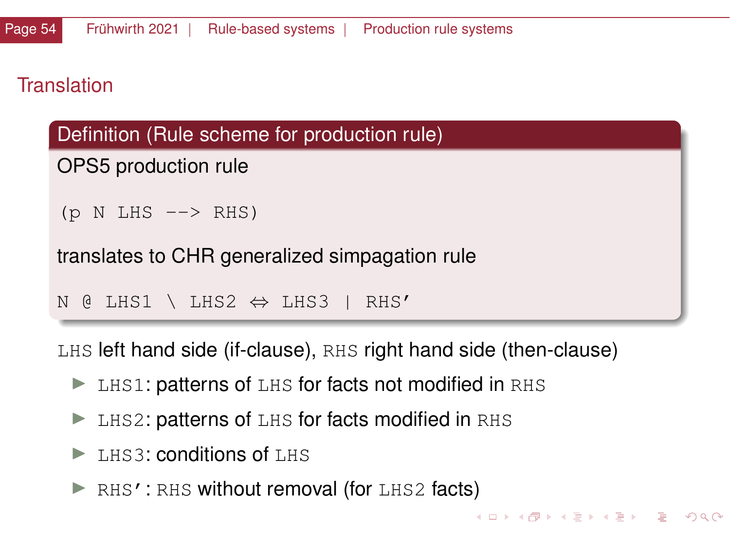## Translation

**Definition (Rule scheme for production rule)**

OPS5 production rule

```
(p N LHS --> RHS)
```

translates to CHR generalized simpagation rule

```
N @ LHS1 \ LHS2 ⇔ LHS3 | RHS'
```

`LHS` left hand side (if-clause), `RHS` right hand side (then-clause)

- `LHS1`: patterns of `LHS` for facts not modified in `RHS`
- `LHS2`: patterns of `LHS` for facts modified in `RHS`
- `LHS3`: conditions of `LHS`
- `RHS'`: `RHS` without removal (for `LHS2` facts)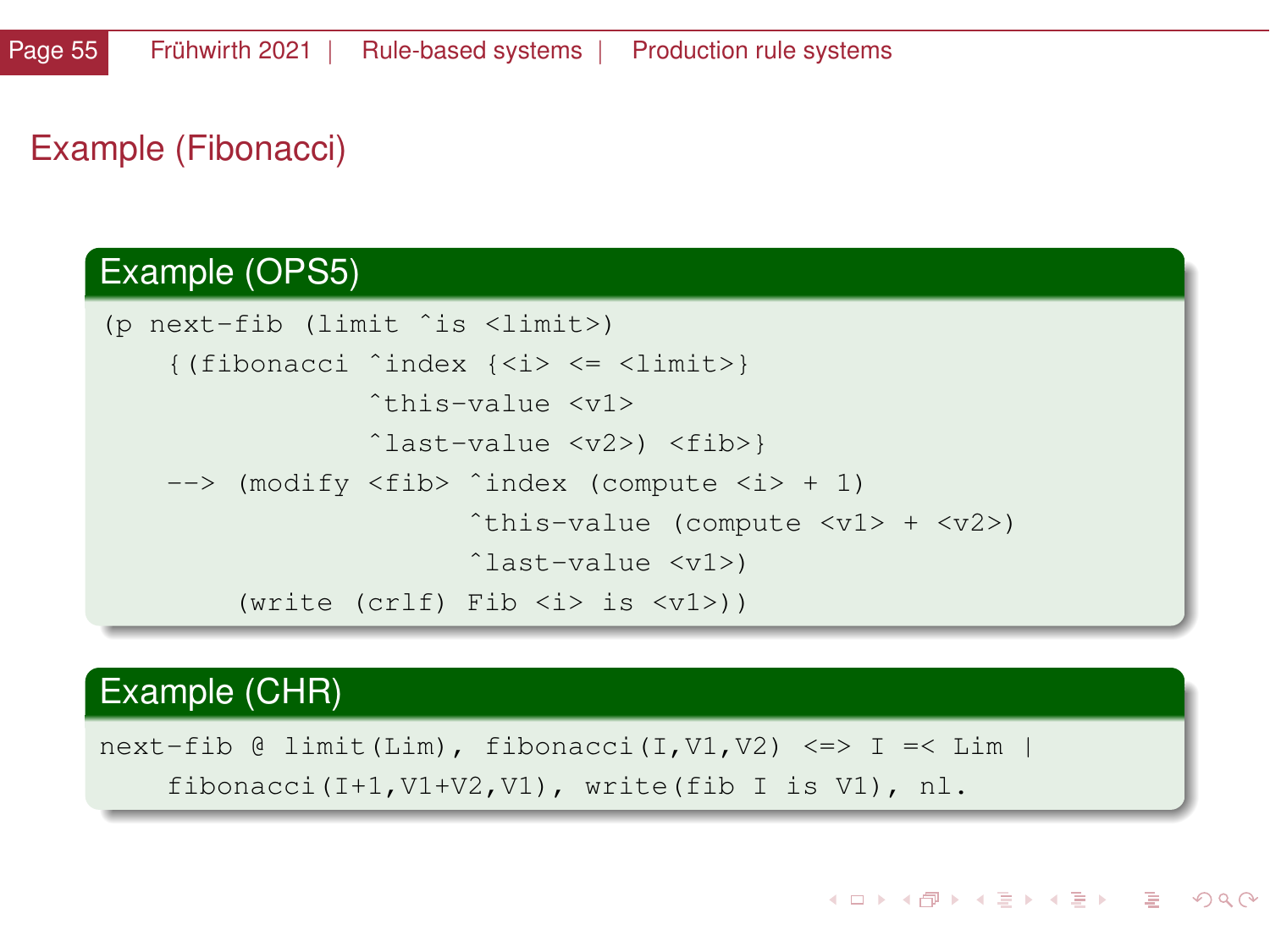# Example (Fibonacci)

## Example (OPS5)

```
(p next-fib (limit ^is <limit>)
    {(fibonacci ^index {<i> <= <limit>}
                ^this-value <v1>
                ^last-value <v2>) <fib>}
    --> (modify <fib> ^index (compute <i> + 1)
                      ^this-value (compute <v1> + <v2>)
                      ^last-value <v1>)
        (write (crlf) Fib <i> is <v1>))
```

## Example (CHR)

```
next-fib @ limit(Lim), fibonacci(I,V1,V2) <=> I =< Lim |
    fibonacci(I+1,V1+V2,V1), write(fib I is V1), nl.
```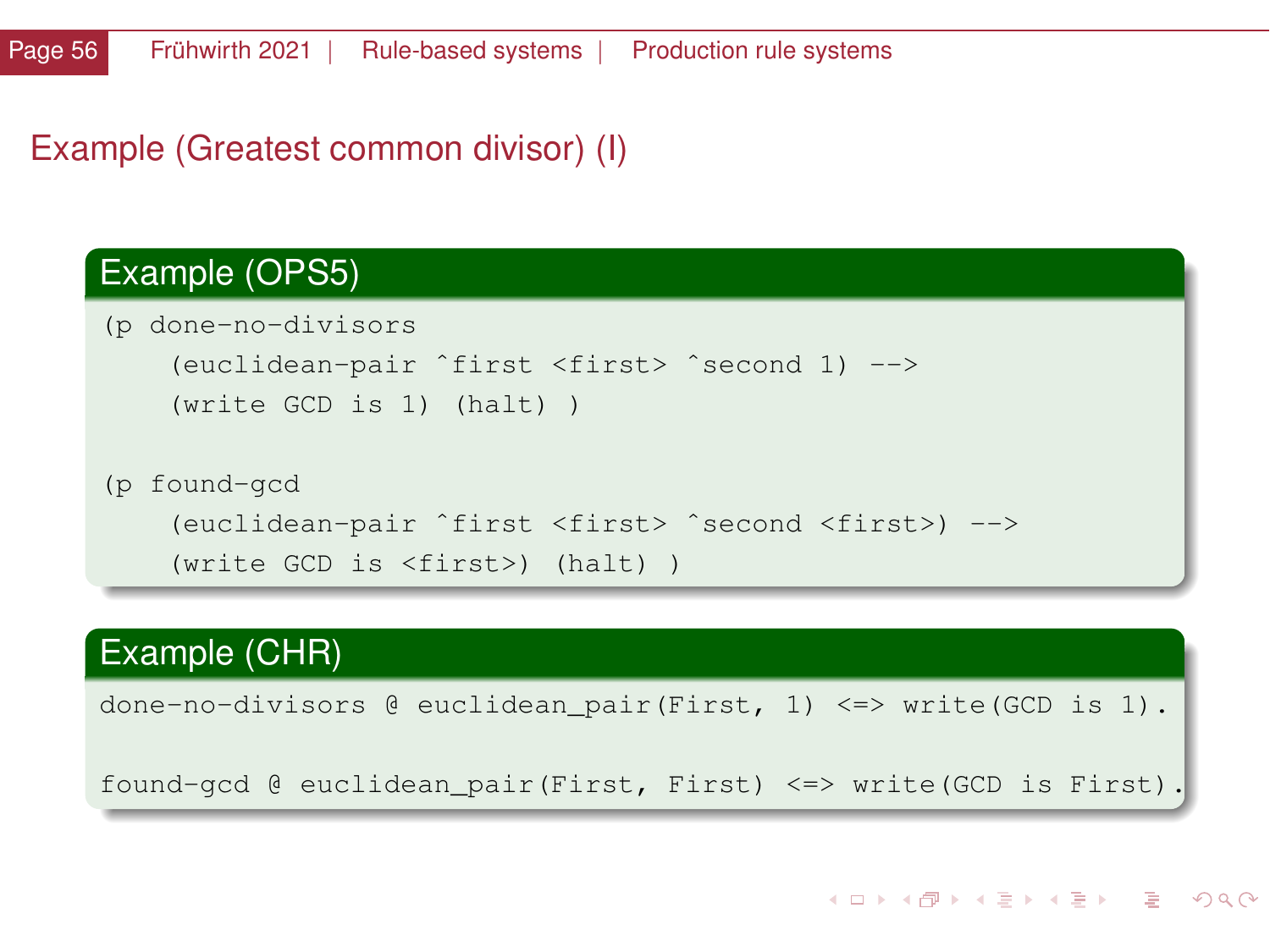# Example (Greatest common divisor) (I)

## Example (OPS5)

```
(p done-no-divisors
    (euclidean-pair ^first <first> ^second 1) -->
    (write GCD is 1) (halt) )

(p found-gcd
    (euclidean-pair ^first <first> ^second <first>) -->
    (write GCD is <first>) (halt) )
```

## Example (CHR)

```
done-no-divisors @ euclidean_pair(First, 1) <=> write(GCD is 1).

found-gcd @ euclidean_pair(First, First) <=> write(GCD is First).
```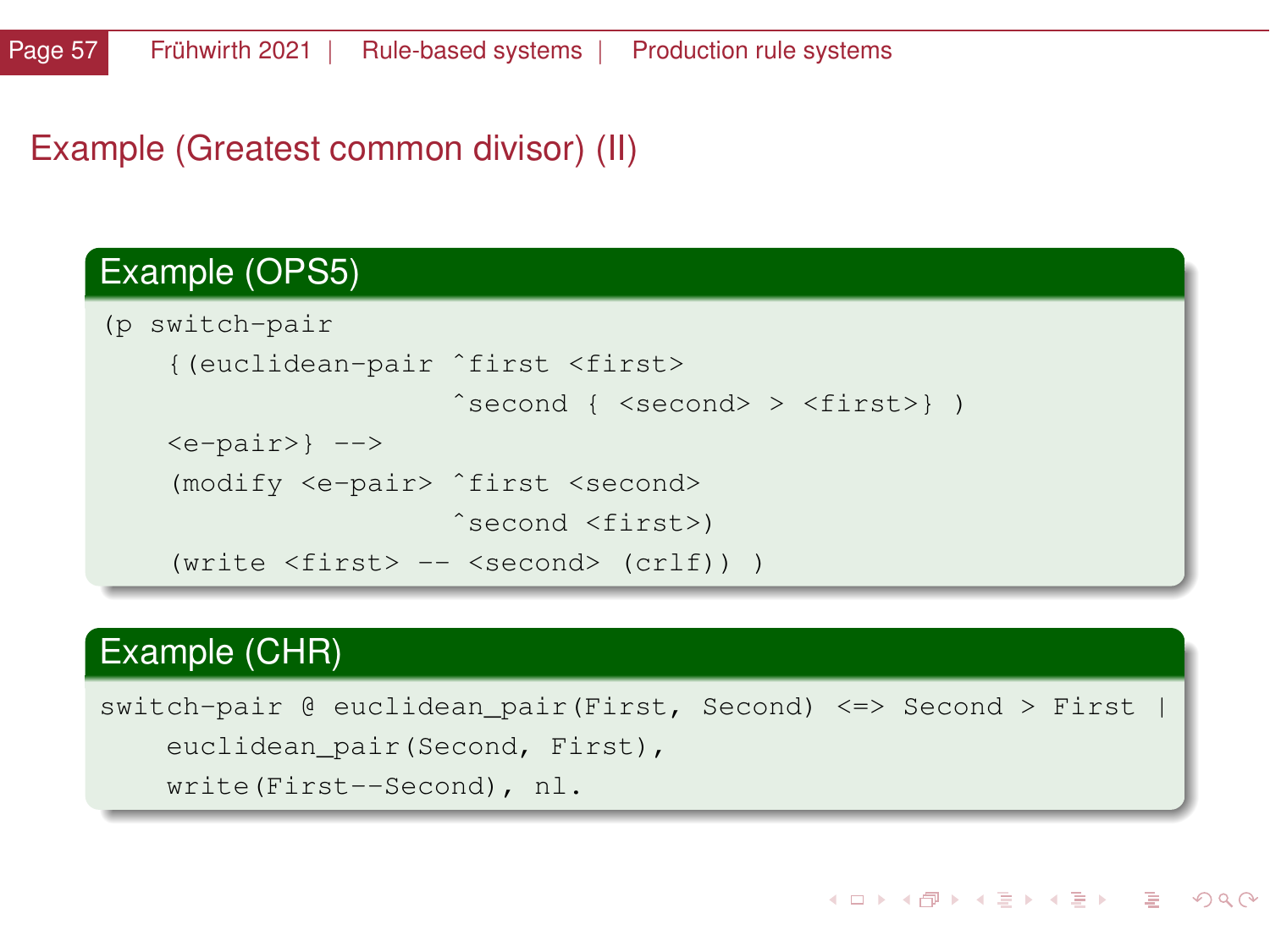## Example (Greatest common divisor) (II)

### Example (OPS5)

```
(p switch-pair
    {(euclidean-pair ^first <first>
                     ^second { <second> > <first>} )
    <e-pair>} -->
    (modify <e-pair> ^first <second>
                     ^second <first>)
    (write <first> -- <second> (crlf)) )
```

### Example (CHR)

```
switch-pair @ euclidean_pair(First, Second) <=> Second > First |
    euclidean_pair(Second, First),
    write(First--Second), nl.
```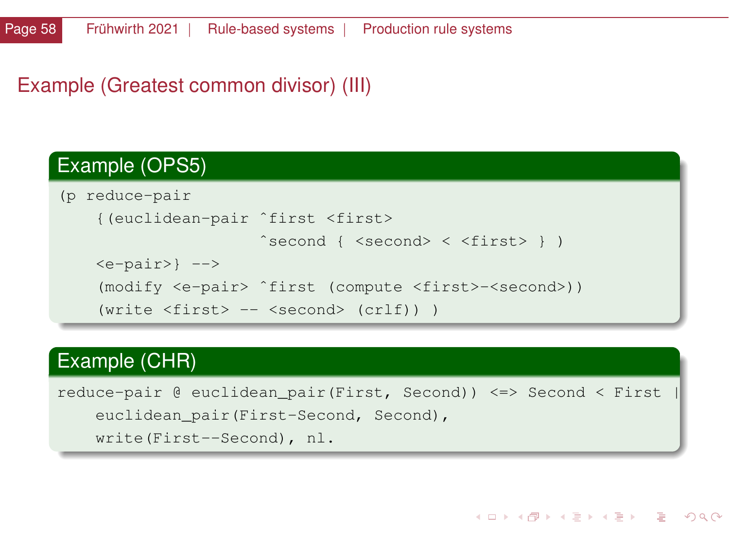# Example (Greatest common divisor) (III)

## Example (OPS5)

```
(p reduce-pair
    {(euclidean-pair ^first <first>
                     ^second { <second> < <first> } )
    <e-pair>} -->
    (modify <e-pair> ^first (compute <first>-<second>))
    (write <first> -- <second> (crlf)) )
```

## Example (CHR)

```
reduce-pair @ euclidean_pair(First, Second)) <=> Second < First |
    euclidean_pair(First-Second, Second),
    write(First--Second), nl.
```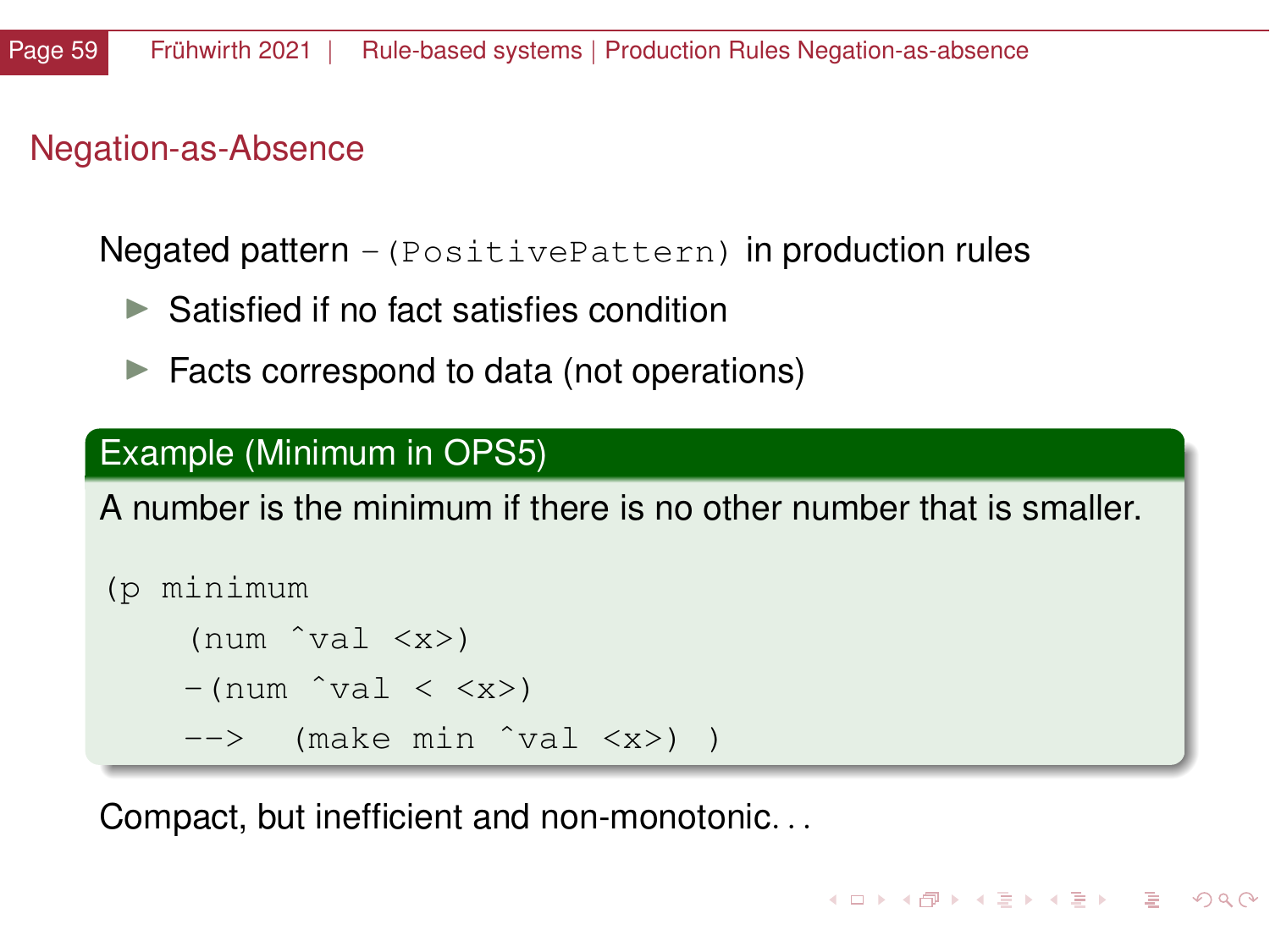## Negation-as-Absence

Negated pattern `-(PositivePattern)` in production rules

- Satisfied if no fact satisfies condition
- Facts correspond to data (not operations)

**Example (Minimum in OPS5)**

A number is the minimum if there is no other number that is smaller.

```
(p minimum
    (num ^val <x>)
   -(num ^val < <x>)
   -->  (make min ^val <x>) )
```

Compact, but inefficient and non-monotonic. . .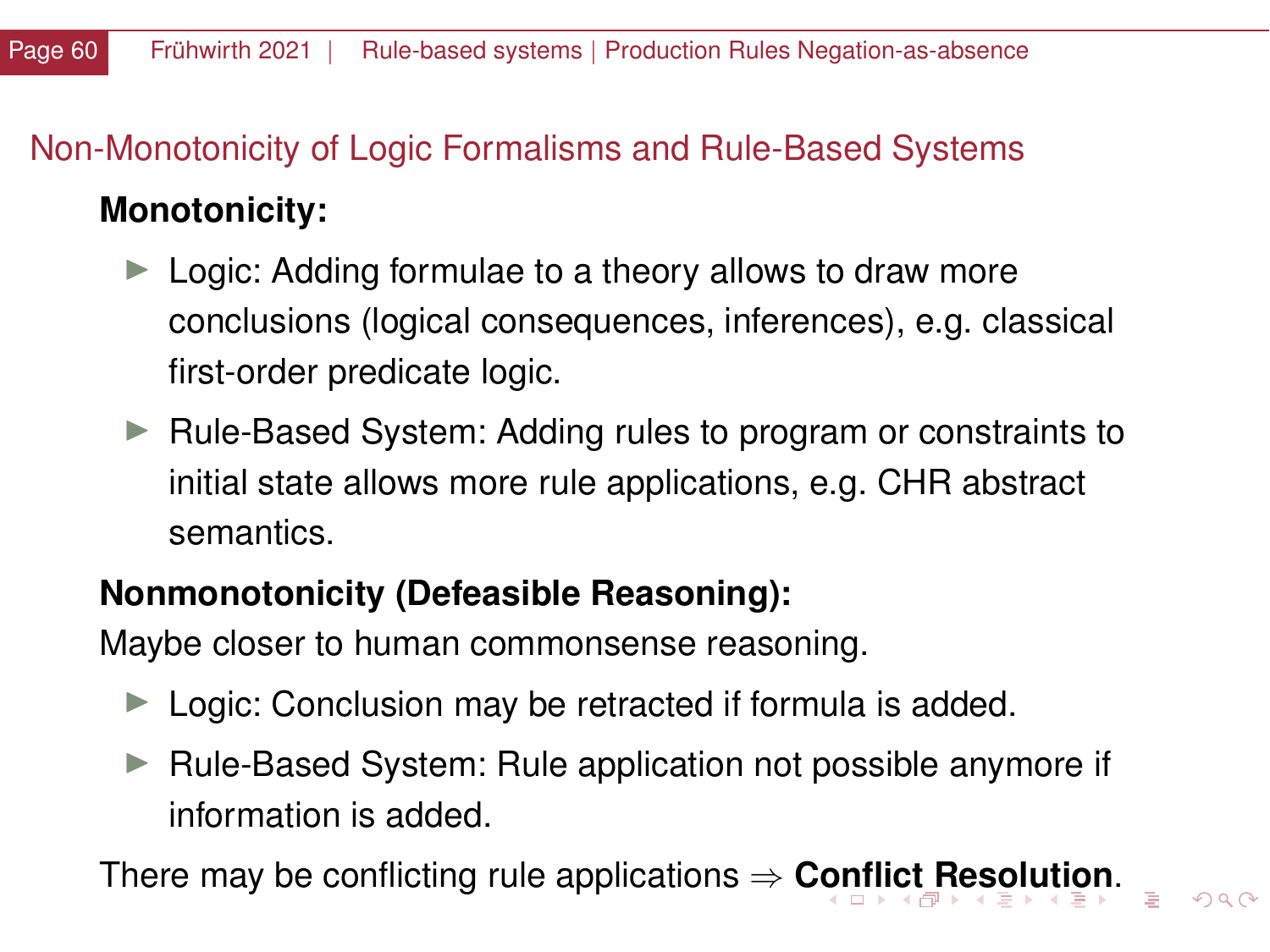## Non-Monotonicity of Logic Formalisms and Rule-Based Systems

**Monotonicity:**

- Logic: Adding formulae to a theory allows to draw more conclusions (logical consequences, inferences), e.g. classical first-order predicate logic.
- Rule-Based System: Adding rules to program or constraints to initial state allows more rule applications, e.g. CHR abstract semantics.

**Nonmonotonicity (Defeasible Reasoning):**

Maybe closer to human commonsense reasoning.

- Logic: Conclusion may be retracted if formula is added.
- Rule-Based System: Rule application not possible anymore if information is added.

There may be conflicting rule applications $\Rightarrow$ **Conflict Resolution**.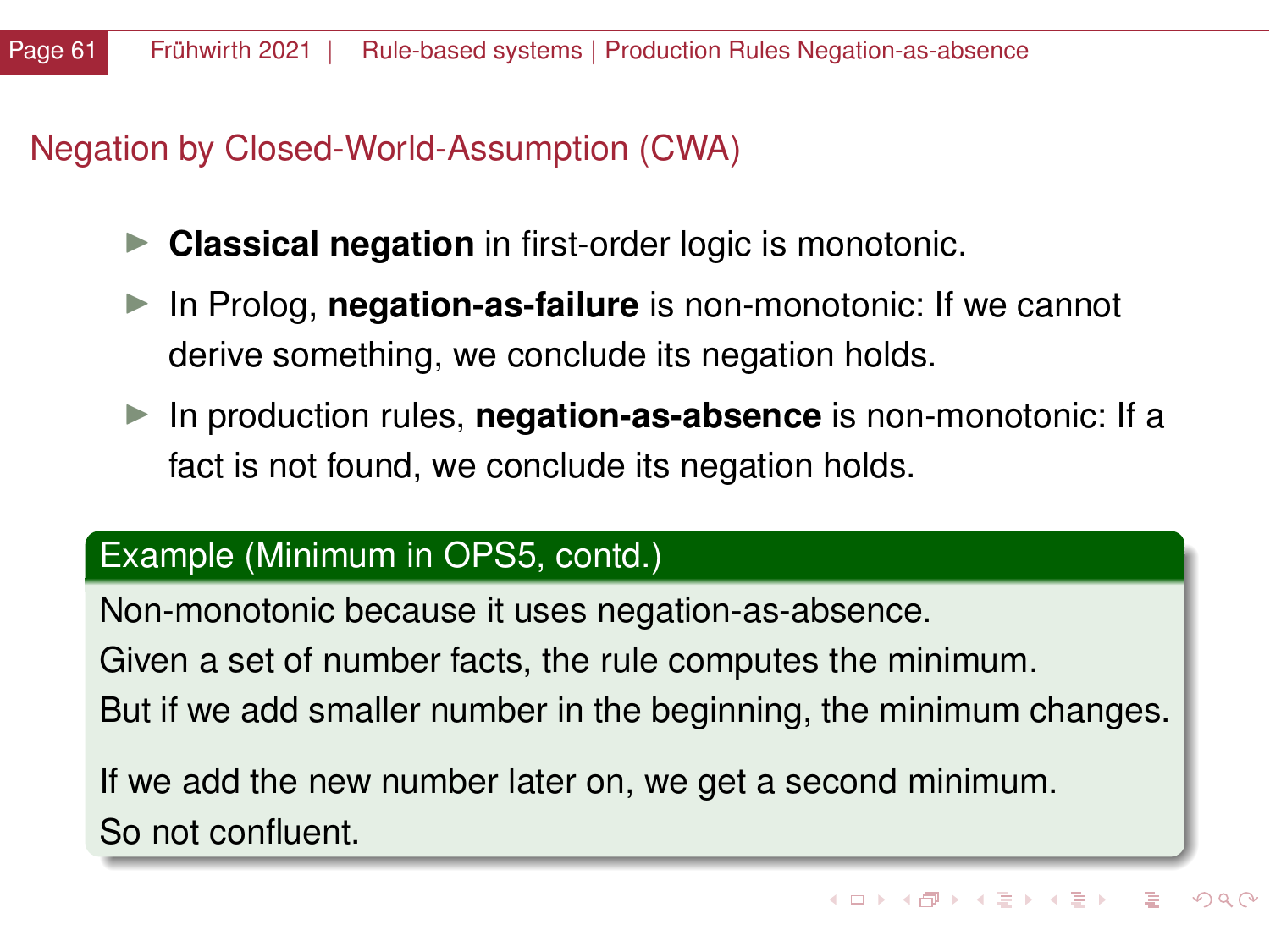## Negation by Closed-World-Assumption (CWA)

- **Classical negation** in first-order logic is monotonic.
- In Prolog, **negation-as-failure** is non-monotonic: If we cannot derive something, we conclude its negation holds.
- In production rules, **negation-as-absence** is non-monotonic: If a fact is not found, we conclude its negation holds.

**Example (Minimum in OPS5, contd.)**

Non-monotonic because it uses negation-as-absence.
Given a set of number facts, the rule computes the minimum.
But if we add smaller number in the beginning, the minimum changes.

If we add the new number later on, we get a second minimum.
So not confluent.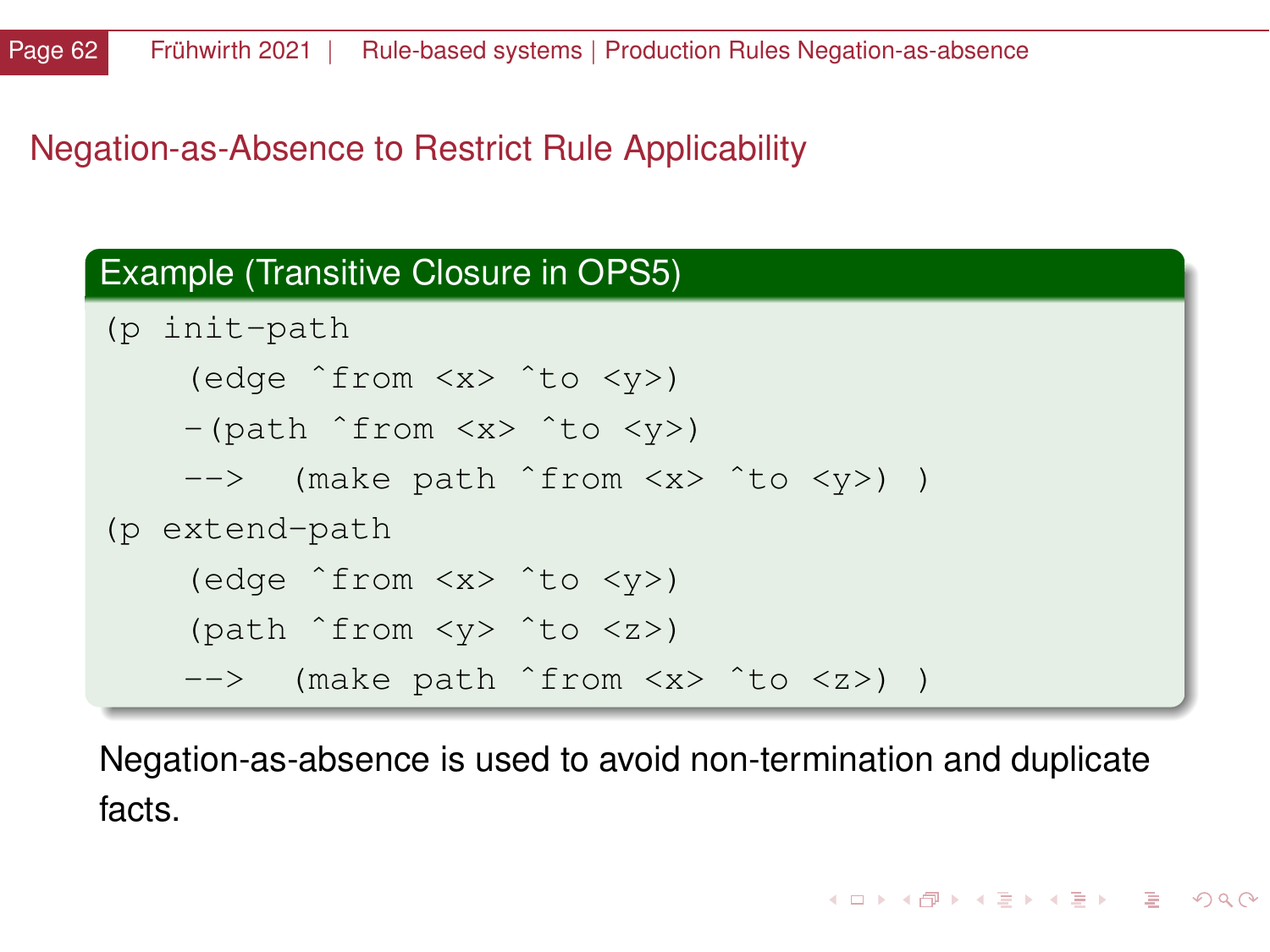## Negation-as-Absence to Restrict Rule Applicability

**Example (Transitive Closure in OPS5)**

```
(p init-path
    (edge ^from <x> ^to <y>)
   -(path ^from <x> ^to <y>)
   -->  (make path ^from <x> ^to <y>) )
(p extend-path
    (edge ^from <x> ^to <y>)
    (path ^from <y> ^to <z>)
   -->  (make path ^from <x> ^to <z>) )
```

Negation-as-absence is used to avoid non-termination and duplicate facts.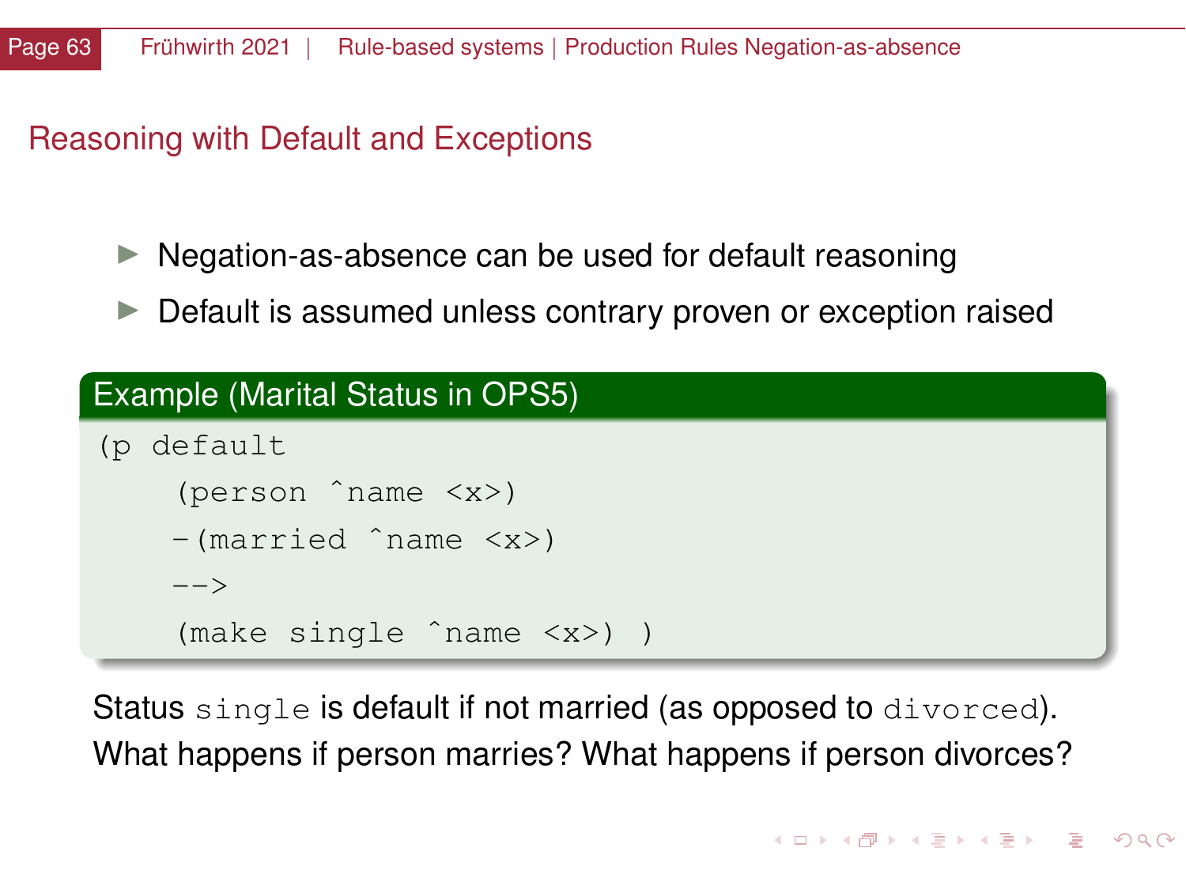## Reasoning with Default and Exceptions

- Negation-as-absence can be used for default reasoning
- Default is assumed unless contrary proven or exception raised

**Example (Marital Status in OPS5)**

```
(p default
    (person ^name <x>)
   -(married ^name <x>)
   -->
    (make single ^name <x>) )
```

Status `single` is default if not married (as opposed to `divorced`).
What happens if person marries? What happens if person divorces?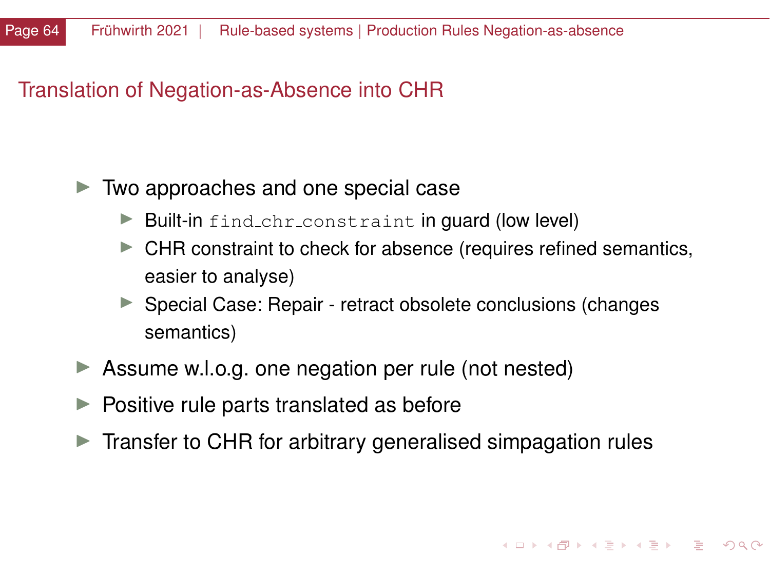# Translation of Negation-as-Absence into CHR

- Two approaches and one special case
  - Built-in `find_chr_constraint` in guard (low level)
  - CHR constraint to check for absence (requires refined semantics, easier to analyse)
  - Special Case: Repair - retract obsolete conclusions (changes semantics)
- Assume w.l.o.g. one negation per rule (not nested)
- Positive rule parts translated as before
- Transfer to CHR for arbitrary generalised simpagation rules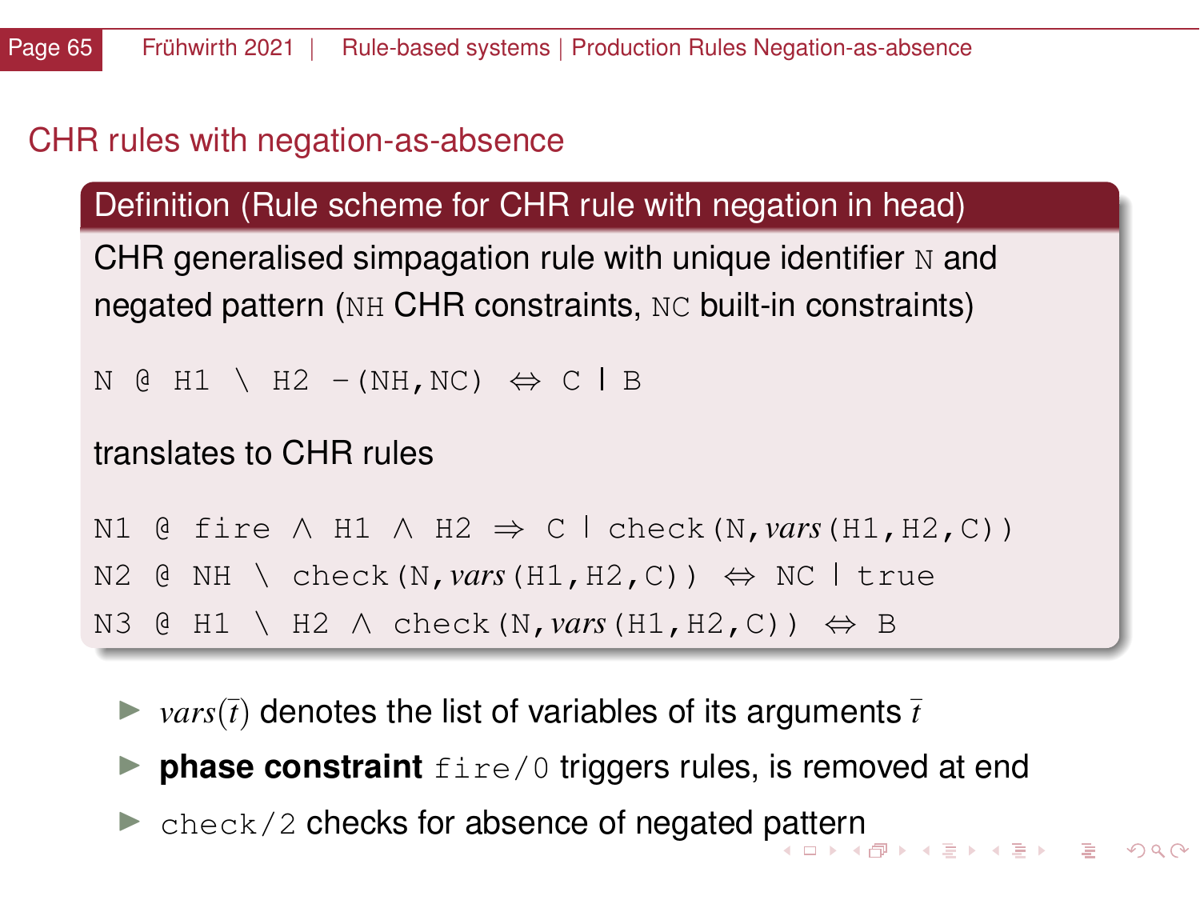## CHR rules with negation-as-absence

**Definition (Rule scheme for CHR rule with negation in head)**

CHR generalised simpagation rule with unique identifier `N` and negated pattern (`NH` CHR constraints, `NC` built-in constraints)

```
N @ H1 \ H2 -(NH,NC) ⇔ C | B
```

translates to CHR rules

```
N1 @ fire ∧ H1 ∧ H2 ⇒ C | check(N,vars(H1,H2,C))
N2 @ NH \ check(N,vars(H1,H2,C)) ⇔ NC | true
N3 @ H1 \ H2 ∧ check(N,vars(H1,H2,C)) ⇔ B
```

- $vars(\bar{t})$ denotes the list of variables of its arguments $\bar{t}$
- **phase constraint** `fire/0` triggers rules, is removed at end
- `check/2` checks for absence of negated pattern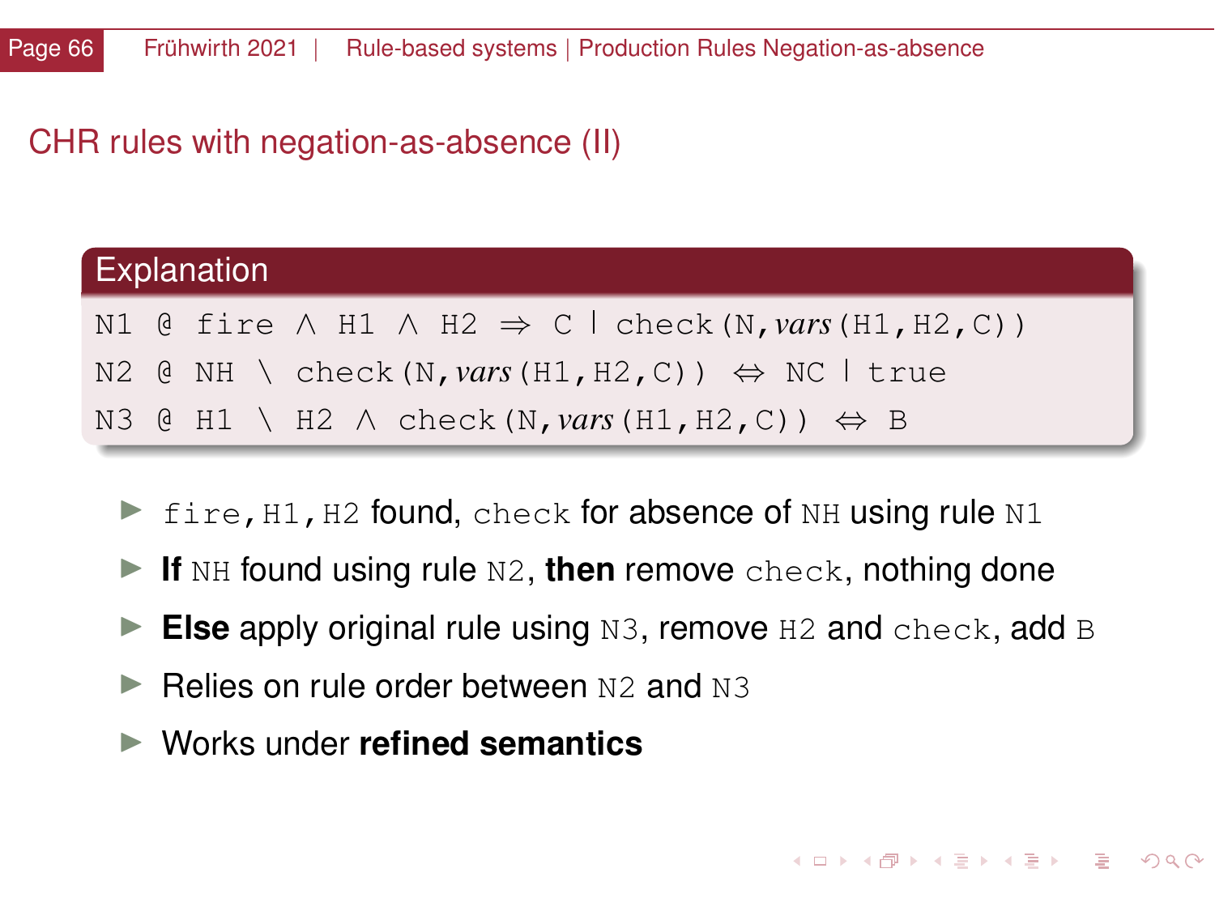## CHR rules with negation-as-absence (II)

**Explanation**

```
N1 @ fire ∧ H1 ∧ H2 ⇒ C | check(N,vars(H1,H2,C))
N2 @ NH \ check(N,vars(H1,H2,C)) ⇔ NC | true
N3 @ H1 \ H2 ∧ check(N,vars(H1,H2,C)) ⇔ B
```

- `fire,H1,H2` found, `check` for absence of `NH` using rule `N1`
- **If** `NH` found using rule `N2`, **then** remove `check`, nothing done
- **Else** apply original rule using `N3`, remove `H2` and `check`, add `B`
- Relies on rule order between `N2` and `N3`
- Works under **refined semantics**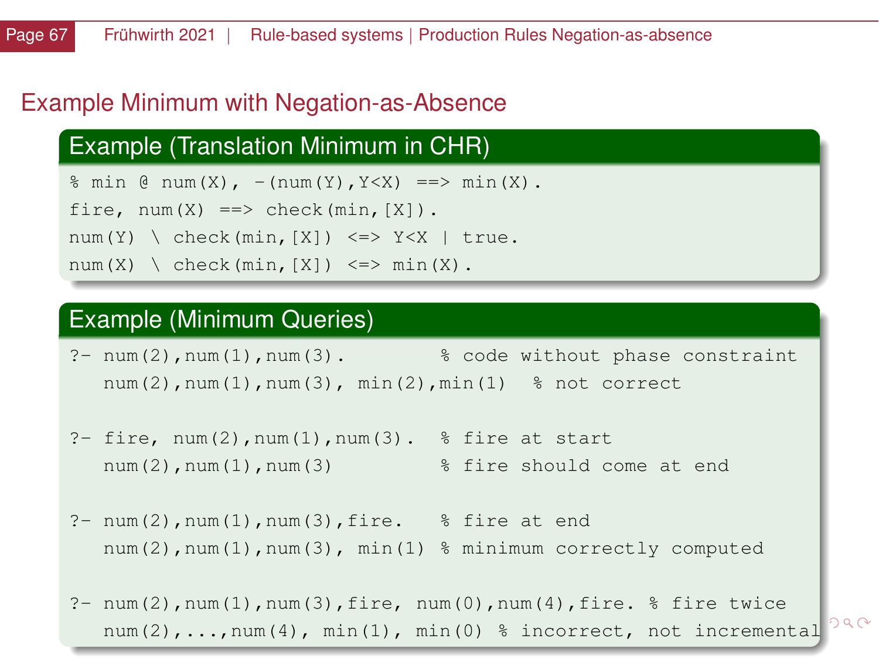# Example Minimum with Negation-as-Absence

**Example (Translation Minimum in CHR)**

```
% min @ num(X), -(num(Y),Y<X) ==> min(X).
fire, num(X) ==> check(min,[X]).
num(Y) \ check(min,[X]) <=> Y<X | true.
num(X) \ check(min,[X]) <=> min(X).
```

**Example (Minimum Queries)**

```
?- num(2),num(1),num(3).         % code without phase constraint
   num(2),num(1),num(3), min(2),min(1)   % not correct

?- fire, num(2),num(1),num(3).   % fire at start
   num(2),num(1),num(3)          % fire should come at end

?- num(2),num(1),num(3),fire.    % fire at end
   num(2),num(1),num(3), min(1) % minimum correctly computed

?- num(2),num(1),num(3),fire, num(0),num(4),fire. % fire twice
   num(2),...,num(4), min(1), min(0) % incorrect, not incremental
```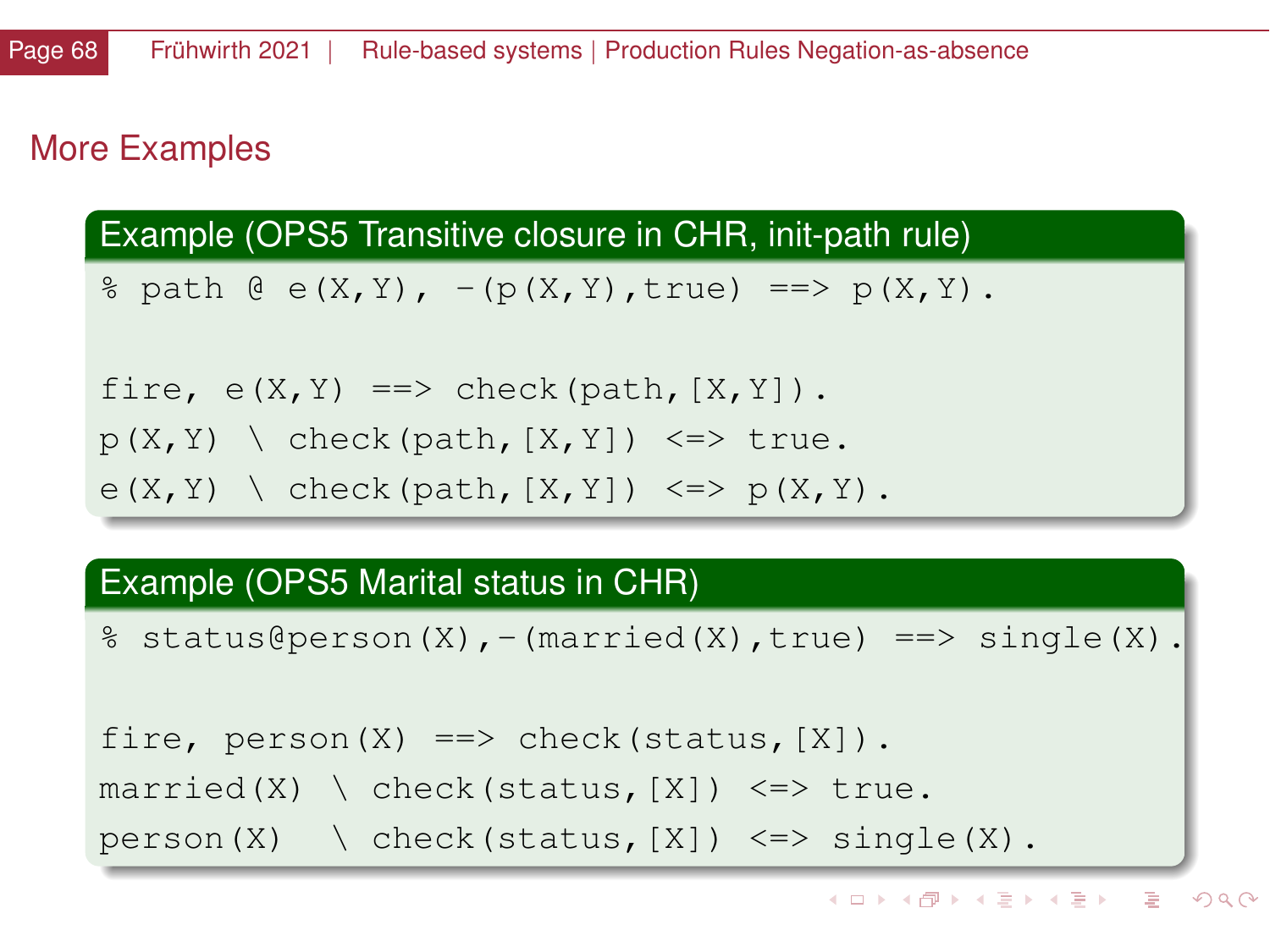## More Examples

**Example (OPS5 Transitive closure in CHR, init-path rule)**

```
% path @ e(X,Y), -(p(X,Y),true) ==> p(X,Y).

fire, e(X,Y) ==> check(path,[X,Y]).
p(X,Y) \ check(path,[X,Y]) <=> true.
e(X,Y) \ check(path,[X,Y]) <=> p(X,Y).
```

**Example (OPS5 Marital status in CHR)**

```
% status@person(X),-(married(X),true) ==> single(X).

fire, person(X) ==> check(status,[X]).
married(X) \ check(status,[X]) <=> true.
person(X)  \ check(status,[X]) <=> single(X).
```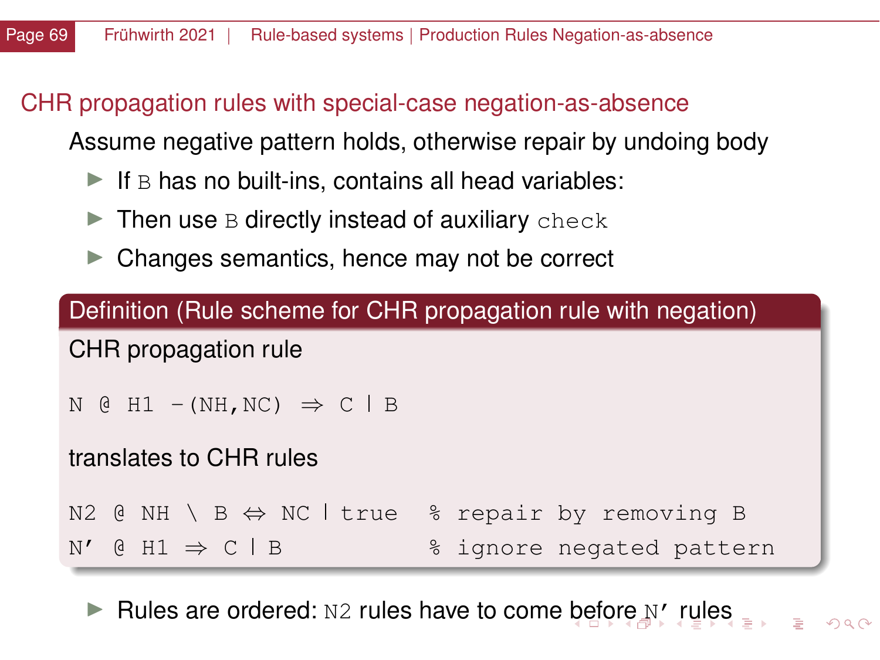## CHR propagation rules with special-case negation-as-absence

Assume negative pattern holds, otherwise repair by undoing body

- If `B` has no built-ins, contains all head variables:
- Then use `B` directly instead of auxiliary `check`
- Changes semantics, hence may not be correct

**Definition (Rule scheme for CHR propagation rule with negation)**

CHR propagation rule

```
N @ H1 -(NH,NC) ⇒ C | B
```

translates to CHR rules

```
N2 @ NH \ B ⇔ NC | true    % repair by removing B
N' @ H1 ⇒ C | B            % ignore negated pattern
```

- Rules are ordered: `N2` rules have to come before `N'` rules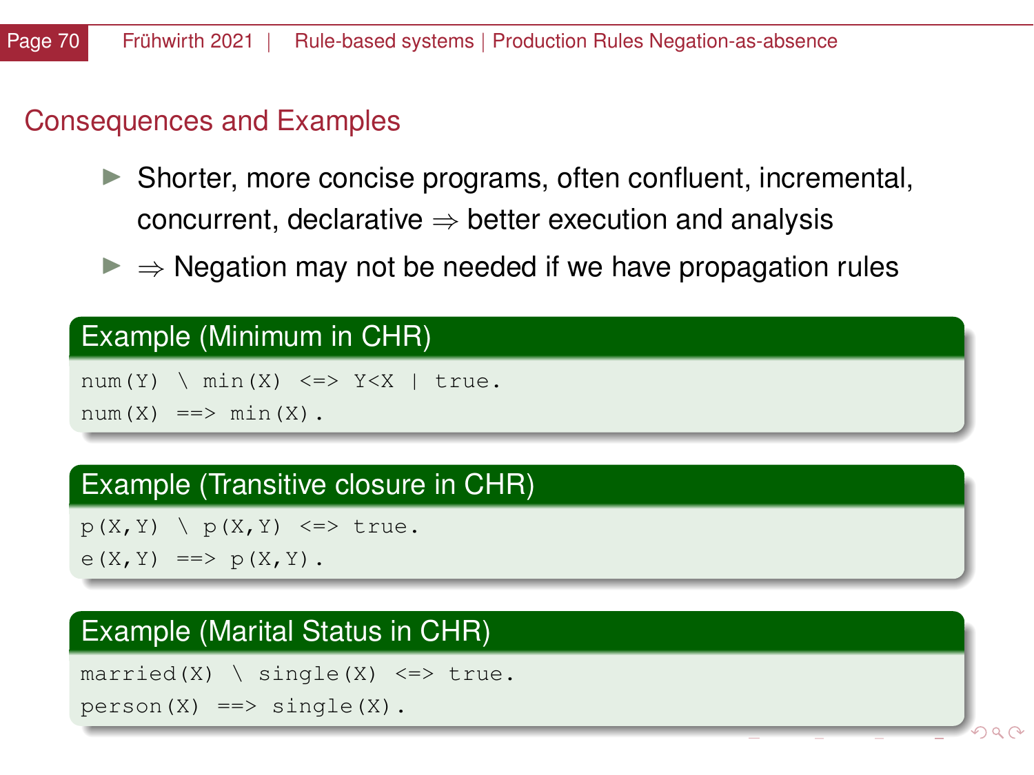## Consequences and Examples

- Shorter, more concise programs, often confluent, incremental, concurrent, declarative $\Rightarrow$ better execution and analysis
- $\Rightarrow$ Negation may not be needed if we have propagation rules

### Example (Minimum in CHR)

```
num(Y) \ min(X) <=> Y<X | true.
num(X) ==> min(X).
```

### Example (Transitive closure in CHR)

```
p(X,Y) \ p(X,Y) <=> true.
e(X,Y) ==> p(X,Y).
```

### Example (Marital Status in CHR)

```
married(X) \ single(X) <=> true.
person(X) ==> single(X).
```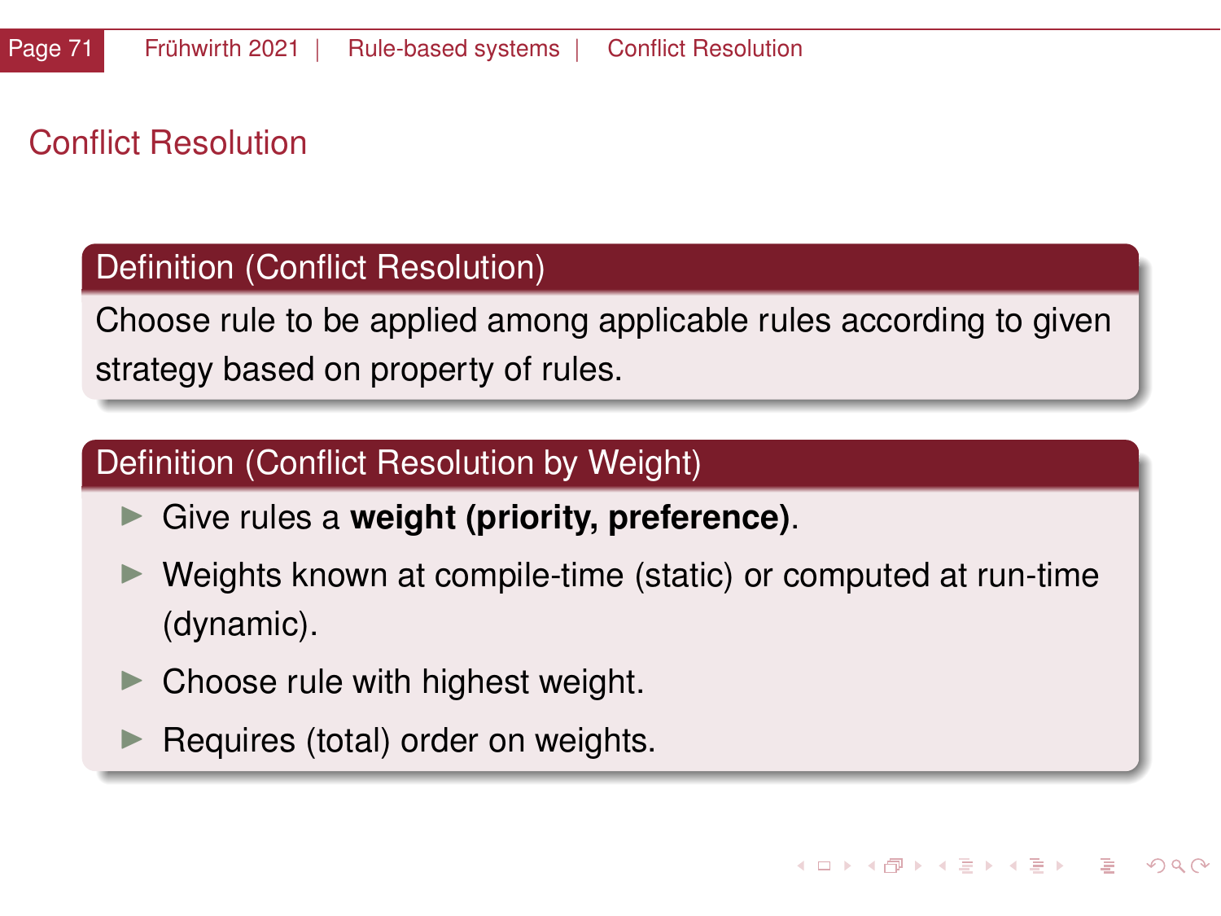# Conflict Resolution

**Definition (Conflict Resolution)**

Choose rule to be applied among applicable rules according to given strategy based on property of rules.

**Definition (Conflict Resolution by Weight)**

- Give rules a **weight (priority, preference)**.
- Weights known at compile-time (static) or computed at run-time (dynamic).
- Choose rule with highest weight.
- Requires (total) order on weights.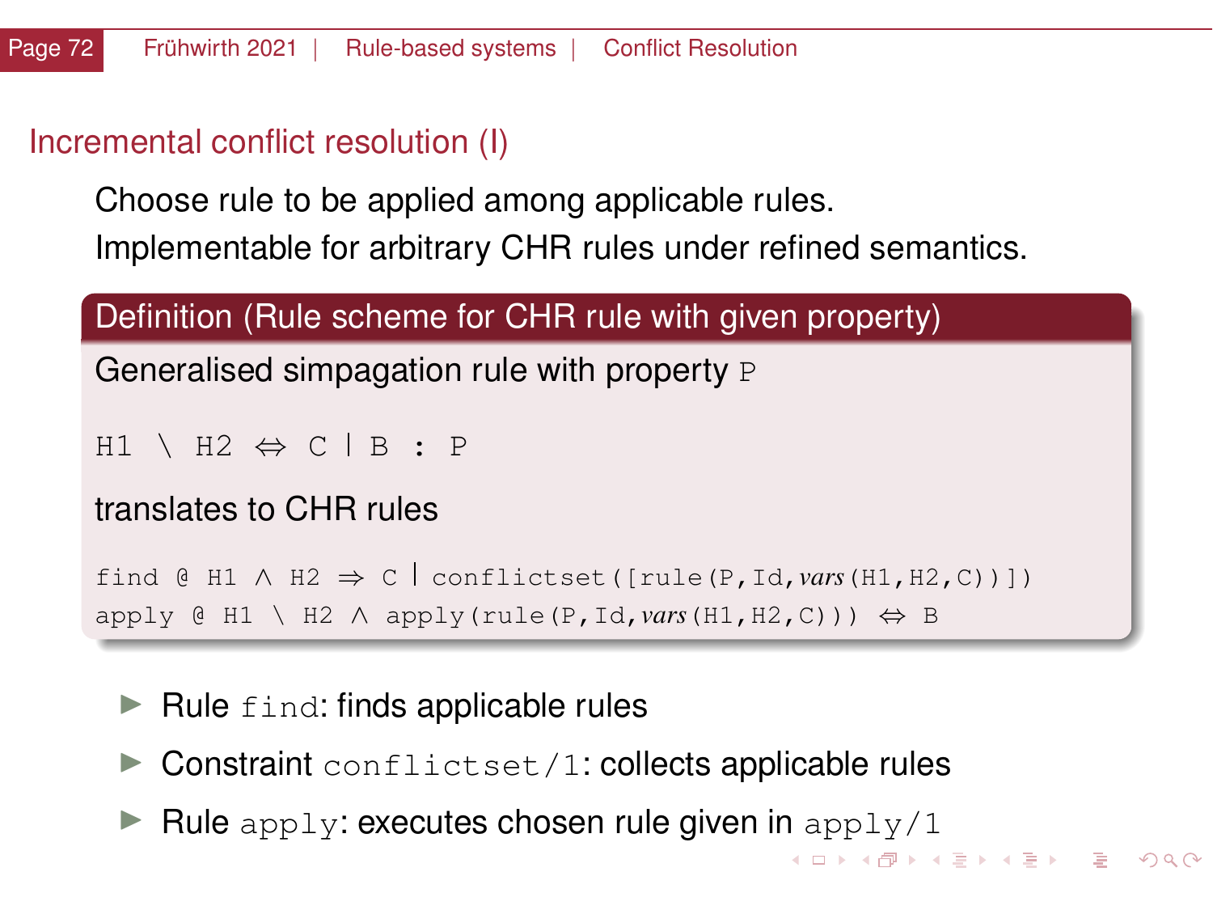## Incremental conflict resolution (I)

Choose rule to be applied among applicable rules.
Implementable for arbitrary CHR rules under refined semantics.

**Definition (Rule scheme for CHR rule with given property)**

Generalised simpagation rule with property `P`

```
H1 \ H2 ⇔ C | B : P
```

translates to CHR rules

```
find @ H1 ∧ H2 ⇒ C | conflictset([rule(P,Id,vars(H1,H2,C))])
apply @ H1 \ H2 ∧ apply(rule(P,Id,vars(H1,H2,C))) ⇔ B
```

- Rule `find`: finds applicable rules
- Constraint `conflictset/1`: collects applicable rules
- Rule `apply`: executes chosen rule given in `apply/1`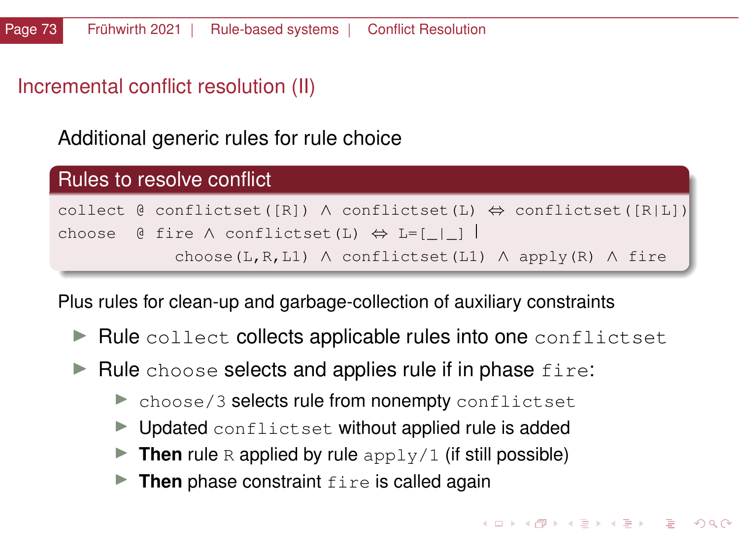# Incremental conflict resolution (II)

Additional generic rules for rule choice

**Rules to resolve conflict**

```
collect @ conflictset([R]) ∧ conflictset(L) ⇔ conflictset([R|L])
choose  @ fire ∧ conflictset(L) ⇔ L=[_|_] |
          choose(L,R,L1) ∧ conflictset(L1) ∧ apply(R) ∧ fire
```

Plus rules for clean-up and garbage-collection of auxiliary constraints

- Rule `collect` collects applicable rules into one `conflictset`
- Rule `choose` selects and applies rule if in phase `fire`:
  - `choose/3` selects rule from nonempty `conflictset`
  - Updated `conflictset` without applied rule is added
  - **Then** rule `R` applied by rule `apply/1` (if still possible)
  - **Then** phase constraint `fire` is called again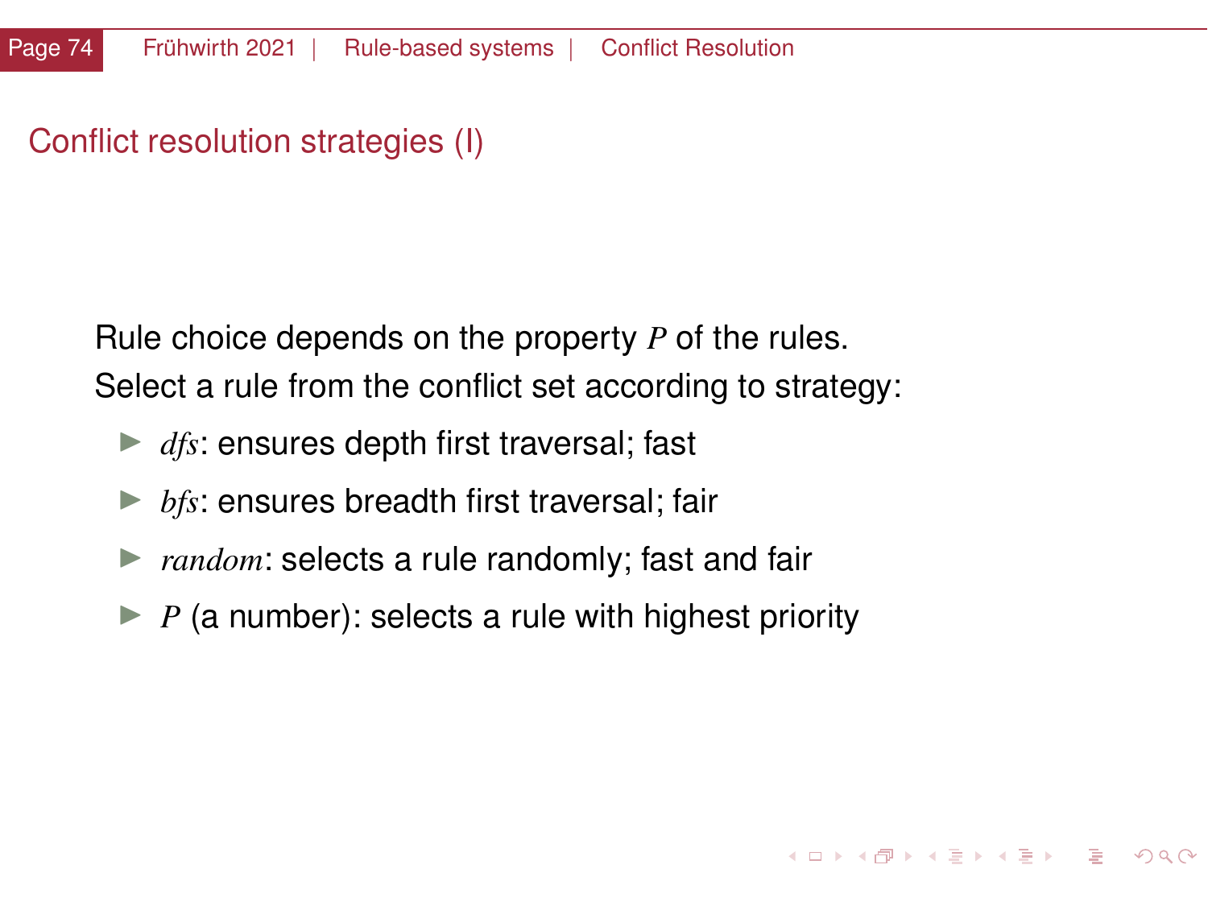## Conflict resolution strategies (I)

Rule choice depends on the property $P$ of the rules.
Select a rule from the conflict set according to strategy:

- *dfs*: ensures depth first traversal; fast
- *bfs*: ensures breadth first traversal; fair
- *random*: selects a rule randomly; fast and fair
- $P$ (a number): selects a rule with highest priority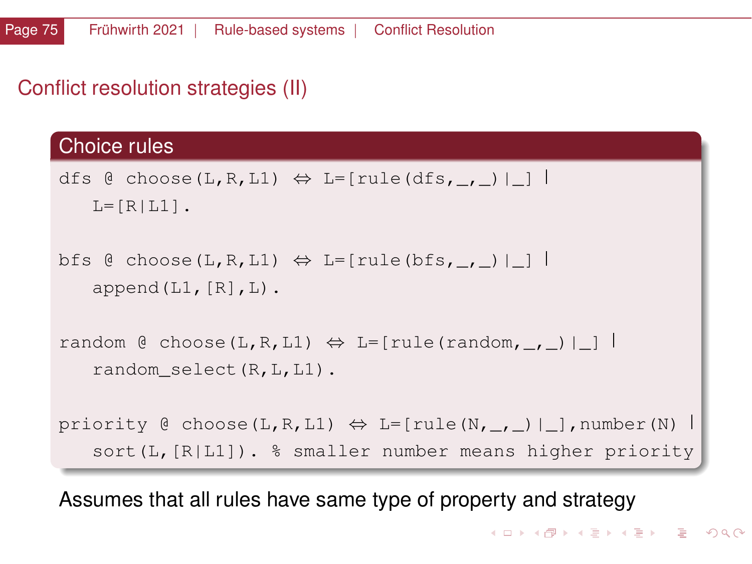## Conflict resolution strategies (II)

### Choice rules

```
dfs @ choose(L,R,L1) ⇔ L=[rule(dfs,_,_)|_] |
    L=[R|L1].

bfs @ choose(L,R,L1) ⇔ L=[rule(bfs,_,_)|_] |
    append(L1,[R],L).

random @ choose(L,R,L1) ⇔ L=[rule(random,_,_)|_] |
    random_select(R,L,L1).

priority @ choose(L,R,L1) ⇔ L=[rule(N,_,_)|_],number(N) |
    sort(L,[R|L1]). % smaller number means higher priority
```

Assumes that all rules have same type of property and strategy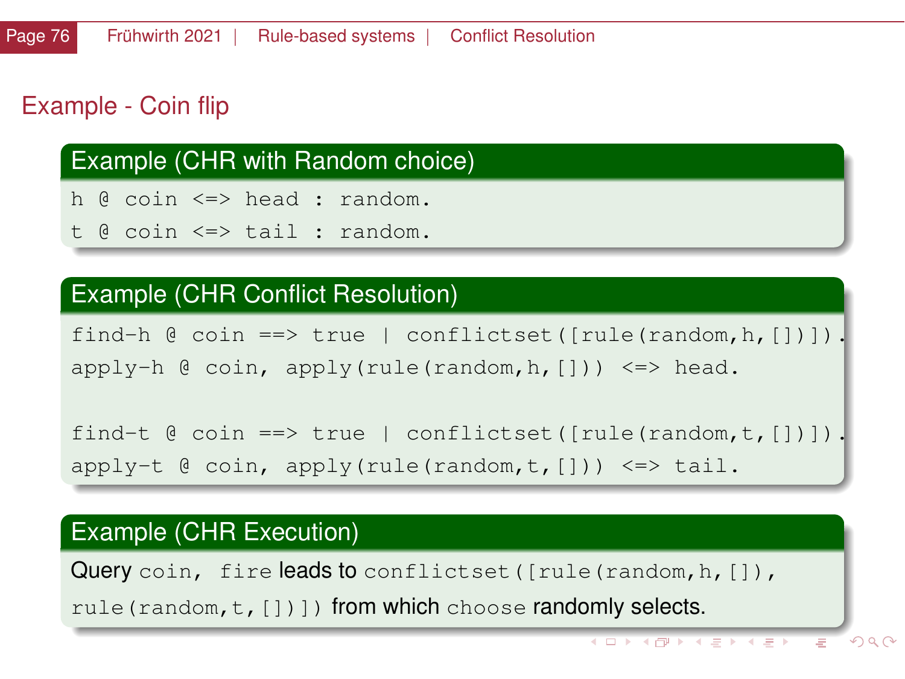# Example - Coin flip

### Example (CHR with Random choice)

```
h @ coin <=> head : random.
t @ coin <=> tail : random.
```

### Example (CHR Conflict Resolution)

```
find-h @ coin ==> true | conflictset([rule(random,h,[])]).
apply-h @ coin, apply(rule(random,h,[])) <=> head.

find-t @ coin ==> true | conflictset([rule(random,t,[])]).
apply-t @ coin, apply(rule(random,t,[])) <=> tail.
```

### Example (CHR Execution)

Query `coin, fire` leads to `conflictset([rule(random,h,[]), rule(random,t,[])])` from which `choose` randomly selects.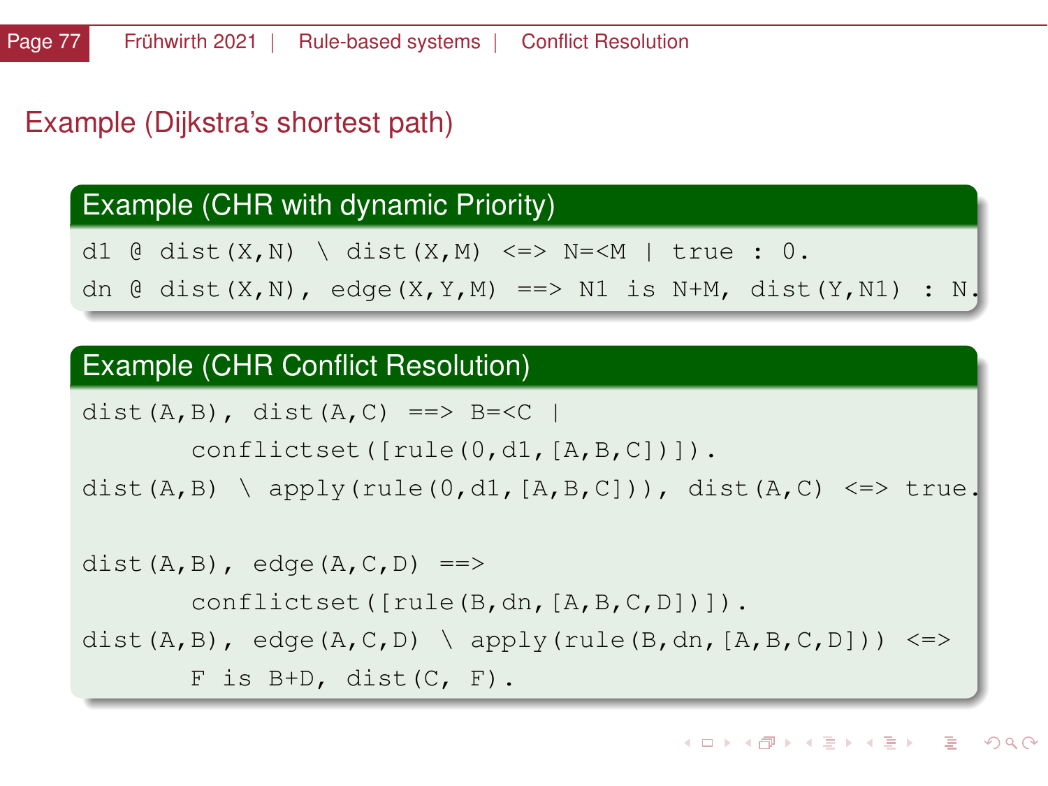## Example (Dijkstra's shortest path)

### Example (CHR with dynamic Priority)

```
d1 @ dist(X,N) \ dist(X,M) <=> N=<M | true : 0.
dn @ dist(X,N), edge(X,Y,M) ==> N1 is N+M, dist(Y,N1) : N.
```

### Example (CHR Conflict Resolution)

```
dist(A,B), dist(A,C) ==> B=<C |
       conflictset([rule(0,d1,[A,B,C])]).
dist(A,B) \ apply(rule(0,d1,[A,B,C])), dist(A,C) <=> true.

dist(A,B), edge(A,C,D) ==>
       conflictset([rule(B,dn,[A,B,C,D])]).
dist(A,B), edge(A,C,D) \ apply(rule(B,dn,[A,B,C,D])) <=>
       F is B+D, dist(C, F).
```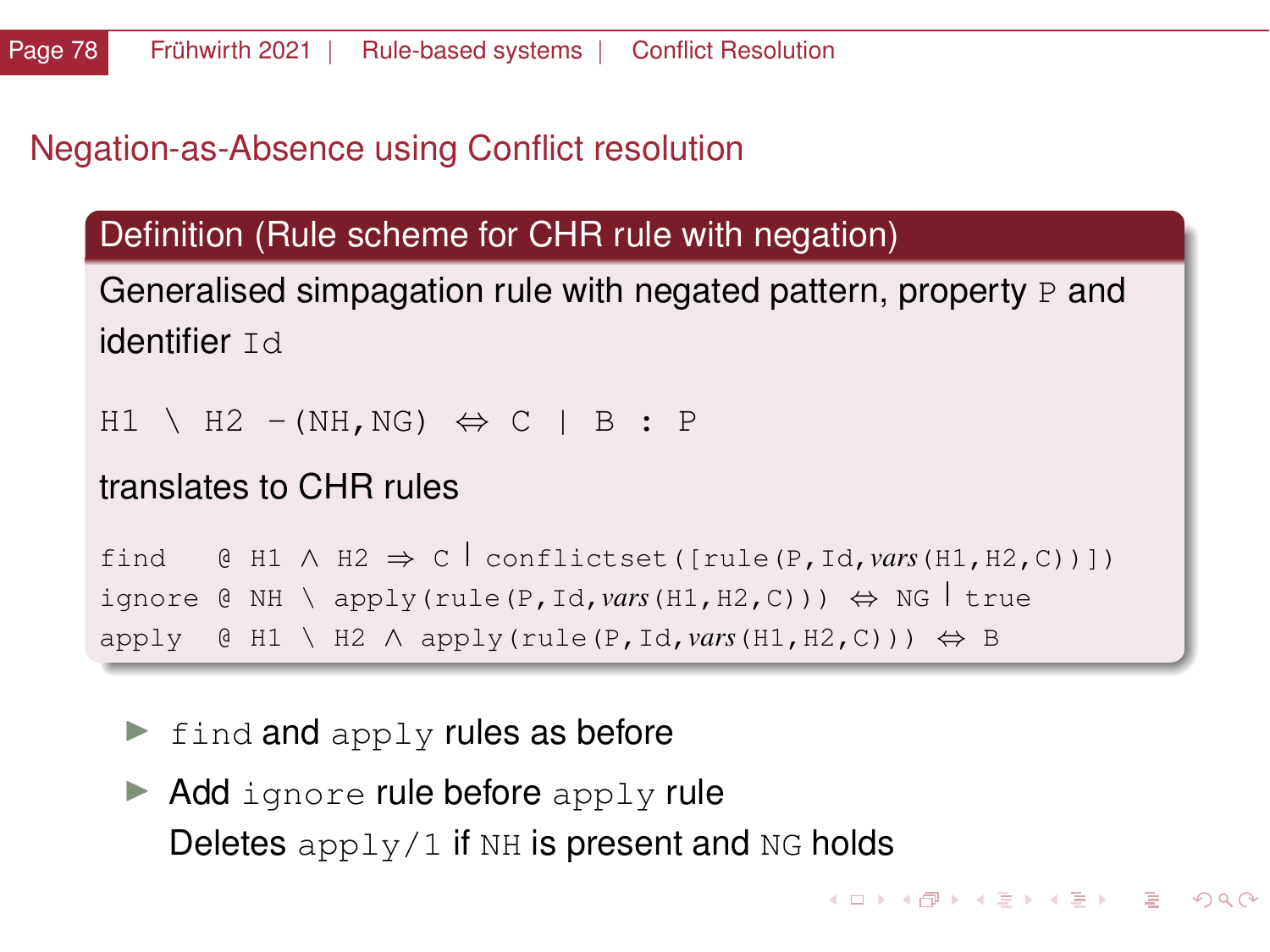## Negation-as-Absence using Conflict resolution

### Definition (Rule scheme for CHR rule with negation)

Generalised simpagation rule with negated pattern, property `P` and identifier `Id`

```
H1 \ H2 -(NH,NG) ⇔ C | B : P
```

translates to CHR rules

```
find   @ H1 ∧ H2 ⇒ C | conflictset([rule(P,Id,vars(H1,H2,C))])
ignore @ NH \ apply(rule(P,Id,vars(H1,H2,C))) ⇔ NG | true
apply  @ H1 \ H2 ∧ apply(rule(P,Id,vars(H1,H2,C))) ⇔ B
```

- `find` and `apply` rules as before
- Add `ignore` rule before `apply` rule
  Deletes `apply/1` if `NH` is present and `NG` holds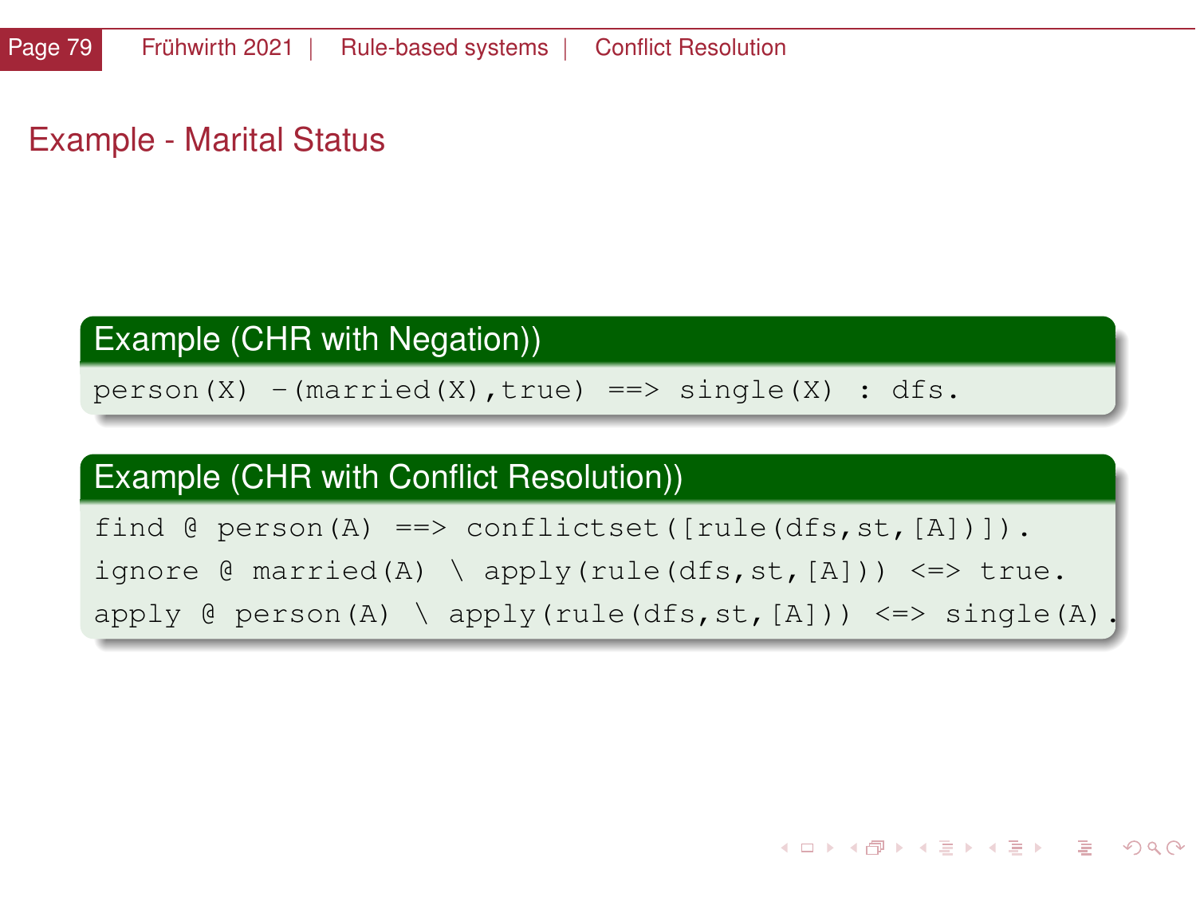## Example - Marital Status

**Example (CHR with Negation))**

```
person(X) -(married(X),true) ==> single(X) : dfs.
```

**Example (CHR with Conflict Resolution))**

```
find @ person(A) ==> conflictset([rule(dfs,st,[A])]).
ignore @ married(A) \ apply(rule(dfs,st,[A])) <=> true.
apply @ person(A) \ apply(rule(dfs,st,[A])) <=> single(A).
```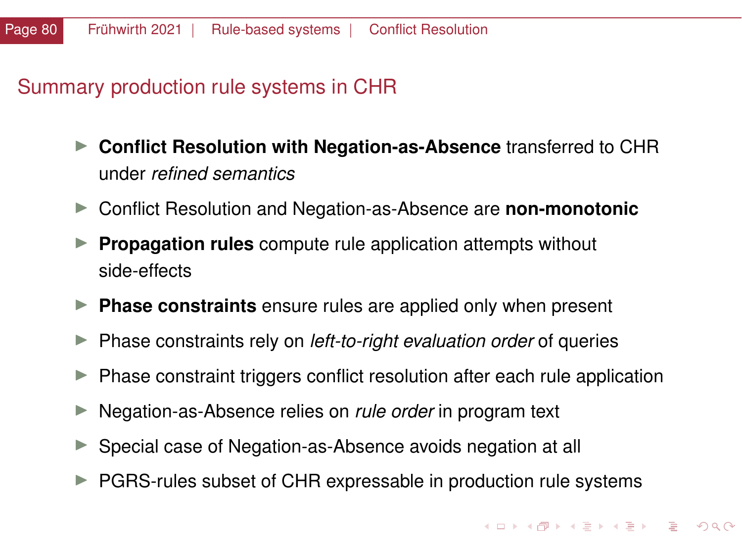## Summary production rule systems in CHR

- **Conflict Resolution with Negation-as-Absence** transferred to CHR under *refined semantics*
- Conflict Resolution and Negation-as-Absence are **non-monotonic**
- **Propagation rules** compute rule application attempts without side-effects
- **Phase constraints** ensure rules are applied only when present
- Phase constraints rely on *left-to-right evaluation order* of queries
- Phase constraint triggers conflict resolution after each rule application
- Negation-as-Absence relies on *rule order* in program text
- Special case of Negation-as-Absence avoids negation at all
- PGRS-rules subset of CHR expressable in production rule systems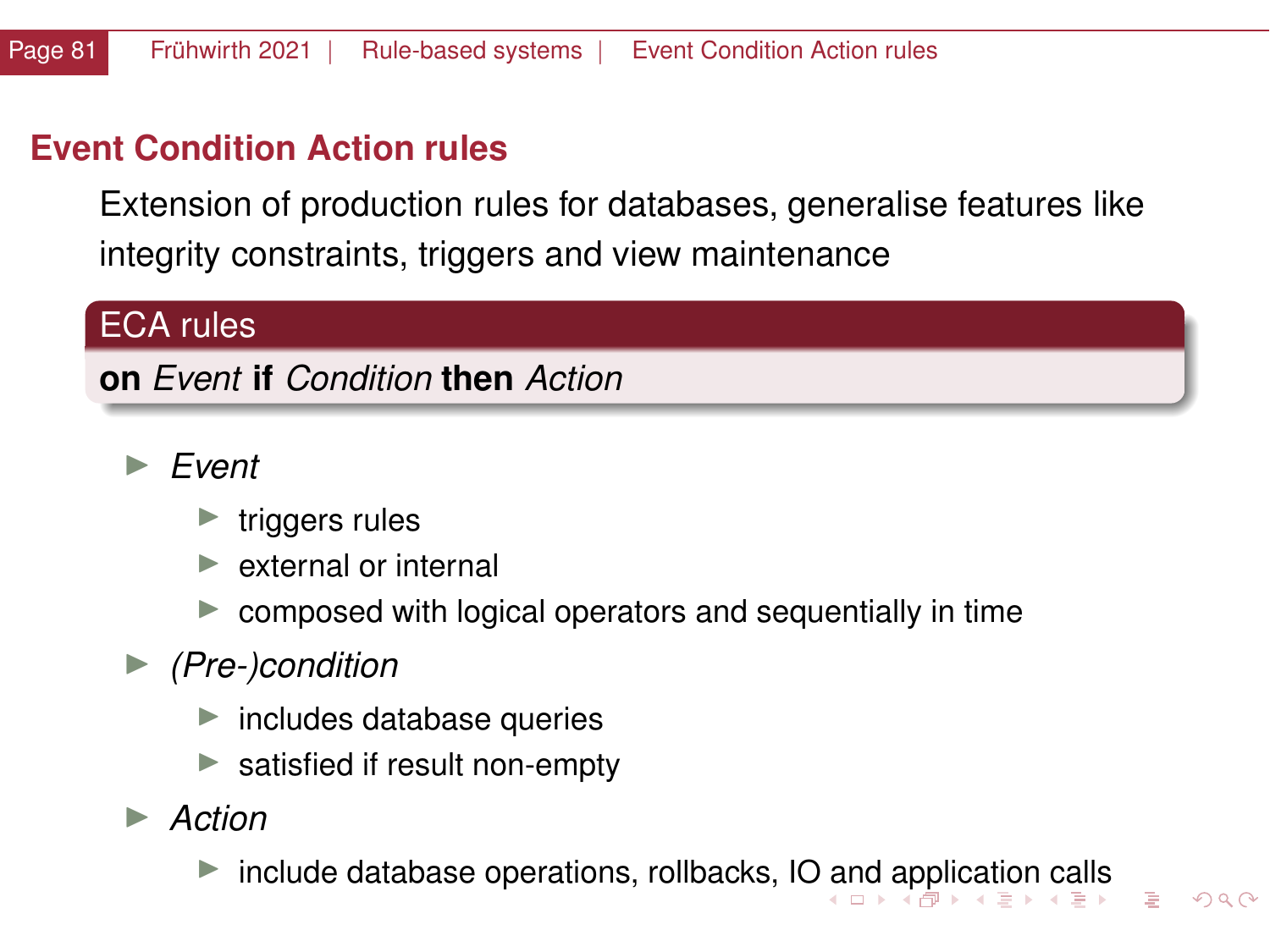## Event Condition Action rules

Extension of production rules for databases, generalise features like integrity constraints, triggers and view maintenance

**ECA rules**

**on** *Event* **if** *Condition* **then** *Action*

- *Event*
  - triggers rules
  - external or internal
  - composed with logical operators and sequentially in time
- *(Pre-)condition*
  - includes database queries
  - satisfied if result non-empty
- *Action*
  - include database operations, rollbacks, IO and application calls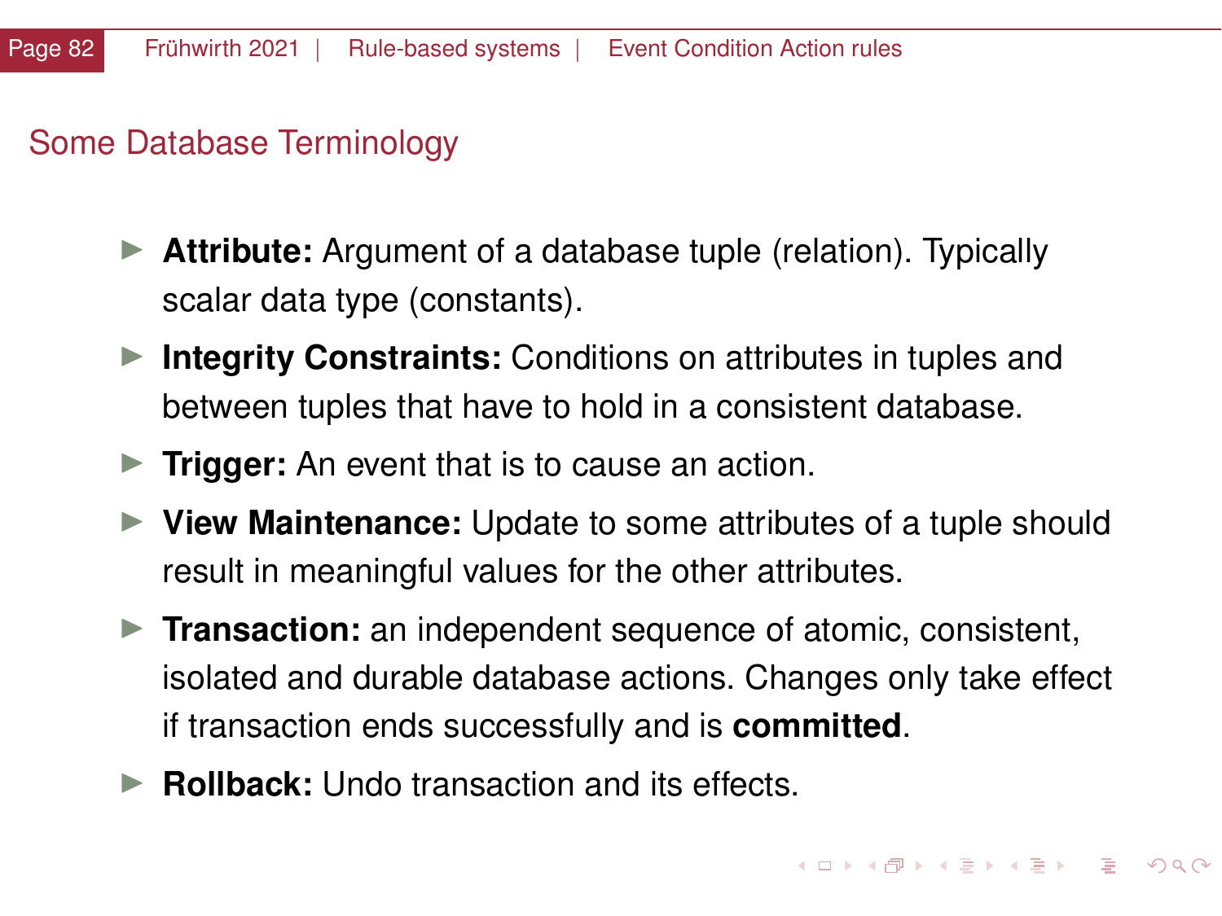## Some Database Terminology

- **Attribute:** Argument of a database tuple (relation). Typically scalar data type (constants).
- **Integrity Constraints:** Conditions on attributes in tuples and between tuples that have to hold in a consistent database.
- **Trigger:** An event that is to cause an action.
- **View Maintenance:** Update to some attributes of a tuple should result in meaningful values for the other attributes.
- **Transaction:** an independent sequence of atomic, consistent, isolated and durable database actions. Changes only take effect if transaction ends successfully and is **committed**.
- **Rollback:** Undo transaction and its effects.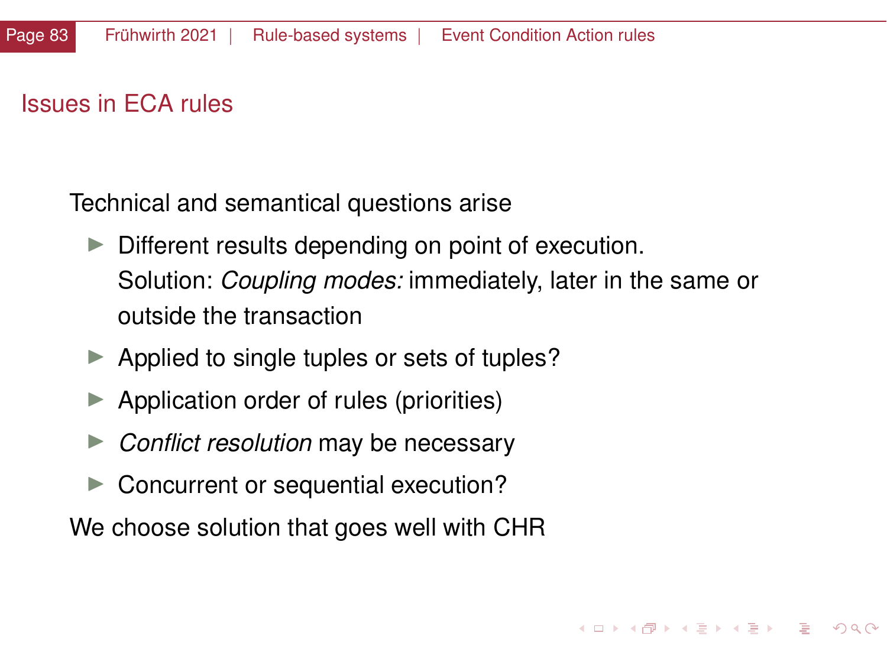## Issues in ECA rules

Technical and semantical questions arise

- Different results depending on point of execution.
  Solution: *Coupling modes:* immediately, later in the same or outside the transaction
- Applied to single tuples or sets of tuples?
- Application order of rules (priorities)
- *Conflict resolution* may be necessary
- Concurrent or sequential execution?

We choose solution that goes well with CHR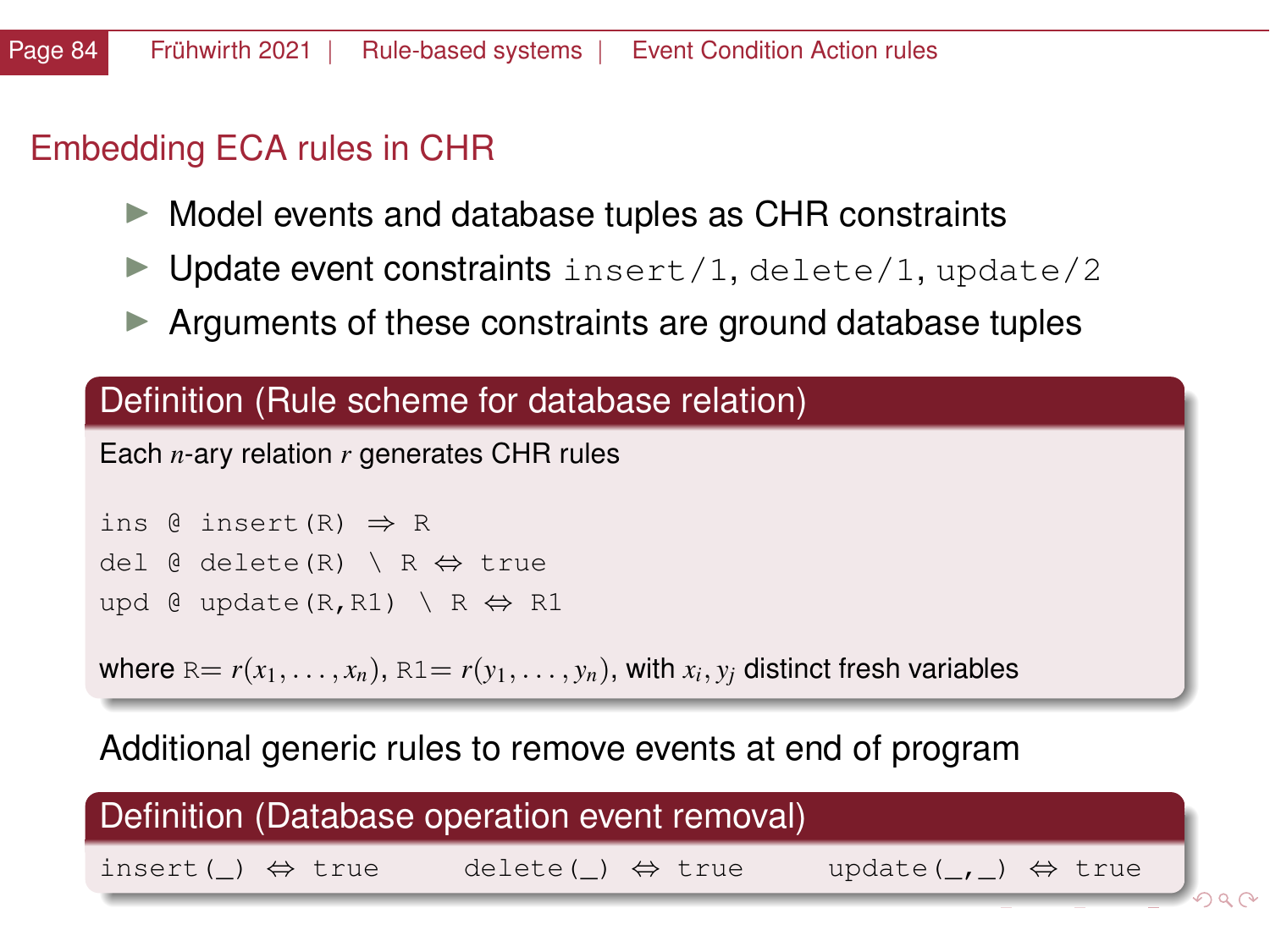## Embedding ECA rules in CHR

- Model events and database tuples as CHR constraints
- Update event constraints `insert/1`, `delete/1`, `update/2`
- Arguments of these constraints are ground database tuples

**Definition (Rule scheme for database relation)**

Each $n$-ary relation $r$ generates CHR rules

```
ins @ insert(R) ⇒ R
del @ delete(R) \ R ⇔ true
upd @ update(R,R1) \ R ⇔ R1
```

where R$= r(x_1, \ldots, x_n)$, R1$= r(y_1, \ldots, y_n)$, with $x_i, y_j$ distinct fresh variables

Additional generic rules to remove events at end of program

**Definition (Database operation event removal)**

```
insert(_) ⇔ true      delete(_) ⇔ true      update(_,_) ⇔ true
```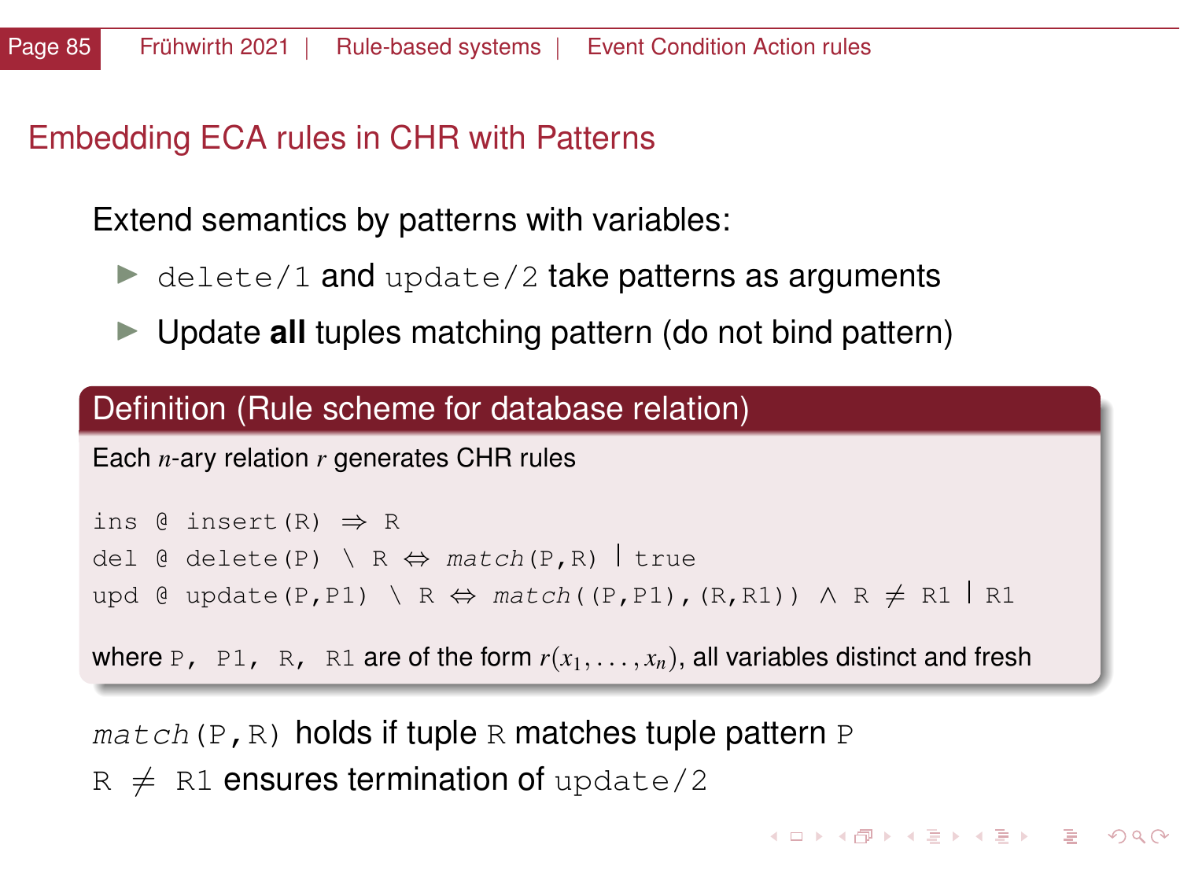# Embedding ECA rules in CHR with Patterns

Extend semantics by patterns with variables:

- `delete/1` and `update/2` take patterns as arguments
- Update **all** tuples matching pattern (do not bind pattern)

**Definition (Rule scheme for database relation)**

Each $n$-ary relation $r$ generates CHR rules

```
ins @ insert(R) ⇒ R
del @ delete(P) \ R ⇔ match(P,R) | true
upd @ update(P,P1) \ R ⇔ match((P,P1),(R,R1)) ∧ R ≠ R1 | R1
```

where `P, P1, R, R1` are of the form $r(x_1, \ldots, x_n)$, all variables distinct and fresh

*match*`(P,R)` holds if tuple `R` matches tuple pattern `P`

`R ≠ R1` ensures termination of `update/2`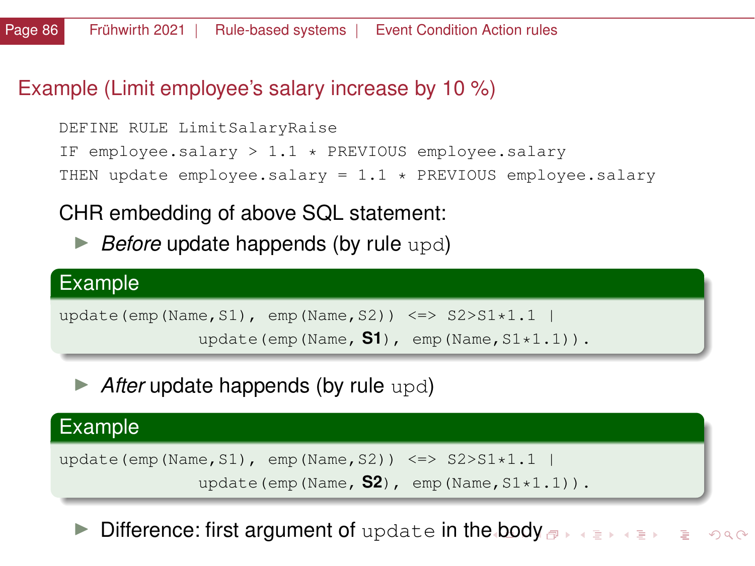## Example (Limit employee's salary increase by 10 %)

```
DEFINE RULE LimitSalaryRaise
IF employee.salary > 1.1 * PREVIOUS employee.salary
THEN update employee.salary = 1.1 * PREVIOUS employee.salary
```

CHR embedding of above SQL statement:

- *Before* update happends (by rule `upd`)

**Example**

```
update(emp(Name,S1), emp(Name,S2)) <=> S2>S1*1.1 |
                update(emp(Name, S1), emp(Name,S1*1.1)).
```

- *After* update happends (by rule `upd`)

**Example**

```
update(emp(Name,S1), emp(Name,S2)) <=> S2>S1*1.1 |
                update(emp(Name, S2), emp(Name,S1*1.1)).
```

- Difference: first argument of `update` in the body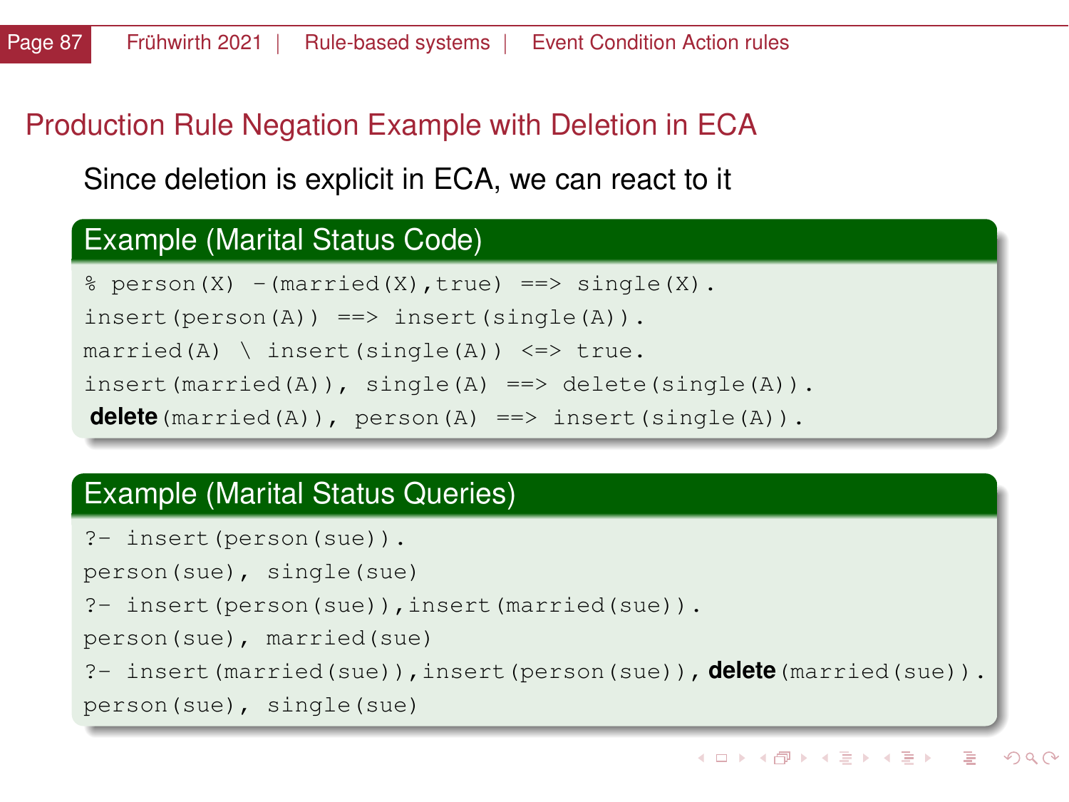## Production Rule Negation Example with Deletion in ECA

Since deletion is explicit in ECA, we can react to it

**Example (Marital Status Code)**

```
% person(X) -(married(X),true) ==> single(X).
insert(person(A)) ==> insert(single(A)).
married(A) \ insert(single(A)) <=> true.
insert(married(A)), single(A) ==> delete(single(A)).
delete(married(A)), person(A) ==> insert(single(A)).
```

**Example (Marital Status Queries)**

```
?- insert(person(sue)).
person(sue), single(sue)
?- insert(person(sue)),insert(married(sue)).
person(sue), married(sue)
?- insert(married(sue)),insert(person(sue)), delete(married(sue)).
person(sue), single(sue)
```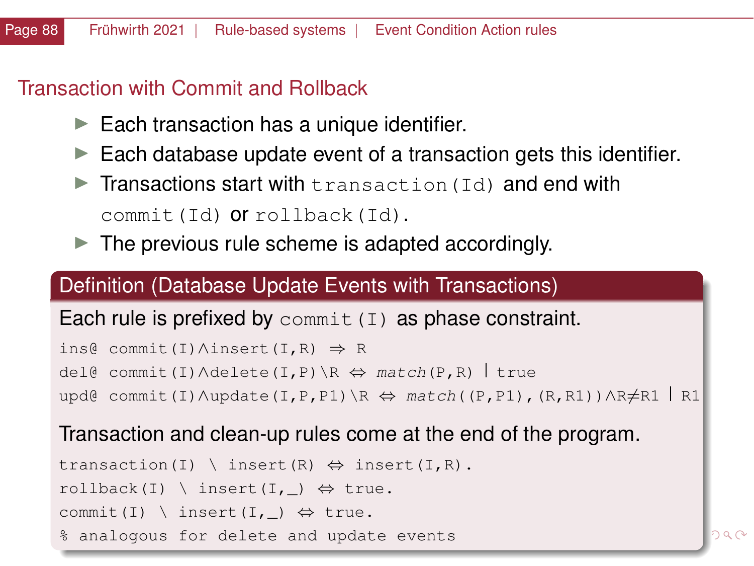## Transaction with Commit and Rollback

- Each transaction has a unique identifier.
- Each database update event of a transaction gets this identifier.
- Transactions start with `transaction(Id)` and end with `commit(Id)` or `rollback(Id)`.
- The previous rule scheme is adapted accordingly.

**Definition (Database Update Events with Transactions)**

Each rule is prefixed by `commit(I)` as phase constraint.

```
ins@ commit(I)∧insert(I,R) ⇒ R
del@ commit(I)∧delete(I,P)\R ⇔ match(P,R) | true
upd@ commit(I)∧update(I,P,P1)\R ⇔ match((P,P1),(R,R1))∧R≠R1 | R1
```

Transaction and clean-up rules come at the end of the program.

```
transaction(I) \ insert(R) ⇔ insert(I,R).
rollback(I) \ insert(I,_) ⇔ true.
commit(I) \ insert(I,_) ⇔ true.
% analogous for delete and update events
```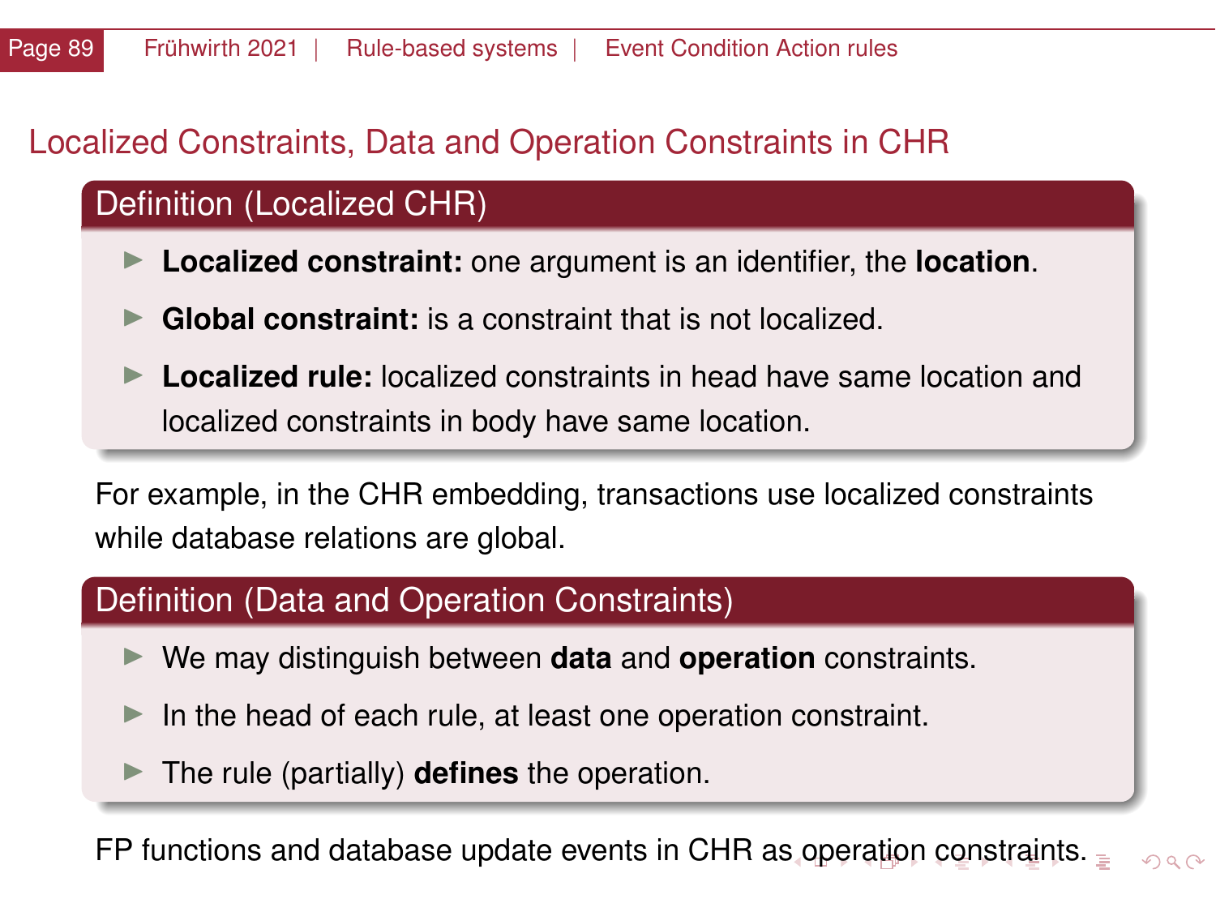## Localized Constraints, Data and Operation Constraints in CHR

### Definition (Localized CHR)

- **Localized constraint:** one argument is an identifier, the **location**.
- **Global constraint:** is a constraint that is not localized.
- **Localized rule:** localized constraints in head have same location and localized constraints in body have same location.

For example, in the CHR embedding, transactions use localized constraints while database relations are global.

### Definition (Data and Operation Constraints)

- We may distinguish between **data** and **operation** constraints.
- In the head of each rule, at least one operation constraint.
- The rule (partially) **defines** the operation.

FP functions and database update events in CHR as operation constraints.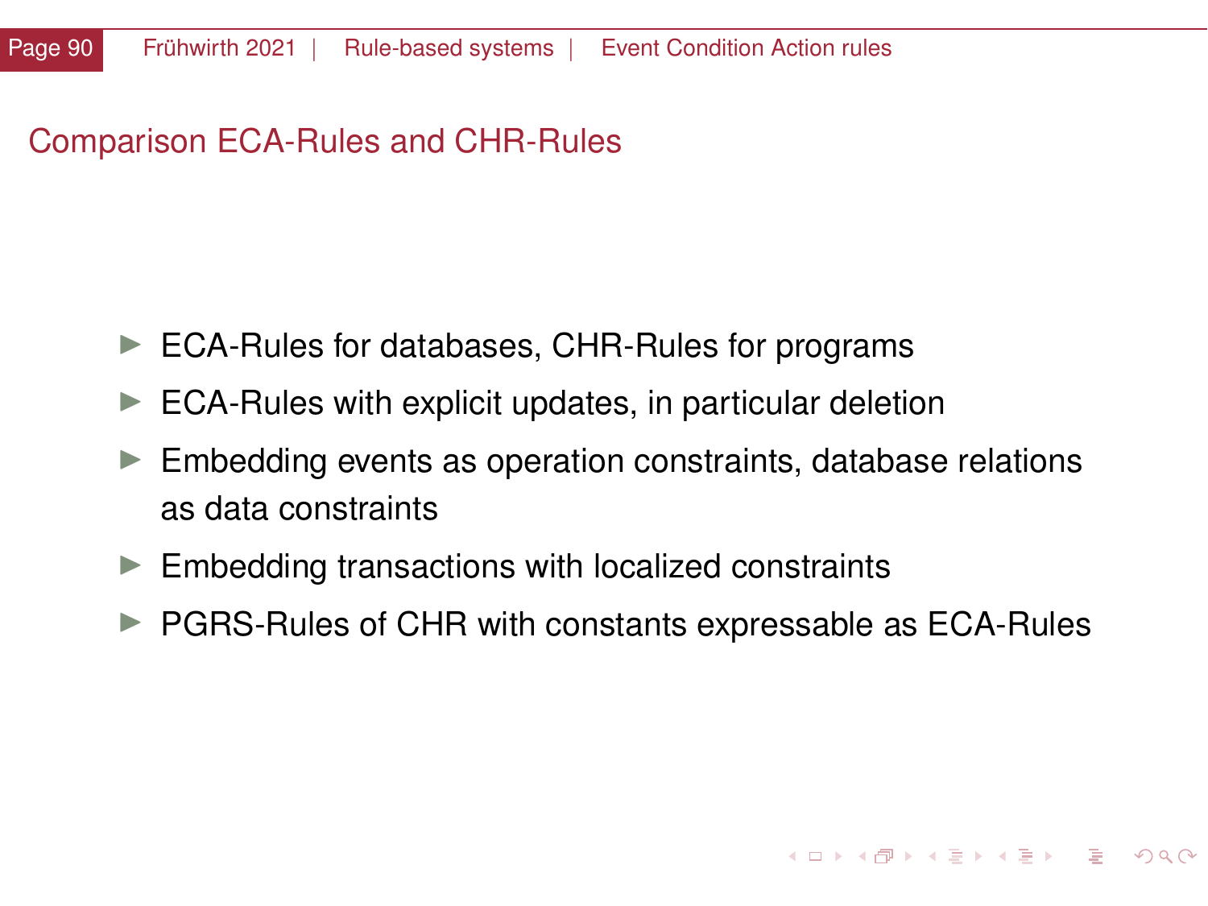## Comparison ECA-Rules and CHR-Rules

- ECA-Rules for databases, CHR-Rules for programs
- ECA-Rules with explicit updates, in particular deletion
- Embedding events as operation constraints, database relations as data constraints
- Embedding transactions with localized constraints
- PGRS-Rules of CHR with constants expressable as ECA-Rules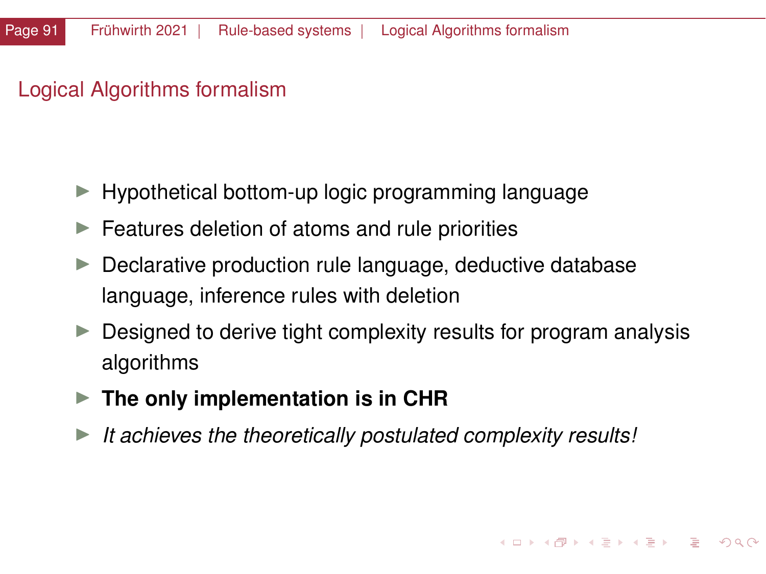# Logical Algorithms formalism

- Hypothetical bottom-up logic programming language
- Features deletion of atoms and rule priorities
- Declarative production rule language, deductive database language, inference rules with deletion
- Designed to derive tight complexity results for program analysis algorithms
- **The only implementation is in CHR**
- *It achieves the theoretically postulated complexity results!*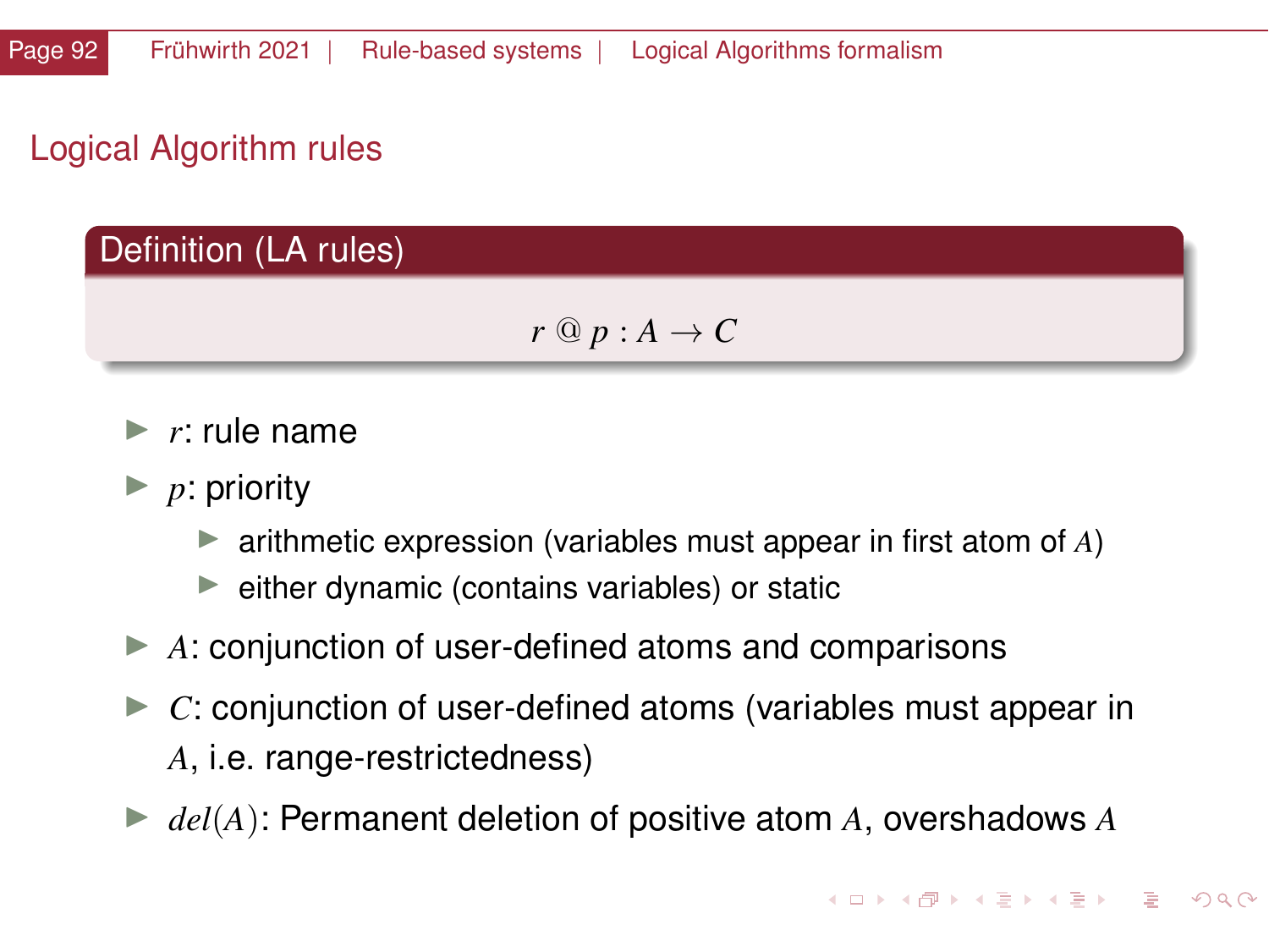## Logical Algorithm rules

**Definition (LA rules)**

$$r \; @ \; p : A \rightarrow C$$

- $r$: rule name
- $p$: priority
  - arithmetic expression (variables must appear in first atom of $A$)
  - either dynamic (contains variables) or static
- $A$: conjunction of user-defined atoms and comparisons
- $C$: conjunction of user-defined atoms (variables must appear in $A$, i.e. range-restrictedness)
- $del(A)$: Permanent deletion of positive atom $A$, overshadows $A$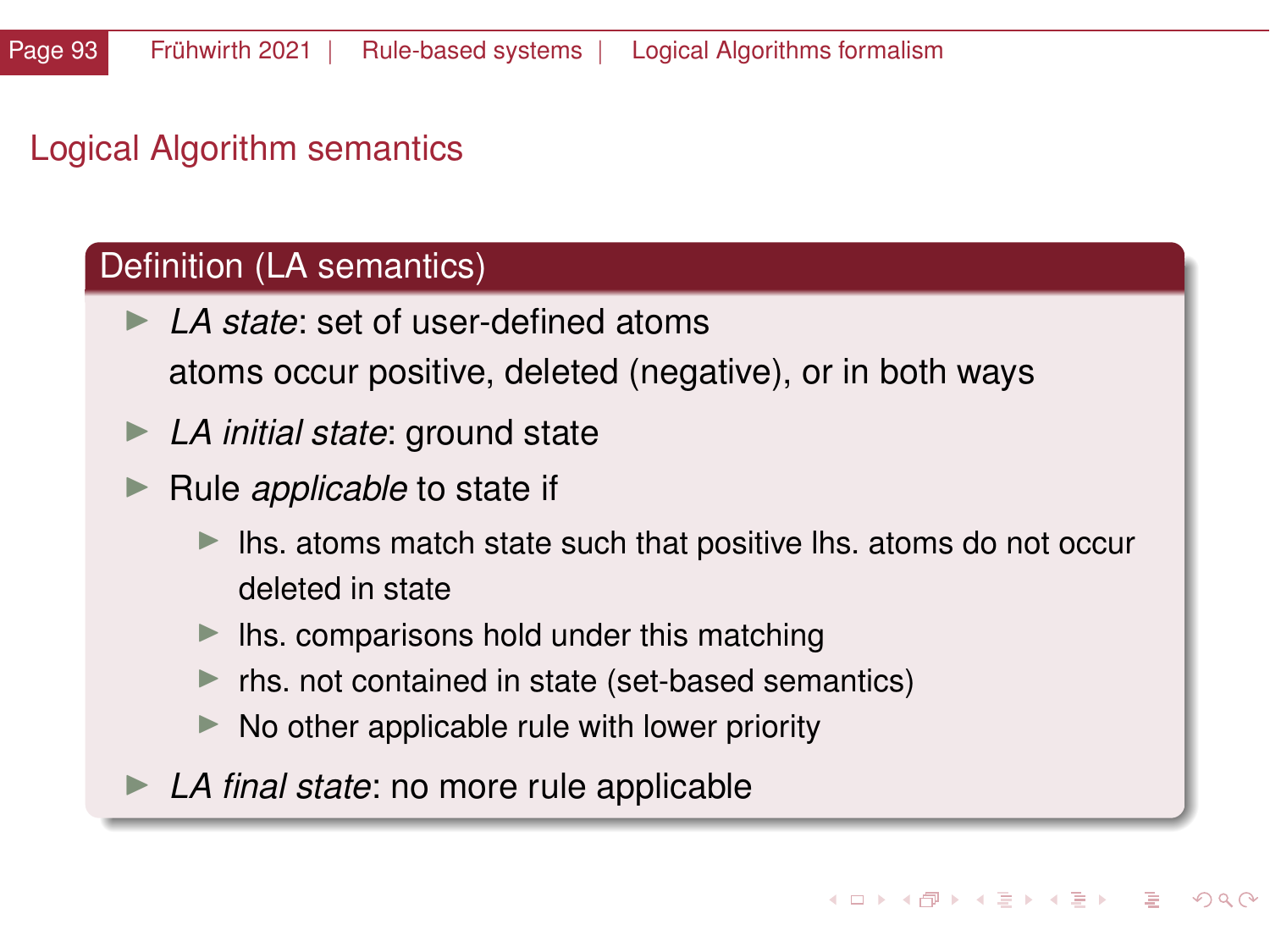# Logical Algorithm semantics

**Definition (LA semantics)**

- *LA state*: set of user-defined atoms
  atoms occur positive, deleted (negative), or in both ways
- *LA initial state*: ground state
- Rule *applicable* to state if
  - lhs. atoms match state such that positive lhs. atoms do not occur deleted in state
  - lhs. comparisons hold under this matching
  - rhs. not contained in state (set-based semantics)
  - No other applicable rule with lower priority
- *LA final state*: no more rule applicable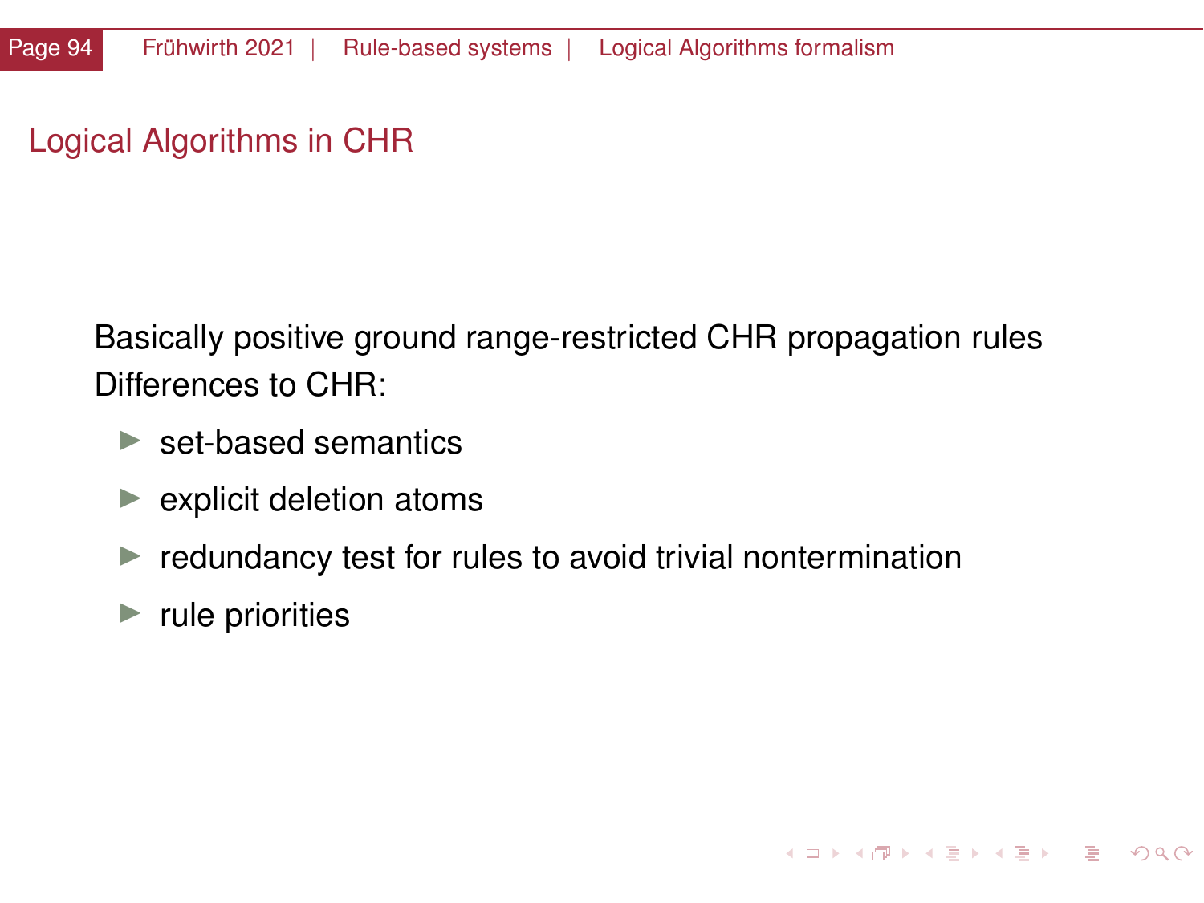# Logical Algorithms in CHR

Basically positive ground range-restricted CHR propagation rules
Differences to CHR:

- set-based semantics
- explicit deletion atoms
- redundancy test for rules to avoid trivial nontermination
- rule priorities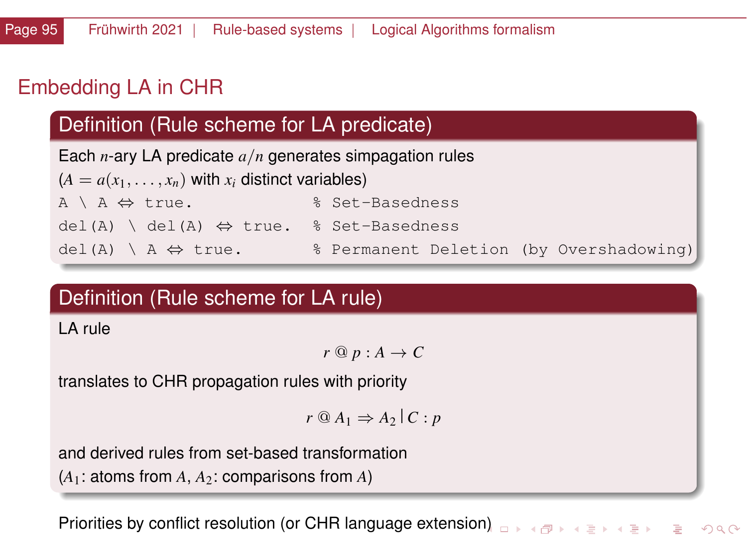# Embedding LA in CHR

## Definition (Rule scheme for LA predicate)

Each $n$-ary LA predicate $a/n$ generates simpagation rules ($A = a(x_1, \ldots, x_n)$ with $x_i$ distinct variables)

```
A \ A ⇔ true.             % Set-Basedness
del(A) \ del(A) ⇔ true.   % Set-Basedness
del(A) \ A ⇔ true.        % Permanent Deletion (by Overshadowing)
```

## Definition (Rule scheme for LA rule)

LA rule

$$r \; @ \; p : A \rightarrow C$$

translates to CHR propagation rules with priority

$$r \; @ \; A_1 \Rightarrow A_2 \,|\, C : p$$

and derived rules from set-based transformation ($A_1$: atoms from $A$, $A_2$: comparisons from $A$)

Priorities by conflict resolution (or CHR language extension)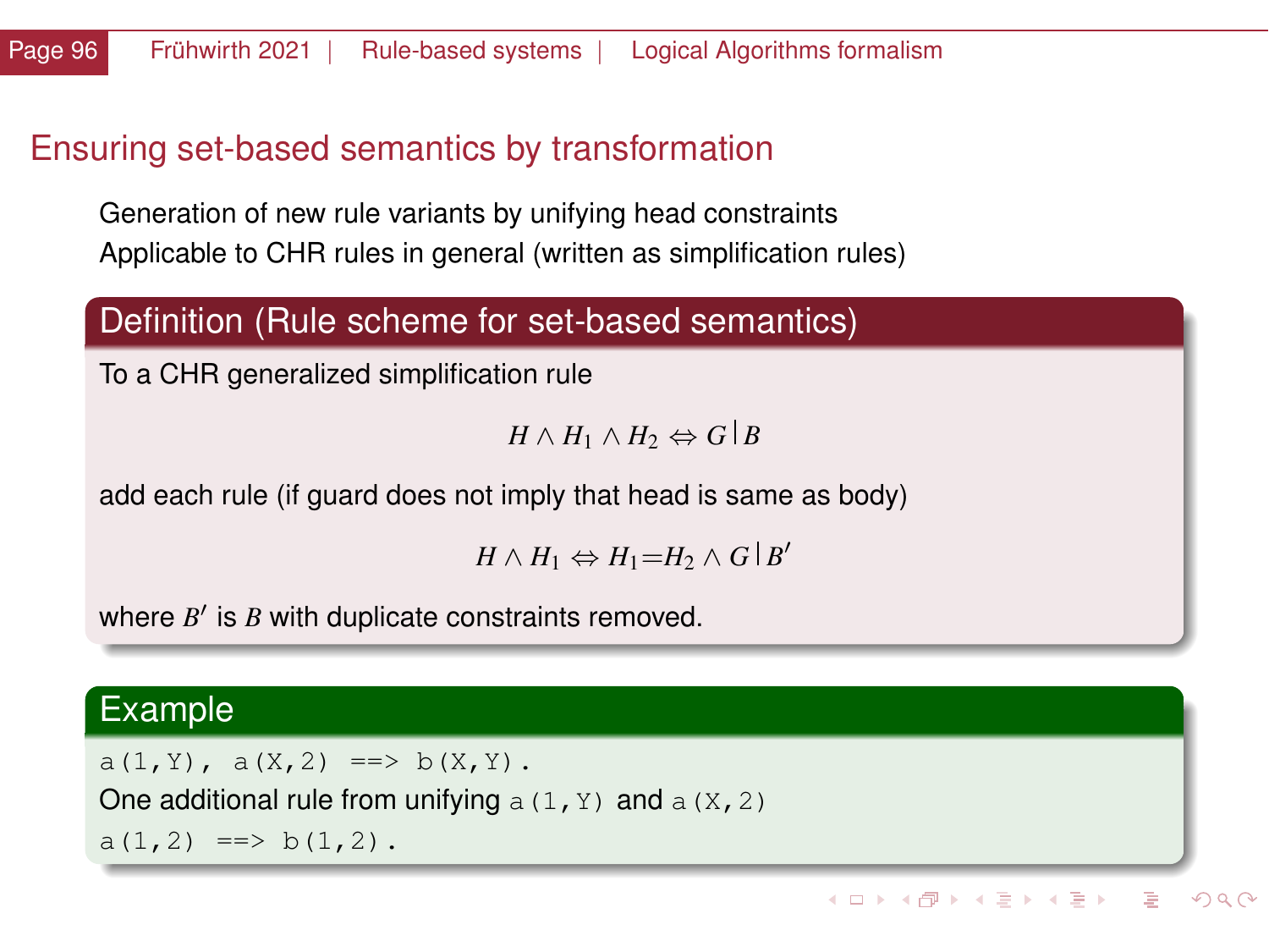# Ensuring set-based semantics by transformation

Generation of new rule variants by unifying head constraints

Applicable to CHR rules in general (written as simplification rules)

## Definition (Rule scheme for set-based semantics)

To a CHR generalized simplification rule

$$H \wedge H_1 \wedge H_2 \Leftrightarrow G \,|\, B$$

add each rule (if guard does not imply that head is same as body)

$$H \wedge H_1 \Leftrightarrow H_1{=}H_2 \wedge G \,|\, B'$$

where $B'$ is $B$ with duplicate constraints removed.

## Example

```
a(1,Y), a(X,2) ==> b(X,Y).
```

One additional rule from unifying `a(1,Y)` and `a(X,2)`

```
a(1,2) ==> b(1,2).
```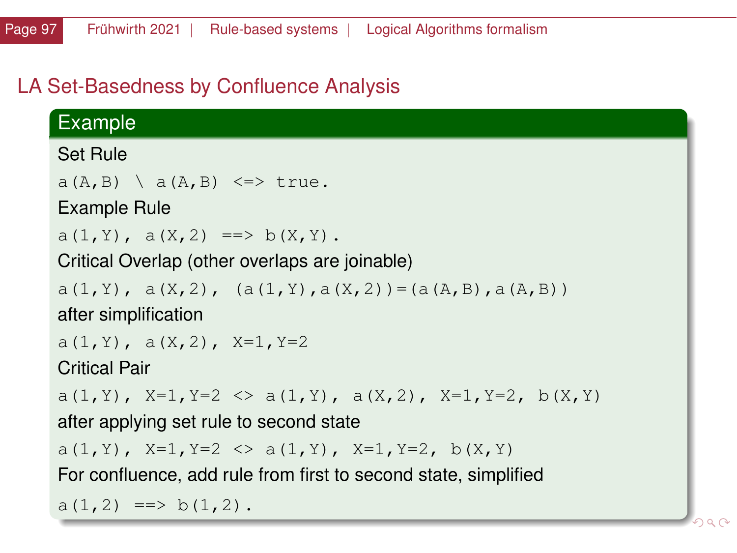## LA Set-Basedness by Confluence Analysis

### Example

Set Rule

```
a(A,B) \ a(A,B) <=> true.
```

Example Rule

```
a(1,Y), a(X,2) ==> b(X,Y).
```

Critical Overlap (other overlaps are joinable)

```
a(1,Y), a(X,2), (a(1,Y),a(X,2))=(a(A,B),a(A,B))
```

after simplification

```
a(1,Y), a(X,2), X=1,Y=2
```

Critical Pair

```
a(1,Y), X=1,Y=2 <> a(1,Y), a(X,2), X=1,Y=2, b(X,Y)
```

after applying set rule to second state

```
a(1,Y), X=1,Y=2 <> a(1,Y), X=1,Y=2, b(X,Y)
```

For confluence, add rule from first to second state, simplified

```
a(1,2) ==> b(1,2).
```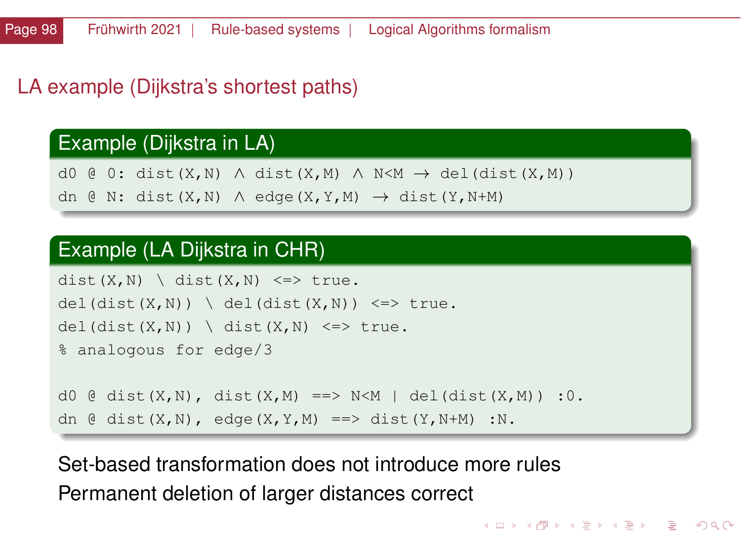## LA example (Dijkstra's shortest paths)

### Example (Dijkstra in LA)

```
d0 @ 0: dist(X,N) ∧ dist(X,M) ∧ N<M → del(dist(X,M))
dn @ N: dist(X,N) ∧ edge(X,Y,M) → dist(Y,N+M)
```

### Example (LA Dijkstra in CHR)

```
dist(X,N) \ dist(X,N) <=> true.
del(dist(X,N)) \ del(dist(X,N)) <=> true.
del(dist(X,N)) \ dist(X,N) <=> true.
% analogous for edge/3

d0 @ dist(X,N), dist(X,M) ==> N<M | del(dist(X,M)) :0.
dn @ dist(X,N), edge(X,Y,M) ==> dist(Y,N+M) :N.
```

Set-based transformation does not introduce more rules

Permanent deletion of larger distances correct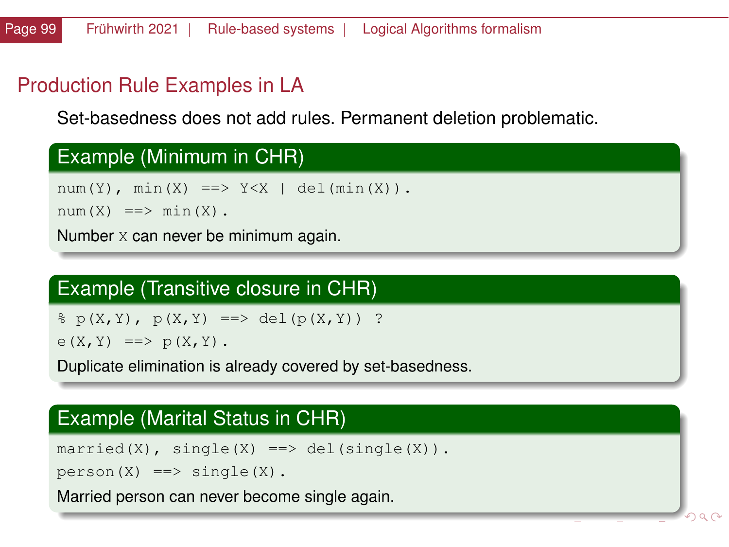## Production Rule Examples in LA

Set-basedness does not add rules. Permanent deletion problematic.

### Example (Minimum in CHR)

```
num(Y), min(X) ==> Y<X | del(min(X)).
num(X) ==> min(X).
```

Number X can never be minimum again.

### Example (Transitive closure in CHR)

```
% p(X,Y), p(X,Y) ==> del(p(X,Y)) ?
e(X,Y) ==> p(X,Y).
```

Duplicate elimination is already covered by set-basedness.

### Example (Marital Status in CHR)

```
married(X), single(X) ==> del(single(X)).
person(X) ==> single(X).
```

Married person can never become single again.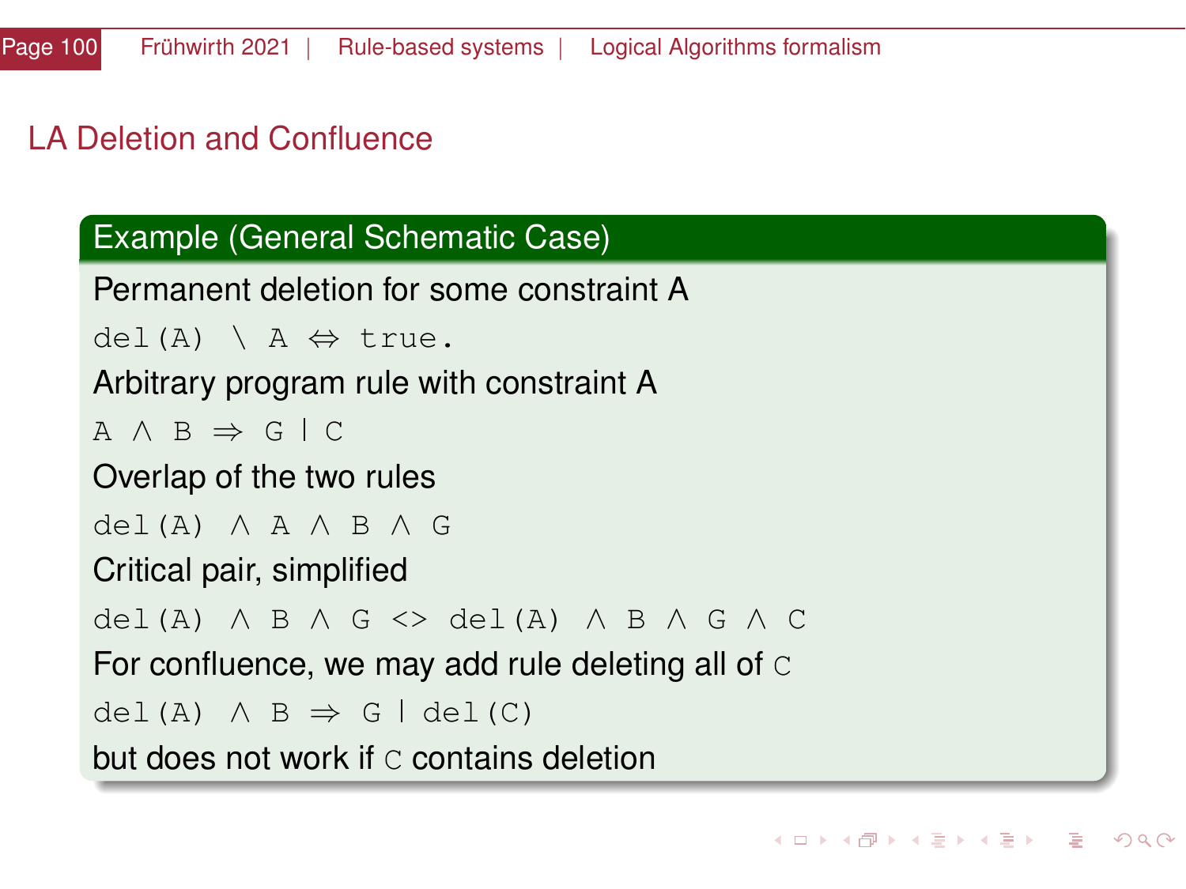## LA Deletion and Confluence

### Example (General Schematic Case)

Permanent deletion for some constraint A

```
del(A) \ A ⇔ true.
```

Arbitrary program rule with constraint A

```
A ∧ B ⇒ G | C
```

Overlap of the two rules

```
del(A) ∧ A ∧ B ∧ G
```

Critical pair, simplified

```
del(A) ∧ B ∧ G <> del(A) ∧ B ∧ G ∧ C
```

For confluence, we may add rule deleting all of `C`

```
del(A) ∧ B ⇒ G | del(C)
```

but does not work if `C` contains deletion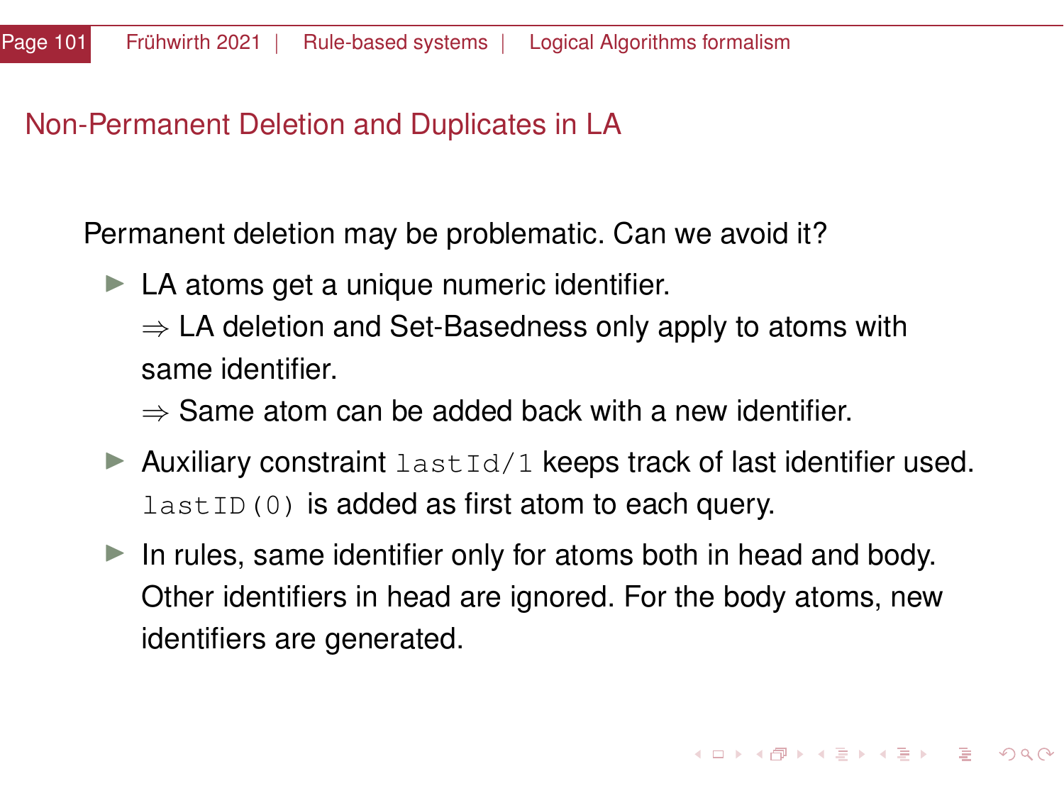## Non-Permanent Deletion and Duplicates in LA

Permanent deletion may be problematic. Can we avoid it?

- LA atoms get a unique numeric identifier.
  ⇒ LA deletion and Set-Basedness only apply to atoms with same identifier.
  ⇒ Same atom can be added back with a new identifier.
- Auxiliary constraint `lastId/1` keeps track of last identifier used. `lastID(0)` is added as first atom to each query.
- In rules, same identifier only for atoms both in head and body. Other identifiers in head are ignored. For the body atoms, new identifiers are generated.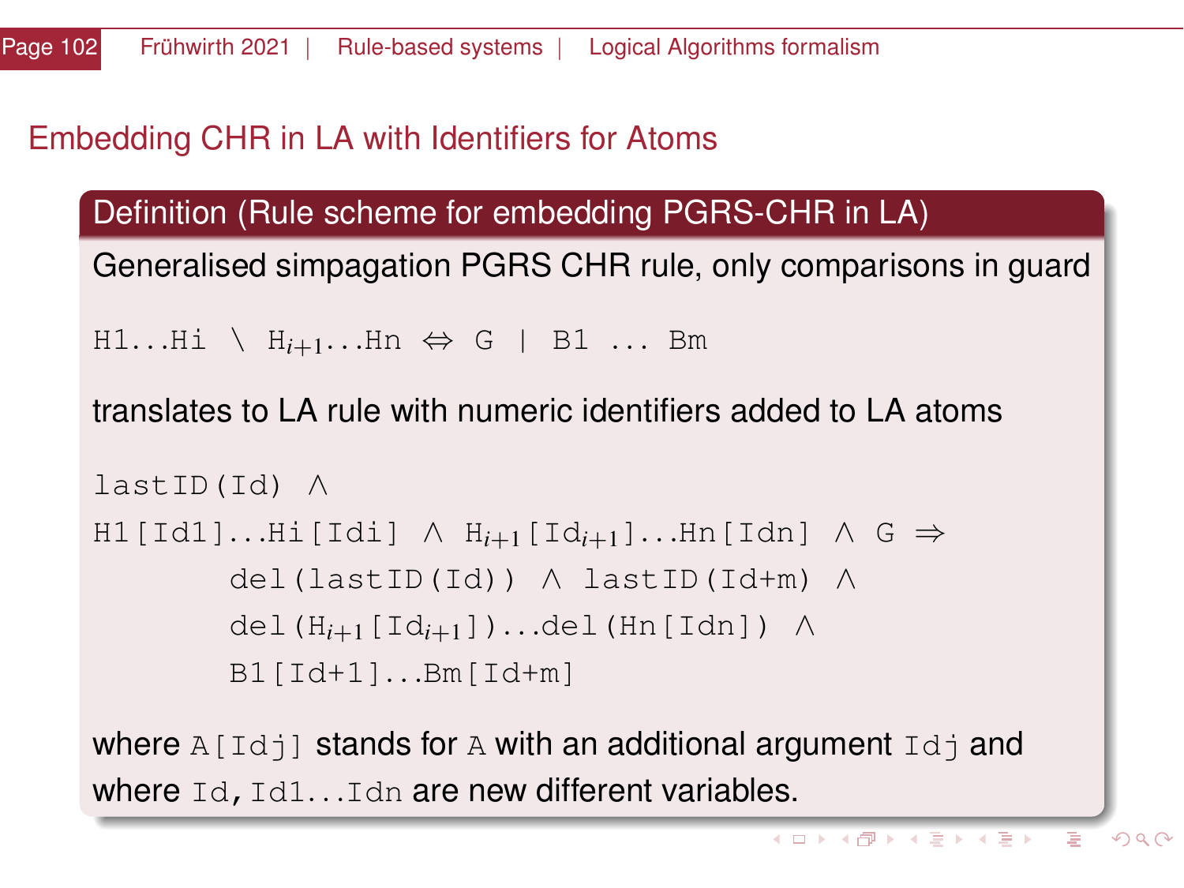## Embedding CHR in LA with Identifiers for Atoms

### Definition (Rule scheme for embedding PGRS-CHR in LA)

Generalised simpagation PGRS CHR rule, only comparisons in guard

```
H1...Hi \ H_{i+1}...Hn ⇔ G | B1 ... Bm
```

translates to LA rule with numeric identifiers added to LA atoms

```
lastID(Id) ∧
H1[Id1]...Hi[Idi] ∧ H_{i+1}[Id_{i+1}]...Hn[Idn] ∧ G ⇒
       del(lastID(Id)) ∧ lastID(Id+m) ∧
       del(H_{i+1}[Id_{i+1}])...del(Hn[Idn]) ∧
       B1[Id+1]...Bm[Id+m]
```

where `A[Idj]` stands for `A` with an additional argument `Idj` and where `Id, Id1...Idn` are new different variables.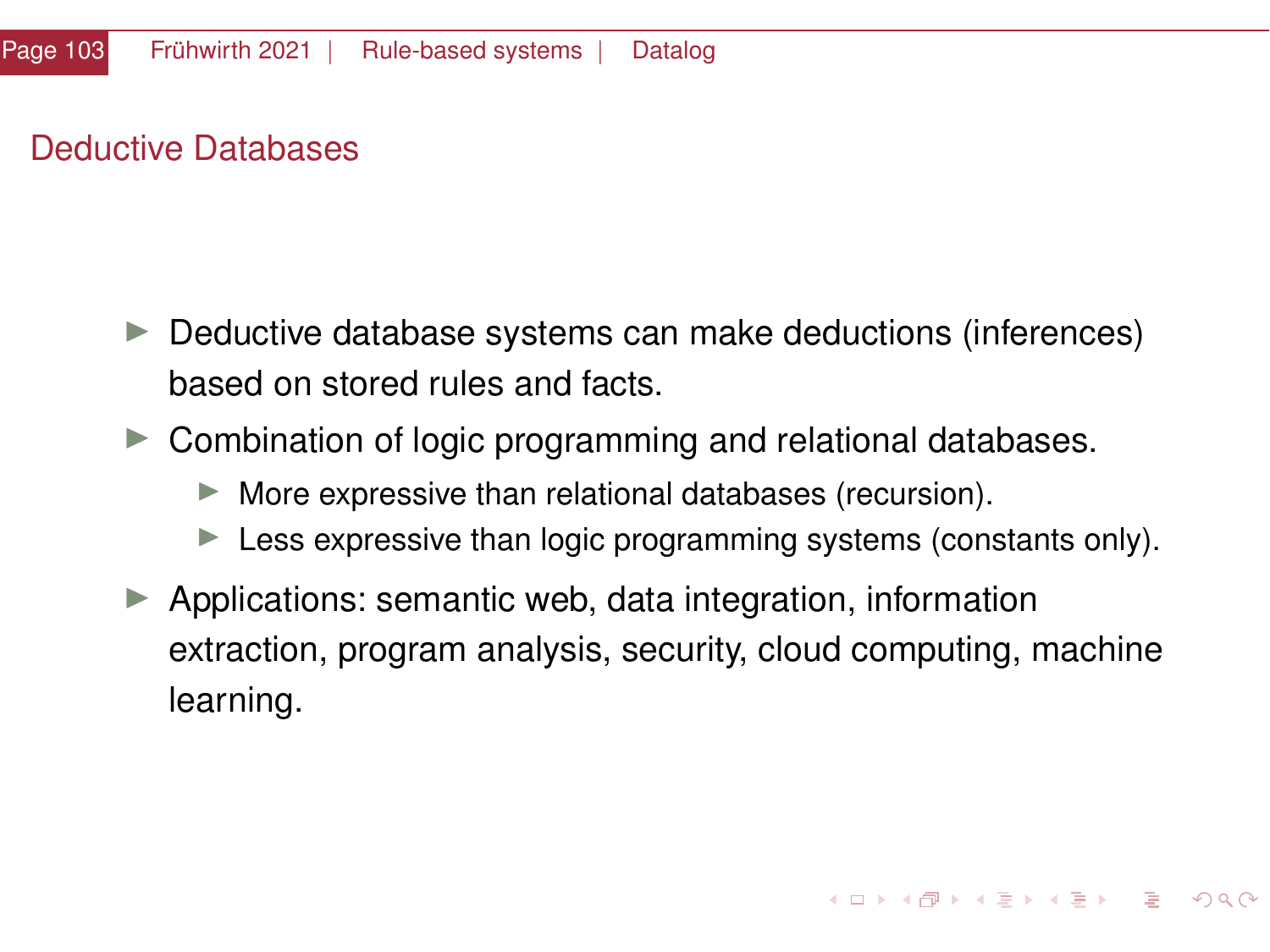## Deductive Databases

- Deductive database systems can make deductions (inferences) based on stored rules and facts.
- Combination of logic programming and relational databases.
  - More expressive than relational databases (recursion).
  - Less expressive than logic programming systems (constants only).
- Applications: semantic web, data integration, information extraction, program analysis, security, cloud computing, machine learning.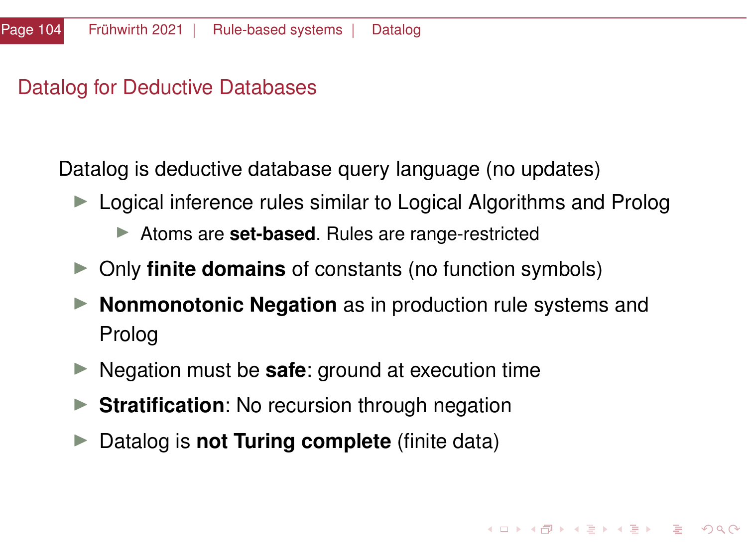## Datalog for Deductive Databases

Datalog is deductive database query language (no updates)

- Logical inference rules similar to Logical Algorithms and Prolog
  - Atoms are **set-based**. Rules are range-restricted
- Only **finite domains** of constants (no function symbols)
- **Nonmonotonic Negation** as in production rule systems and Prolog
- Negation must be **safe**: ground at execution time
- **Stratification**: No recursion through negation
- Datalog is **not Turing complete** (finite data)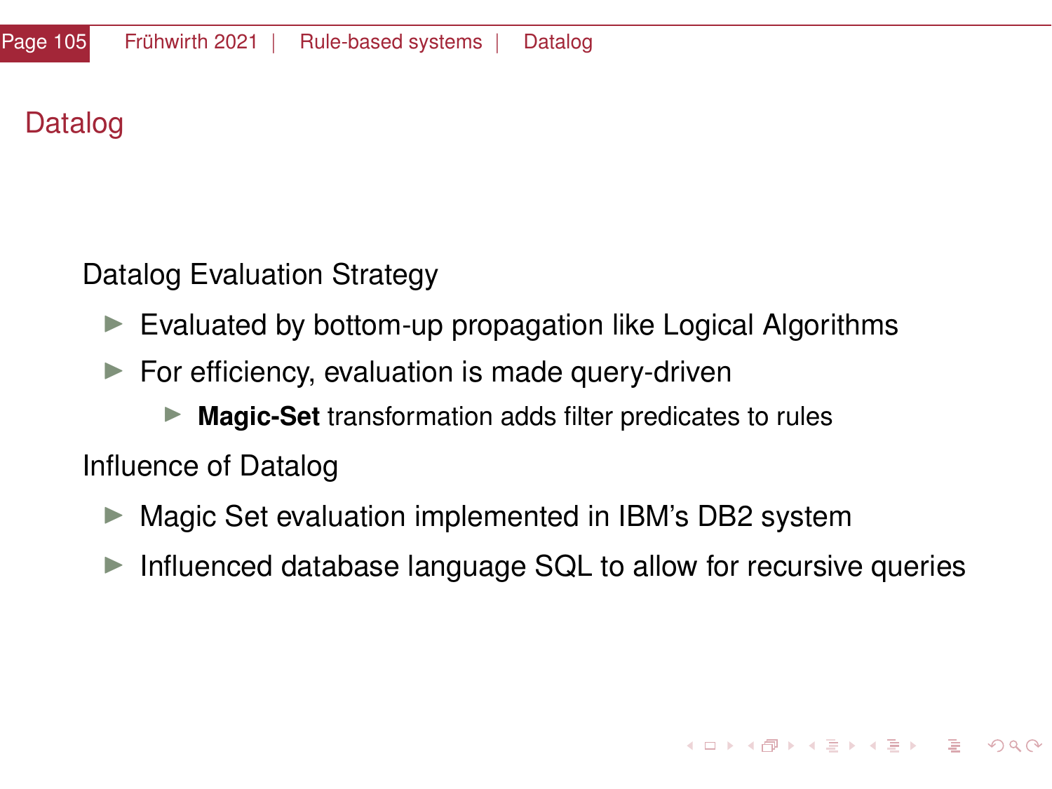# Datalog

Datalog Evaluation Strategy

- Evaluated by bottom-up propagation like Logical Algorithms
- For efficiency, evaluation is made query-driven
  - **Magic-Set** transformation adds filter predicates to rules

Influence of Datalog

- Magic Set evaluation implemented in IBM's DB2 system
- Influenced database language SQL to allow for recursive queries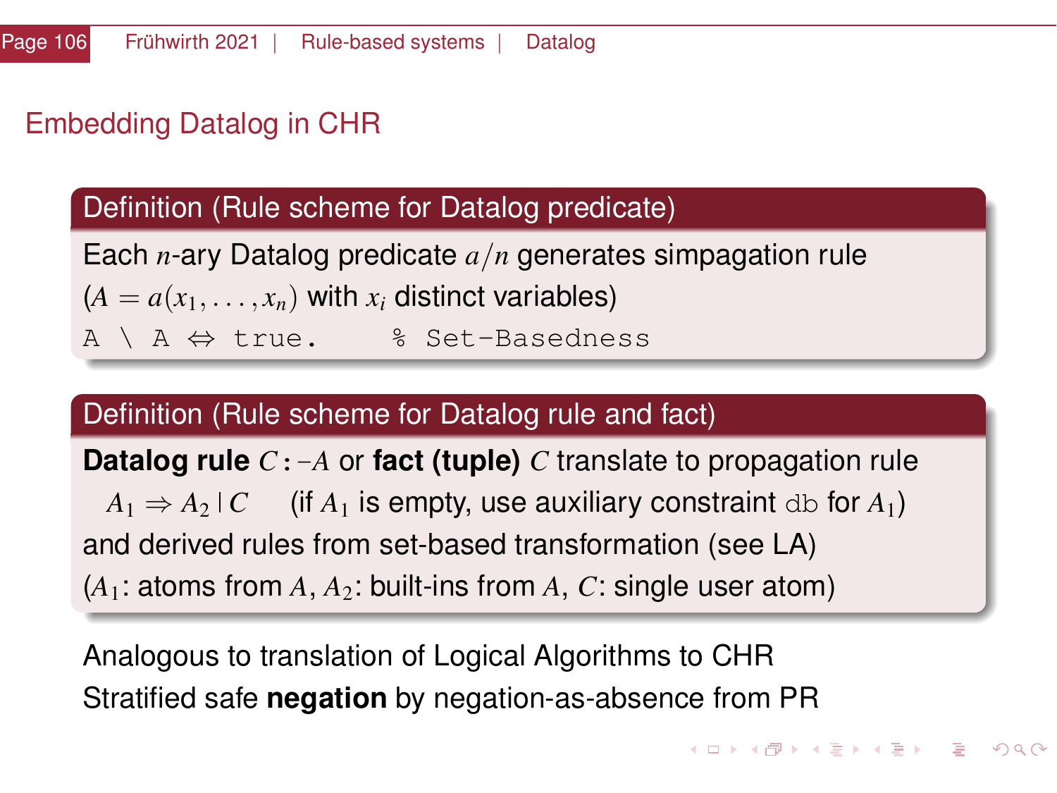## Embedding Datalog in CHR

**Definition (Rule scheme for Datalog predicate)**

Each $n$-ary Datalog predicate $a/n$ generates simpagation rule ($A = a(x_1, \ldots, x_n)$ with $x_i$ distinct variables)

```
A \ A ⇔ true.     % Set-Basedness
```

**Definition (Rule scheme for Datalog rule and fact)**

**Datalog rule** $C\,{:}{-}A$ or **fact (tuple)** $C$ translate to propagation rule

$A_1 \Rightarrow A_2 \mid C$ (if $A_1$ is empty, use auxiliary constraint `db` for $A_1$)

and derived rules from set-based transformation (see LA)

($A_1$: atoms from $A$, $A_2$: built-ins from $A$, $C$: single user atom)

Analogous to translation of Logical Algorithms to CHR

Stratified safe **negation** by negation-as-absence from PR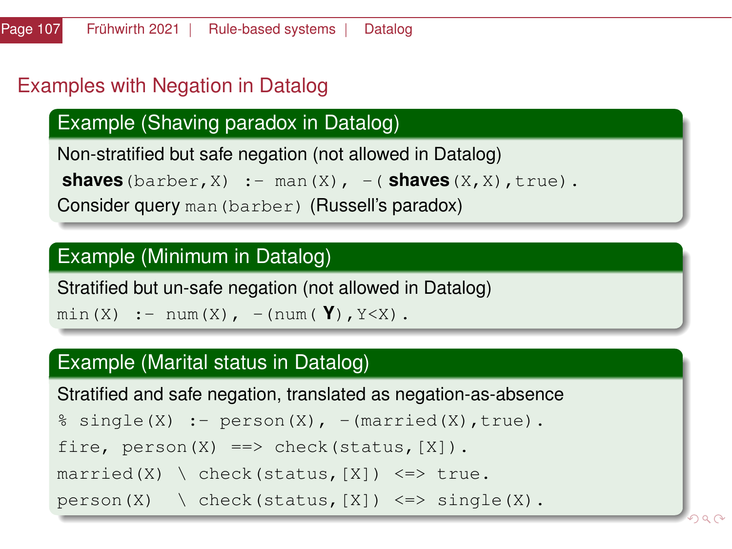## Examples with Negation in Datalog

### Example (Shaving paradox in Datalog)

Non-stratified but safe negation (not allowed in Datalog)

```
shaves(barber,X) :- man(X), -(shaves(X,X),true).
```

Consider query `man(barber)` (Russell's paradox)

### Example (Minimum in Datalog)

Stratified but un-safe negation (not allowed in Datalog)

```
min(X) :- num(X), -(num(Y),Y<X).
```

### Example (Marital status in Datalog)

Stratified and safe negation, translated as negation-as-absence

```
% single(X) :- person(X), -(married(X),true).
fire, person(X) ==> check(status,[X]).
married(X) \ check(status,[X]) <=> true.
person(X)  \ check(status,[X]) <=> single(X).
```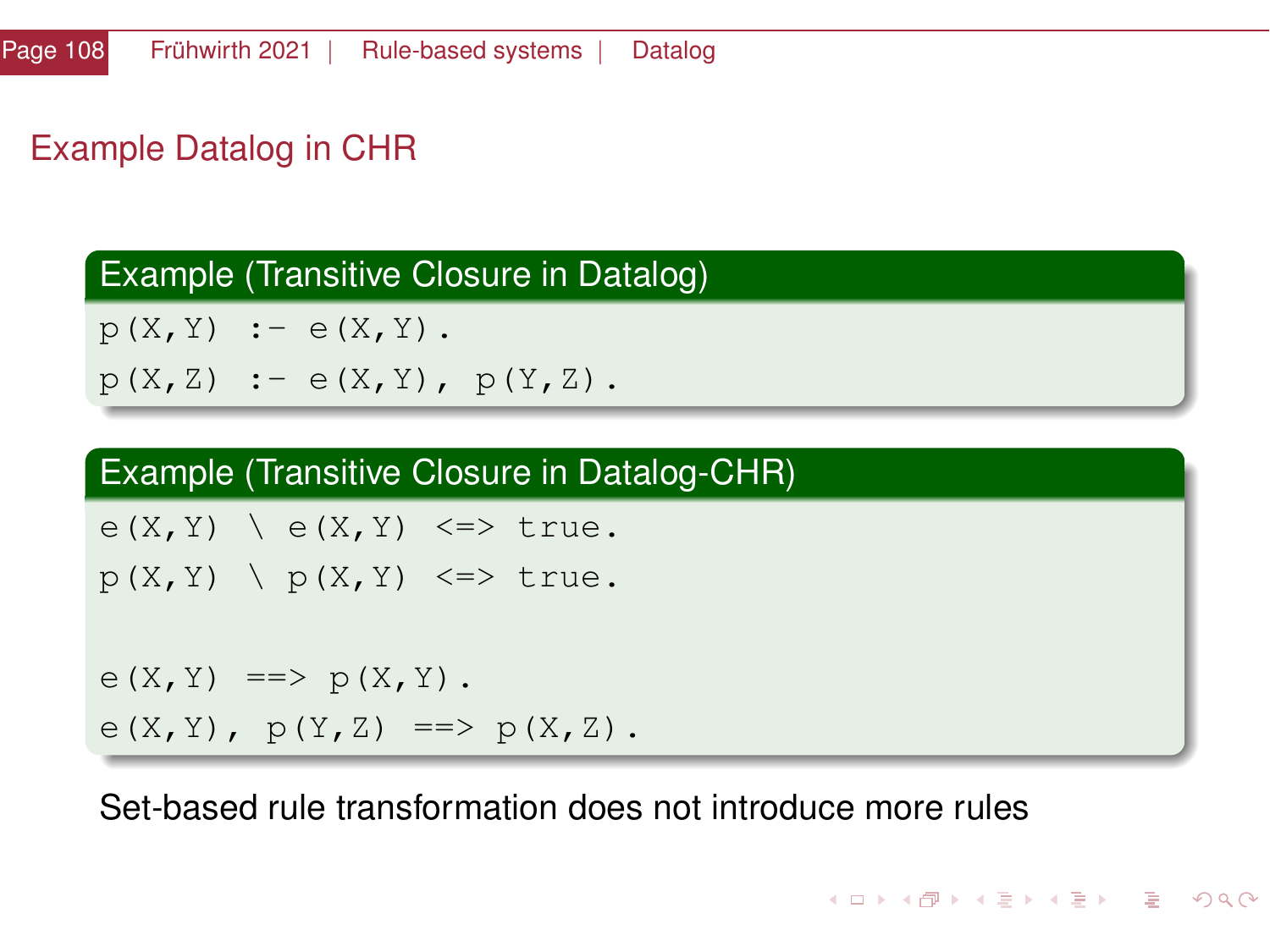# Example Datalog in CHR

**Example (Transitive Closure in Datalog)**

```
p(X,Y)  :- e(X,Y).
p(X,Z)  :- e(X,Y), p(Y,Z).
```

**Example (Transitive Closure in Datalog-CHR)**

```
e(X,Y) \ e(X,Y) <=> true.
p(X,Y) \ p(X,Y) <=> true.

e(X,Y) ==> p(X,Y).
e(X,Y), p(Y,Z) ==> p(X,Z).
```

Set-based rule transformation does not introduce more rules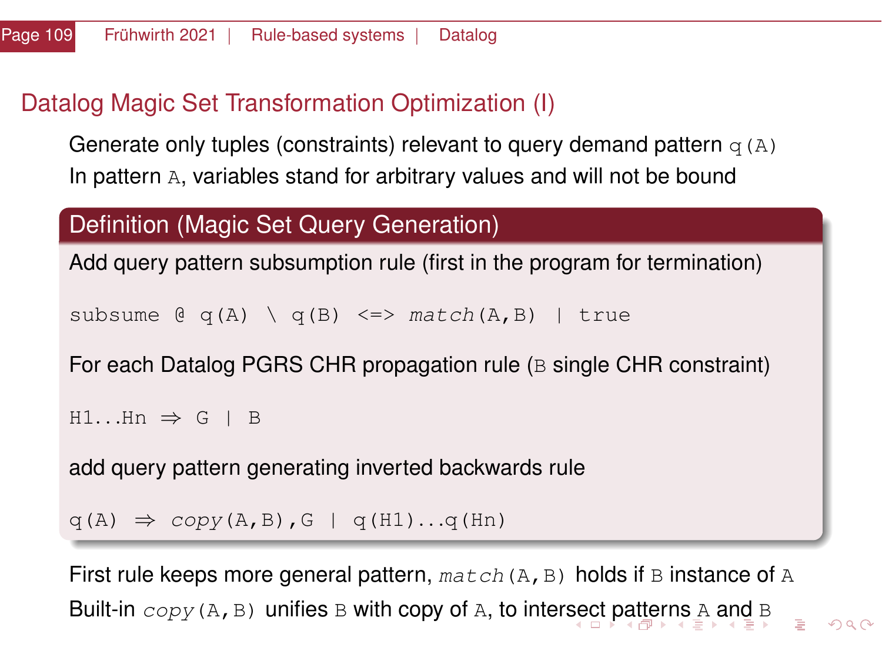# Datalog Magic Set Transformation Optimization (I)

Generate only tuples (constraints) relevant to query demand pattern `q(A)`

In pattern `A`, variables stand for arbitrary values and will not be bound

## Definition (Magic Set Query Generation)

Add query pattern subsumption rule (first in the program for termination)

```
subsume @ q(A) \ q(B) <=> match(A,B) | true
```

For each Datalog PGRS CHR propagation rule (`B` single CHR constraint)

```
H1...Hn ⇒ G | B
```

add query pattern generating inverted backwards rule

```
q(A) ⇒ copy(A,B),G | q(H1)...q(Hn)
```

First rule keeps more general pattern, *match*`(A,B)` holds if `B` instance of `A`

Built-in *copy*`(A,B)` unifies `B` with copy of `A`, to intersect patterns `A` and `B`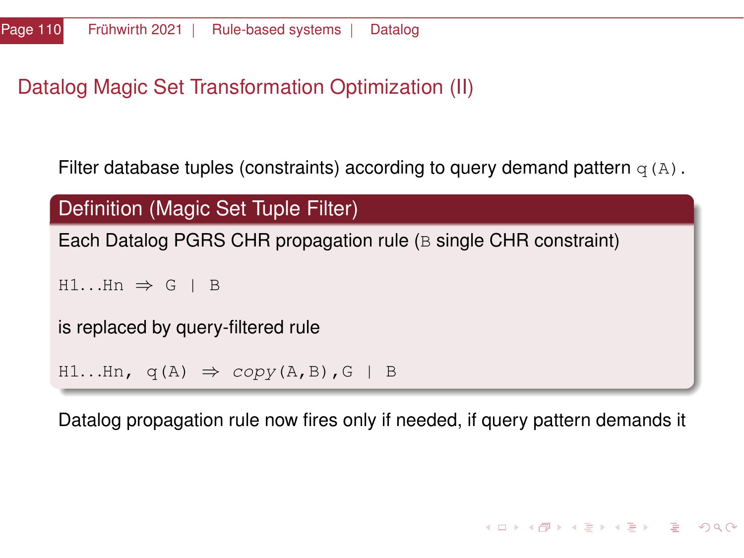# Datalog Magic Set Transformation Optimization (II)

Filter database tuples (constraints) according to query demand pattern `q(A)`.

**Definition (Magic Set Tuple Filter)**

Each Datalog PGRS CHR propagation rule (`B` single CHR constraint)

```
H1...Hn ⇒ G | B
```

is replaced by query-filtered rule

```
H1...Hn, q(A) ⇒ copy(A,B),G | B
```

Datalog propagation rule now fires only if needed, if query pattern demands it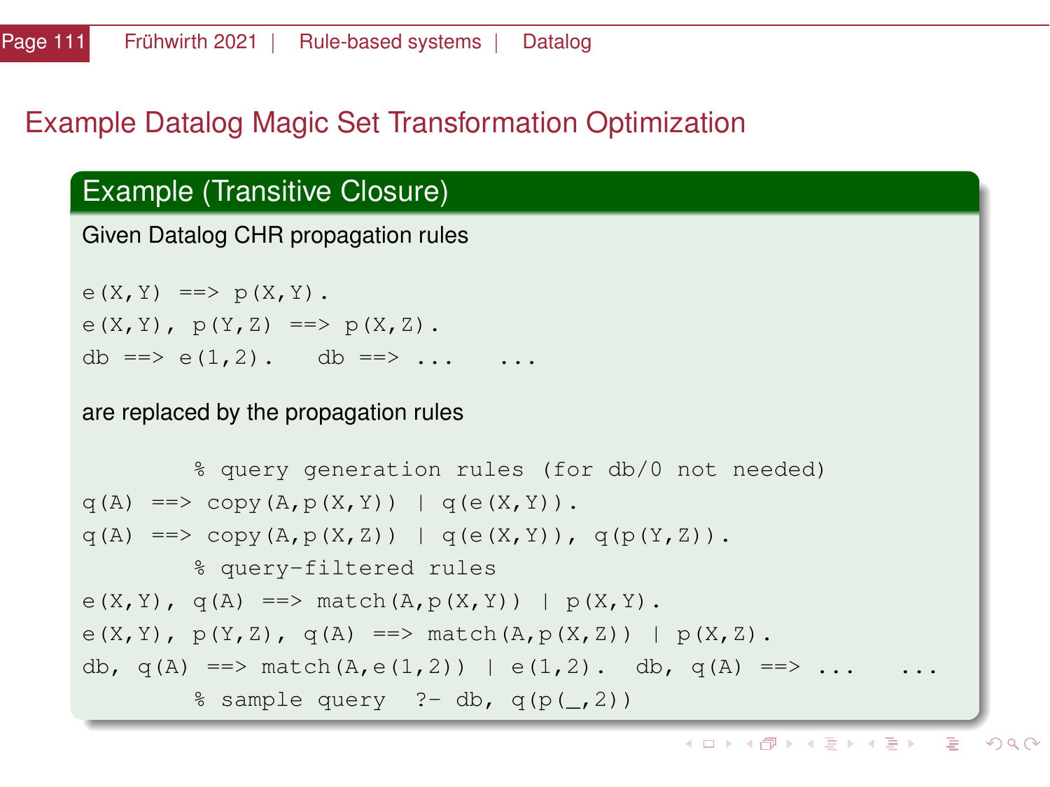# Example Datalog Magic Set Transformation Optimization

## Example (Transitive Closure)

Given Datalog CHR propagation rules

```
e(X,Y) ==> p(X,Y).
e(X,Y), p(Y,Z) ==> p(X,Z).
db ==> e(1,2).   db ==> ...   ...
```

are replaced by the propagation rules

```
        % query generation rules (for db/0 not needed)
q(A) ==> copy(A,p(X,Y)) | q(e(X,Y)).
q(A) ==> copy(A,p(X,Z)) | q(e(X,Y)), q(p(Y,Z)).
        % query-filtered rules
e(X,Y), q(A) ==> match(A,p(X,Y)) | p(X,Y).
e(X,Y), p(Y,Z), q(A) ==> match(A,p(X,Z)) | p(X,Z).
db, q(A) ==> match(A,e(1,2)) | e(1,2).  db, q(A) ==> ...   ...
        % sample query  ?- db, q(p(_,2))
```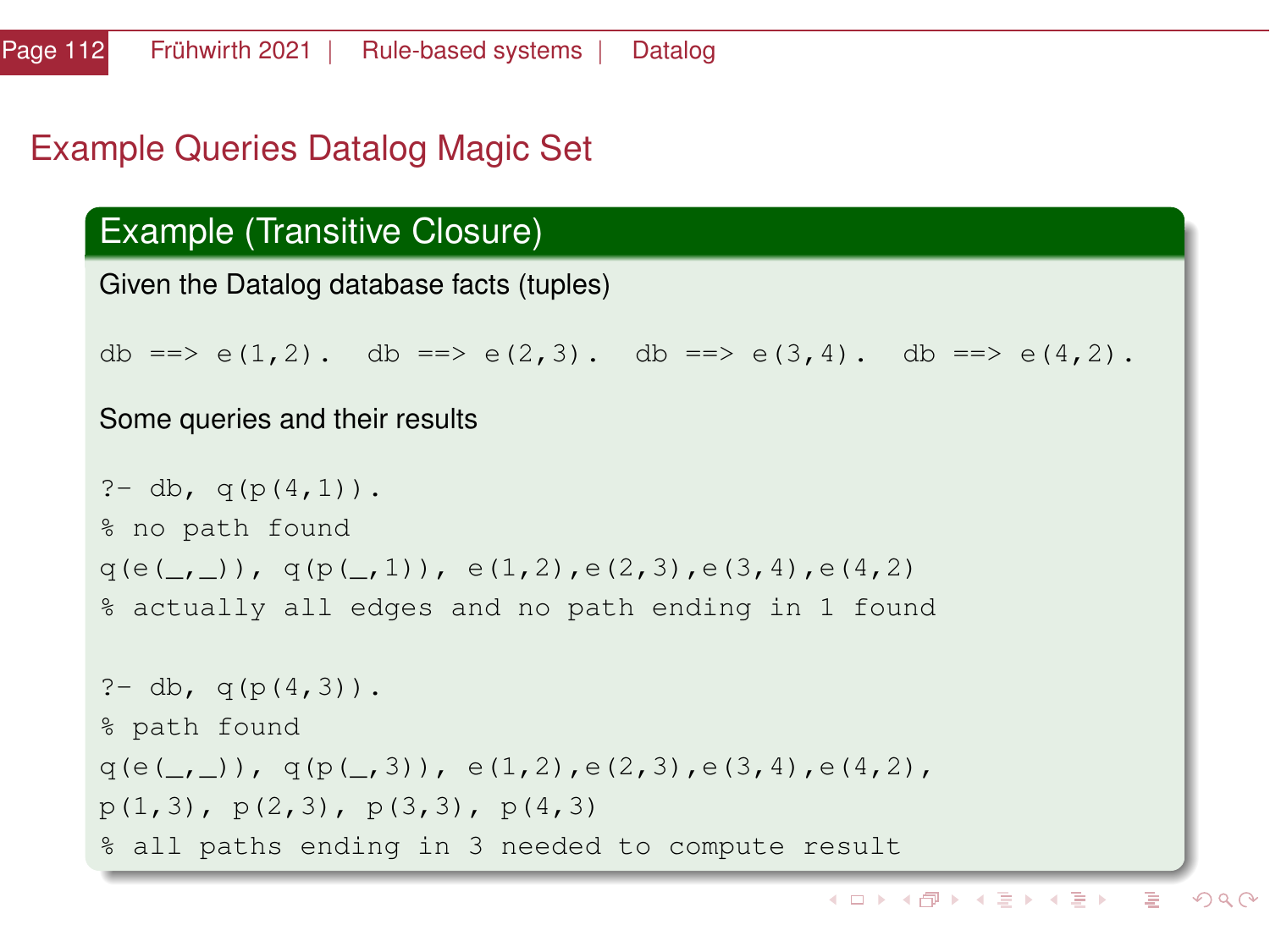# Example Queries Datalog Magic Set

## Example (Transitive Closure)

Given the Datalog database facts (tuples)

```
db ==> e(1,2).  db ==> e(2,3).  db ==> e(3,4).  db ==> e(4,2).
```

Some queries and their results

```
?- db, q(p(4,1)).
% no path found
q(e(_,_)), q(p(_,1)), e(1,2),e(2,3),e(3,4),e(4,2)
% actually all edges and no path ending in 1 found

?- db, q(p(4,3)).
% path found
q(e(_,_)), q(p(_,3)), e(1,2),e(2,3),e(3,4),e(4,2),
p(1,3), p(2,3), p(3,3), p(4,3)
% all paths ending in 3 needed to compute result
```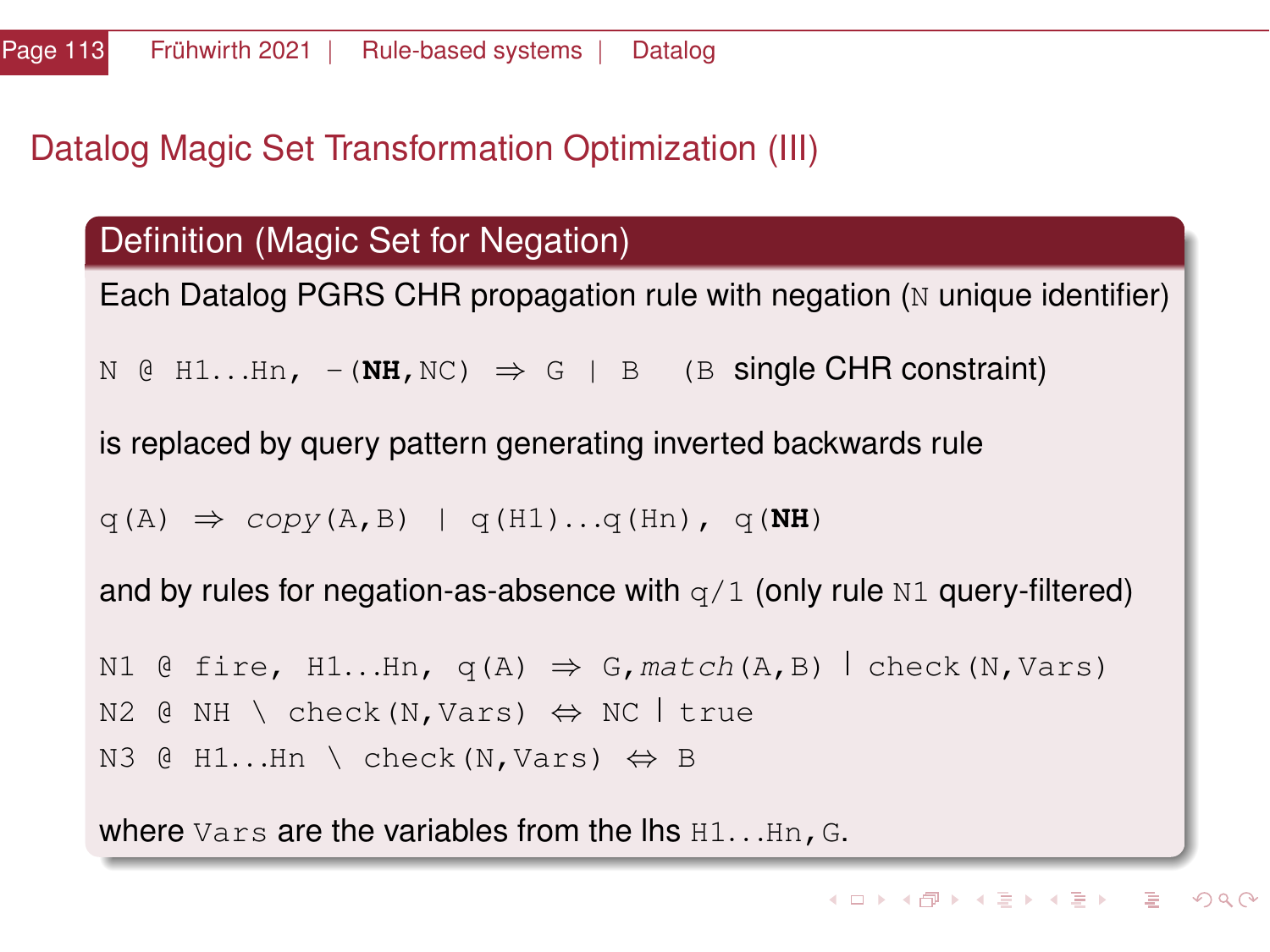## Datalog Magic Set Transformation Optimization (III)

### Definition (Magic Set for Negation)

Each Datalog PGRS CHR propagation rule with negation (N unique identifier)

```
N @ H1...Hn, -(NH,NC) ⇒ G | B
```

(B single CHR constraint)

is replaced by query pattern generating inverted backwards rule

```
q(A) ⇒ copy(A,B) | q(H1)...q(Hn), q(NH)
```

and by rules for negation-as-absence with q/1 (only rule N1 query-filtered)

```
N1 @ fire, H1...Hn, q(A) ⇒ G,match(A,B) | check(N,Vars)
N2 @ NH \ check(N,Vars) ⇔ NC | true
N3 @ H1...Hn \ check(N,Vars) ⇔ B
```

where Vars are the variables from the lhs H1...Hn,G.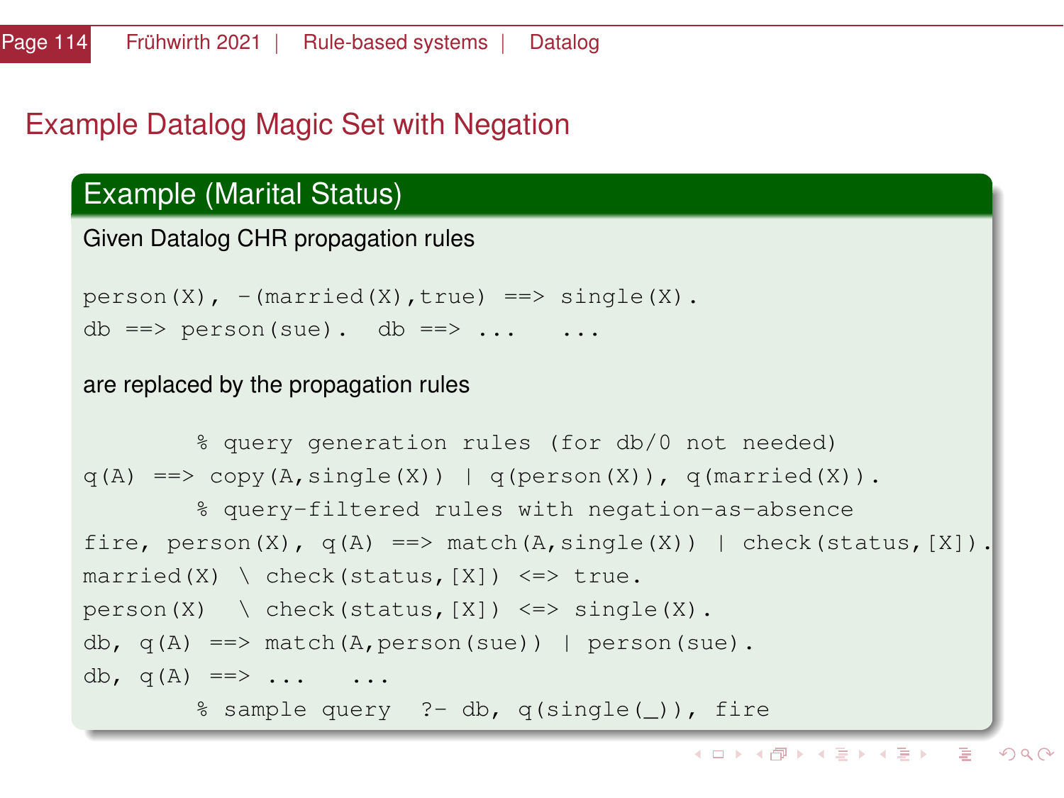## Example Datalog Magic Set with Negation

### Example (Marital Status)

Given Datalog CHR propagation rules

```
person(X), -(married(X),true) ==> single(X).
db ==> person(sue).  db ==> ...   ...
```

are replaced by the propagation rules

```
        % query generation rules (for db/0 not needed)
q(A) ==> copy(A,single(X)) | q(person(X)), q(married(X)).
        % query-filtered rules with negation-as-absence
fire, person(X), q(A) ==> match(A,single(X)) | check(status,[X]).
married(X) \ check(status,[X]) <=> true.
person(X)  \ check(status,[X]) <=> single(X).
db, q(A) ==> match(A,person(sue)) | person(sue).
db, q(A) ==> ...   ...
        % sample query  ?- db, q(single(_)), fire
```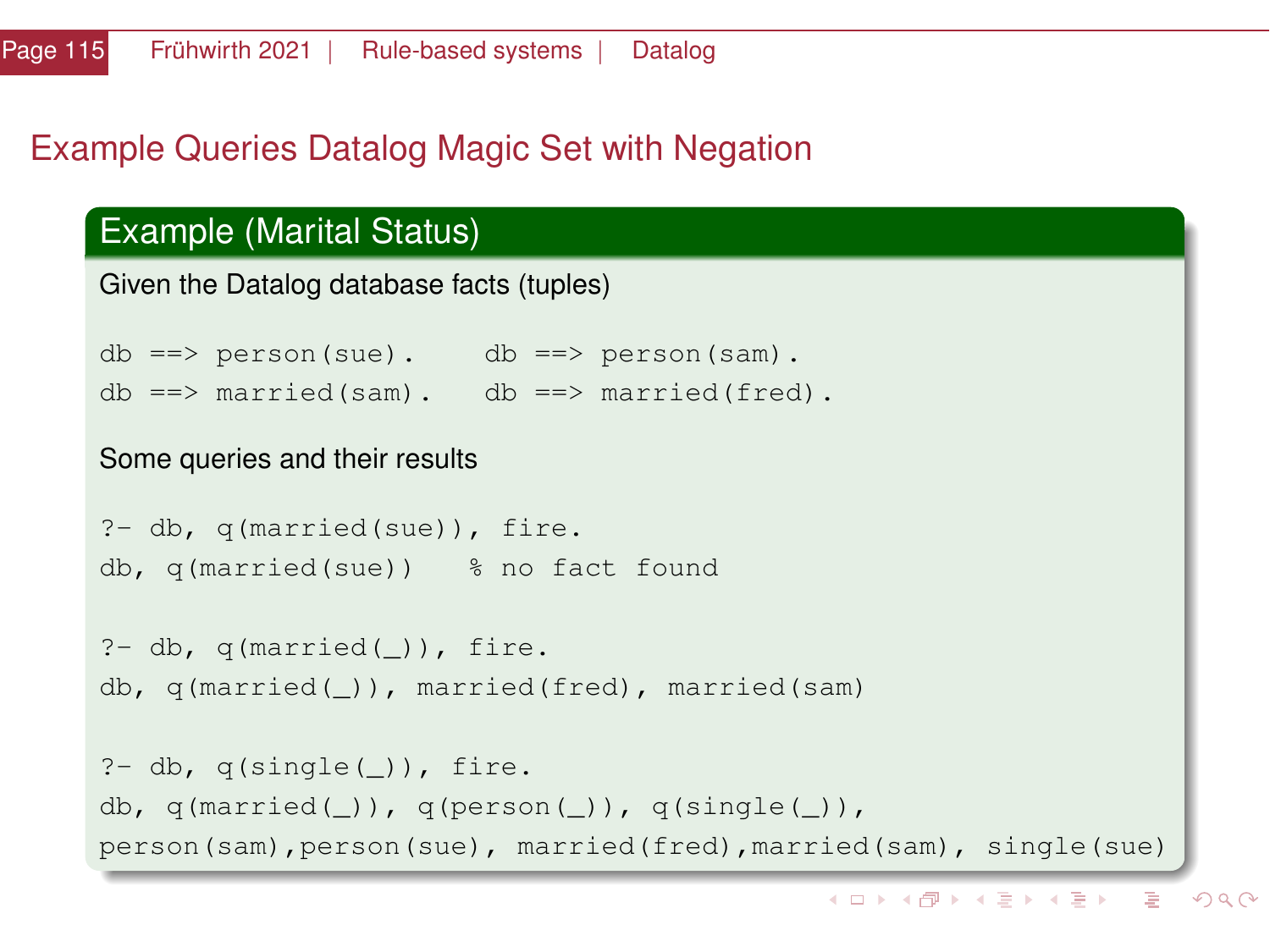# Example Queries Datalog Magic Set with Negation

## Example (Marital Status)

Given the Datalog database facts (tuples)

```
db ==> person(sue).     db ==> person(sam).
db ==> married(sam).    db ==> married(fred).
```

Some queries and their results

```
?- db, q(married(sue)), fire.
db, q(married(sue))    % no fact found

?- db, q(married(_)), fire.
db, q(married(_)), married(fred), married(sam)

?- db, q(single(_)), fire.
db, q(married(_)), q(person(_)), q(single(_)),
person(sam),person(sue), married(fred),married(sam), single(sue)
```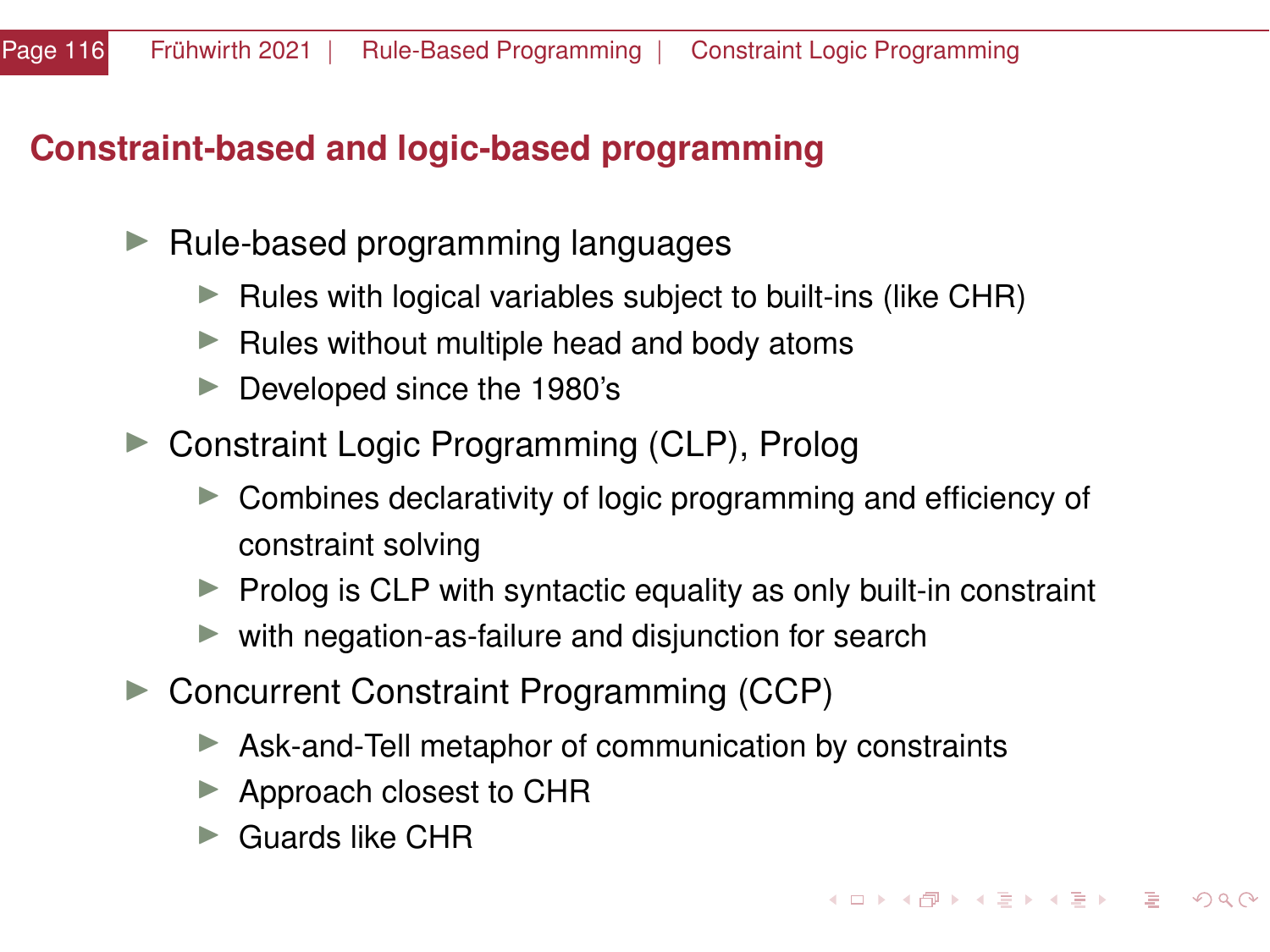## Constraint-based and logic-based programming

- Rule-based programming languages
  - Rules with logical variables subject to built-ins (like CHR)
  - Rules without multiple head and body atoms
  - Developed since the 1980's
- Constraint Logic Programming (CLP), Prolog
  - Combines declarativity of logic programming and efficiency of constraint solving
  - Prolog is CLP with syntactic equality as only built-in constraint
  - with negation-as-failure and disjunction for search
- Concurrent Constraint Programming (CCP)
  - Ask-and-Tell metaphor of communication by constraints
  - Approach closest to CHR
  - Guards like CHR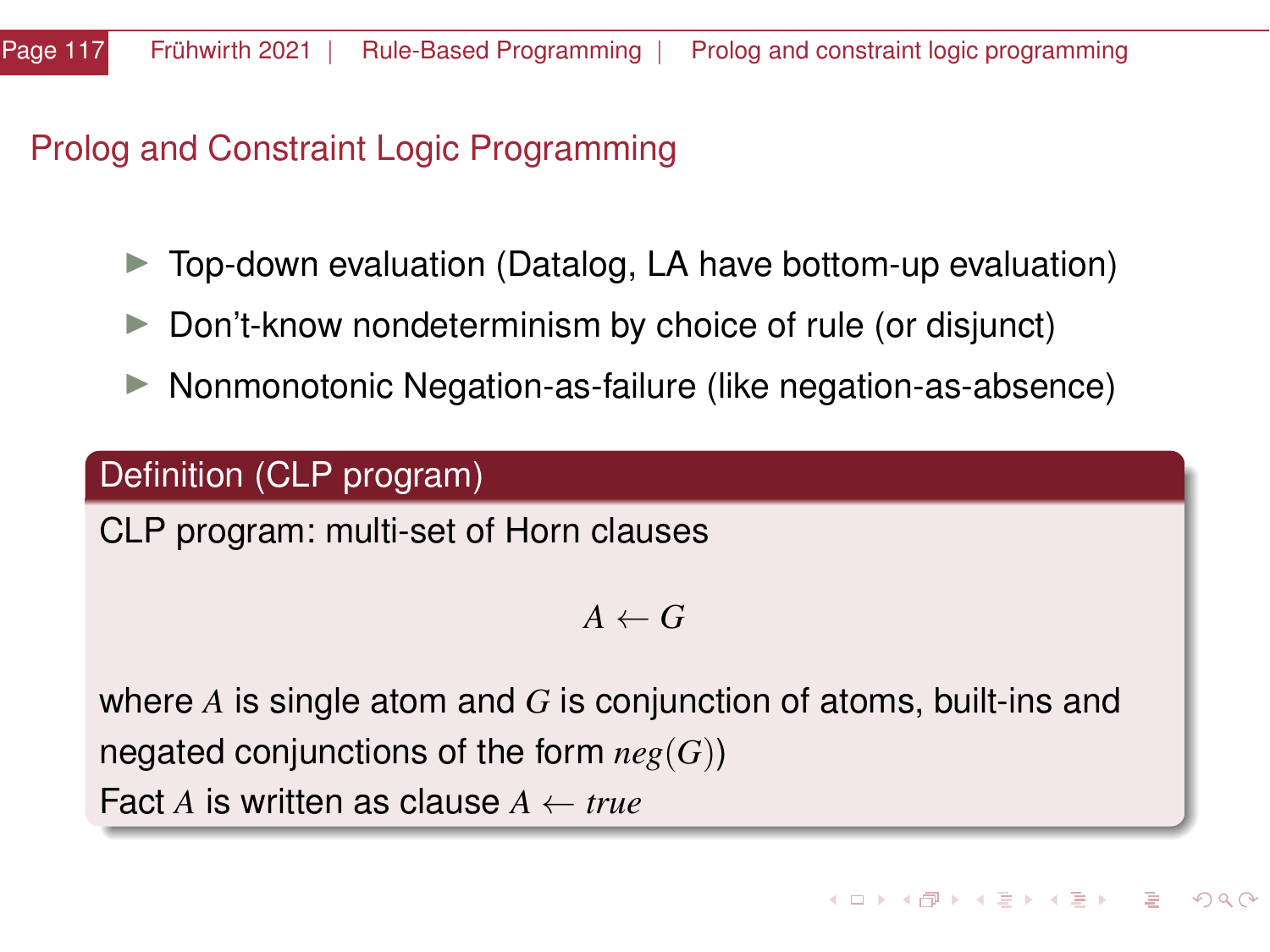## Prolog and Constraint Logic Programming

- Top-down evaluation (Datalog, LA have bottom-up evaluation)
- Don't-know nondeterminism by choice of rule (or disjunct)
- Nonmonotonic Negation-as-failure (like negation-as-absence)

**Definition (CLP program)**

CLP program: multi-set of Horn clauses

$$A \leftarrow G$$

where $A$ is single atom and $G$ is conjunction of atoms, built-ins and negated conjunctions of the form $neg(G)$)
Fact $A$ is written as clause $A \leftarrow true$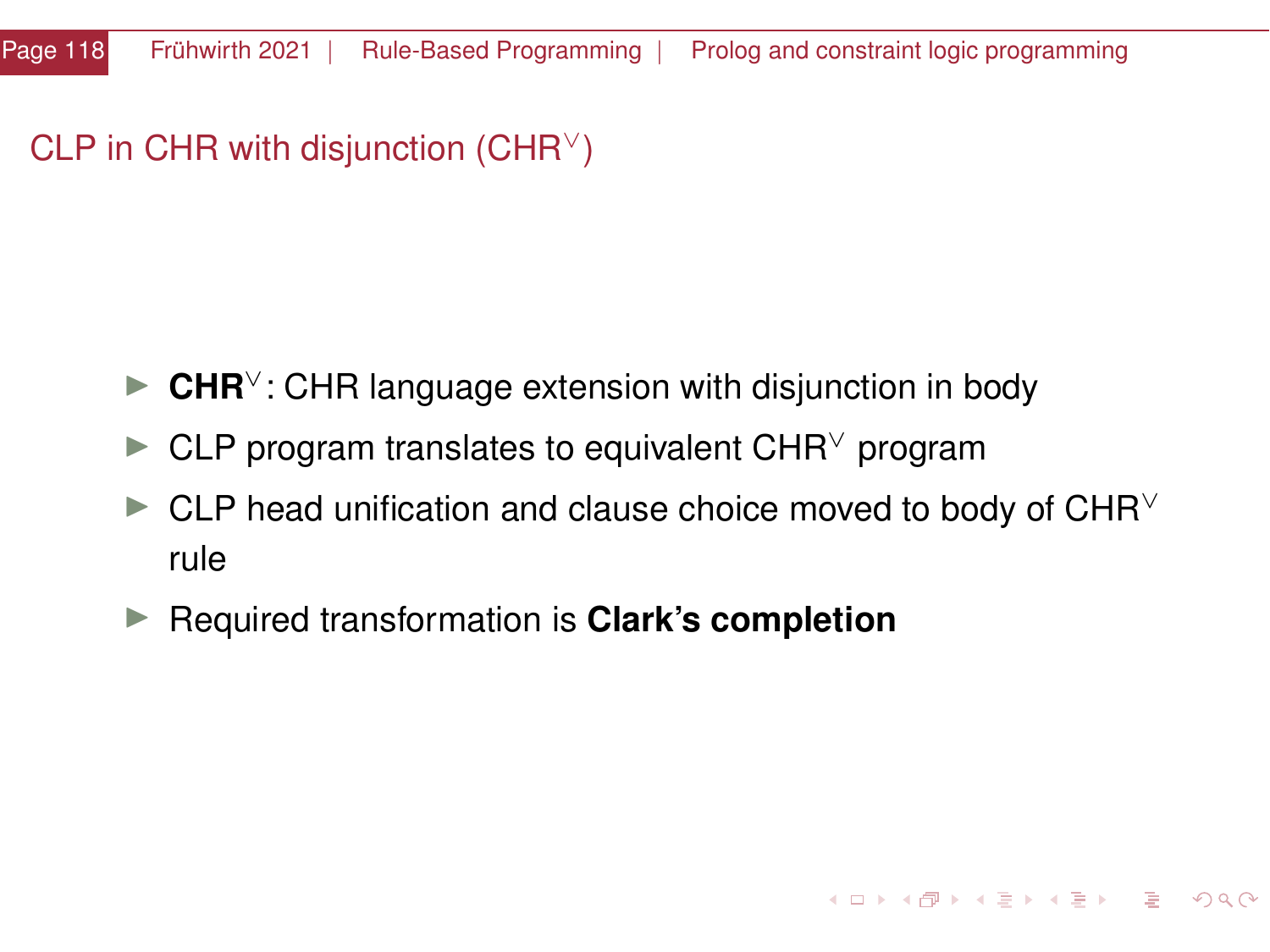## CLP in CHR with disjunction (CHR$^\vee$)

- **CHR$^\vee$**: CHR language extension with disjunction in body
- CLP program translates to equivalent CHR$^\vee$ program
- CLP head unification and clause choice moved to body of CHR$^\vee$ rule
- Required transformation is **Clark's completion**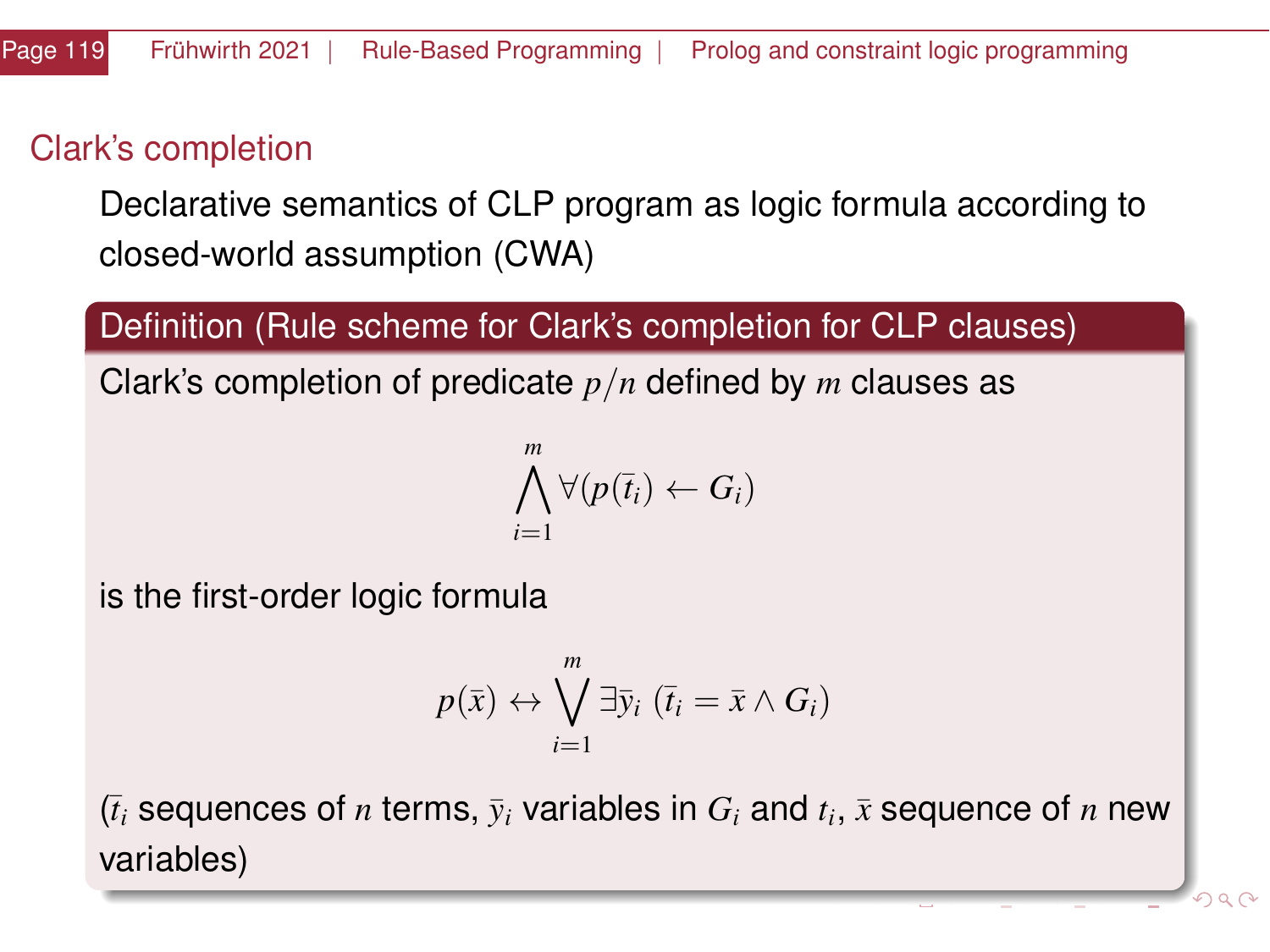## Clark's completion

Declarative semantics of CLP program as logic formula according to closed-world assumption (CWA)

### Definition (Rule scheme for Clark's completion for CLP clauses)

Clark's completion of predicate $p/n$ defined by $m$ clauses as

$$\bigwedge_{i=1}^{m} \forall (p(\bar{t}_i) \leftarrow G_i)$$

is the first-order logic formula

$$p(\bar{x}) \leftrightarrow \bigvee_{i=1}^{m} \exists \bar{y}_i \ (\bar{t}_i = \bar{x} \land G_i)$$

($\bar{t}_i$ sequences of $n$ terms, $\bar{y}_i$ variables in $G_i$ and $t_i$, $\bar{x}$ sequence of $n$ new variables)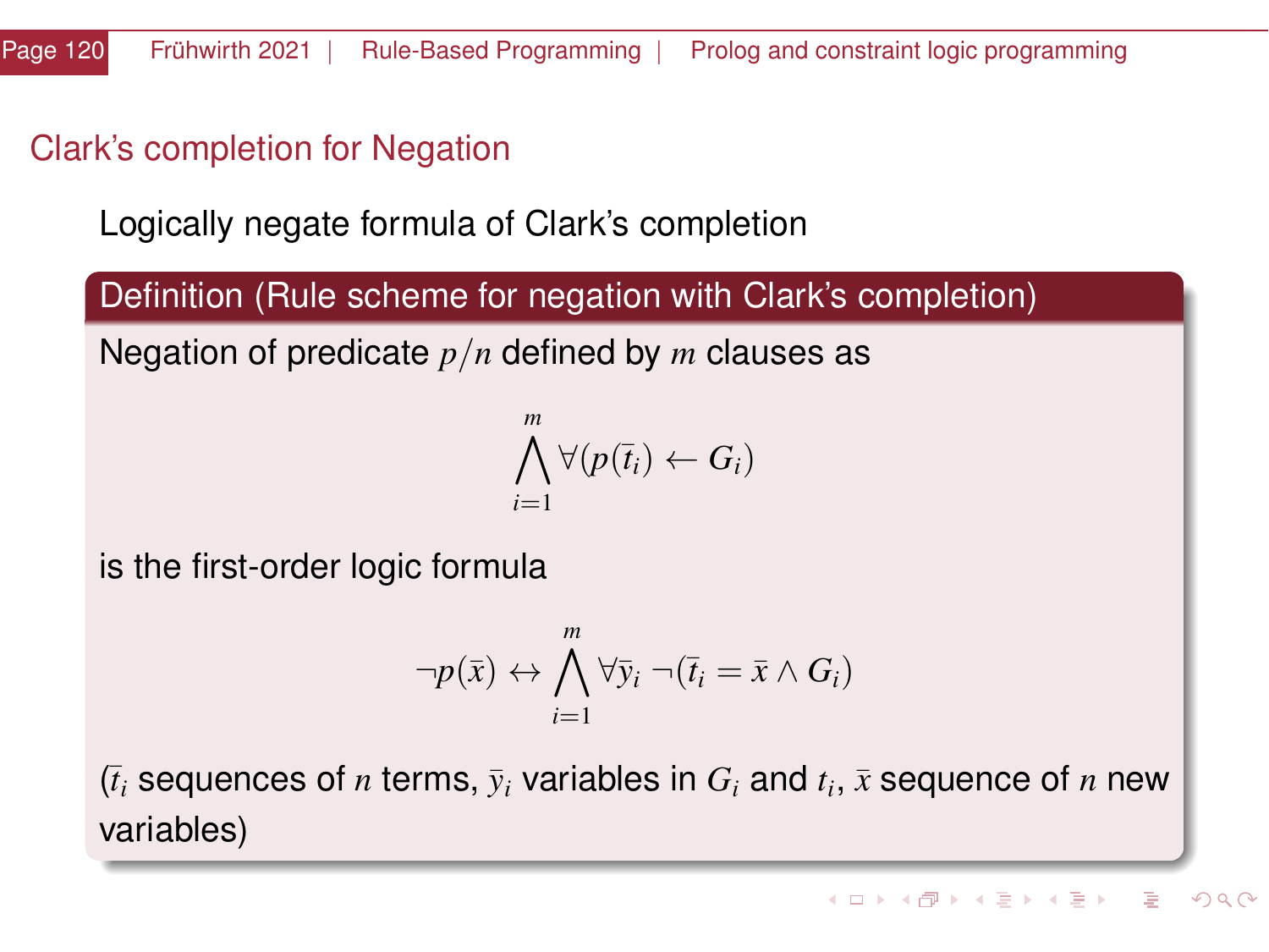## Clark's completion for Negation

Logically negate formula of Clark's completion

**Definition (Rule scheme for negation with Clark's completion)**

Negation of predicate $p/n$ defined by $m$ clauses as

$$\bigwedge_{i=1}^{m} \forall (p(\bar{t}_i) \leftarrow G_i)$$

is the first-order logic formula

$$\neg p(\bar{x}) \leftrightarrow \bigwedge_{i=1}^{m} \forall \bar{y}_i \; \neg(\bar{t}_i = \bar{x} \wedge G_i)$$

($\bar{t}_i$ sequences of $n$ terms, $\bar{y}_i$ variables in $G_i$ and $t_i$, $\bar{x}$ sequence of $n$ new variables)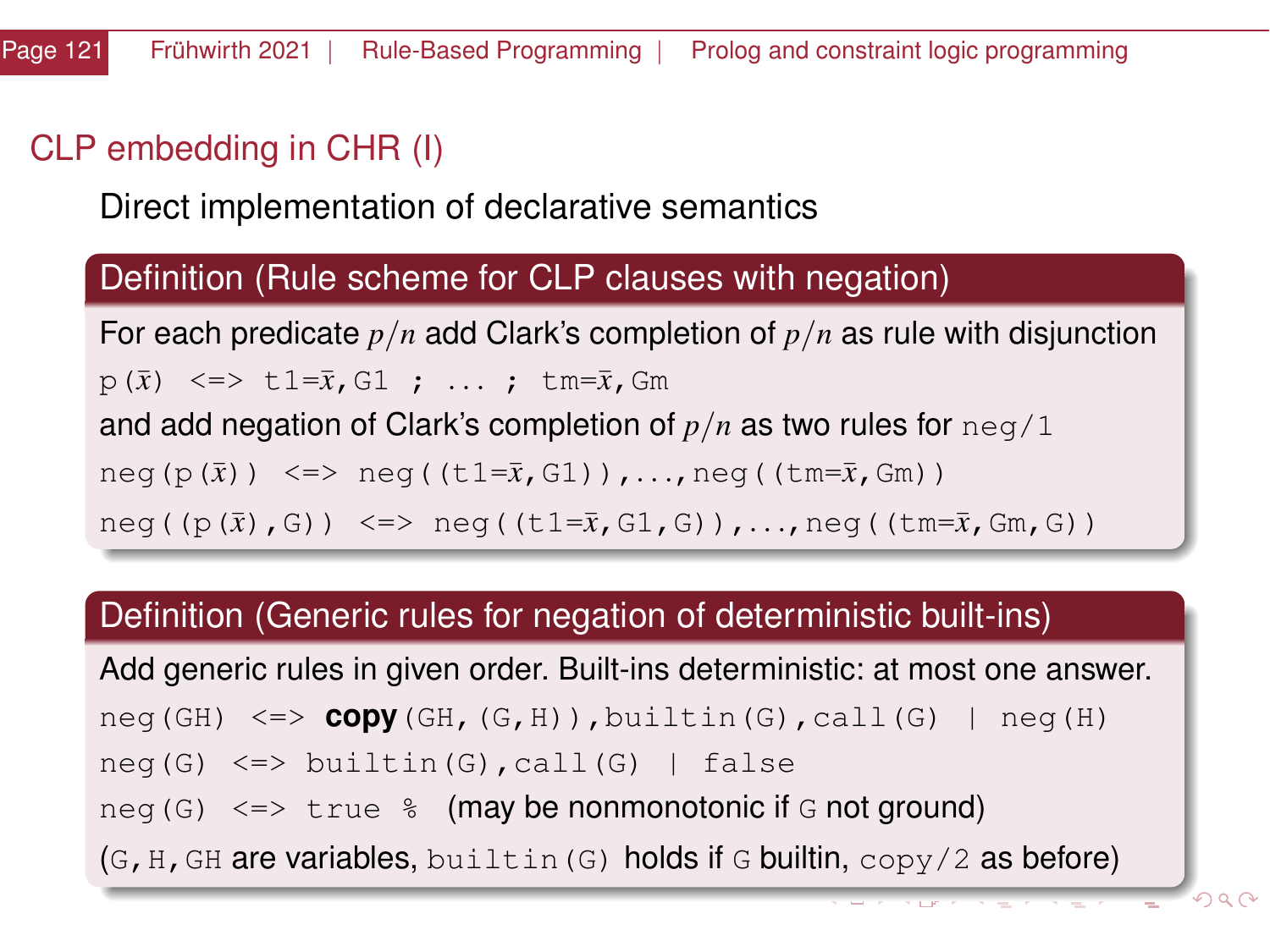## CLP embedding in CHR (I)

Direct implementation of declarative semantics

**Definition (Rule scheme for CLP clauses with negation)**

For each predicate $p/n$ add Clark's completion of $p/n$ as rule with disjunction

```
p(x̄) <=> t1=x̄,G1 ; ... ; tm=x̄,Gm
```

and add negation of Clark's completion of $p/n$ as two rules for `neg/1`

```
neg(p(x̄)) <=> neg((t1=x̄,G1)),...,neg((tm=x̄,Gm))
neg((p(x̄),G)) <=> neg((t1=x̄,G1,G)),...,neg((tm=x̄,Gm,G))
```

**Definition (Generic rules for negation of deterministic built-ins)**

Add generic rules in given order. Built-ins deterministic: at most one answer.

```
neg(GH) <=> copy(GH,(G,H)),builtin(G),call(G) | neg(H)
neg(G) <=> builtin(G),call(G) | false
neg(G) <=> true % (may be nonmonotonic if G not ground)
```

(`G`, `H`, `GH` are variables, `builtin(G)` holds if `G` builtin, `copy/2` as before)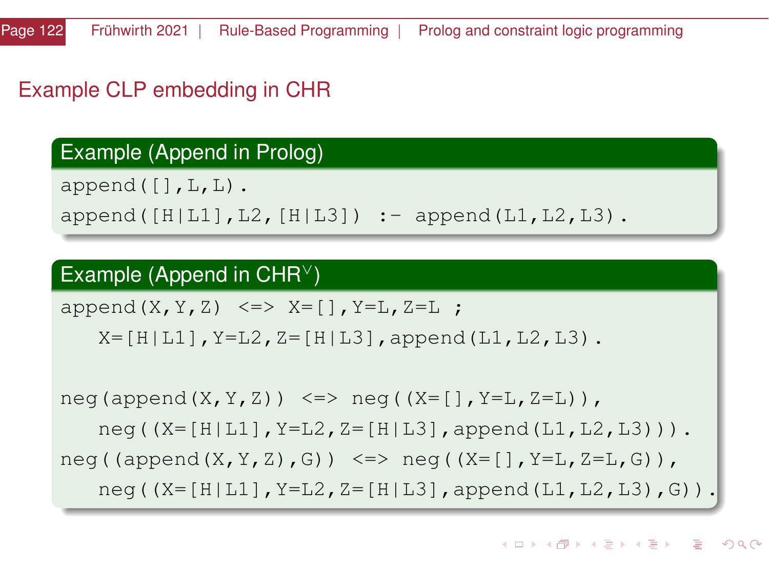## Example CLP embedding in CHR

### Example (Append in Prolog)

```
append([],L,L).
append([H|L1],L2,[H|L3]) :- append(L1,L2,L3).
```

### Example (Append in CHR$^\vee$)

```
append(X,Y,Z) <=> X=[],Y=L,Z=L ;
   X=[H|L1],Y=L2,Z=[H|L3],append(L1,L2,L3).

neg(append(X,Y,Z)) <=> neg((X=[],Y=L,Z=L)),
   neg((X=[H|L1],Y=L2,Z=[H|L3],append(L1,L2,L3))).
neg((append(X,Y,Z),G)) <=> neg((X=[],Y=L,Z=L,G)),
   neg((X=[H|L1],Y=L2,Z=[H|L3],append(L1,L2,L3),G)).
```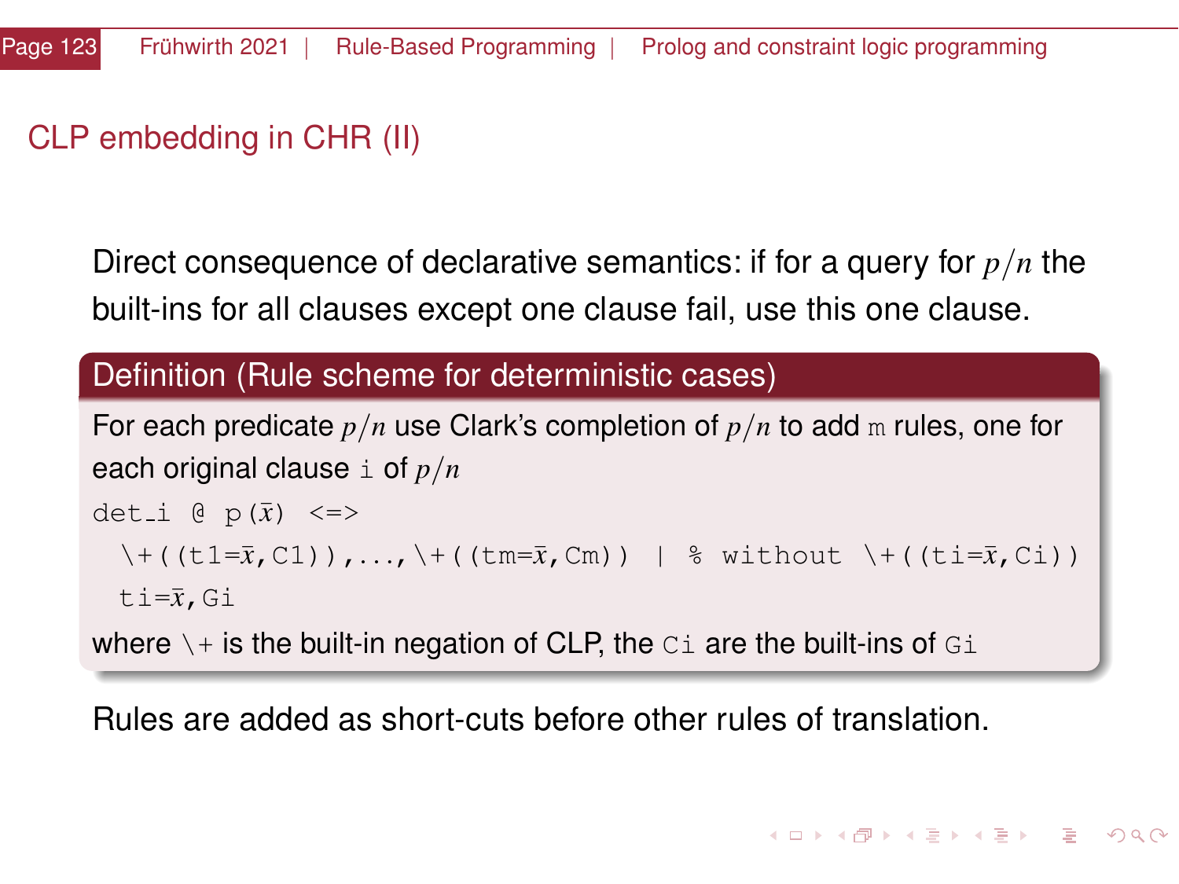# CLP embedding in CHR (II)

Direct consequence of declarative semantics: if for a query for $p/n$ the built-ins for all clauses except one clause fail, use this one clause.

**Definition (Rule scheme for deterministic cases)**

For each predicate $p/n$ use Clark's completion of $p/n$ to add `m` rules, one for each original clause `i` of $p/n$

```
det_i @ p(x̄) <=>
  \+((t1=x̄,C1)),...,\+((tm=x̄,Cm)) | % without \+((ti=x̄,Ci))
  ti=x̄,Gi
```

where `\+` is the built-in negation of CLP, the `Ci` are the built-ins of `Gi`

Rules are added as short-cuts before other rules of translation.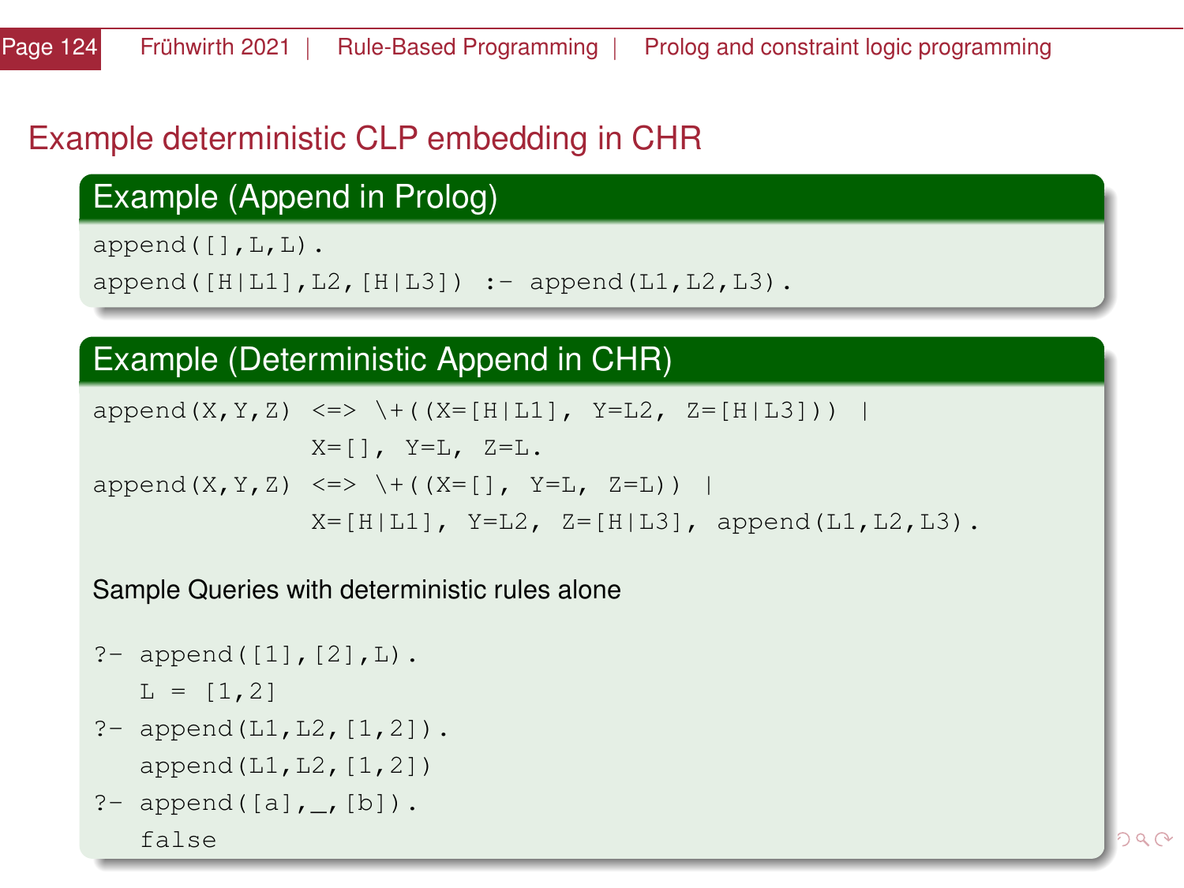# Example deterministic CLP embedding in CHR

### Example (Append in Prolog)

```
append([],L,L).
append([H|L1],L2,[H|L3]) :- append(L1,L2,L3).
```

### Example (Deterministic Append in CHR)

```
append(X,Y,Z) <=> \+((X=[H|L1], Y=L2, Z=[H|L3])) |
                  X=[], Y=L, Z=L.
append(X,Y,Z) <=> \+((X=[], Y=L, Z=L)) |
                  X=[H|L1], Y=L2, Z=[H|L3], append(L1,L2,L3).
```

Sample Queries with deterministic rules alone

```
?- append([1],[2],L).
   L = [1,2]
?- append(L1,L2,[1,2]).
   append(L1,L2,[1,2])
?- append([a],_,[b]).
   false
```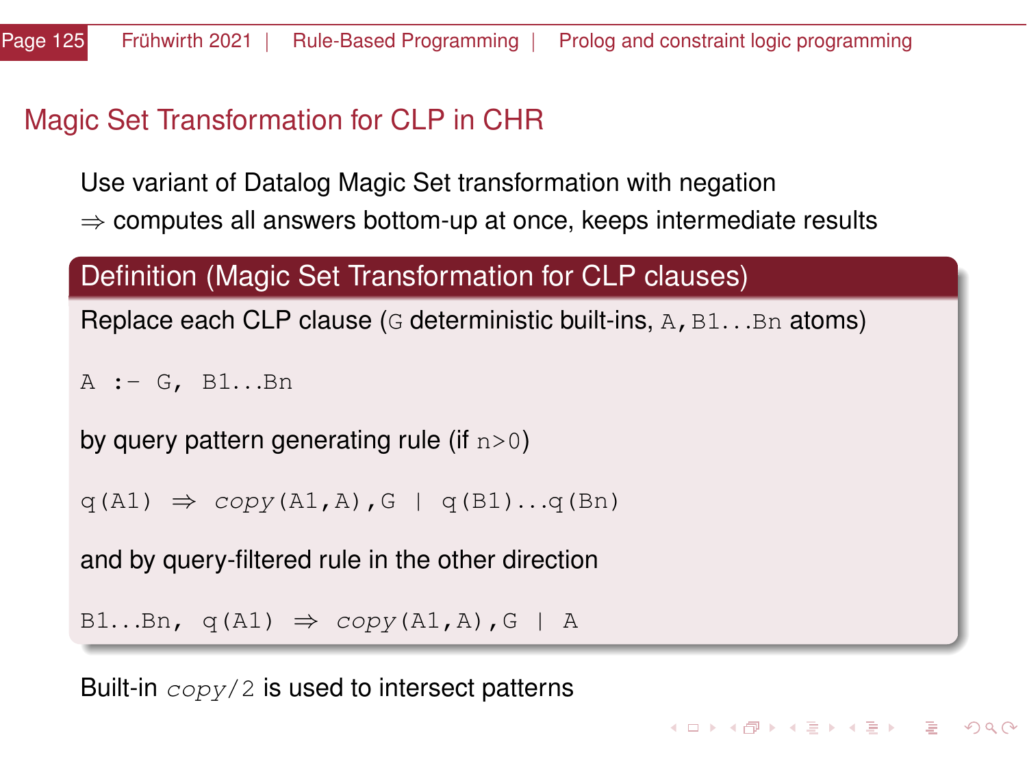# Magic Set Transformation for CLP in CHR

Use variant of Datalog Magic Set transformation with negation
⇒ computes all answers bottom-up at once, keeps intermediate results

**Definition (Magic Set Transformation for CLP clauses)**

Replace each CLP clause (`G` deterministic built-ins, `A,B1...Bn` atoms)

```
A :- G, B1...Bn
```

by query pattern generating rule (if `n>0`)

```
q(A1) ⇒ copy(A1,A),G | q(B1)...q(Bn)
```

and by query-filtered rule in the other direction

```
B1...Bn, q(A1) ⇒ copy(A1,A),G | A
```

Built-in *copy*/2 is used to intersect patterns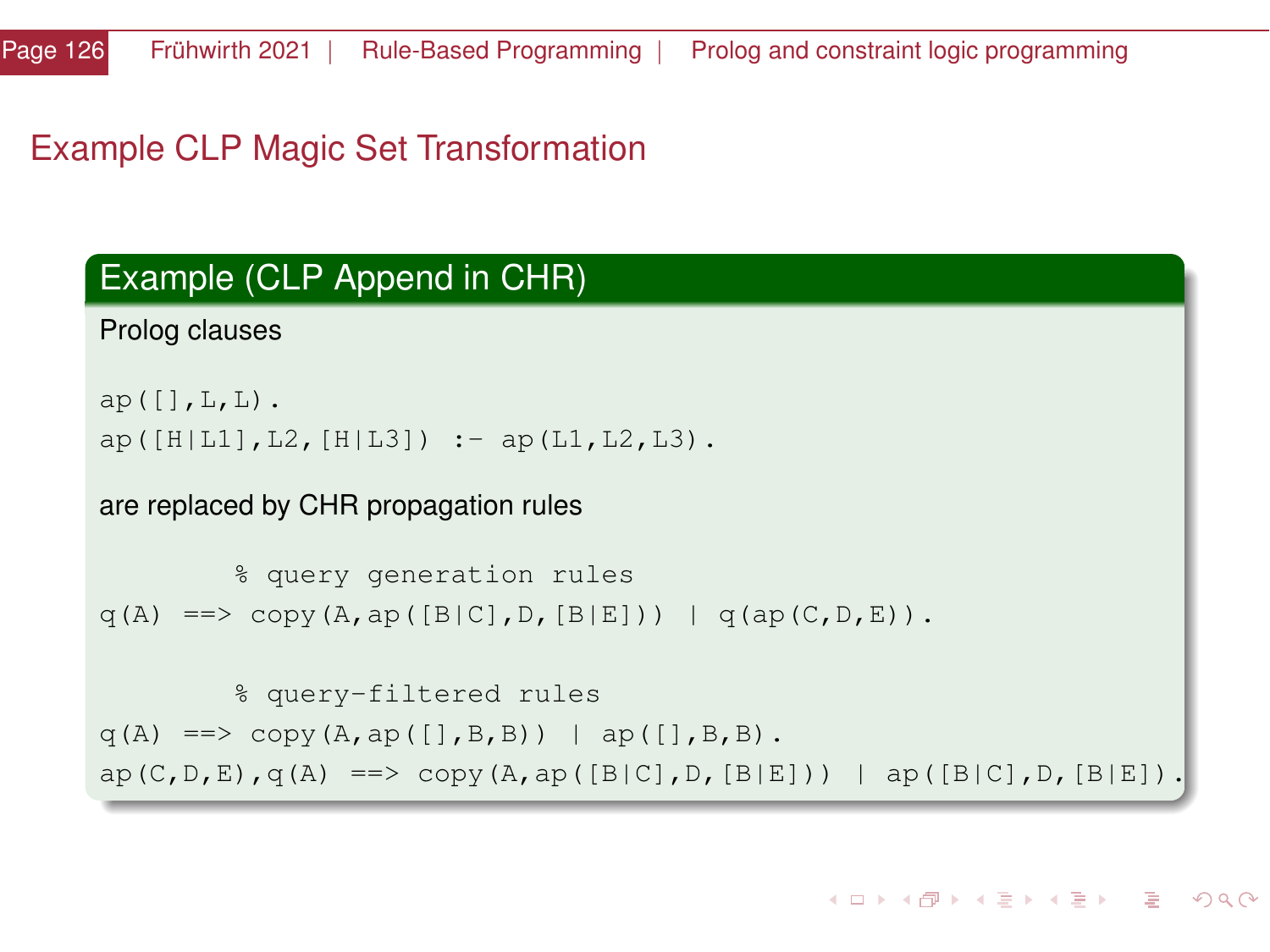# Example CLP Magic Set Transformation

## Example (CLP Append in CHR)

Prolog clauses

```
ap([],L,L).
ap([H|L1],L2,[H|L3]) :- ap(L1,L2,L3).
```

are replaced by CHR propagation rules

```
        % query generation rules
q(A) ==> copy(A,ap([B|C],D,[B|E])) | q(ap(C,D,E)).

        % query-filtered rules
q(A) ==> copy(A,ap([],B,B)) | ap([],B,B).
ap(C,D,E),q(A) ==> copy(A,ap([B|C],D,[B|E])) | ap([B|C],D,[B|E]).
```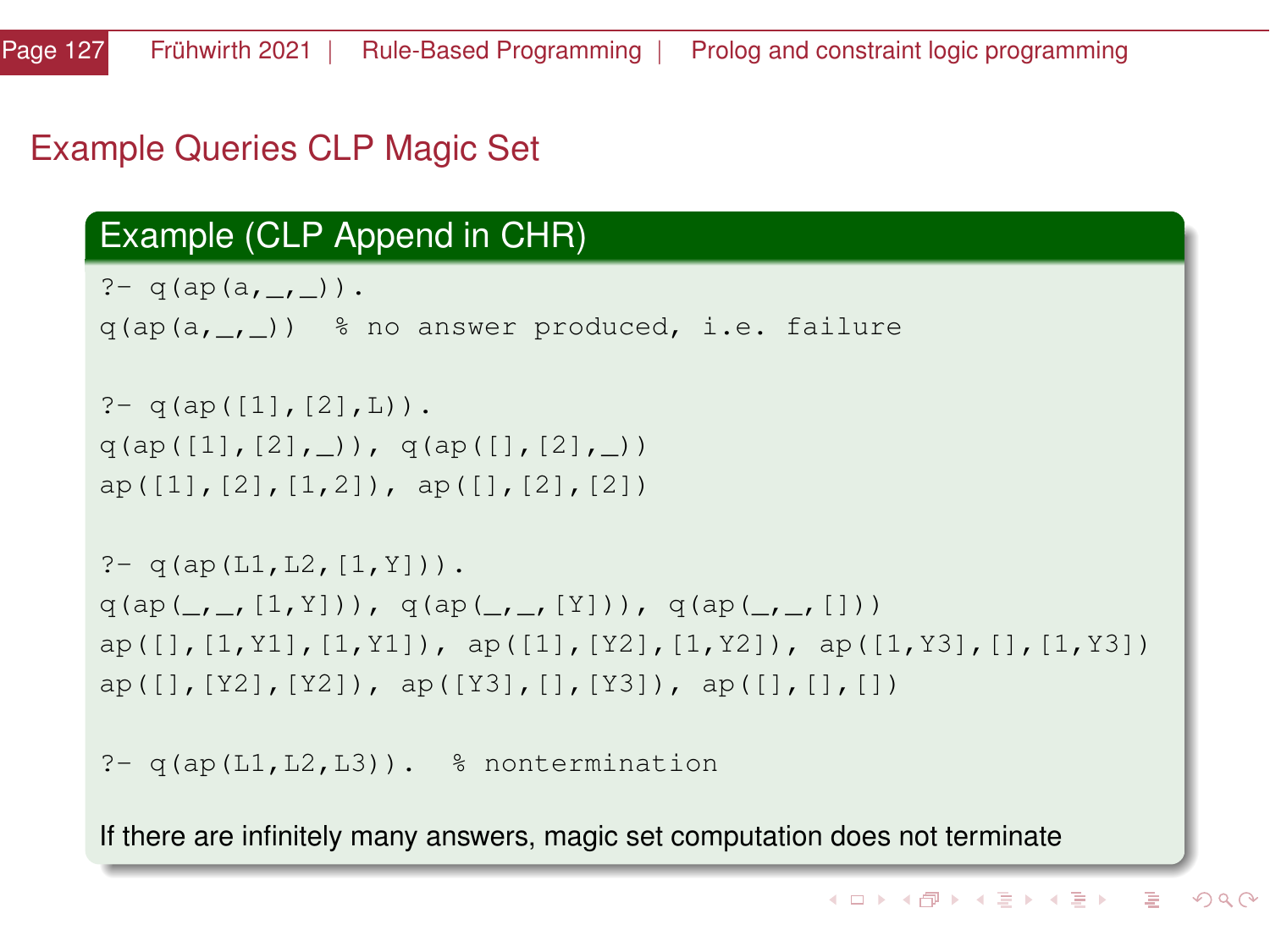# Example Queries CLP Magic Set

## Example (CLP Append in CHR)

```
?- q(ap(a,_,_)).
q(ap(a,_,_))  % no answer produced, i.e. failure

?- q(ap([1],[2],L)).
q(ap([1],[2],_)), q(ap([],[2],_))
ap([1],[2],[1,2]), ap([],[2],[2])

?- q(ap(L1,L2,[1,Y])).
q(ap(_,_,[1,Y])), q(ap(_,_,[Y])), q(ap(_,_,[]))
ap([],[1,Y1],[1,Y1]), ap([1],[Y2],[1,Y2]), ap([1,Y3],[],[1,Y3])
ap([],[Y2],[Y2]), ap([Y3],[],[Y3]), ap([],[],[])

?- q(ap(L1,L2,L3)).  % nontermination
```

If there are infinitely many answers, magic set computation does not terminate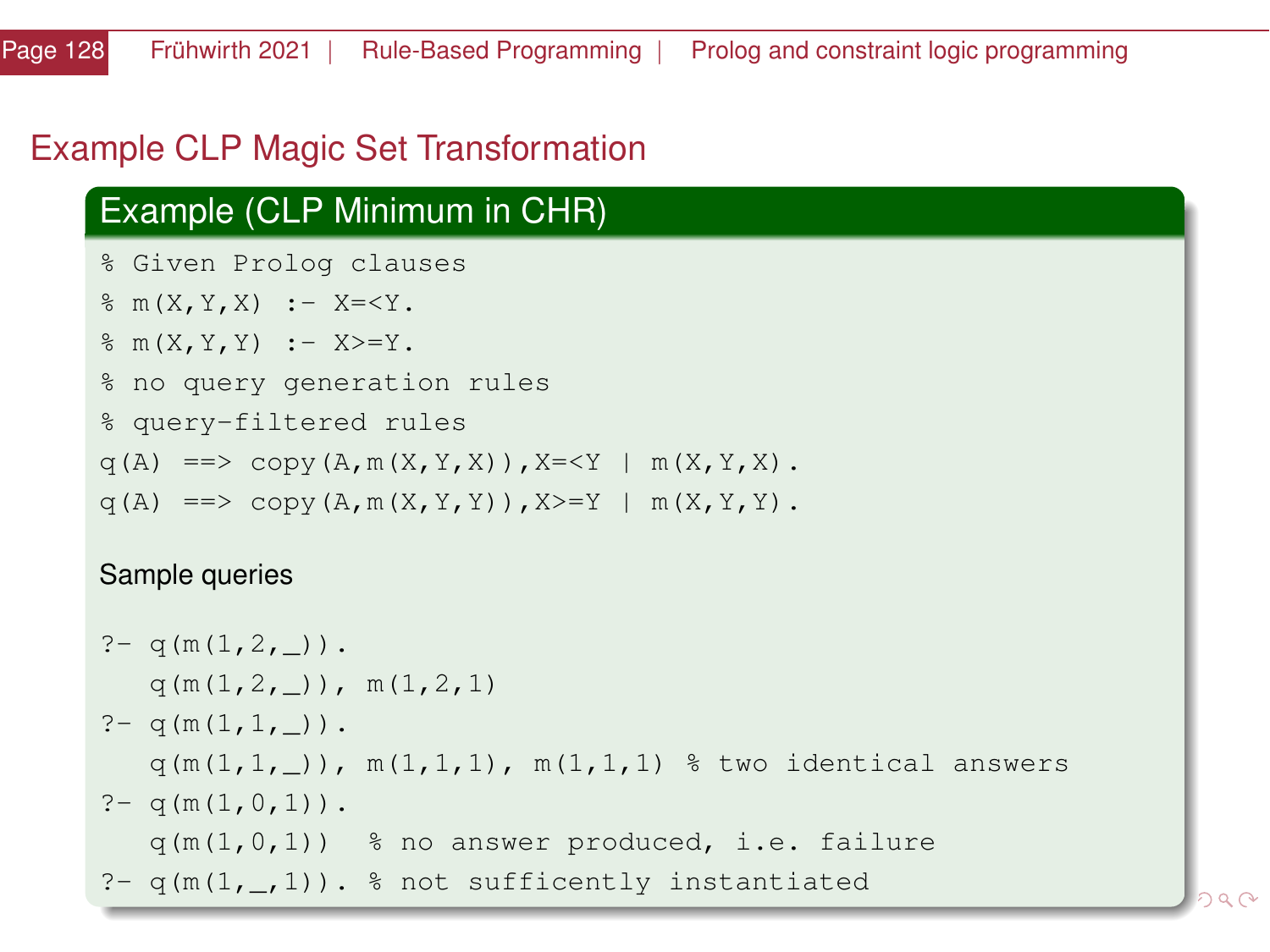# Example CLP Magic Set Transformation

## Example (CLP Minimum in CHR)

```
% Given Prolog clauses
% m(X,Y,X) :- X=<Y.
% m(X,Y,Y) :- X>=Y.
% no query generation rules
% query-filtered rules
q(A) ==> copy(A,m(X,Y,X)),X=<Y | m(X,Y,X).
q(A) ==> copy(A,m(X,Y,Y)),X>=Y | m(X,Y,Y).
```

Sample queries

```
?- q(m(1,2,_)).
   q(m(1,2,_)), m(1,2,1)
?- q(m(1,1,_)).
   q(m(1,1,_)), m(1,1,1), m(1,1,1) % two identical answers
?- q(m(1,0,1)).
   q(m(1,0,1))  % no answer produced, i.e. failure
?- q(m(1,_,1)). % not sufficently instantiated
```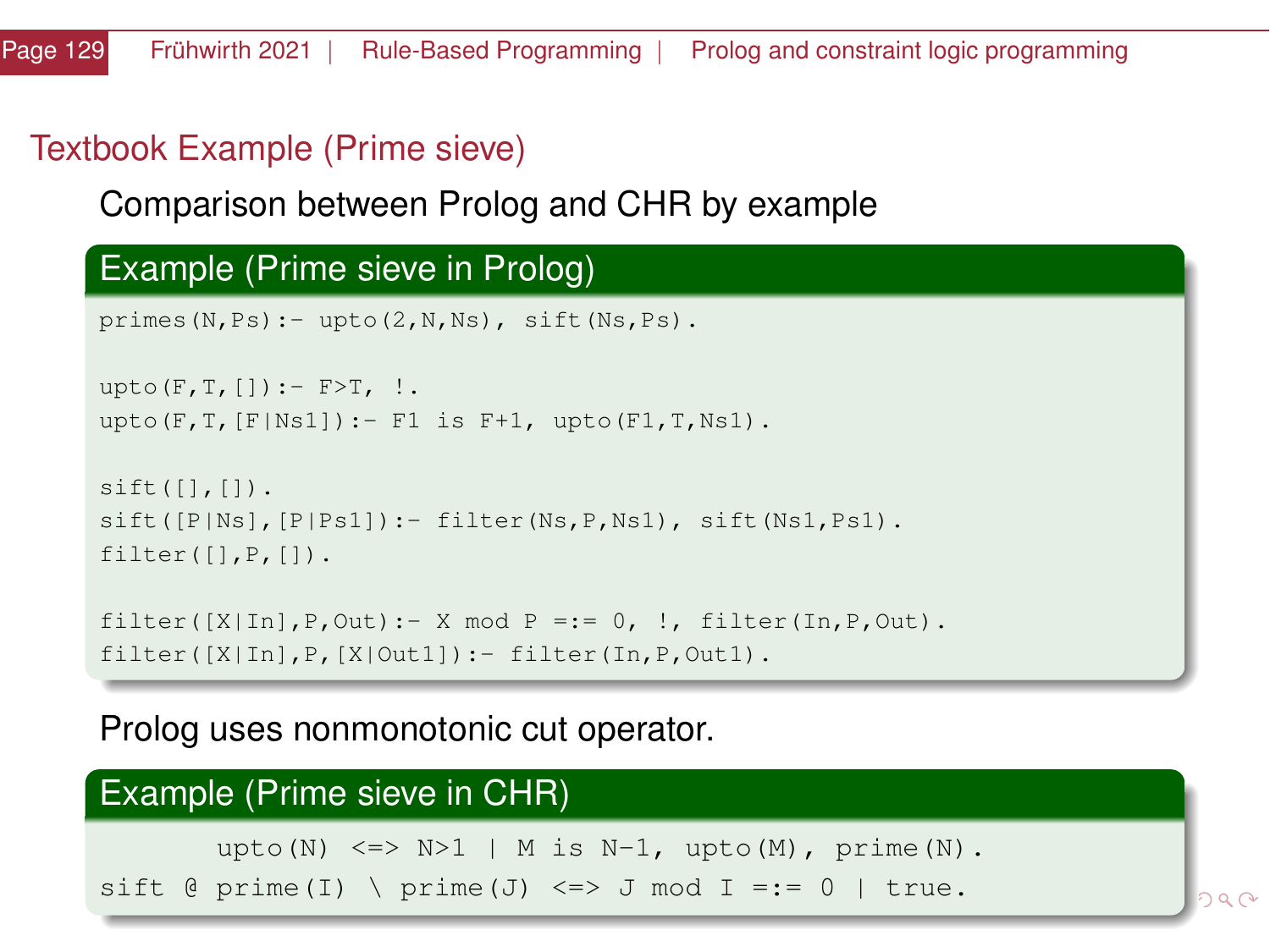## Textbook Example (Prime sieve)

Comparison between Prolog and CHR by example

### Example (Prime sieve in Prolog)

```
primes(N,Ps):- upto(2,N,Ns), sift(Ns,Ps).

upto(F,T,[]):- F>T, !.
upto(F,T,[F|Ns1]):- F1 is F+1, upto(F1,T,Ns1).

sift([],[]).
sift([P|Ns],[P|Ps1]):- filter(Ns,P,Ns1), sift(Ns1,Ps1).
filter([],P,[]).

filter([X|In],P,Out):- X mod P =:= 0, !, filter(In,P,Out).
filter([X|In],P,[X|Out1]):- filter(In,P,Out1).
```

Prolog uses nonmonotonic cut operator.

### Example (Prime sieve in CHR)

```
       upto(N) <=> N>1 | M is N-1, upto(M), prime(N).
sift @ prime(I) \ prime(J) <=> J mod I =:= 0 | true.
```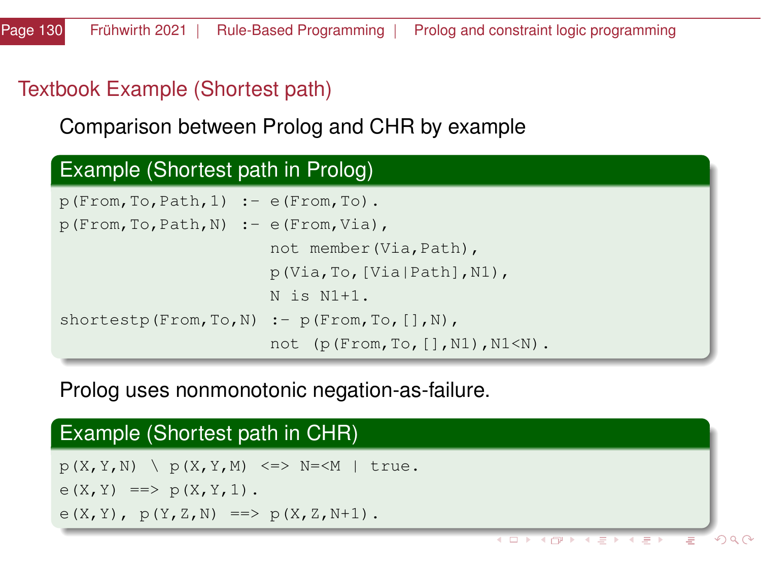## Textbook Example (Shortest path)

Comparison between Prolog and CHR by example

### Example (Shortest path in Prolog)

```
p(From,To,Path,1) :- e(From,To).
p(From,To,Path,N) :- e(From,Via),
                     not member(Via,Path),
                     p(Via,To,[Via|Path],N1),
                     N is N1+1.
shortestp(From,To,N) :- p(From,To,[],N),
                     not (p(From,To,[],N1),N1<N).
```

Prolog uses nonmonotonic negation-as-failure.

### Example (Shortest path in CHR)

```
p(X,Y,N) \ p(X,Y,M) <=> N=<M | true.
e(X,Y) ==> p(X,Y,1).
e(X,Y), p(Y,Z,N) ==> p(X,Z,N+1).
```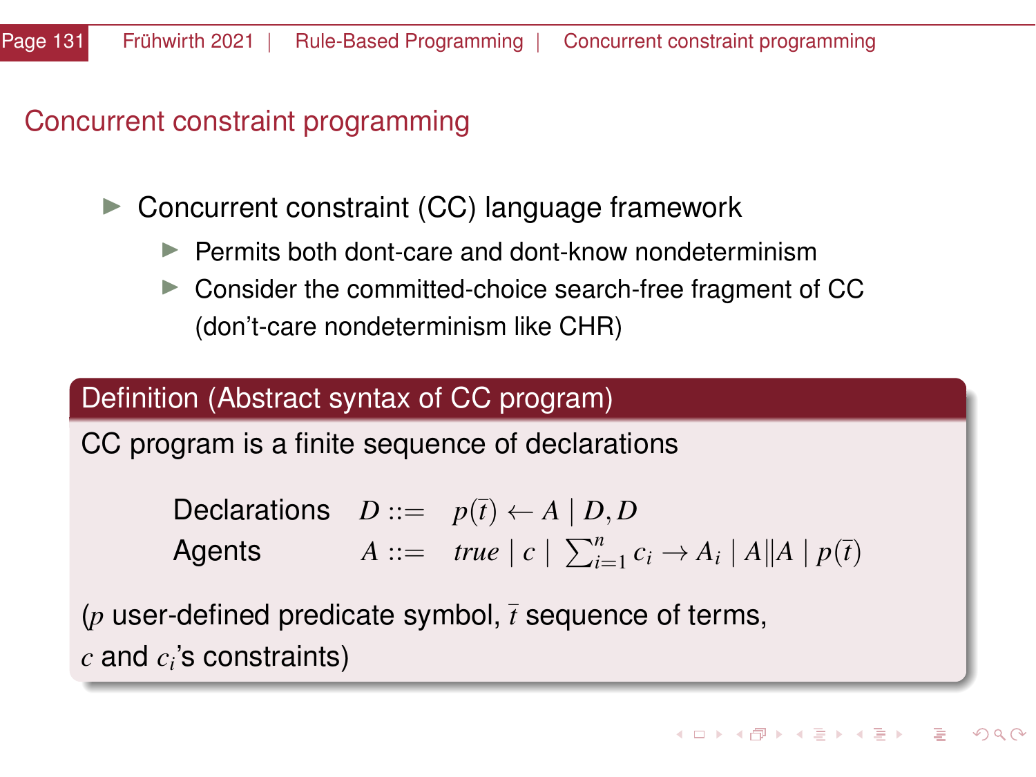# Concurrent constraint programming

- Concurrent constraint (CC) language framework
  - Permits both dont-care and dont-know nondeterminism
  - Consider the committed-choice search-free fragment of CC (don't-care nondeterminism like CHR)

**Definition (Abstract syntax of CC program)**

CC program is a finite sequence of declarations

$$
\begin{array}{lrl}
\text{Declarations} & D ::= & p(\bar{t}) \leftarrow A \mid D, D \\
\text{Agents} & A ::= & \mathit{true} \mid c \mid \sum_{i=1}^{n} c_i \rightarrow A_i \mid A \| A \mid p(\bar{t})
\end{array}
$$

($p$ user-defined predicate symbol, $\bar{t}$ sequence of terms, $c$ and $c_i$'s constraints)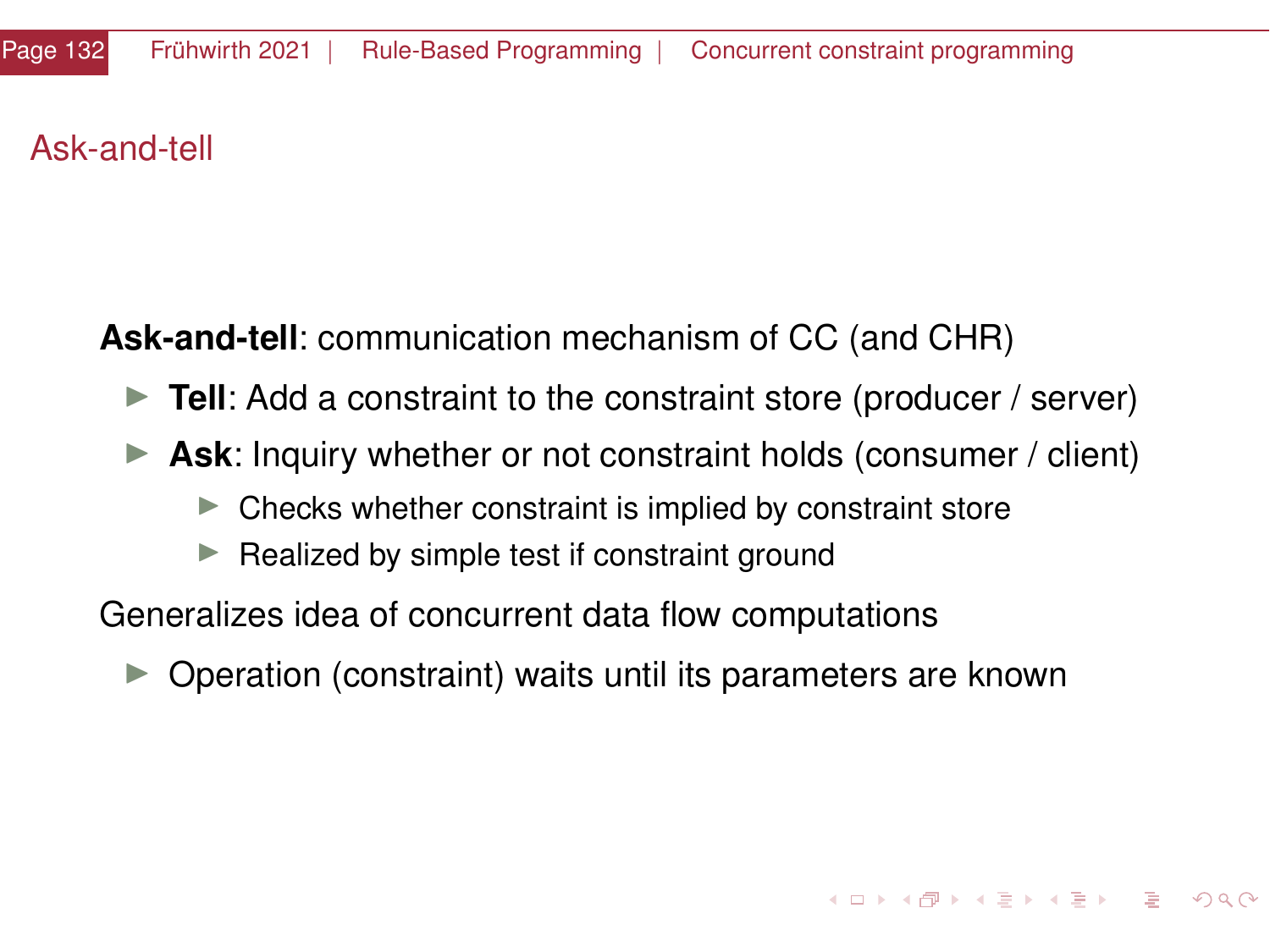# Ask-and-tell

**Ask-and-tell**: communication mechanism of CC (and CHR)

- **Tell**: Add a constraint to the constraint store (producer / server)
- **Ask**: Inquiry whether or not constraint holds (consumer / client)
  - Checks whether constraint is implied by constraint store
  - Realized by simple test if constraint ground

Generalizes idea of concurrent data flow computations

- Operation (constraint) waits until its parameters are known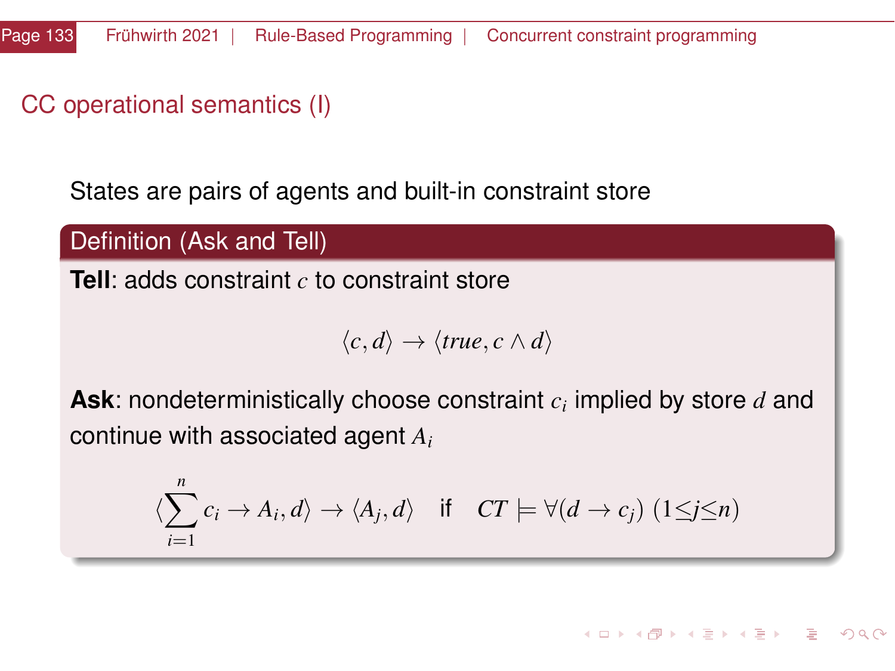## CC operational semantics (I)

States are pairs of agents and built-in constraint store

### Definition (Ask and Tell)

**Tell**: adds constraint $c$ to constraint store

$$\langle c, d \rangle \rightarrow \langle true, c \wedge d \rangle$$

**Ask**: nondeterministically choose constraint $c_i$ implied by store $d$ and continue with associated agent $A_i$

$$\langle \sum_{i=1}^{n} c_i \rightarrow A_i, d \rangle \rightarrow \langle A_j, d \rangle \quad \text{if} \quad CT \models \forall (d \rightarrow c_j) \ (1 \leq j \leq n)$$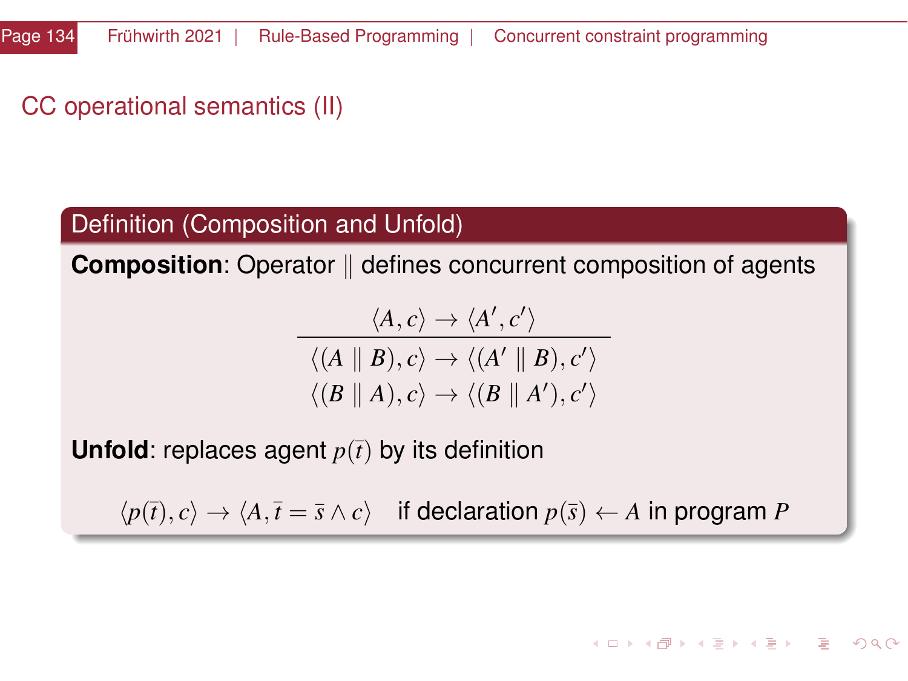## CC operational semantics (II)

### Definition (Composition and Unfold)

**Composition**: Operator $\|$ defines concurrent composition of agents

$$\frac{\langle A, c\rangle \rightarrow \langle A', c'\rangle}{\begin{array}{c}\langle (A \parallel B), c\rangle \rightarrow \langle (A' \parallel B), c'\rangle \\ \langle (B \parallel A), c\rangle \rightarrow \langle (B \parallel A'), c'\rangle\end{array}}$$

**Unfold**: replaces agent $p(\bar{t})$ by its definition

$$\langle p(\bar{t}), c\rangle \rightarrow \langle A, \bar{t} = \bar{s} \wedge c\rangle \quad \text{if declaration } p(\bar{s}) \leftarrow A \text{ in program } P$$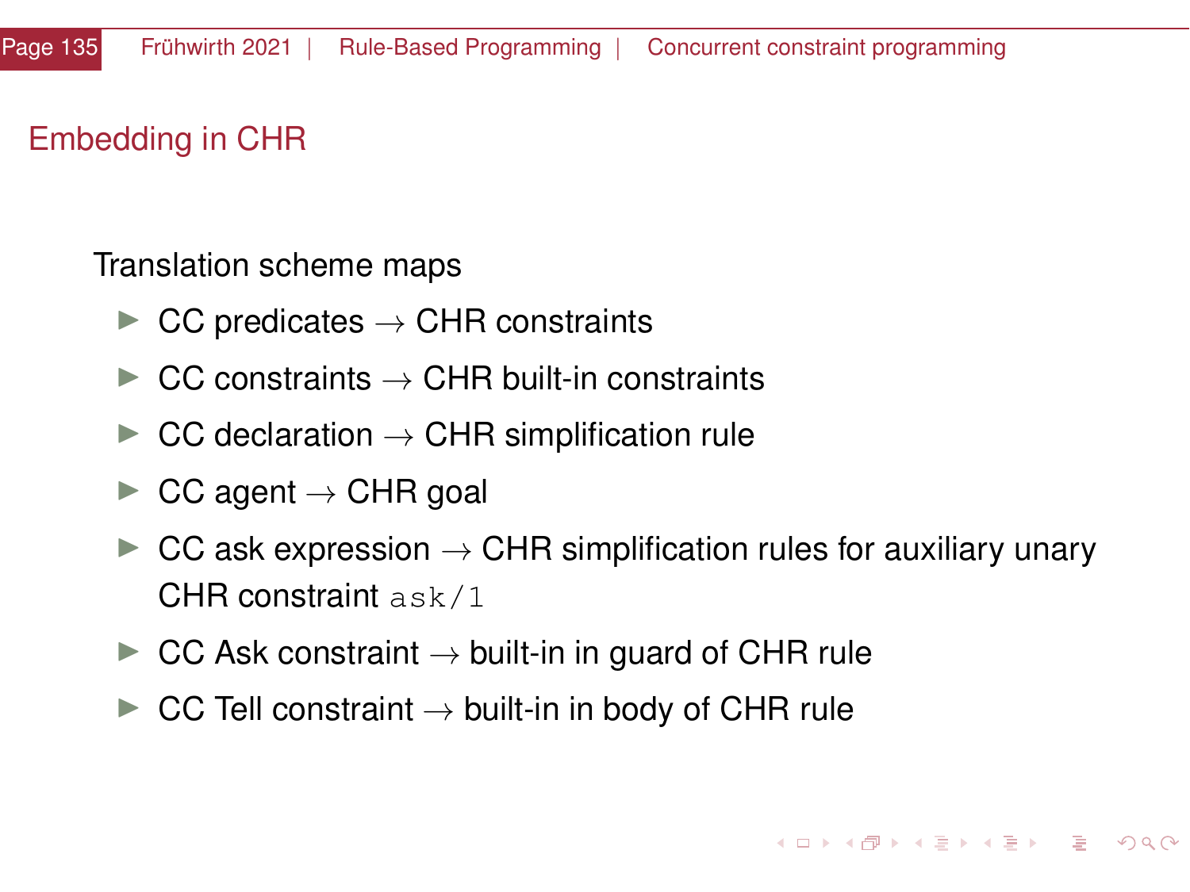## Embedding in CHR

Translation scheme maps

- CC predicates $\rightarrow$ CHR constraints
- CC constraints $\rightarrow$ CHR built-in constraints
- CC declaration $\rightarrow$ CHR simplification rule
- CC agent $\rightarrow$ CHR goal
- CC ask expression $\rightarrow$ CHR simplification rules for auxiliary unary CHR constraint `ask/1`
- CC Ask constraint $\rightarrow$ built-in in guard of CHR rule
- CC Tell constraint $\rightarrow$ built-in in body of CHR rule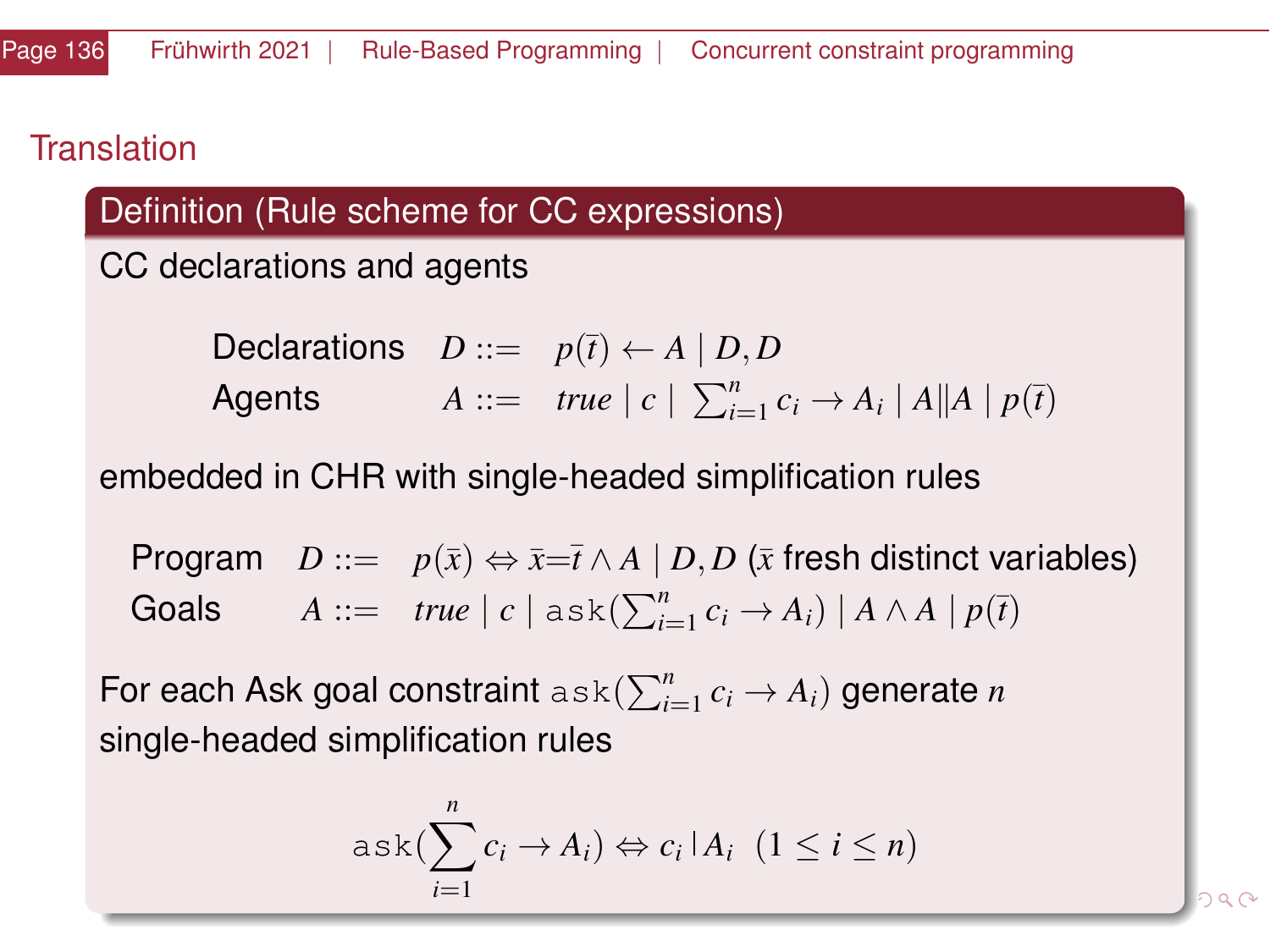## Translation

### Definition (Rule scheme for CC expressions)

CC declarations and agents

$$
\begin{array}{lll}
\text{Declarations} & D ::= & p(\bar{t}) \leftarrow A \mid D, D \\
\text{Agents} & A ::= & \mathit{true} \mid c \mid \sum_{i=1}^{n} c_i \rightarrow A_i \mid A \| A \mid p(\bar{t})
\end{array}
$$

embedded in CHR with single-headed simplification rules

$$
\begin{array}{lll}
\text{Program} & D ::= & p(\bar{x}) \Leftrightarrow \bar{x}{=}\bar{t} \wedge A \mid D, D \ (\bar{x} \text{ fresh distinct variables}) \\
\text{Goals} & A ::= & \mathit{true} \mid c \mid \mathtt{ask}(\sum_{i=1}^{n} c_i \rightarrow A_i) \mid A \wedge A \mid p(\bar{t})
\end{array}
$$

For each Ask goal constraint $\mathtt{ask}(\sum_{i=1}^{n} c_i \rightarrow A_i)$ generate $n$ single-headed simplification rules

$$
\mathtt{ask}(\sum_{i=1}^{n} c_i \rightarrow A_i) \Leftrightarrow c_i \mid A_i \ \ (1 \leq i \leq n)
$$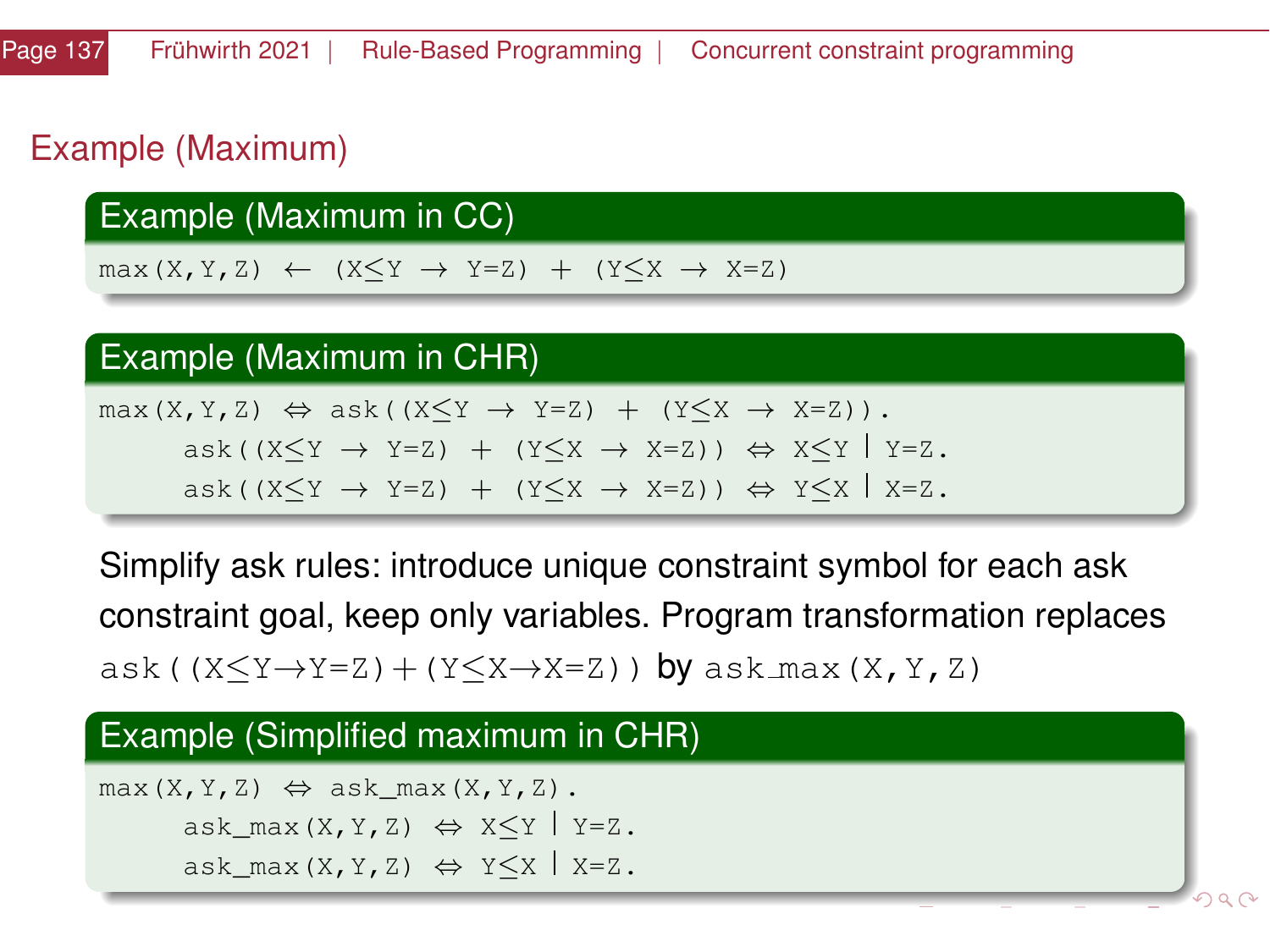## Example (Maximum)

### Example (Maximum in CC)

```
max(X,Y,Z) ← (X≤Y → Y=Z) + (Y≤X → X=Z)
```

### Example (Maximum in CHR)

```
max(X,Y,Z) ⇔ ask((X≤Y → Y=Z) + (Y≤X → X=Z)).
     ask((X≤Y → Y=Z) + (Y≤X → X=Z)) ⇔ X≤Y | Y=Z.
     ask((X≤Y → Y=Z) + (Y≤X → X=Z)) ⇔ Y≤X | X=Z.
```

Simplify ask rules: introduce unique constraint symbol for each ask constraint goal, keep only variables. Program transformation replaces `ask((X≤Y→Y=Z)+(Y≤X→X=Z))` by `ask_max(X,Y,Z)`

### Example (Simplified maximum in CHR)

```
max(X,Y,Z) ⇔ ask_max(X,Y,Z).
     ask_max(X,Y,Z) ⇔ X≤Y | Y=Z.
     ask_max(X,Y,Z) ⇔ Y≤X | X=Z.
```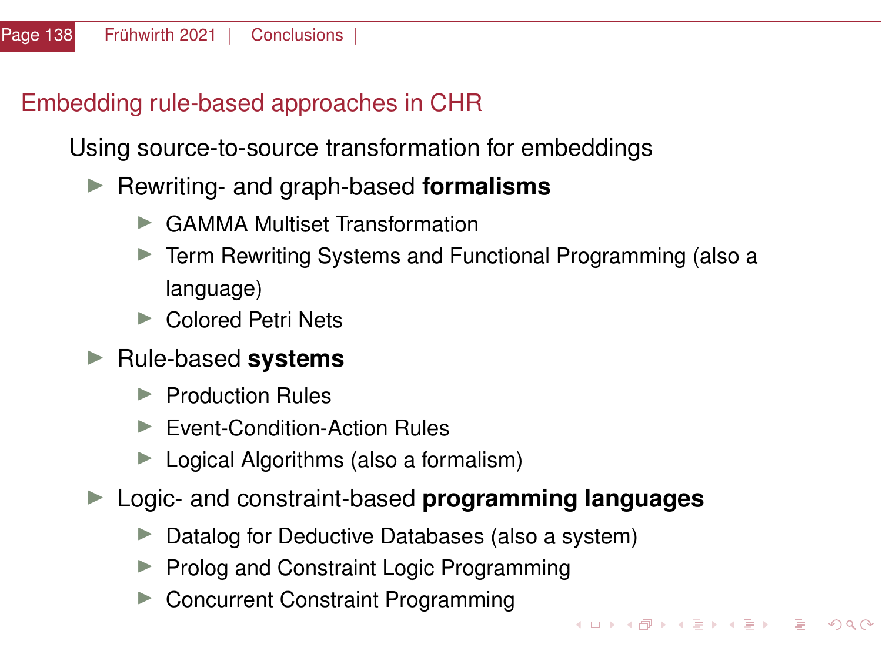## Embedding rule-based approaches in CHR

Using source-to-source transformation for embeddings

- Rewriting- and graph-based **formalisms**
  - GAMMA Multiset Transformation
  - Term Rewriting Systems and Functional Programming (also a language)
  - Colored Petri Nets
- Rule-based **systems**
  - Production Rules
  - Event-Condition-Action Rules
  - Logical Algorithms (also a formalism)
- Logic- and constraint-based **programming languages**
  - Datalog for Deductive Databases (also a system)
  - Prolog and Constraint Logic Programming
  - Concurrent Constraint Programming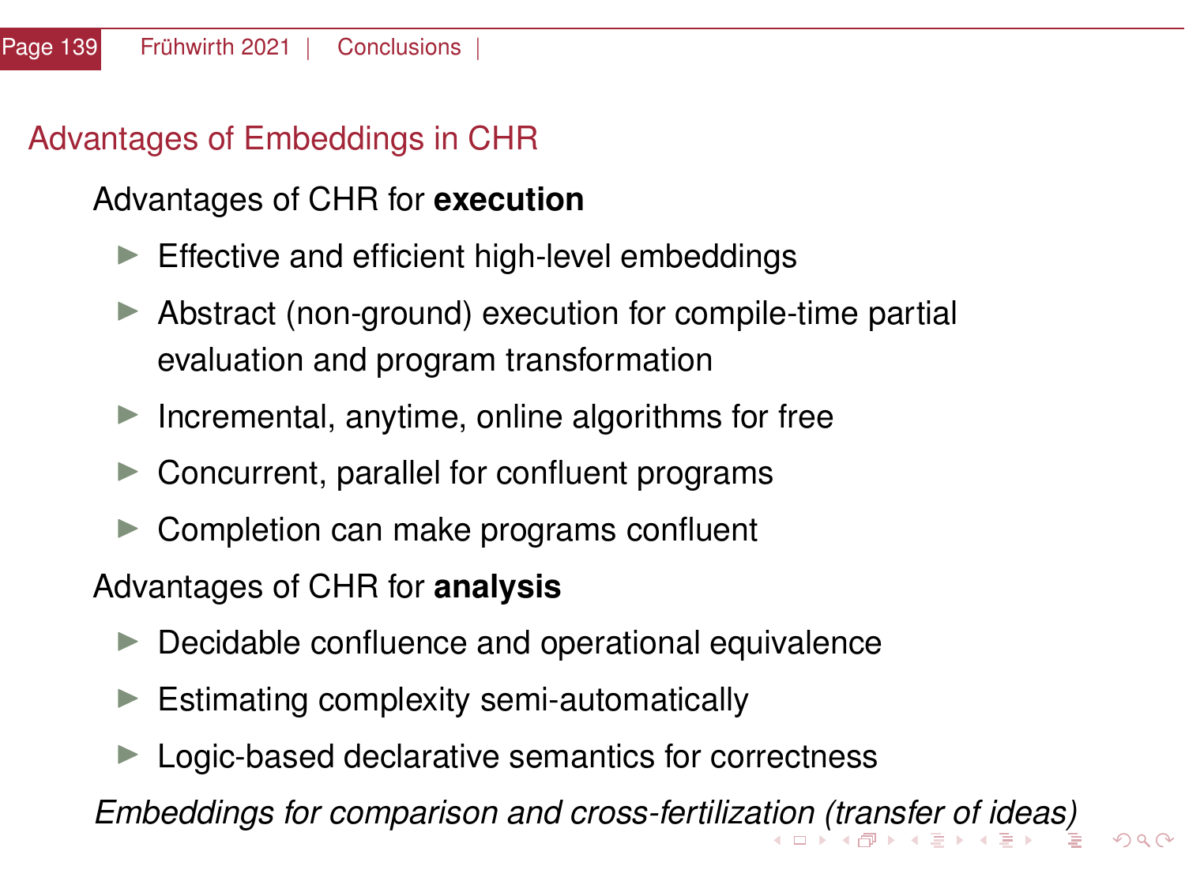## Advantages of Embeddings in CHR

Advantages of CHR for **execution**

- Effective and efficient high-level embeddings
- Abstract (non-ground) execution for compile-time partial evaluation and program transformation
- Incremental, anytime, online algorithms for free
- Concurrent, parallel for confluent programs
- Completion can make programs confluent

Advantages of CHR for **analysis**

- Decidable confluence and operational equivalence
- Estimating complexity semi-automatically
- Logic-based declarative semantics for correctness

*Embeddings for comparison and cross-fertilization (transfer of ideas)*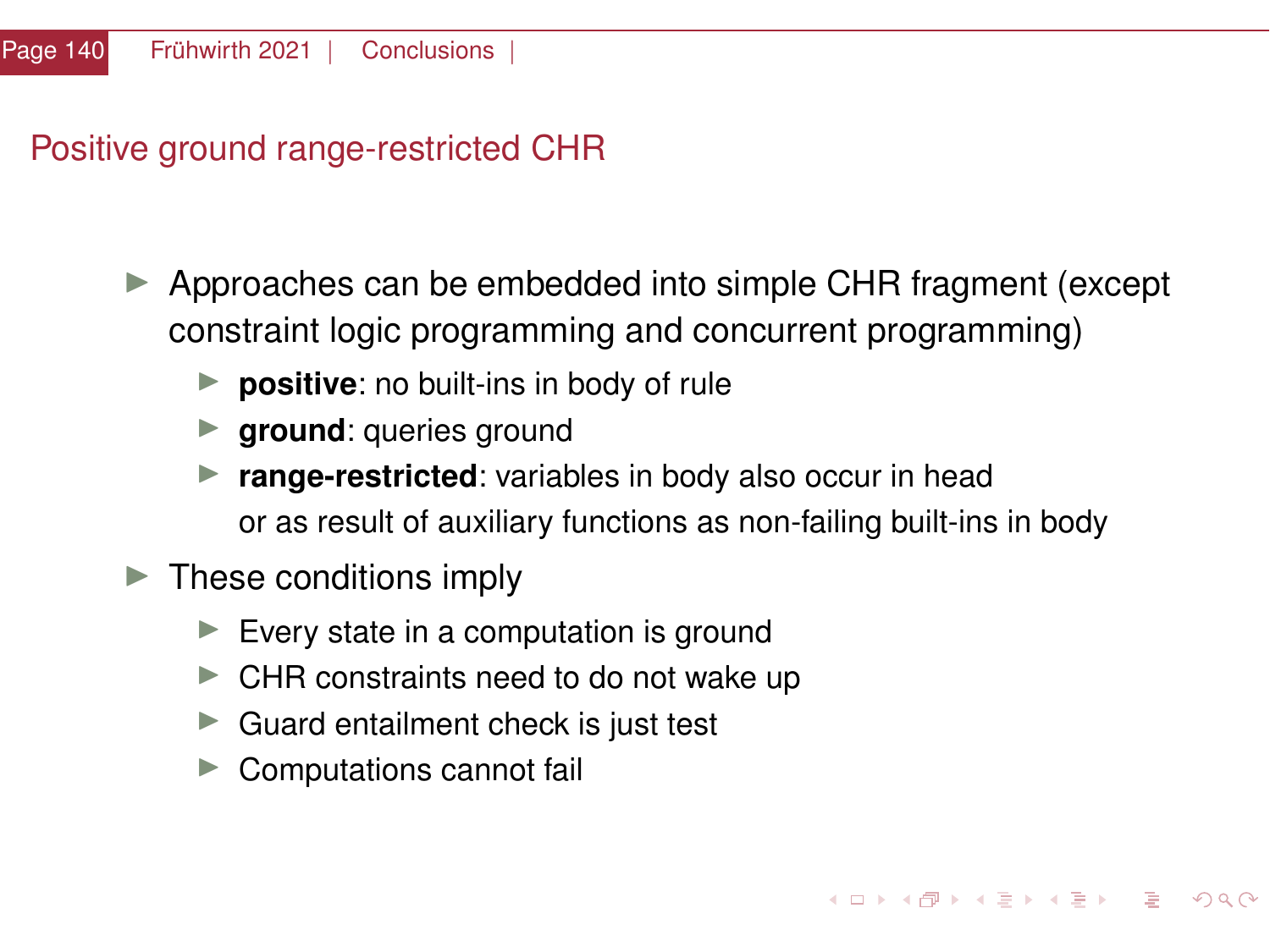# Positive ground range-restricted CHR

- Approaches can be embedded into simple CHR fragment (except constraint logic programming and concurrent programming)
  - **positive**: no built-ins in body of rule
  - **ground**: queries ground
  - **range-restricted**: variables in body also occur in head or as result of auxiliary functions as non-failing built-ins in body
- These conditions imply
  - Every state in a computation is ground
  - CHR constraints need to do not wake up
  - Guard entailment check is just test
  - Computations cannot fail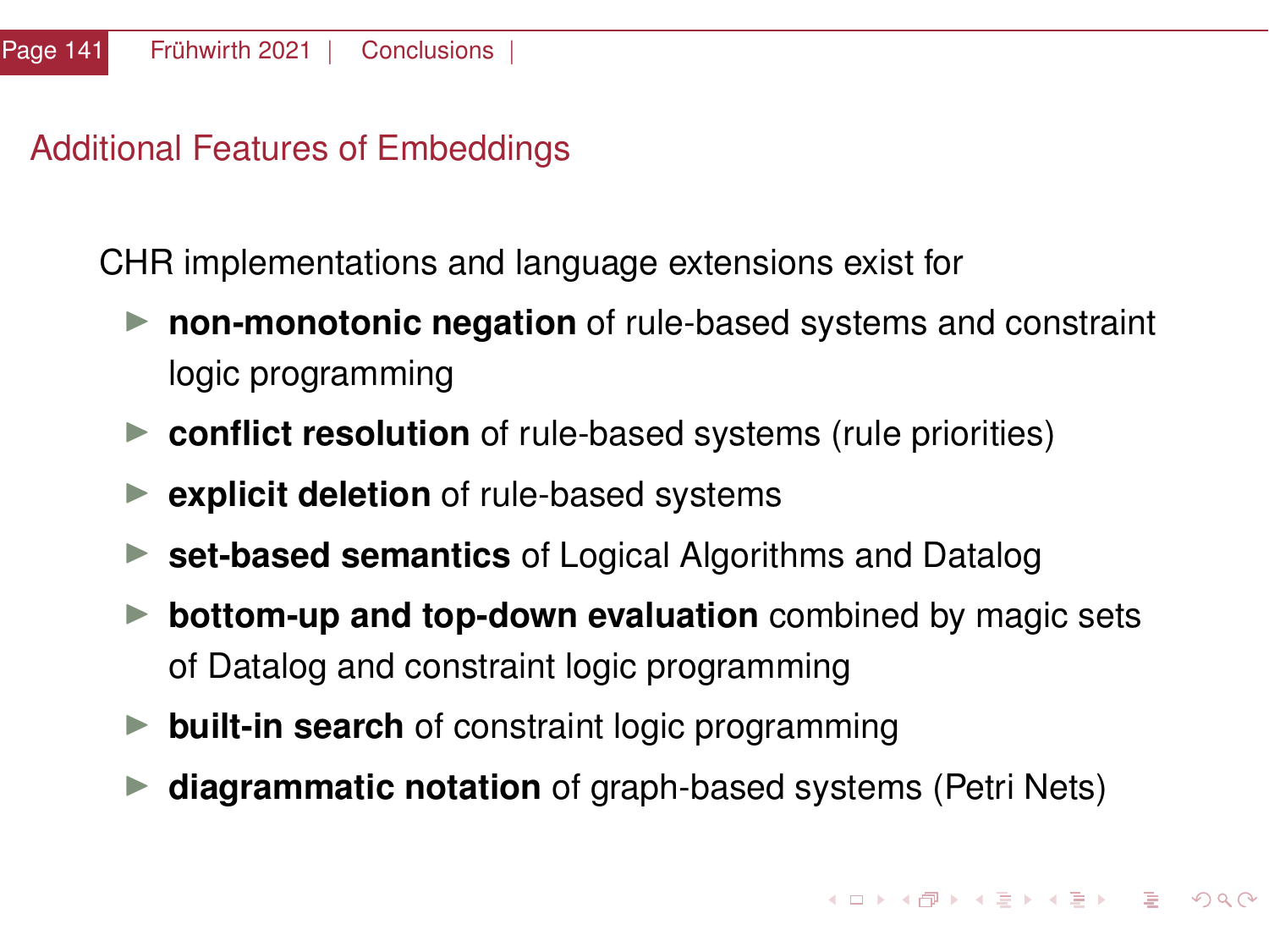## Additional Features of Embeddings

CHR implementations and language extensions exist for

- **non-monotonic negation** of rule-based systems and constraint logic programming
- **conflict resolution** of rule-based systems (rule priorities)
- **explicit deletion** of rule-based systems
- **set-based semantics** of Logical Algorithms and Datalog
- **bottom-up and top-down evaluation** combined by magic sets of Datalog and constraint logic programming
- **built-in search** of constraint logic programming
- **diagrammatic notation** of graph-based systems (Petri Nets)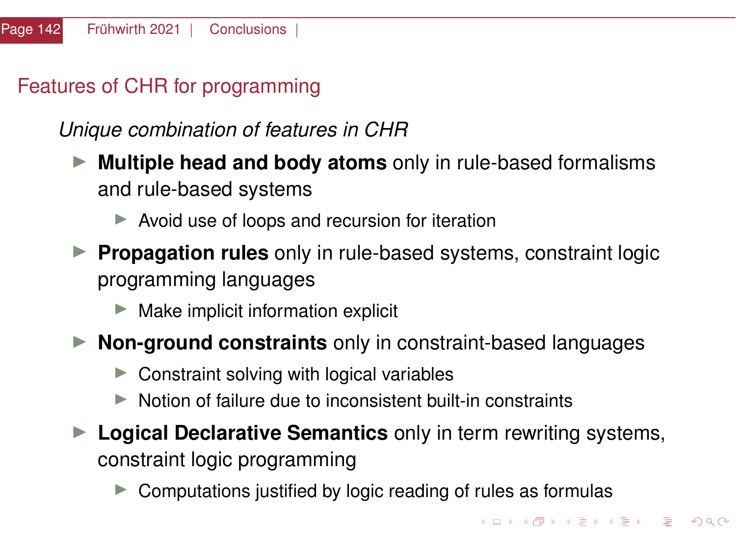## Features of CHR for programming

*Unique combination of features in CHR*

- **Multiple head and body atoms** only in rule-based formalisms and rule-based systems
  - Avoid use of loops and recursion for iteration
- **Propagation rules** only in rule-based systems, constraint logic programming languages
  - Make implicit information explicit
- **Non-ground constraints** only in constraint-based languages
  - Constraint solving with logical variables
  - Notion of failure due to inconsistent built-in constraints
- **Logical Declarative Semantics** only in term rewriting systems, constraint logic programming
  - Computations justified by logic reading of rules as formulas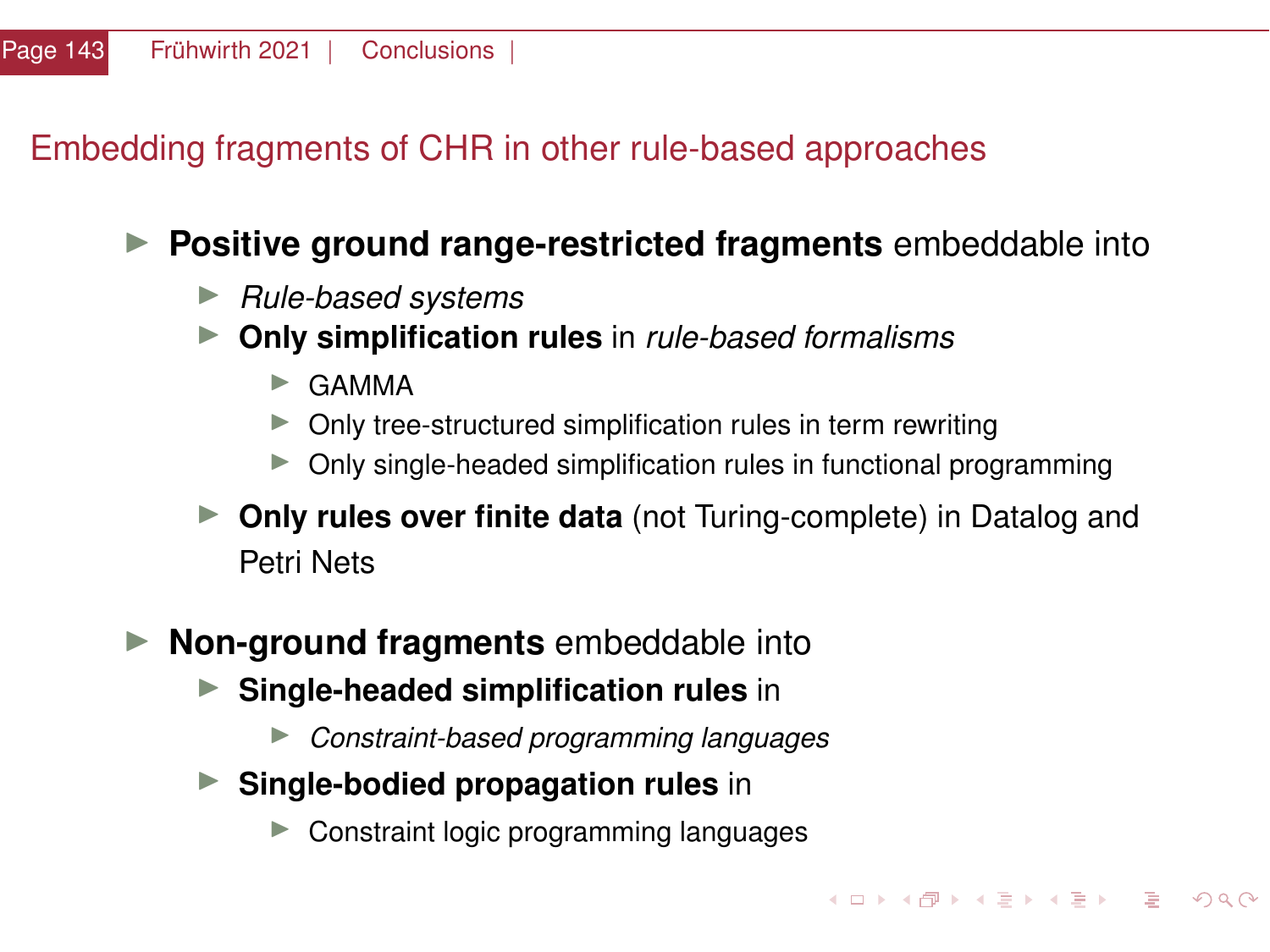## Embedding fragments of CHR in other rule-based approaches

- **Positive ground range-restricted fragments** embeddable into
  - *Rule-based systems*
  - **Only simplification rules** in *rule-based formalisms*
    - GAMMA
    - Only tree-structured simplification rules in term rewriting
    - Only single-headed simplification rules in functional programming
  - **Only rules over finite data** (not Turing-complete) in Datalog and Petri Nets
- **Non-ground fragments** embeddable into
  - **Single-headed simplification rules** in
    - *Constraint-based programming languages*
  - **Single-bodied propagation rules** in
    - Constraint logic programming languages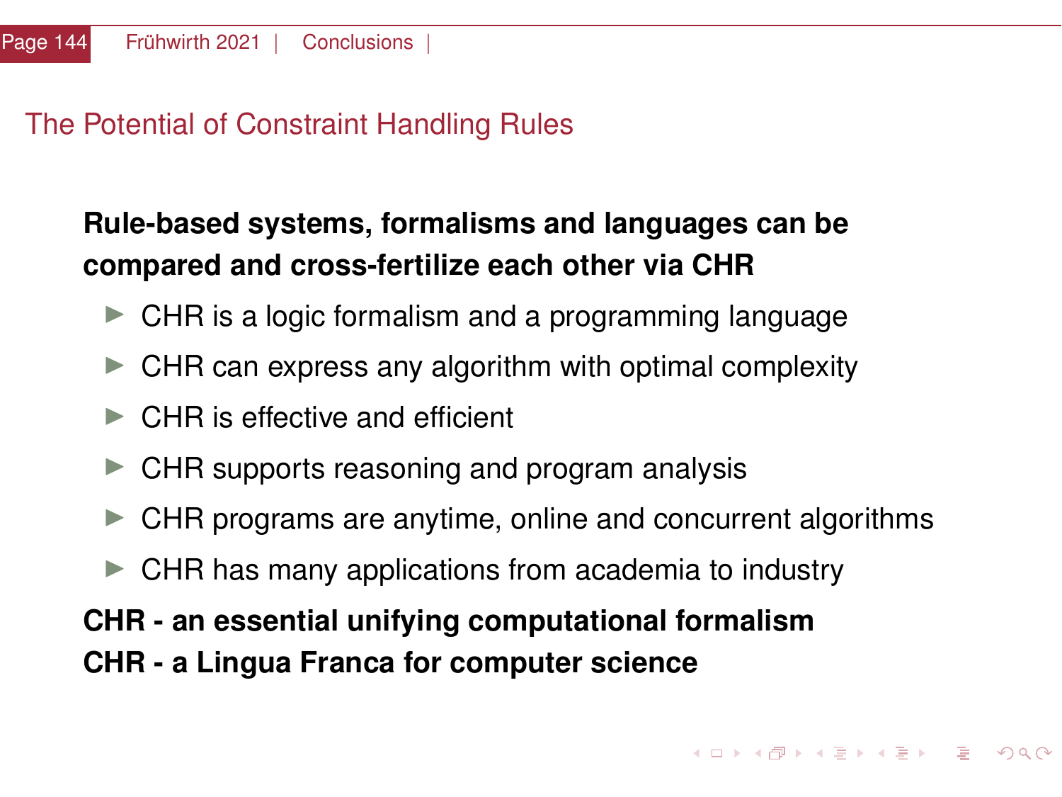## The Potential of Constraint Handling Rules

**Rule-based systems, formalisms and languages can be compared and cross-fertilize each other via CHR**

- CHR is a logic formalism and a programming language
- CHR can express any algorithm with optimal complexity
- CHR is effective and efficient
- CHR supports reasoning and program analysis
- CHR programs are anytime, online and concurrent algorithms
- CHR has many applications from academia to industry

**CHR - an essential unifying computational formalism**
**CHR - a Lingua Franca for computer science**